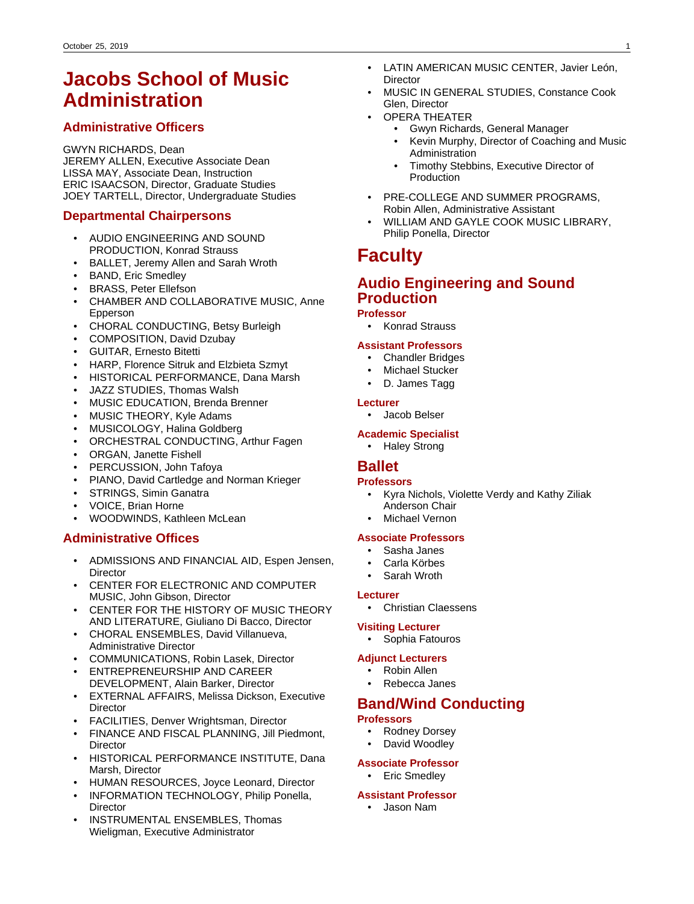# Jacobs School of Music Administration

## Administrative Officers

GWYN RICHARDS, Dean
JEREMY ALLEN, Executive Associate Dean
LISSA MAY, Associate Dean, Instruction
ERIC ISAACSON, Director, Graduate Studies
JOEY TARTELL, Director, Undergraduate Studies

## Departmental Chairpersons

- AUDIO ENGINEERING AND SOUND PRODUCTION, Konrad Strauss
- BALLET, Jeremy Allen and Sarah Wroth
- BAND, Eric Smedley
- BRASS, Peter Ellefson
- CHAMBER AND COLLABORATIVE MUSIC, Anne Epperson
- CHORAL CONDUCTING, Betsy Burleigh
- COMPOSITION, David Dzubay
- GUITAR, Ernesto Bitetti
- HARP, Florence Sitruk and Elzbieta Szmyt
- HISTORICAL PERFORMANCE, Dana Marsh
- JAZZ STUDIES, Thomas Walsh
- MUSIC EDUCATION, Brenda Brenner
- MUSIC THEORY, Kyle Adams
- MUSICOLOGY, Halina Goldberg
- ORCHESTRAL CONDUCTING, Arthur Fagen
- ORGAN, Janette Fishell
- PERCUSSION, John Tafoya
- PIANO, David Cartledge and Norman Krieger
- STRINGS, Simin Ganatra
- VOICE, Brian Horne
- WOODWINDS, Kathleen McLean

## Administrative Offices

- ADMISSIONS AND FINANCIAL AID, Espen Jensen, Director
- CENTER FOR ELECTRONIC AND COMPUTER MUSIC, John Gibson, Director
- CENTER FOR THE HISTORY OF MUSIC THEORY AND LITERATURE, Giuliano Di Bacco, Director
- CHORAL ENSEMBLES, David Villanueva, Administrative Director
- COMMUNICATIONS, Robin Lasek, Director
- ENTREPRENEURSHIP AND CAREER DEVELOPMENT, Alain Barker, Director
- EXTERNAL AFFAIRS, Melissa Dickson, Executive Director
- FACILITIES, Denver Wrightsman, Director
- FINANCE AND FISCAL PLANNING, Jill Piedmont, Director
- HISTORICAL PERFORMANCE INSTITUTE, Dana Marsh, Director
- HUMAN RESOURCES, Joyce Leonard, Director
- INFORMATION TECHNOLOGY, Philip Ponella, Director
- INSTRUMENTAL ENSEMBLES, Thomas Wieligman, Executive Administrator
- LATIN AMERICAN MUSIC CENTER, Javier León, Director
- MUSIC IN GENERAL STUDIES, Constance Cook Glen, Director
- OPERA THEATER
  - Gwyn Richards, General Manager
  - Kevin Murphy, Director of Coaching and Music Administration
  - Timothy Stebbins, Executive Director of Production
- PRE-COLLEGE AND SUMMER PROGRAMS, Robin Allen, Administrative Assistant
- WILLIAM AND GAYLE COOK MUSIC LIBRARY, Philip Ponella, Director

# Faculty

## Audio Engineering and Sound Production

### Professor

- Konrad Strauss

### Assistant Professors

- Chandler Bridges
- Michael Stucker
- D. James Tagg

### Lecturer

- Jacob Belser

### Academic Specialist

- Haley Strong

## Ballet

### Professors

- Kyra Nichols, Violette Verdy and Kathy Ziliak Anderson Chair
- Michael Vernon

### Associate Professors

- Sasha Janes
- Carla Körbes
- Sarah Wroth

### Lecturer

- Christian Claessens

### Visiting Lecturer

- Sophia Fatouros

### Adjunct Lecturers

- Robin Allen
- Rebecca Janes

## Band/Wind Conducting

### Professors

- Rodney Dorsey
- David Woodley

### Associate Professor

- Eric Smedley

### Assistant Professor

- Jason Nam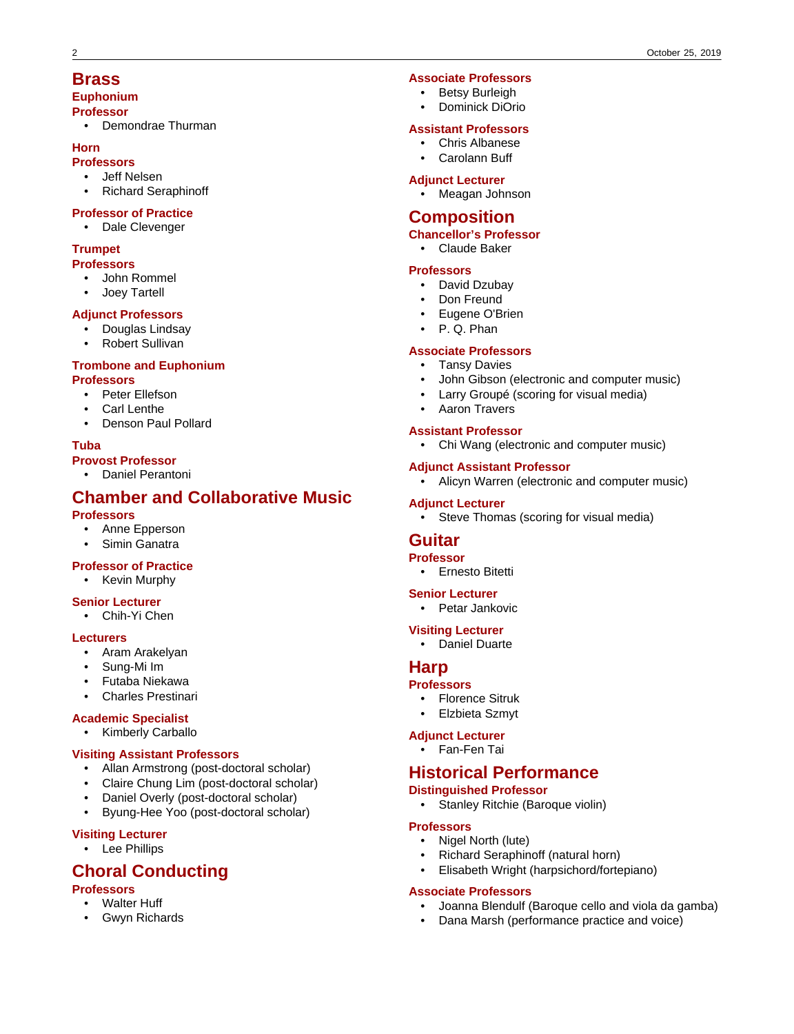## Brass

### Euphonium

#### Professor

- Demondrae Thurman

### Horn

#### Professors

- Jeff Nelsen
- Richard Seraphinoff

#### Professor of Practice

- Dale Clevenger

### Trumpet

#### Professors

- John Rommel
- Joey Tartell

#### Adjunct Professors

- Douglas Lindsay
- Robert Sullivan

### Trombone and Euphonium

#### Professors

- Peter Ellefson
- Carl Lenthe
- Denson Paul Pollard

### Tuba

#### Provost Professor

- Daniel Perantoni

## Chamber and Collaborative Music

#### Professors

- Anne Epperson
- Simin Ganatra

#### Professor of Practice

- Kevin Murphy

#### Senior Lecturer

- Chih-Yi Chen

#### Lecturers

- Aram Arakelyan
- Sung-Mi Im
- Futaba Niekawa
- Charles Prestinari

#### Academic Specialist

- Kimberly Carballo

#### Visiting Assistant Professors

- Allan Armstrong (post-doctoral scholar)
- Claire Chung Lim (post-doctoral scholar)
- Daniel Overly (post-doctoral scholar)
- Byung-Hee Yoo (post-doctoral scholar)

#### Visiting Lecturer

- Lee Phillips

## Choral Conducting

#### Professors

- Walter Huff
- Gwyn Richards

#### Associate Professors

- Betsy Burleigh
- Dominick DiOrio

#### Assistant Professors

- Chris Albanese
- Carolann Buff

#### Adjunct Lecturer

- Meagan Johnson

## Composition

#### Chancellor's Professor

- Claude Baker

#### Professors

- David Dzubay
- Don Freund
- Eugene O'Brien
- P. Q. Phan

#### Associate Professors

- Tansy Davies
- John Gibson (electronic and computer music)
- Larry Groupé (scoring for visual media)
- Aaron Travers

#### Assistant Professor

- Chi Wang (electronic and computer music)

#### Adjunct Assistant Professor

- Alicyn Warren (electronic and computer music)

#### Adjunct Lecturer

- Steve Thomas (scoring for visual media)

## Guitar

#### Professor

- Ernesto Bitetti

#### Senior Lecturer

- Petar Jankovic

#### Visiting Lecturer

- Daniel Duarte

## Harp

#### Professors

- Florence Sitruk
- Elzbieta Szmyt

#### Adjunct Lecturer

- Fan-Fen Tai

## Historical Performance

#### Distinguished Professor

- Stanley Ritchie (Baroque violin)

#### Professors

- Nigel North (lute)
- Richard Seraphinoff (natural horn)
- Elisabeth Wright (harpsichord/fortepiano)

#### Associate Professors

- Joanna Blendulf (Baroque cello and viola da gamba)
- Dana Marsh (performance practice and voice)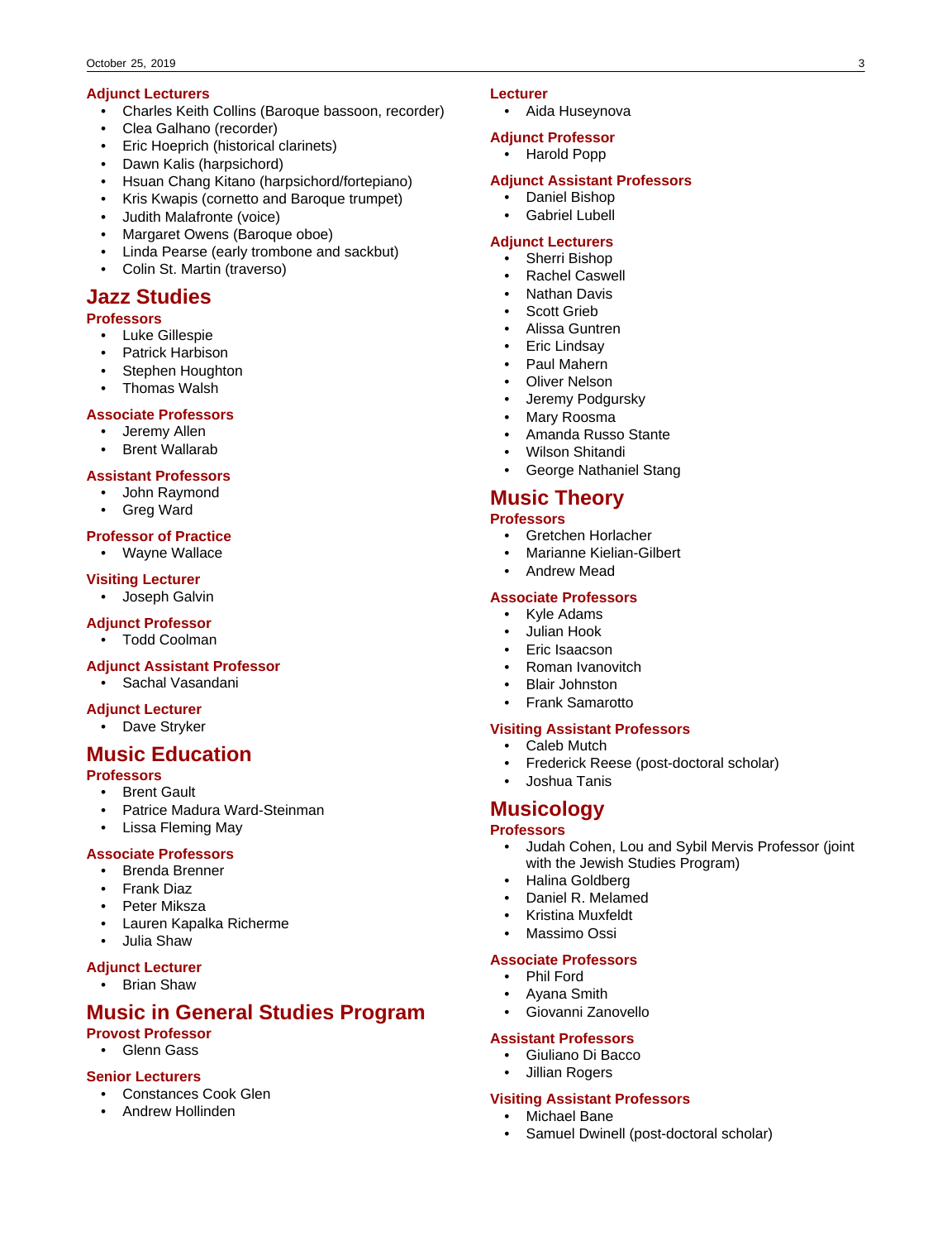### Adjunct Lecturers

- Charles Keith Collins (Baroque bassoon, recorder)
- Clea Galhano (recorder)
- Eric Hoeprich (historical clarinets)
- Dawn Kalis (harpsichord)
- Hsuan Chang Kitano (harpsichord/fortepiano)
- Kris Kwapis (cornetto and Baroque trumpet)
- Judith Malafronte (voice)
- Margaret Owens (Baroque oboe)
- Linda Pearse (early trombone and sackbut)
- Colin St. Martin (traverso)

## Jazz Studies

### Professors

- Luke Gillespie
- Patrick Harbison
- Stephen Houghton
- Thomas Walsh

### Associate Professors

- Jeremy Allen
- Brent Wallarab

### Assistant Professors

- John Raymond
- Greg Ward

### Professor of Practice

- Wayne Wallace

### Visiting Lecturer

- Joseph Galvin

### Adjunct Professor

- Todd Coolman

### Adjunct Assistant Professor

- Sachal Vasandani

### Adjunct Lecturer

- Dave Stryker

## Music Education

### Professors

- Brent Gault
- Patrice Madura Ward-Steinman
- Lissa Fleming May

### Associate Professors

- Brenda Brenner
- Frank Diaz
- Peter Miksza
- Lauren Kapalka Richerme
- Julia Shaw

### Adjunct Lecturer

- Brian Shaw

## Music in General Studies Program

### Provost Professor

- Glenn Gass

### Senior Lecturers

- Constances Cook Glen
- Andrew Hollinden

### Lecturer

- Aida Huseynova

### Adjunct Professor

- Harold Popp

### Adjunct Assistant Professors

- Daniel Bishop
- Gabriel Lubell

### Adjunct Lecturers

- Sherri Bishop
- Rachel Caswell
- Nathan Davis
- Scott Grieb
- Alissa Guntren
- Eric Lindsay
- Paul Mahern
- Oliver Nelson
- Jeremy Podgursky
- Mary Roosma
- Amanda Russo Stante
- Wilson Shitandi
- George Nathaniel Stang

## Music Theory

### Professors

- Gretchen Horlacher
- Marianne Kielian-Gilbert
- Andrew Mead

### Associate Professors

- Kyle Adams
- Julian Hook
- Eric Isaacson
- Roman Ivanovitch
- Blair Johnston
- Frank Samarotto

### Visiting Assistant Professors

- Caleb Mutch
- Frederick Reese (post-doctoral scholar)
- Joshua Tanis

## Musicology

### Professors

- Judah Cohen, Lou and Sybil Mervis Professor (joint with the Jewish Studies Program)
- Halina Goldberg
- Daniel R. Melamed
- Kristina Muxfeldt
- Massimo Ossi

### Associate Professors

- Phil Ford
- Ayana Smith
- Giovanni Zanovello

### Assistant Professors

- Giuliano Di Bacco
- Jillian Rogers

### Visiting Assistant Professors

- Michael Bane
- Samuel Dwinell (post-doctoral scholar)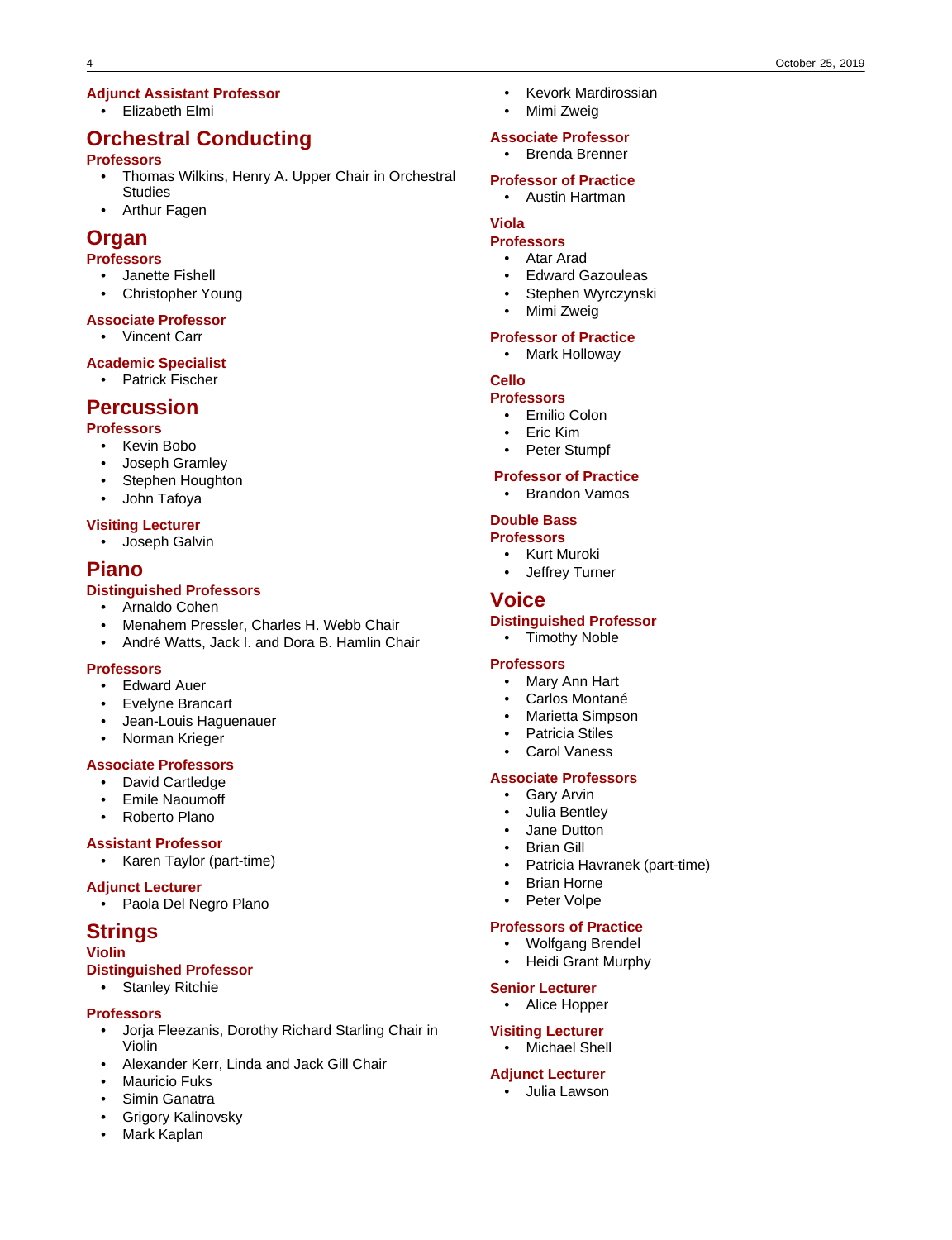### Adjunct Assistant Professor

- Elizabeth Elmi

## Orchestral Conducting

### Professors

- Thomas Wilkins, Henry A. Upper Chair in Orchestral Studies
- Arthur Fagen

## Organ

### Professors

- Janette Fishell
- Christopher Young

### Associate Professor

- Vincent Carr

### Academic Specialist

- Patrick Fischer

## Percussion

### Professors

- Kevin Bobo
- Joseph Gramley
- Stephen Houghton
- John Tafoya

### Visiting Lecturer

- Joseph Galvin

## Piano

### Distinguished Professors

- Arnaldo Cohen
- Menahem Pressler, Charles H. Webb Chair
- André Watts, Jack I. and Dora B. Hamlin Chair

### Professors

- Edward Auer
- Evelyne Brancart
- Jean-Louis Haguenauer
- Norman Krieger

### Associate Professors

- David Cartledge
- Emile Naoumoff
- Roberto Plano

### Assistant Professor

- Karen Taylor (part-time)

### Adjunct Lecturer

- Paola Del Negro Plano

## Strings

### Violin

### Distinguished Professor

- Stanley Ritchie

### Professors

- Jorja Fleezanis, Dorothy Richard Starling Chair in Violin
- Alexander Kerr, Linda and Jack Gill Chair
- Mauricio Fuks
- Simin Ganatra
- Grigory Kalinovsky
- Mark Kaplan
- Kevork Mardirossian
- Mimi Zweig

### Associate Professor

- Brenda Brenner

### Professor of Practice

- Austin Hartman

### Viola

### Professors

- Atar Arad
- Edward Gazouleas
- Stephen Wyrczynski
- Mimi Zweig

### Professor of Practice

- Mark Holloway

### Cello

### Professors

- Emilio Colon
- Eric Kim
- Peter Stumpf

### Professor of Practice

- Brandon Vamos

### Double Bass

### Professors

- Kurt Muroki
- Jeffrey Turner

## Voice

### Distinguished Professor

- Timothy Noble

### Professors

- Mary Ann Hart
- Carlos Montané
- Marietta Simpson
- Patricia Stiles
- Carol Vaness

### Associate Professors

- Gary Arvin
- Julia Bentley
- Jane Dutton
- Brian Gill
- Patricia Havranek (part-time)
- Brian Horne
- Peter Volpe

### Professors of Practice

- Wolfgang Brendel
- Heidi Grant Murphy

### Senior Lecturer

- Alice Hopper

### Visiting Lecturer

- Michael Shell

### Adjunct Lecturer

- Julia Lawson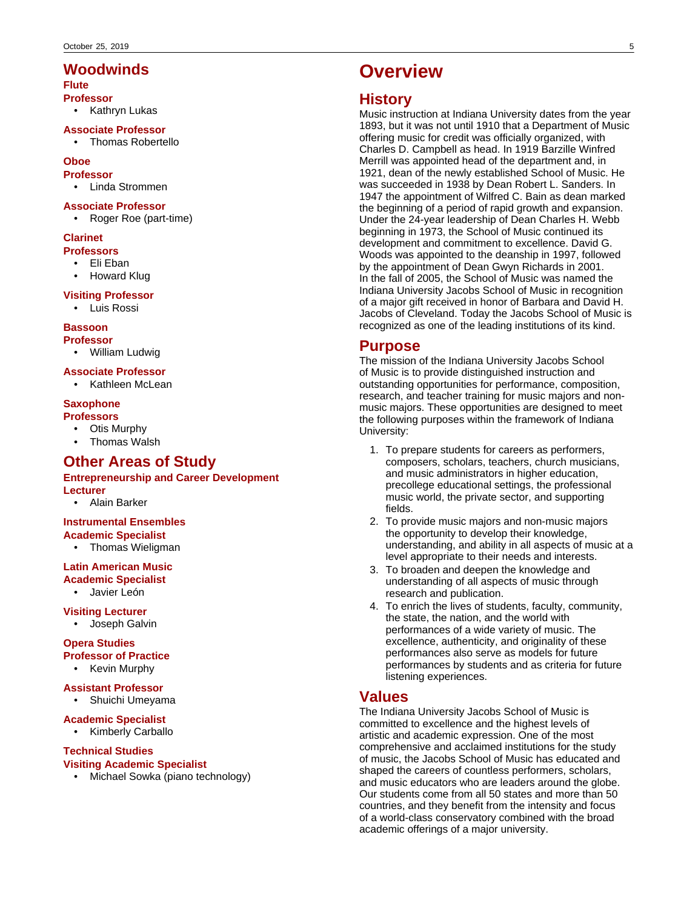## Woodwinds

### Flute

#### Professor

- Kathryn Lukas

#### Associate Professor

- Thomas Robertello

### Oboe

#### Professor

- Linda Strommen

#### Associate Professor

- Roger Roe (part-time)

### Clarinet

#### Professors

- Eli Eban
- Howard Klug

#### Visiting Professor

- Luis Rossi

### Bassoon

#### Professor

- William Ludwig

#### Associate Professor

- Kathleen McLean

### Saxophone

#### Professors

- Otis Murphy
- Thomas Walsh

## Other Areas of Study

### Entrepreneurship and Career Development

#### Lecturer

- Alain Barker

### Instrumental Ensembles

#### Academic Specialist

- Thomas Wieligman

### Latin American Music

#### Academic Specialist

- Javier León

#### Visiting Lecturer

- Joseph Galvin

### Opera Studies

#### Professor of Practice

- Kevin Murphy

#### Assistant Professor

- Shuichi Umeyama

#### Academic Specialist

- Kimberly Carballo

### Technical Studies

#### Visiting Academic Specialist

- Michael Sowka (piano technology)

# Overview

## History

Music instruction at Indiana University dates from the year 1893, but it was not until 1910 that a Department of Music offering music for credit was officially organized, with Charles D. Campbell as head. In 1919 Barzille Winfred Merrill was appointed head of the department and, in 1921, dean of the newly established School of Music. He was succeeded in 1938 by Dean Robert L. Sanders. In 1947 the appointment of Wilfred C. Bain as dean marked the beginning of a period of rapid growth and expansion. Under the 24-year leadership of Dean Charles H. Webb beginning in 1973, the School of Music continued its development and commitment to excellence. David G. Woods was appointed to the deanship in 1997, followed by the appointment of Dean Gwyn Richards in 2001.
In the fall of 2005, the School of Music was named the Indiana University Jacobs School of Music in recognition of a major gift received in honor of Barbara and David H. Jacobs of Cleveland. Today the Jacobs School of Music is recognized as one of the leading institutions of its kind.

## Purpose

The mission of the Indiana University Jacobs School of Music is to provide distinguished instruction and outstanding opportunities for performance, composition, research, and teacher training for music majors and non-music majors. These opportunities are designed to meet the following purposes within the framework of Indiana University:

1. To prepare students for careers as performers, composers, scholars, teachers, church musicians, and music administrators in higher education, precollege educational settings, the professional music world, the private sector, and supporting fields.
2. To provide music majors and non-music majors the opportunity to develop their knowledge, understanding, and ability in all aspects of music at a level appropriate to their needs and interests.
3. To broaden and deepen the knowledge and understanding of all aspects of music through research and publication.
4. To enrich the lives of students, faculty, community, the state, the nation, and the world with performances of a wide variety of music. The excellence, authenticity, and originality of these performances also serve as models for future performances by students and as criteria for future listening experiences.

## Values

The Indiana University Jacobs School of Music is committed to excellence and the highest levels of artistic and academic expression. One of the most comprehensive and acclaimed institutions for the study of music, the Jacobs School of Music has educated and shaped the careers of countless performers, scholars, and music educators who are leaders around the globe. Our students come from all 50 states and more than 50 countries, and they benefit from the intensity and focus of a world-class conservatory combined with the broad academic offerings of a major university.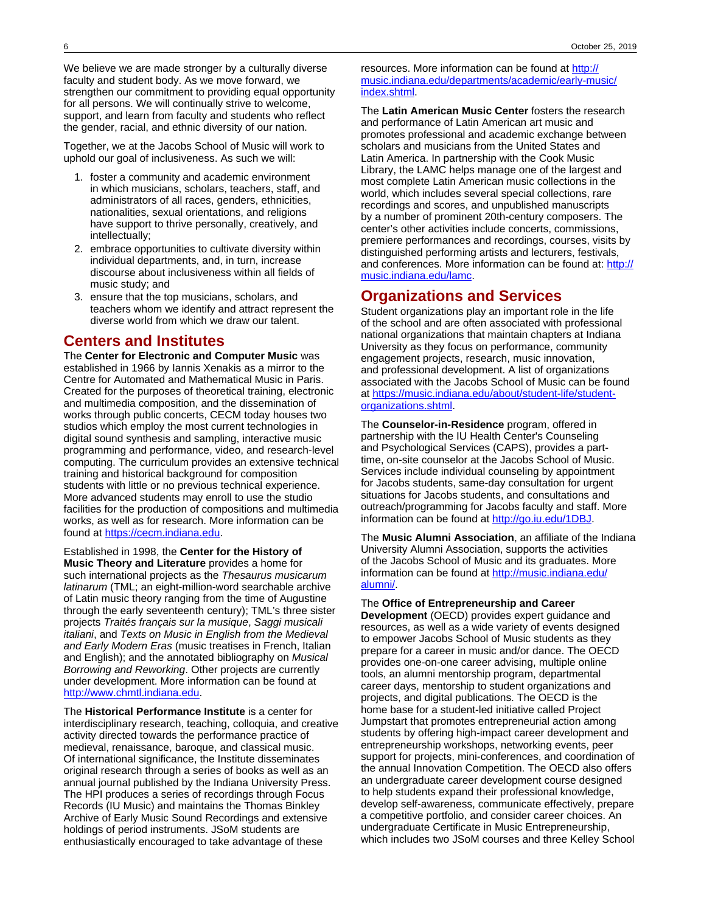We believe we are made stronger by a culturally diverse faculty and student body. As we move forward, we strengthen our commitment to providing equal opportunity for all persons. We will continually strive to welcome, support, and learn from faculty and students who reflect the gender, racial, and ethnic diversity of our nation.

Together, we at the Jacobs School of Music will work to uphold our goal of inclusiveness. As such we will:

1. foster a community and academic environment in which musicians, scholars, teachers, staff, and administrators of all races, genders, ethnicities, nationalities, sexual orientations, and religions have support to thrive personally, creatively, and intellectually;
2. embrace opportunities to cultivate diversity within individual departments, and, in turn, increase discourse about inclusiveness within all fields of music study; and
3. ensure that the top musicians, scholars, and teachers whom we identify and attract represent the diverse world from which we draw our talent.

## Centers and Institutes

The **Center for Electronic and Computer Music** was established in 1966 by Iannis Xenakis as a mirror to the Centre for Automated and Mathematical Music in Paris. Created for the purposes of theoretical training, electronic and multimedia composition, and the dissemination of works through public concerts, CECM today houses two studios which employ the most current technologies in digital sound synthesis and sampling, interactive music programming and performance, video, and research-level computing. The curriculum provides an extensive technical training and historical background for composition students with little or no previous technical experience. More advanced students may enroll to use the studio facilities for the production of compositions and multimedia works, as well as for research. More information can be found at https://cecm.indiana.edu.

Established in 1998, the **Center for the History of Music Theory and Literature** provides a home for such international projects as the *Thesaurus musicarum latinarum* (TML; an eight-million-word searchable archive of Latin music theory ranging from the time of Augustine through the early seventeenth century); TML's three sister projects *Traités français sur la musique*, *Saggi musicali italiani*, and *Texts on Music in English from the Medieval and Early Modern Eras* (music treatises in French, Italian and English); and the annotated bibliography on *Musical Borrowing and Reworking*. Other projects are currently under development. More information can be found at http://www.chmtl.indiana.edu.

The **Historical Performance Institute** is a center for interdisciplinary research, teaching, colloquia, and creative activity directed towards the performance practice of medieval, renaissance, baroque, and classical music. Of international significance, the Institute disseminates original research through a series of books as well as an annual journal published by the Indiana University Press. The HPI produces a series of recordings through Focus Records (IU Music) and maintains the Thomas Binkley Archive of Early Music Sound Recordings and extensive holdings of period instruments. JSoM students are enthusiastically encouraged to take advantage of these resources. More information can be found at http://music.indiana.edu/departments/academic/early-music/index.shtml.

The **Latin American Music Center** fosters the research and performance of Latin American art music and promotes professional and academic exchange between scholars and musicians from the United States and Latin America. In partnership with the Cook Music Library, the LAMC helps manage one of the largest and most complete Latin American music collections in the world, which includes several special collections, rare recordings and scores, and unpublished manuscripts by a number of prominent 20th-century composers. The center's other activities include concerts, commissions, premiere performances and recordings, courses, visits by distinguished performing artists and lecturers, festivals, and conferences. More information can be found at: http://music.indiana.edu/lamc.

## Organizations and Services

Student organizations play an important role in the life of the school and are often associated with professional national organizations that maintain chapters at Indiana University as they focus on performance, community engagement projects, research, music innovation, and professional development. A list of organizations associated with the Jacobs School of Music can be found at https://music.indiana.edu/about/student-life/student-organizations.shtml.

The **Counselor-in-Residence** program, offered in partnership with the IU Health Center's Counseling and Psychological Services (CAPS), provides a part-time, on-site counselor at the Jacobs School of Music. Services include individual counseling by appointment for Jacobs students, same-day consultation for urgent situations for Jacobs students, and consultations and outreach/programming for Jacobs faculty and staff. More information can be found at http://go.iu.edu/1DBJ.

The **Music Alumni Association**, an affiliate of the Indiana University Alumni Association, supports the activities of the Jacobs School of Music and its graduates. More information can be found at http://music.indiana.edu/alumni/.

The **Office of Entrepreneurship and Career Development** (OECD) provides expert guidance and resources, as well as a wide variety of events designed to empower Jacobs School of Music students as they prepare for a career in music and/or dance. The OECD provides one-on-one career advising, multiple online tools, an alumni mentorship program, departmental career days, mentorship to student organizations and projects, and digital publications. The OECD is the home base for a student-led initiative called Project Jumpstart that promotes entrepreneurial action among students by offering high-impact career development and entrepreneurship workshops, networking events, peer support for projects, mini-conferences, and coordination of the annual Innovation Competition. The OECD also offers an undergraduate career development course designed to help students expand their professional knowledge, develop self-awareness, communicate effectively, prepare a competitive portfolio, and consider career choices. An undergraduate Certificate in Music Entrepreneurship, which includes two JSoM courses and three Kelley School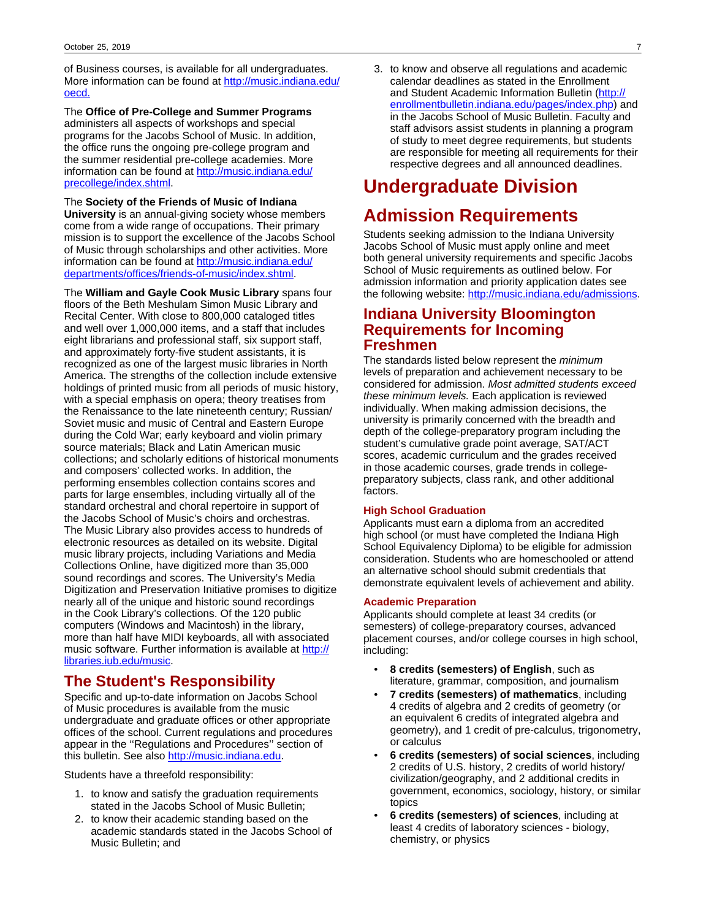of Business courses, is available for all undergraduates. More information can be found at http://music.indiana.edu/oecd.

The **Office of Pre-College and Summer Programs** administers all aspects of workshops and special programs for the Jacobs School of Music. In addition, the office runs the ongoing pre-college program and the summer residential pre-college academies. More information can be found at http://music.indiana.edu/precollege/index.shtml.

The **Society of the Friends of Music of Indiana University** is an annual-giving society whose members come from a wide range of occupations. Their primary mission is to support the excellence of the Jacobs School of Music through scholarships and other activities. More information can be found at http://music.indiana.edu/departments/offices/friends-of-music/index.shtml.

The **William and Gayle Cook Music Library** spans four floors of the Beth Meshulam Simon Music Library and Recital Center. With close to 800,000 cataloged titles and well over 1,000,000 items, and a staff that includes eight librarians and professional staff, six support staff, and approximately forty-five student assistants, it is recognized as one of the largest music libraries in North America. The strengths of the collection include extensive holdings of printed music from all periods of music history, with a special emphasis on opera; theory treatises from the Renaissance to the late nineteenth century; Russian/Soviet music and music of Central and Eastern Europe during the Cold War; early keyboard and violin primary source materials; Black and Latin American music collections; and scholarly editions of historical monuments and composers' collected works. In addition, the performing ensembles collection contains scores and parts for large ensembles, including virtually all of the standard orchestral and choral repertoire in support of the Jacobs School of Music's choirs and orchestras. The Music Library also provides access to hundreds of electronic resources as detailed on its website. Digital music library projects, including Variations and Media Collections Online, have digitized more than 35,000 sound recordings and scores. The University's Media Digitization and Preservation Initiative promises to digitize nearly all of the unique and historic sound recordings in the Cook Library's collections. Of the 120 public computers (Windows and Macintosh) in the library, more than half have MIDI keyboards, all with associated music software. Further information is available at http://libraries.iub.edu/music.

## The Student's Responsibility

Specific and up-to-date information on Jacobs School of Music procedures is available from the music undergraduate and graduate offices or other appropriate offices of the school. Current regulations and procedures appear in the ''Regulations and Procedures'' section of this bulletin. See also http://music.indiana.edu.

Students have a threefold responsibility:

1. to know and satisfy the graduation requirements stated in the Jacobs School of Music Bulletin;
2. to know their academic standing based on the academic standards stated in the Jacobs School of Music Bulletin; and
3. to know and observe all regulations and academic calendar deadlines as stated in the Enrollment and Student Academic Information Bulletin (http://enrollmentbulletin.indiana.edu/pages/index.php) and in the Jacobs School of Music Bulletin. Faculty and staff advisors assist students in planning a program of study to meet degree requirements, but students are responsible for meeting all requirements for their respective degrees and all announced deadlines.

# Undergraduate Division

# Admission Requirements

Students seeking admission to the Indiana University Jacobs School of Music must apply online and meet both general university requirements and specific Jacobs School of Music requirements as outlined below. For admission information and priority application dates see the following website: http://music.indiana.edu/admissions.

## Indiana University Bloomington Requirements for Incoming Freshmen

The standards listed below represent the *minimum* levels of preparation and achievement necessary to be considered for admission. *Most admitted students exceed these minimum levels.* Each application is reviewed individually. When making admission decisions, the university is primarily concerned with the breadth and depth of the college-preparatory program including the student's cumulative grade point average, SAT/ACT scores, academic curriculum and the grades received in those academic courses, grade trends in college-preparatory subjects, class rank, and other additional factors.

### High School Graduation

Applicants must earn a diploma from an accredited high school (or must have completed the Indiana High School Equivalency Diploma) to be eligible for admission consideration. Students who are homeschooled or attend an alternative school should submit credentials that demonstrate equivalent levels of achievement and ability.

### Academic Preparation

Applicants should complete at least 34 credits (or semesters) of college-preparatory courses, advanced placement courses, and/or college courses in high school, including:

- **8 credits (semesters) of English**, such as literature, grammar, composition, and journalism
- **7 credits (semesters) of mathematics**, including 4 credits of algebra and 2 credits of geometry (or an equivalent 6 credits of integrated algebra and geometry), and 1 credit of pre-calculus, trigonometry, or calculus
- **6 credits (semesters) of social sciences**, including 2 credits of U.S. history, 2 credits of world history/civilization/geography, and 2 additional credits in government, economics, sociology, history, or similar topics
- **6 credits (semesters) of sciences**, including at least 4 credits of laboratory sciences - biology, chemistry, or physics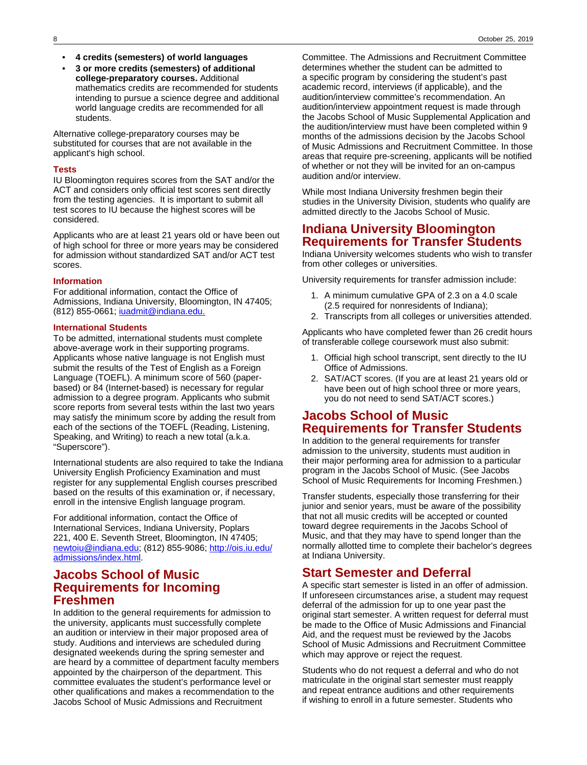- **4 credits (semesters) of world languages**
- **3 or more credits (semesters) of additional college-preparatory courses.** Additional mathematics credits are recommended for students intending to pursue a science degree and additional world language credits are recommended for all students.

Alternative college-preparatory courses may be substituted for courses that are not available in the applicant's high school.

#### Tests

IU Bloomington requires scores from the SAT and/or the ACT and considers only official test scores sent directly from the testing agencies. It is important to submit all test scores to IU because the highest scores will be considered.

Applicants who are at least 21 years old or have been out of high school for three or more years may be considered for admission without standardized SAT and/or ACT test scores.

#### Information

For additional information, contact the Office of Admissions, Indiana University, Bloomington, IN 47405; (812) 855-0661; iuadmit@indiana.edu.

#### International Students

To be admitted, international students must complete above-average work in their supporting programs. Applicants whose native language is not English must submit the results of the Test of English as a Foreign Language (TOEFL). A minimum score of 560 (paper-based) or 84 (Internet-based) is necessary for regular admission to a degree program. Applicants who submit score reports from several tests within the last two years may satisfy the minimum score by adding the result from each of the sections of the TOEFL (Reading, Listening, Speaking, and Writing) to reach a new total (a.k.a. "Superscore").

International students are also required to take the Indiana University English Proficiency Examination and must register for any supplemental English courses prescribed based on the results of this examination or, if necessary, enroll in the intensive English language program.

For additional information, contact the Office of International Services, Indiana University, Poplars 221, 400 E. Seventh Street, Bloomington, IN 47405; newtoiu@indiana.edu; (812) 855-9086; http://ois.iu.edu/admissions/index.html.

## Jacobs School of Music Requirements for Incoming Freshmen

In addition to the general requirements for admission to the university, applicants must successfully complete an audition or interview in their major proposed area of study. Auditions and interviews are scheduled during designated weekends during the spring semester and are heard by a committee of department faculty members appointed by the chairperson of the department. This committee evaluates the student's performance level or other qualifications and makes a recommendation to the Jacobs School of Music Admissions and Recruitment Committee. The Admissions and Recruitment Committee determines whether the student can be admitted to a specific program by considering the student's past academic record, interviews (if applicable), and the audition/interview committee's recommendation. An audition/interview appointment request is made through the Jacobs School of Music Supplemental Application and the audition/interview must have been completed within 9 months of the admissions decision by the Jacobs School of Music Admissions and Recruitment Committee. In those areas that require pre-screening, applicants will be notified of whether or not they will be invited for an on-campus audition and/or interview.

While most Indiana University freshmen begin their studies in the University Division, students who qualify are admitted directly to the Jacobs School of Music.

## Indiana University Bloomington Requirements for Transfer Students

Indiana University welcomes students who wish to transfer from other colleges or universities.

University requirements for transfer admission include:

1. A minimum cumulative GPA of 2.3 on a 4.0 scale (2.5 required for nonresidents of Indiana);
2. Transcripts from all colleges or universities attended.

Applicants who have completed fewer than 26 credit hours of transferable college coursework must also submit:

1. Official high school transcript, sent directly to the IU Office of Admissions.
2. SAT/ACT scores. (If you are at least 21 years old or have been out of high school three or more years, you do not need to send SAT/ACT scores.)

## Jacobs School of Music Requirements for Transfer Students

In addition to the general requirements for transfer admission to the university, students must audition in their major performing area for admission to a particular program in the Jacobs School of Music. (See Jacobs School of Music Requirements for Incoming Freshmen.)

Transfer students, especially those transferring for their junior and senior years, must be aware of the possibility that not all music credits will be accepted or counted toward degree requirements in the Jacobs School of Music, and that they may have to spend longer than the normally allotted time to complete their bachelor's degrees at Indiana University.

## Start Semester and Deferral

A specific start semester is listed in an offer of admission. If unforeseen circumstances arise, a student may request deferral of the admission for up to one year past the original start semester. A written request for deferral must be made to the Office of Music Admissions and Financial Aid, and the request must be reviewed by the Jacobs School of Music Admissions and Recruitment Committee which may approve or reject the request.

Students who do not request a deferral and who do not matriculate in the original start semester must reapply and repeat entrance auditions and other requirements if wishing to enroll in a future semester. Students who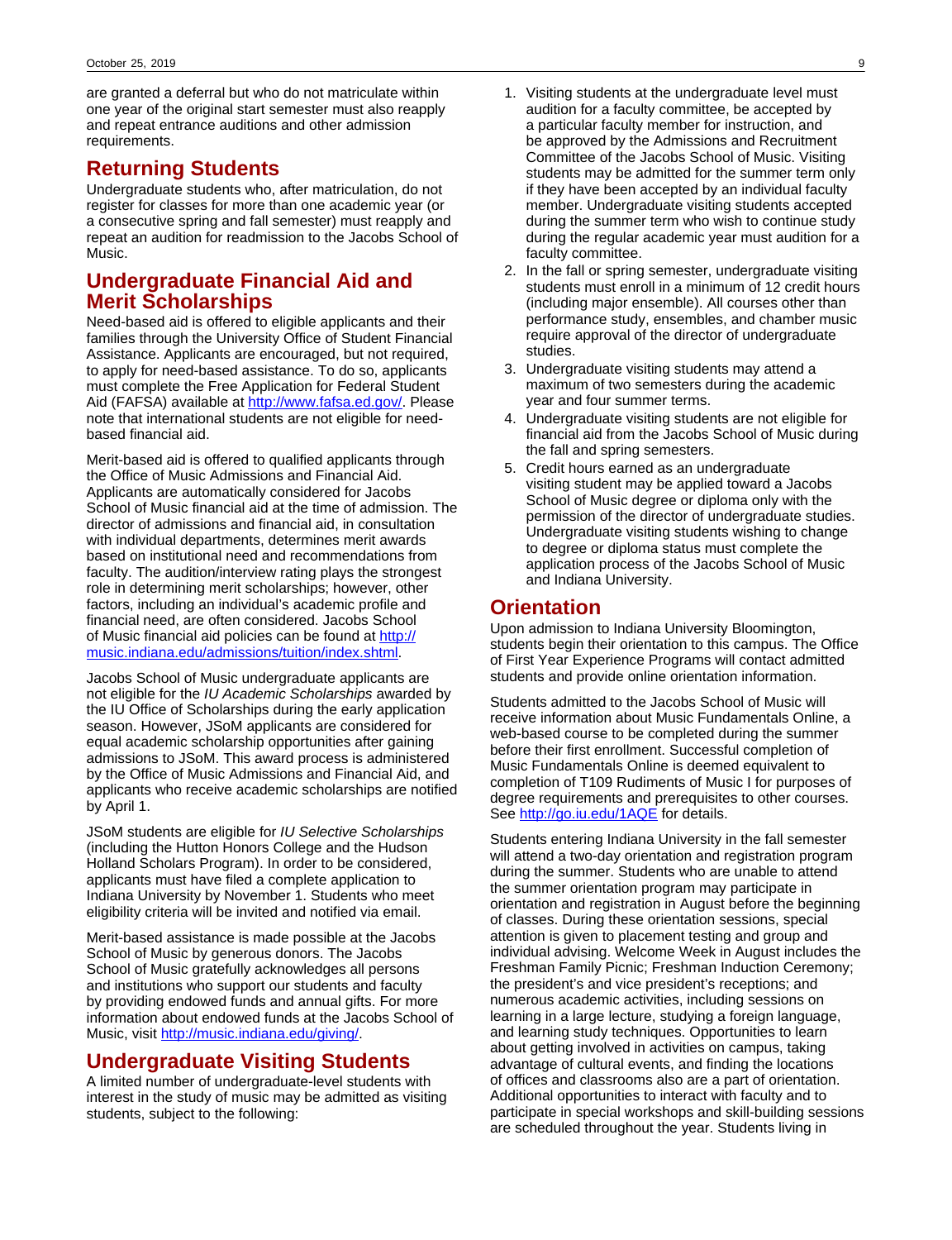are granted a deferral but who do not matriculate within one year of the original start semester must also reapply and repeat entrance auditions and other admission requirements.

## Returning Students

Undergraduate students who, after matriculation, do not register for classes for more than one academic year (or a consecutive spring and fall semester) must reapply and repeat an audition for readmission to the Jacobs School of Music.

## Undergraduate Financial Aid and Merit Scholarships

Need-based aid is offered to eligible applicants and their families through the University Office of Student Financial Assistance. Applicants are encouraged, but not required, to apply for need-based assistance. To do so, applicants must complete the Free Application for Federal Student Aid (FAFSA) available at http://www.fafsa.ed.gov/. Please note that international students are not eligible for need-based financial aid.

Merit-based aid is offered to qualified applicants through the Office of Music Admissions and Financial Aid. Applicants are automatically considered for Jacobs School of Music financial aid at the time of admission. The director of admissions and financial aid, in consultation with individual departments, determines merit awards based on institutional need and recommendations from faculty. The audition/interview rating plays the strongest role in determining merit scholarships; however, other factors, including an individual's academic profile and financial need, are often considered. Jacobs School of Music financial aid policies can be found at http://music.indiana.edu/admissions/tuition/index.shtml.

Jacobs School of Music undergraduate applicants are not eligible for the *IU Academic Scholarships* awarded by the IU Office of Scholarships during the early application season. However, JSoM applicants are considered for equal academic scholarship opportunities after gaining admissions to JSoM. This award process is administered by the Office of Music Admissions and Financial Aid, and applicants who receive academic scholarships are notified by April 1.

JSoM students are eligible for *IU Selective Scholarships* (including the Hutton Honors College and the Hudson Holland Scholars Program). In order to be considered, applicants must have filed a complete application to Indiana University by November 1. Students who meet eligibility criteria will be invited and notified via email.

Merit-based assistance is made possible at the Jacobs School of Music by generous donors. The Jacobs School of Music gratefully acknowledges all persons and institutions who support our students and faculty by providing endowed funds and annual gifts. For more information about endowed funds at the Jacobs School of Music, visit http://music.indiana.edu/giving/.

## Undergraduate Visiting Students

A limited number of undergraduate-level students with interest in the study of music may be admitted as visiting students, subject to the following:

1. Visiting students at the undergraduate level must audition for a faculty committee, be accepted by a particular faculty member for instruction, and be approved by the Admissions and Recruitment Committee of the Jacobs School of Music. Visiting students may be admitted for the summer term only if they have been accepted by an individual faculty member. Undergraduate visiting students accepted during the summer term who wish to continue study during the regular academic year must audition for a faculty committee.
2. In the fall or spring semester, undergraduate visiting students must enroll in a minimum of 12 credit hours (including major ensemble). All courses other than performance study, ensembles, and chamber music require approval of the director of undergraduate studies.
3. Undergraduate visiting students may attend a maximum of two semesters during the academic year and four summer terms.
4. Undergraduate visiting students are not eligible for financial aid from the Jacobs School of Music during the fall and spring semesters.
5. Credit hours earned as an undergraduate visiting student may be applied toward a Jacobs School of Music degree or diploma only with the permission of the director of undergraduate studies. Undergraduate visiting students wishing to change to degree or diploma status must complete the application process of the Jacobs School of Music and Indiana University.

## Orientation

Upon admission to Indiana University Bloomington, students begin their orientation to this campus. The Office of First Year Experience Programs will contact admitted students and provide online orientation information.

Students admitted to the Jacobs School of Music will receive information about Music Fundamentals Online, a web-based course to be completed during the summer before their first enrollment. Successful completion of Music Fundamentals Online is deemed equivalent to completion of T109 Rudiments of Music I for purposes of degree requirements and prerequisites to other courses. See http://go.iu.edu/1AQE for details.

Students entering Indiana University in the fall semester will attend a two-day orientation and registration program during the summer. Students who are unable to attend the summer orientation program may participate in orientation and registration in August before the beginning of classes. During these orientation sessions, special attention is given to placement testing and group and individual advising. Welcome Week in August includes the Freshman Family Picnic; Freshman Induction Ceremony; the president's and vice president's receptions; and numerous academic activities, including sessions on learning in a large lecture, studying a foreign language, and learning study techniques. Opportunities to learn about getting involved in activities on campus, taking advantage of cultural events, and finding the locations of offices and classrooms also are a part of orientation. Additional opportunities to interact with faculty and to participate in special workshops and skill-building sessions are scheduled throughout the year. Students living in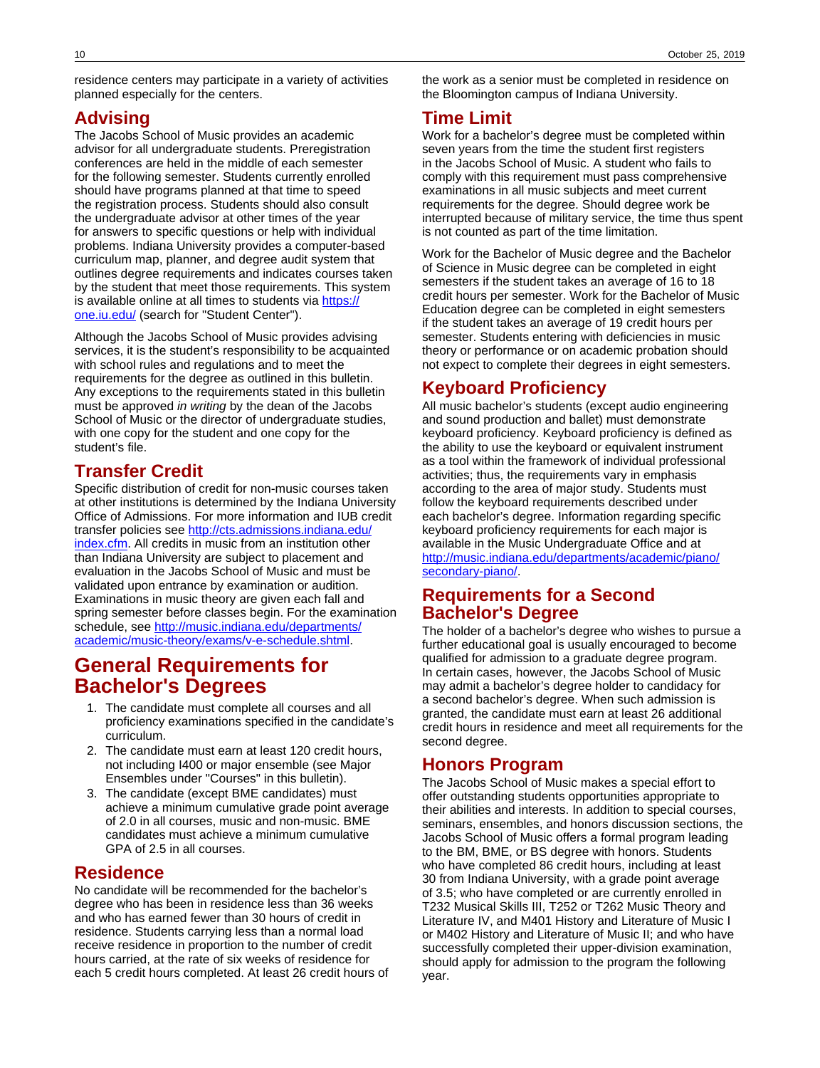residence centers may participate in a variety of activities planned especially for the centers.

## Advising

The Jacobs School of Music provides an academic advisor for all undergraduate students. Preregistration conferences are held in the middle of each semester for the following semester. Students currently enrolled should have programs planned at that time to speed the registration process. Students should also consult the undergraduate advisor at other times of the year for answers to specific questions or help with individual problems. Indiana University provides a computer-based curriculum map, planner, and degree audit system that outlines degree requirements and indicates courses taken by the student that meet those requirements. This system is available online at all times to students via [https://one.iu.edu/](https://one.iu.edu/) (search for "Student Center").

Although the Jacobs School of Music provides advising services, it is the student's responsibility to be acquainted with school rules and regulations and to meet the requirements for the degree as outlined in this bulletin. Any exceptions to the requirements stated in this bulletin must be approved *in writing* by the dean of the Jacobs School of Music or the director of undergraduate studies, with one copy for the student and one copy for the student's file.

## Transfer Credit

Specific distribution of credit for non-music courses taken at other institutions is determined by the Indiana University Office of Admissions. For more information and IUB credit transfer policies see [http://cts.admissions.indiana.edu/index.cfm](http://cts.admissions.indiana.edu/index.cfm). All credits in music from an institution other than Indiana University are subject to placement and evaluation in the Jacobs School of Music and must be validated upon entrance by examination or audition. Examinations in music theory are given each fall and spring semester before classes begin. For the examination schedule, see [http://music.indiana.edu/departments/academic/music-theory/exams/v-e-schedule.shtml](http://music.indiana.edu/departments/academic/music-theory/exams/v-e-schedule.shtml).

# General Requirements for Bachelor's Degrees

1. The candidate must complete all courses and all proficiency examinations specified in the candidate's curriculum.
2. The candidate must earn at least 120 credit hours, not including I400 or major ensemble (see Major Ensembles under "Courses" in this bulletin).
3. The candidate (except BME candidates) must achieve a minimum cumulative grade point average of 2.0 in all courses, music and non-music. BME candidates must achieve a minimum cumulative GPA of 2.5 in all courses.

## Residence

No candidate will be recommended for the bachelor's degree who has been in residence less than 36 weeks and who has earned fewer than 30 hours of credit in residence. Students carrying less than a normal load receive residence in proportion to the number of credit hours carried, at the rate of six weeks of residence for each 5 credit hours completed. At least 26 credit hours of the work as a senior must be completed in residence on the Bloomington campus of Indiana University.

## Time Limit

Work for a bachelor's degree must be completed within seven years from the time the student first registers in the Jacobs School of Music. A student who fails to comply with this requirement must pass comprehensive examinations in all music subjects and meet current requirements for the degree. Should degree work be interrupted because of military service, the time thus spent is not counted as part of the time limitation.

Work for the Bachelor of Music degree and the Bachelor of Science in Music degree can be completed in eight semesters if the student takes an average of 16 to 18 credit hours per semester. Work for the Bachelor of Music Education degree can be completed in eight semesters if the student takes an average of 19 credit hours per semester. Students entering with deficiencies in music theory or performance or on academic probation should not expect to complete their degrees in eight semesters.

## Keyboard Proficiency

All music bachelor's students (except audio engineering and sound production and ballet) must demonstrate keyboard proficiency. Keyboard proficiency is defined as the ability to use the keyboard or equivalent instrument as a tool within the framework of individual professional activities; thus, the requirements vary in emphasis according to the area of major study. Students must follow the keyboard requirements described under each bachelor's degree. Information regarding specific keyboard proficiency requirements for each major is available in the Music Undergraduate Office and at [http://music.indiana.edu/departments/academic/piano/secondary-piano/](http://music.indiana.edu/departments/academic/piano/secondary-piano/).

## Requirements for a Second Bachelor's Degree

The holder of a bachelor's degree who wishes to pursue a further educational goal is usually encouraged to become qualified for admission to a graduate degree program. In certain cases, however, the Jacobs School of Music may admit a bachelor's degree holder to candidacy for a second bachelor's degree. When such admission is granted, the candidate must earn at least 26 additional credit hours in residence and meet all requirements for the second degree.

## Honors Program

The Jacobs School of Music makes a special effort to offer outstanding students opportunities appropriate to their abilities and interests. In addition to special courses, seminars, ensembles, and honors discussion sections, the Jacobs School of Music offers a formal program leading to the BM, BME, or BS degree with honors. Students who have completed 86 credit hours, including at least 30 from Indiana University, with a grade point average of 3.5; who have completed or are currently enrolled in T232 Musical Skills III, T252 or T262 Music Theory and Literature IV, and M401 History and Literature of Music I or M402 History and Literature of Music II; and who have successfully completed their upper-division examination, should apply for admission to the program the following year.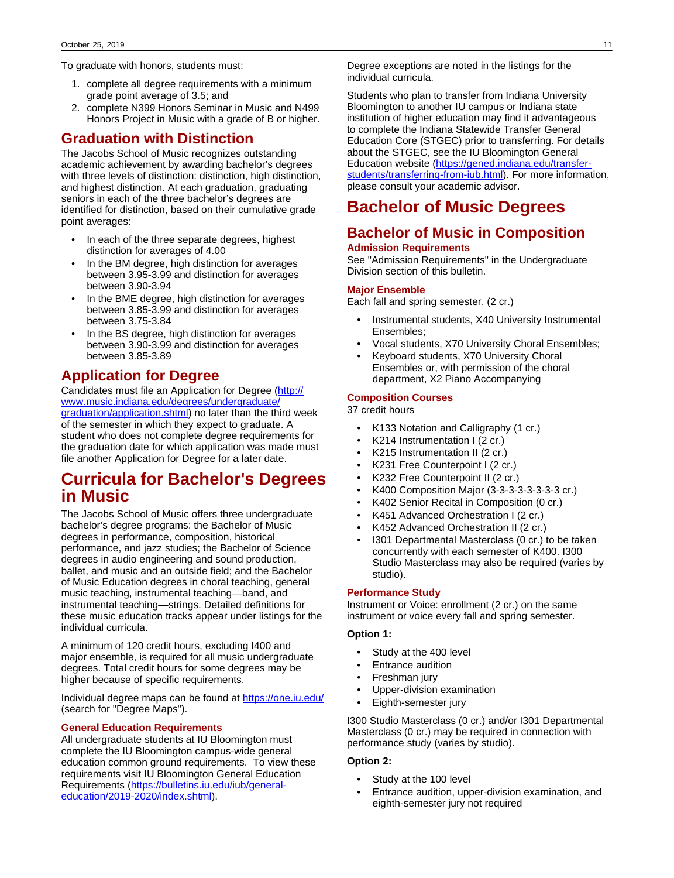To graduate with honors, students must:

1. complete all degree requirements with a minimum grade point average of 3.5; and
2. complete N399 Honors Seminar in Music and N499 Honors Project in Music with a grade of B or higher.

## Graduation with Distinction

The Jacobs School of Music recognizes outstanding academic achievement by awarding bachelor's degrees with three levels of distinction: distinction, high distinction, and highest distinction. At each graduation, graduating seniors in each of the three bachelor's degrees are identified for distinction, based on their cumulative grade point averages:

- In each of the three separate degrees, highest distinction for averages of 4.00
- In the BM degree, high distinction for averages between 3.95-3.99 and distinction for averages between 3.90-3.94
- In the BME degree, high distinction for averages between 3.85-3.99 and distinction for averages between 3.75-3.84
- In the BS degree, high distinction for averages between 3.90-3.99 and distinction for averages between 3.85-3.89

## Application for Degree

Candidates must file an Application for Degree (http://www.music.indiana.edu/degrees/undergraduate/graduation/application.shtml) no later than the third week of the semester in which they expect to graduate. A student who does not complete degree requirements for the graduation date for which application was made must file another Application for Degree for a later date.

# Curricula for Bachelor's Degrees in Music

The Jacobs School of Music offers three undergraduate bachelor's degree programs: the Bachelor of Music degrees in performance, composition, historical performance, and jazz studies; the Bachelor of Science degrees in audio engineering and sound production, ballet, and music and an outside field; and the Bachelor of Music Education degrees in choral teaching, general music teaching, instrumental teaching—band, and instrumental teaching—strings. Detailed definitions for these music education tracks appear under listings for the individual curricula.

A minimum of 120 credit hours, excluding I400 and major ensemble, is required for all music undergraduate degrees. Total credit hours for some degrees may be higher because of specific requirements.

Individual degree maps can be found at https://one.iu.edu/ (search for "Degree Maps").

### General Education Requirements

All undergraduate students at IU Bloomington must complete the IU Bloomington campus-wide general education common ground requirements. To view these requirements visit IU Bloomington General Education Requirements (https://bulletins.iu.edu/iub/general-education/2019-2020/index.shtml).

Degree exceptions are noted in the listings for the individual curricula.

Students who plan to transfer from Indiana University Bloomington to another IU campus or Indiana state institution of higher education may find it advantageous to complete the Indiana Statewide Transfer General Education Core (STGEC) prior to transferring. For details about the STGEC, see the IU Bloomington General Education website (https://gened.indiana.edu/transfer-students/transferring-from-iub.html). For more information, please consult your academic advisor.

# Bachelor of Music Degrees

## Bachelor of Music in Composition

### Admission Requirements

See "Admission Requirements" in the Undergraduate Division section of this bulletin.

### Major Ensemble

Each fall and spring semester. (2 cr.)

- Instrumental students, X40 University Instrumental Ensembles;
- Vocal students, X70 University Choral Ensembles;
- Keyboard students, X70 University Choral Ensembles or, with permission of the choral department, X2 Piano Accompanying

### Composition Courses

37 credit hours

- K133 Notation and Calligraphy (1 cr.)
- K214 Instrumentation I (2 cr.)
- K215 Instrumentation II (2 cr.)
- K231 Free Counterpoint I (2 cr.)
- K232 Free Counterpoint II (2 cr.)
- K400 Composition Major (3-3-3-3-3-3-3-3 cr.)
- K402 Senior Recital in Composition (0 cr.)
- K451 Advanced Orchestration I (2 cr.)
- K452 Advanced Orchestration II (2 cr.)
- I301 Departmental Masterclass (0 cr.) to be taken concurrently with each semester of K400. I300 Studio Masterclass may also be required (varies by studio).

### Performance Study

Instrument or Voice: enrollment (2 cr.) on the same instrument or voice every fall and spring semester.

**Option 1:**

- Study at the 400 level
- Entrance audition
- Freshman jury
- Upper-division examination
- Eighth-semester jury

I300 Studio Masterclass (0 cr.) and/or I301 Departmental Masterclass (0 cr.) may be required in connection with performance study (varies by studio).

**Option 2:**

- Study at the 100 level
- Entrance audition, upper-division examination, and eighth-semester jury not required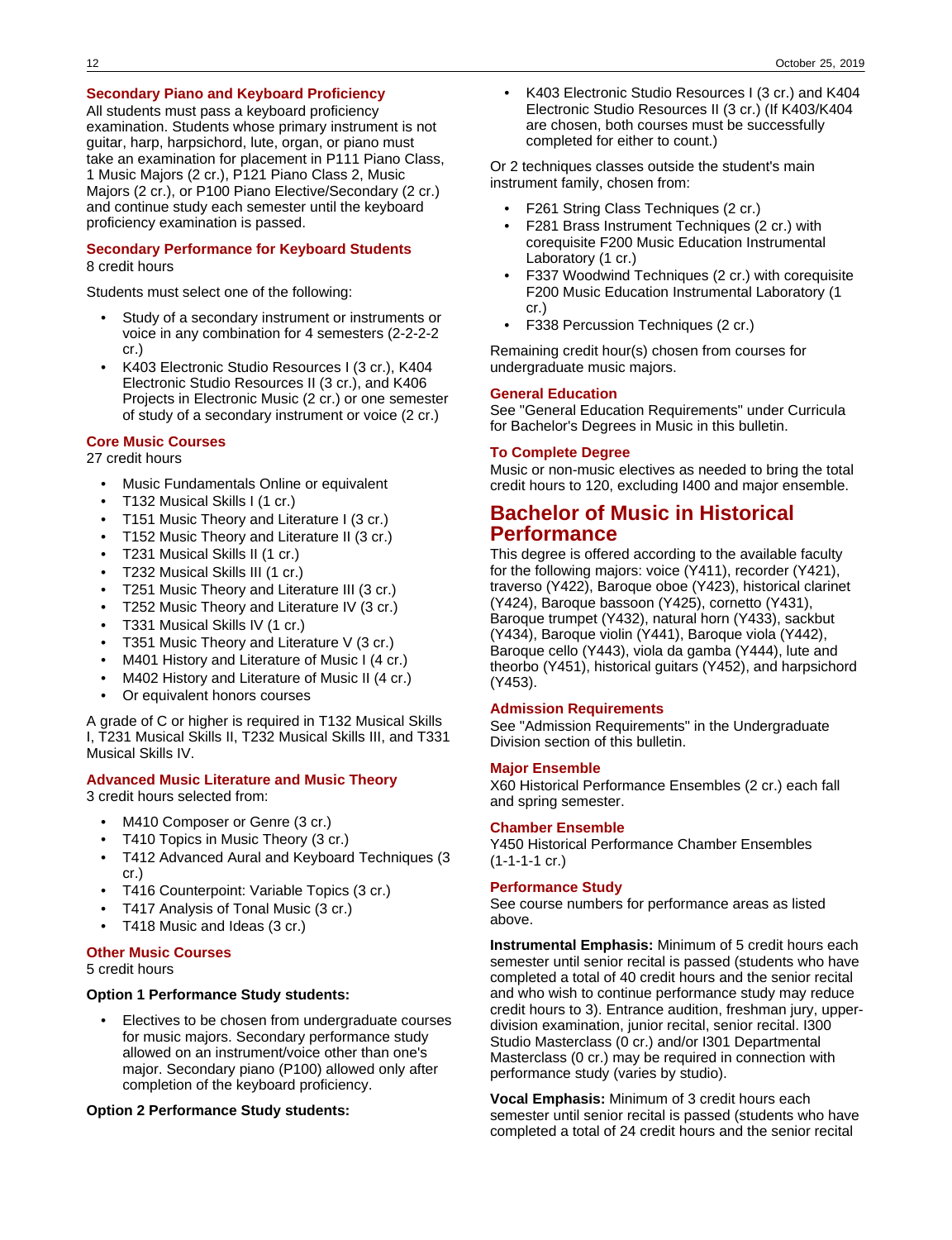### Secondary Piano and Keyboard Proficiency

All students must pass a keyboard proficiency examination. Students whose primary instrument is not guitar, harp, harpsichord, lute, organ, or piano must take an examination for placement in P111 Piano Class, 1 Music Majors (2 cr.), P121 Piano Class 2, Music Majors (2 cr.), or P100 Piano Elective/Secondary (2 cr.) and continue study each semester until the keyboard proficiency examination is passed.

### Secondary Performance for Keyboard Students

8 credit hours

Students must select one of the following:

- Study of a secondary instrument or instruments or voice in any combination for 4 semesters (2-2-2-2 cr.)
- K403 Electronic Studio Resources I (3 cr.), K404 Electronic Studio Resources II (3 cr.), and K406 Projects in Electronic Music (2 cr.) or one semester of study of a secondary instrument or voice (2 cr.)

### Core Music Courses

27 credit hours

- Music Fundamentals Online or equivalent
- T132 Musical Skills I (1 cr.)
- T151 Music Theory and Literature I (3 cr.)
- T152 Music Theory and Literature II (3 cr.)
- T231 Musical Skills II (1 cr.)
- T232 Musical Skills III (1 cr.)
- T251 Music Theory and Literature III (3 cr.)
- T252 Music Theory and Literature IV (3 cr.)
- T331 Musical Skills IV (1 cr.)
- T351 Music Theory and Literature V (3 cr.)
- M401 History and Literature of Music I (4 cr.)
- M402 History and Literature of Music II (4 cr.)
- Or equivalent honors courses

A grade of C or higher is required in T132 Musical Skills I, T231 Musical Skills II, T232 Musical Skills III, and T331 Musical Skills IV.

### Advanced Music Literature and Music Theory

3 credit hours selected from:

- M410 Composer or Genre (3 cr.)
- T410 Topics in Music Theory (3 cr.)
- T412 Advanced Aural and Keyboard Techniques (3 cr.)
- T416 Counterpoint: Variable Topics (3 cr.)
- T417 Analysis of Tonal Music (3 cr.)
- T418 Music and Ideas (3 cr.)

### Other Music Courses

5 credit hours

**Option 1 Performance Study students:**

- Electives to be chosen from undergraduate courses for music majors. Secondary performance study allowed on an instrument/voice other than one's major. Secondary piano (P100) allowed only after completion of the keyboard proficiency.

**Option 2 Performance Study students:**

- K403 Electronic Studio Resources I (3 cr.) and K404 Electronic Studio Resources II (3 cr.) (If K403/K404 are chosen, both courses must be successfully completed for either to count.)

Or 2 techniques classes outside the student's main instrument family, chosen from:

- F261 String Class Techniques (2 cr.)
- F281 Brass Instrument Techniques (2 cr.) with corequisite F200 Music Education Instrumental Laboratory (1 cr.)
- F337 Woodwind Techniques (2 cr.) with corequisite F200 Music Education Instrumental Laboratory (1 cr.)
- F338 Percussion Techniques (2 cr.)

Remaining credit hour(s) chosen from courses for undergraduate music majors.

### General Education

See "General Education Requirements" under Curricula for Bachelor's Degrees in Music in this bulletin.

### To Complete Degree

Music or non-music electives as needed to bring the total credit hours to 120, excluding I400 and major ensemble.

## Bachelor of Music in Historical Performance

This degree is offered according to the available faculty for the following majors: voice (Y411), recorder (Y421), traverso (Y422), Baroque oboe (Y423), historical clarinet (Y424), Baroque bassoon (Y425), cornetto (Y431), Baroque trumpet (Y432), natural horn (Y433), sackbut (Y434), Baroque violin (Y441), Baroque viola (Y442), Baroque cello (Y443), viola da gamba (Y444), lute and theorbo (Y451), historical guitars (Y452), and harpsichord (Y453).

### Admission Requirements

See "Admission Requirements" in the Undergraduate Division section of this bulletin.

### Major Ensemble

X60 Historical Performance Ensembles (2 cr.) each fall and spring semester.

### Chamber Ensemble

Y450 Historical Performance Chamber Ensembles (1-1-1-1 cr.)

### Performance Study

See course numbers for performance areas as listed above.

**Instrumental Emphasis:** Minimum of 5 credit hours each semester until senior recital is passed (students who have completed a total of 40 credit hours and the senior recital and who wish to continue performance study may reduce credit hours to 3). Entrance audition, freshman jury, upper-division examination, junior recital, senior recital. I300 Studio Masterclass (0 cr.) and/or I301 Departmental Masterclass (0 cr.) may be required in connection with performance study (varies by studio).

**Vocal Emphasis:** Minimum of 3 credit hours each semester until senior recital is passed (students who have completed a total of 24 credit hours and the senior recital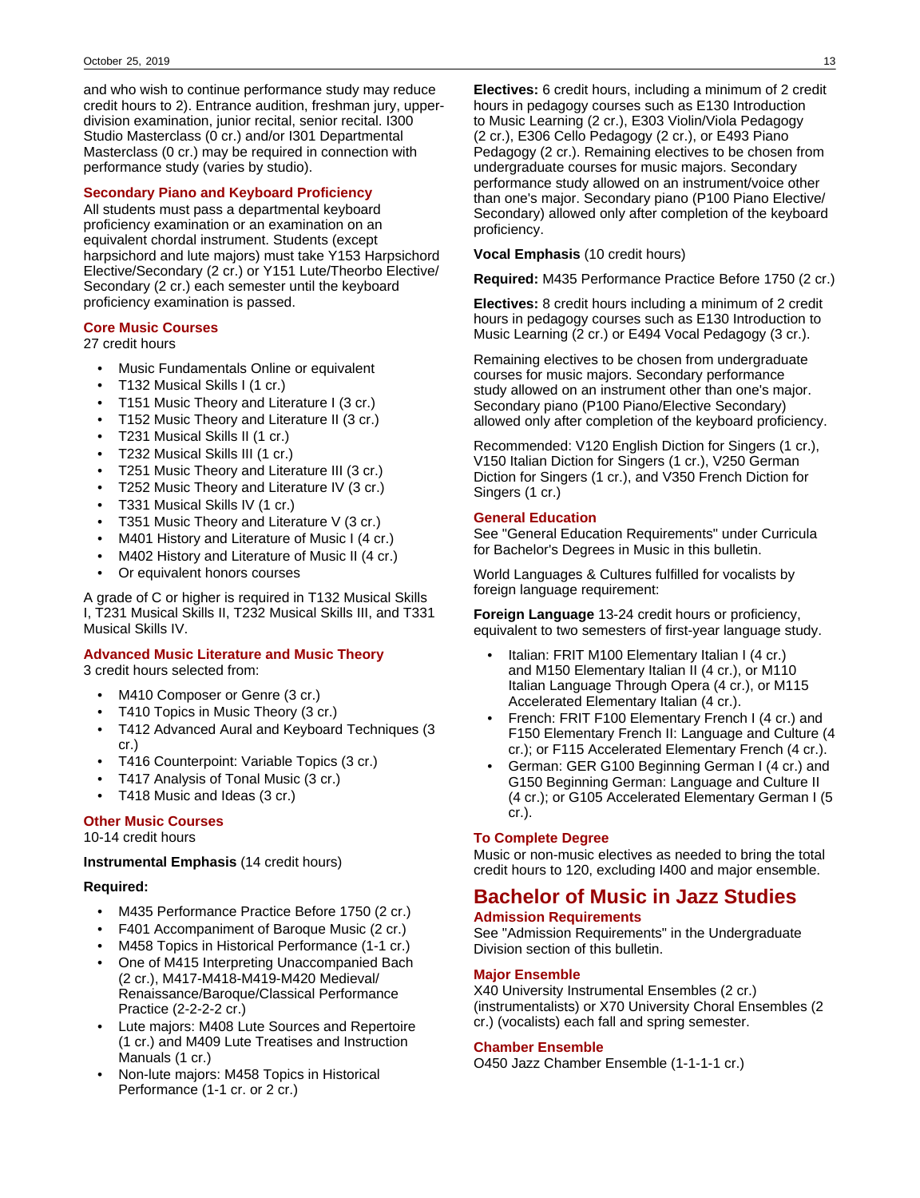and who wish to continue performance study may reduce credit hours to 2). Entrance audition, freshman jury, upper-division examination, junior recital, senior recital. I300 Studio Masterclass (0 cr.) and/or I301 Departmental Masterclass (0 cr.) may be required in connection with performance study (varies by studio).

### Secondary Piano and Keyboard Proficiency

All students must pass a departmental keyboard proficiency examination or an examination on an equivalent chordal instrument. Students (except harpsichord and lute majors) must take Y153 Harpsichord Elective/Secondary (2 cr.) or Y151 Lute/Theorbo Elective/Secondary (2 cr.) each semester until the keyboard proficiency examination is passed.

### Core Music Courses

27 credit hours

- Music Fundamentals Online or equivalent
- T132 Musical Skills I (1 cr.)
- T151 Music Theory and Literature I (3 cr.)
- T152 Music Theory and Literature II (3 cr.)
- T231 Musical Skills II (1 cr.)
- T232 Musical Skills III (1 cr.)
- T251 Music Theory and Literature III (3 cr.)
- T252 Music Theory and Literature IV (3 cr.)
- T331 Musical Skills IV (1 cr.)
- T351 Music Theory and Literature V (3 cr.)
- M401 History and Literature of Music I (4 cr.)
- M402 History and Literature of Music II (4 cr.)
- Or equivalent honors courses

A grade of C or higher is required in T132 Musical Skills I, T231 Musical Skills II, T232 Musical Skills III, and T331 Musical Skills IV.

### Advanced Music Literature and Music Theory

3 credit hours selected from:

- M410 Composer or Genre (3 cr.)
- T410 Topics in Music Theory (3 cr.)
- T412 Advanced Aural and Keyboard Techniques (3 cr.)
- T416 Counterpoint: Variable Topics (3 cr.)
- T417 Analysis of Tonal Music (3 cr.)
- T418 Music and Ideas (3 cr.)

### Other Music Courses

10-14 credit hours

**Instrumental Emphasis** (14 credit hours)

**Required:**

- M435 Performance Practice Before 1750 (2 cr.)
- F401 Accompaniment of Baroque Music (2 cr.)
- M458 Topics in Historical Performance (1-1 cr.)
- One of M415 Interpreting Unaccompanied Bach (2 cr.), M417-M418-M419-M420 Medieval/Renaissance/Baroque/Classical Performance Practice (2-2-2-2 cr.)
- Lute majors: M408 Lute Sources and Repertoire (1 cr.) and M409 Lute Treatises and Instruction Manuals (1 cr.)
- Non-lute majors: M458 Topics in Historical Performance (1-1 cr. or 2 cr.)

**Electives:** 6 credit hours, including a minimum of 2 credit hours in pedagogy courses such as E130 Introduction to Music Learning (2 cr.), E303 Violin/Viola Pedagogy (2 cr.), E306 Cello Pedagogy (2 cr.), or E493 Piano Pedagogy (2 cr.). Remaining electives to be chosen from undergraduate courses for music majors. Secondary performance study allowed on an instrument/voice other than one's major. Secondary piano (P100 Piano Elective/Secondary) allowed only after completion of the keyboard proficiency.

**Vocal Emphasis** (10 credit hours)

**Required:** M435 Performance Practice Before 1750 (2 cr.)

**Electives:** 8 credit hours including a minimum of 2 credit hours in pedagogy courses such as E130 Introduction to Music Learning (2 cr.) or E494 Vocal Pedagogy (3 cr.).

Remaining electives to be chosen from undergraduate courses for music majors. Secondary performance study allowed on an instrument other than one's major. Secondary piano (P100 Piano/Elective Secondary) allowed only after completion of the keyboard proficiency.

Recommended: V120 English Diction for Singers (1 cr.), V150 Italian Diction for Singers (1 cr.), V250 German Diction for Singers (1 cr.), and V350 French Diction for Singers (1 cr.)

### General Education

See "General Education Requirements" under Curricula for Bachelor's Degrees in Music in this bulletin.

World Languages & Cultures fulfilled for vocalists by foreign language requirement:

**Foreign Language** 13-24 credit hours or proficiency, equivalent to two semesters of first-year language study.

- Italian: FRIT M100 Elementary Italian I (4 cr.) and M150 Elementary Italian II (4 cr.), or M110 Italian Language Through Opera (4 cr.), or M115 Accelerated Elementary Italian (4 cr.).
- French: FRIT F100 Elementary French I (4 cr.) and F150 Elementary French II: Language and Culture (4 cr.); or F115 Accelerated Elementary French (4 cr.).
- German: GER G100 Beginning German I (4 cr.) and G150 Beginning German: Language and Culture II (4 cr.); or G105 Accelerated Elementary German I (5 cr.).

### To Complete Degree

Music or non-music electives as needed to bring the total credit hours to 120, excluding I400 and major ensemble.

## Bachelor of Music in Jazz Studies

### Admission Requirements

See "Admission Requirements" in the Undergraduate Division section of this bulletin.

### Major Ensemble

X40 University Instrumental Ensembles (2 cr.) (instrumentalists) or X70 University Choral Ensembles (2 cr.) (vocalists) each fall and spring semester.

### Chamber Ensemble

O450 Jazz Chamber Ensemble (1-1-1-1 cr.)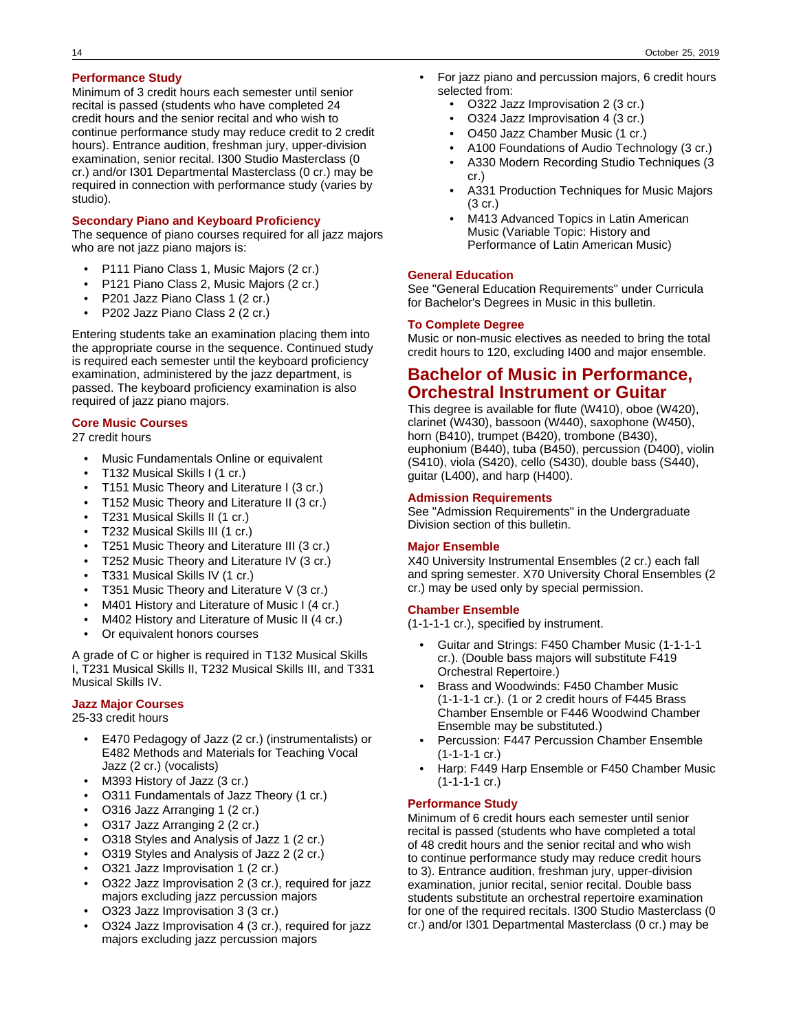### Performance Study

Minimum of 3 credit hours each semester until senior recital is passed (students who have completed 24 credit hours and the senior recital and who wish to continue performance study may reduce credit to 2 credit hours). Entrance audition, freshman jury, upper-division examination, senior recital. I300 Studio Masterclass (0 cr.) and/or I301 Departmental Masterclass (0 cr.) may be required in connection with performance study (varies by studio).

### Secondary Piano and Keyboard Proficiency

The sequence of piano courses required for all jazz majors who are not jazz piano majors is:

- P111 Piano Class 1, Music Majors (2 cr.)
- P121 Piano Class 2, Music Majors (2 cr.)
- P201 Jazz Piano Class 1 (2 cr.)
- P202 Jazz Piano Class 2 (2 cr.)

Entering students take an examination placing them into the appropriate course in the sequence. Continued study is required each semester until the keyboard proficiency examination, administered by the jazz department, is passed. The keyboard proficiency examination is also required of jazz piano majors.

### Core Music Courses

27 credit hours

- Music Fundamentals Online or equivalent
- T132 Musical Skills I (1 cr.)
- T151 Music Theory and Literature I (3 cr.)
- T152 Music Theory and Literature II (3 cr.)
- T231 Musical Skills II (1 cr.)
- T232 Musical Skills III (1 cr.)
- T251 Music Theory and Literature III (3 cr.)
- T252 Music Theory and Literature IV (3 cr.)
- T331 Musical Skills IV (1 cr.)
- T351 Music Theory and Literature V (3 cr.)
- M401 History and Literature of Music I (4 cr.)
- M402 History and Literature of Music II (4 cr.)
- Or equivalent honors courses

A grade of C or higher is required in T132 Musical Skills I, T231 Musical Skills II, T232 Musical Skills III, and T331 Musical Skills IV.

### Jazz Major Courses

25-33 credit hours

- E470 Pedagogy of Jazz (2 cr.) (instrumentalists) or E482 Methods and Materials for Teaching Vocal Jazz (2 cr.) (vocalists)
- M393 History of Jazz (3 cr.)
- O311 Fundamentals of Jazz Theory (1 cr.)
- O316 Jazz Arranging 1 (2 cr.)
- O317 Jazz Arranging 2 (2 cr.)
- O318 Styles and Analysis of Jazz 1 (2 cr.)
- O319 Styles and Analysis of Jazz 2 (2 cr.)
- O321 Jazz Improvisation 1 (2 cr.)
- O322 Jazz Improvisation 2 (3 cr.), required for jazz majors excluding jazz percussion majors
- O323 Jazz Improvisation 3 (3 cr.)
- O324 Jazz Improvisation 4 (3 cr.), required for jazz majors excluding jazz percussion majors
- For jazz piano and percussion majors, 6 credit hours selected from:
    - O322 Jazz Improvisation 2 (3 cr.)
    - O324 Jazz Improvisation 4 (3 cr.)
    - O450 Jazz Chamber Music (1 cr.)
    - A100 Foundations of Audio Technology (3 cr.)
    - A330 Modern Recording Studio Techniques (3 cr.)
    - A331 Production Techniques for Music Majors (3 cr.)
    - M413 Advanced Topics in Latin American Music (Variable Topic: History and Performance of Latin American Music)

### General Education

See "General Education Requirements" under Curricula for Bachelor's Degrees in Music in this bulletin.

### To Complete Degree

Music or non-music electives as needed to bring the total credit hours to 120, excluding I400 and major ensemble.

## Bachelor of Music in Performance, Orchestral Instrument or Guitar

This degree is available for flute (W410), oboe (W420), clarinet (W430), bassoon (W440), saxophone (W450), horn (B410), trumpet (B420), trombone (B430), euphonium (B440), tuba (B450), percussion (D400), violin (S410), viola (S420), cello (S430), double bass (S440), guitar (L400), and harp (H400).

### Admission Requirements

See "Admission Requirements" in the Undergraduate Division section of this bulletin.

### Major Ensemble

X40 University Instrumental Ensembles (2 cr.) each fall and spring semester. X70 University Choral Ensembles (2 cr.) may be used only by special permission.

### Chamber Ensemble

(1-1-1-1 cr.), specified by instrument.

- Guitar and Strings: F450 Chamber Music (1-1-1-1 cr.). (Double bass majors will substitute F419 Orchestral Repertoire.)
- Brass and Woodwinds: F450 Chamber Music (1-1-1-1 cr.). (1 or 2 credit hours of F445 Brass Chamber Ensemble or F446 Woodwind Chamber Ensemble may be substituted.)
- Percussion: F447 Percussion Chamber Ensemble (1-1-1-1 cr.)
- Harp: F449 Harp Ensemble or F450 Chamber Music (1-1-1-1 cr.)

### Performance Study

Minimum of 6 credit hours each semester until senior recital is passed (students who have completed a total of 48 credit hours and the senior recital and who wish to continue performance study may reduce credit hours to 3). Entrance audition, freshman jury, upper-division examination, junior recital, senior recital. Double bass students substitute an orchestral repertoire examination for one of the required recitals. I300 Studio Masterclass (0 cr.) and/or I301 Departmental Masterclass (0 cr.) may be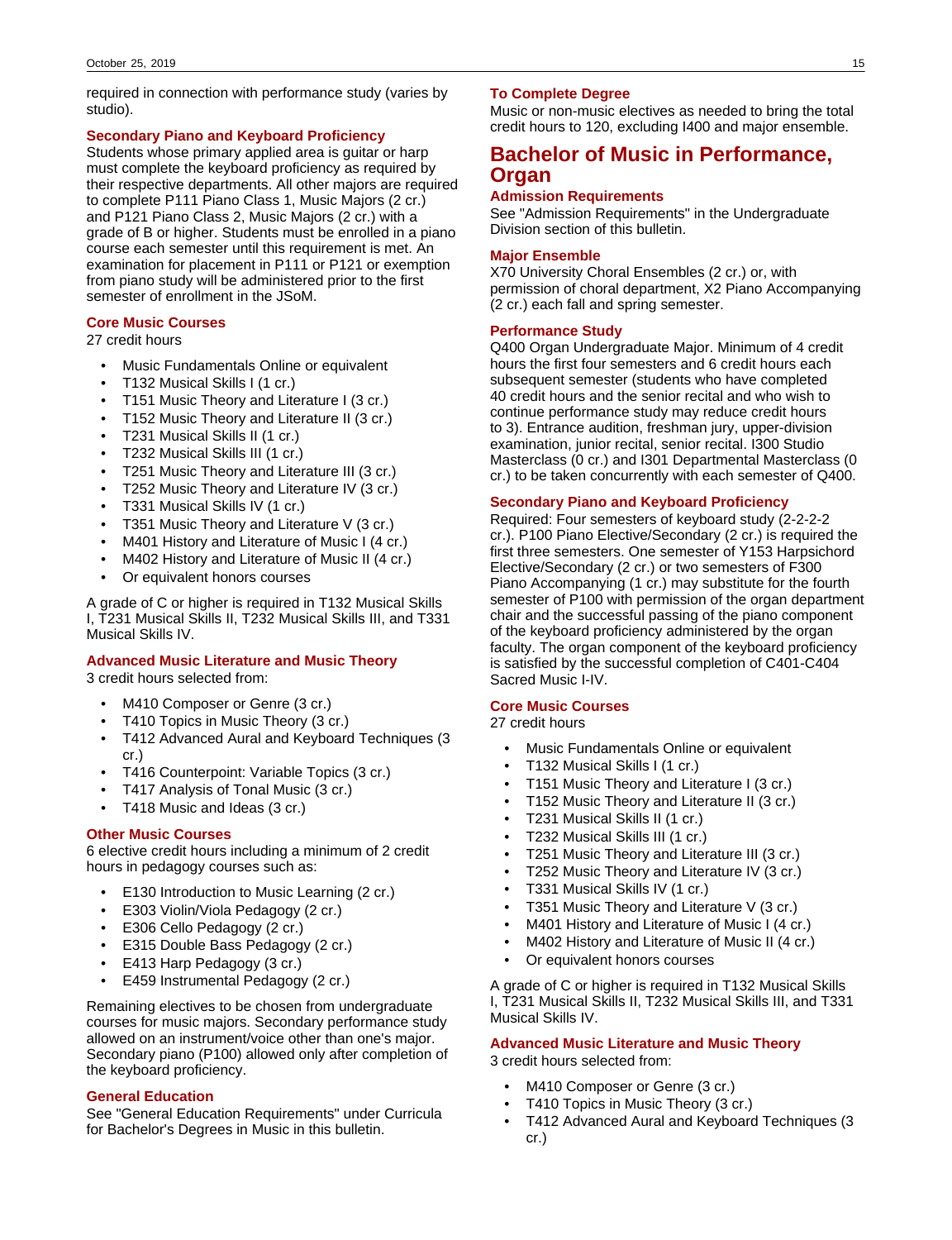required in connection with performance study (varies by studio).

### Secondary Piano and Keyboard Proficiency

Students whose primary applied area is guitar or harp must complete the keyboard proficiency as required by their respective departments. All other majors are required to complete P111 Piano Class 1, Music Majors (2 cr.) and P121 Piano Class 2, Music Majors (2 cr.) with a grade of B or higher. Students must be enrolled in a piano course each semester until this requirement is met. An examination for placement in P111 or P121 or exemption from piano study will be administered prior to the first semester of enrollment in the JSoM.

### Core Music Courses

27 credit hours

- Music Fundamentals Online or equivalent
- T132 Musical Skills I (1 cr.)
- T151 Music Theory and Literature I (3 cr.)
- T152 Music Theory and Literature II (3 cr.)
- T231 Musical Skills II (1 cr.)
- T232 Musical Skills III (1 cr.)
- T251 Music Theory and Literature III (3 cr.)
- T252 Music Theory and Literature IV (3 cr.)
- T331 Musical Skills IV (1 cr.)
- T351 Music Theory and Literature V (3 cr.)
- M401 History and Literature of Music I (4 cr.)
- M402 History and Literature of Music II (4 cr.)
- Or equivalent honors courses

A grade of C or higher is required in T132 Musical Skills I, T231 Musical Skills II, T232 Musical Skills III, and T331 Musical Skills IV.

### Advanced Music Literature and Music Theory

3 credit hours selected from:

- M410 Composer or Genre (3 cr.)
- T410 Topics in Music Theory (3 cr.)
- T412 Advanced Aural and Keyboard Techniques (3 cr.)
- T416 Counterpoint: Variable Topics (3 cr.)
- T417 Analysis of Tonal Music (3 cr.)
- T418 Music and Ideas (3 cr.)

### Other Music Courses

6 elective credit hours including a minimum of 2 credit hours in pedagogy courses such as:

- E130 Introduction to Music Learning (2 cr.)
- E303 Violin/Viola Pedagogy (2 cr.)
- E306 Cello Pedagogy (2 cr.)
- E315 Double Bass Pedagogy (2 cr.)
- E413 Harp Pedagogy (3 cr.)
- E459 Instrumental Pedagogy (2 cr.)

Remaining electives to be chosen from undergraduate courses for music majors. Secondary performance study allowed on an instrument/voice other than one's major. Secondary piano (P100) allowed only after completion of the keyboard proficiency.

### General Education

See "General Education Requirements" under Curricula for Bachelor's Degrees in Music in this bulletin.

### To Complete Degree

Music or non-music electives as needed to bring the total credit hours to 120, excluding I400 and major ensemble.

## Bachelor of Music in Performance, Organ

### Admission Requirements

See "Admission Requirements" in the Undergraduate Division section of this bulletin.

### Major Ensemble

X70 University Choral Ensembles (2 cr.) or, with permission of choral department, X2 Piano Accompanying (2 cr.) each fall and spring semester.

### Performance Study

Q400 Organ Undergraduate Major. Minimum of 4 credit hours the first four semesters and 6 credit hours each subsequent semester (students who have completed 40 credit hours and the senior recital and who wish to continue performance study may reduce credit hours to 3). Entrance audition, freshman jury, upper-division examination, junior recital, senior recital. I300 Studio Masterclass (0 cr.) and I301 Departmental Masterclass (0 cr.) to be taken concurrently with each semester of Q400.

### Secondary Piano and Keyboard Proficiency

Required: Four semesters of keyboard study (2-2-2-2 cr.). P100 Piano Elective/Secondary (2 cr.) is required the first three semesters. One semester of Y153 Harpsichord Elective/Secondary (2 cr.) or two semesters of F300 Piano Accompanying (1 cr.) may substitute for the fourth semester of P100 with permission of the organ department chair and the successful passing of the piano component of the keyboard proficiency administered by the organ faculty. The organ component of the keyboard proficiency is satisfied by the successful completion of C401-C404 Sacred Music I-IV.

### Core Music Courses

27 credit hours

- Music Fundamentals Online or equivalent
- T132 Musical Skills I (1 cr.)
- T151 Music Theory and Literature I (3 cr.)
- T152 Music Theory and Literature II (3 cr.)
- T231 Musical Skills II (1 cr.)
- T232 Musical Skills III (1 cr.)
- T251 Music Theory and Literature III (3 cr.)
- T252 Music Theory and Literature IV (3 cr.)
- T331 Musical Skills IV (1 cr.)
- T351 Music Theory and Literature V (3 cr.)
- M401 History and Literature of Music I (4 cr.)
- M402 History and Literature of Music II (4 cr.)
- Or equivalent honors courses

A grade of C or higher is required in T132 Musical Skills I, T231 Musical Skills II, T232 Musical Skills III, and T331 Musical Skills IV.

### Advanced Music Literature and Music Theory

3 credit hours selected from:

- M410 Composer or Genre (3 cr.)
- T410 Topics in Music Theory (3 cr.)
- T412 Advanced Aural and Keyboard Techniques (3 cr.)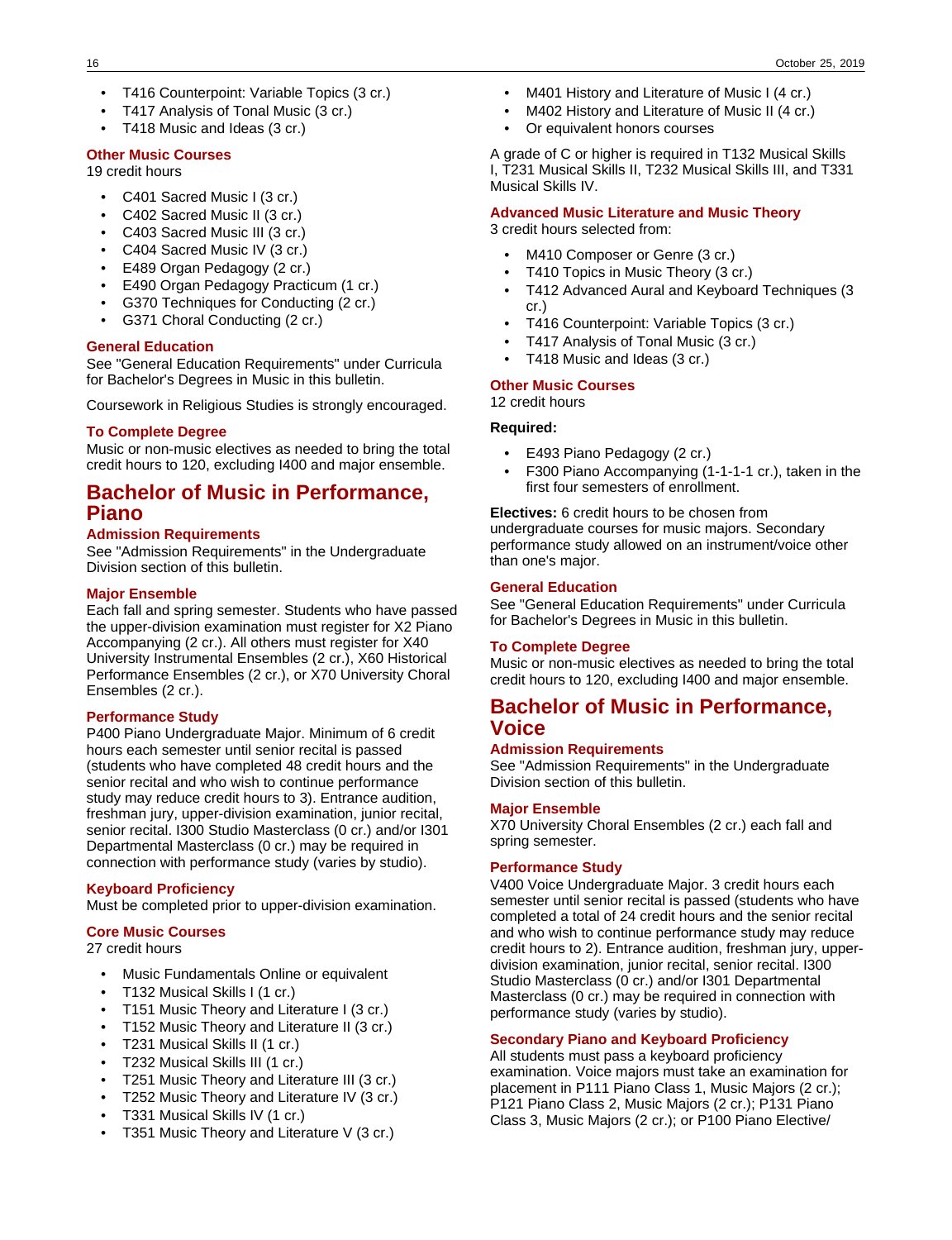- T416 Counterpoint: Variable Topics (3 cr.)
- T417 Analysis of Tonal Music (3 cr.)
- T418 Music and Ideas (3 cr.)

### Other Music Courses

19 credit hours

- C401 Sacred Music I (3 cr.)
- C402 Sacred Music II (3 cr.)
- C403 Sacred Music III (3 cr.)
- C404 Sacred Music IV (3 cr.)
- E489 Organ Pedagogy (2 cr.)
- E490 Organ Pedagogy Practicum (1 cr.)
- G370 Techniques for Conducting (2 cr.)
- G371 Choral Conducting (2 cr.)

### General Education

See "General Education Requirements" under Curricula for Bachelor's Degrees in Music in this bulletin.

Coursework in Religious Studies is strongly encouraged.

### To Complete Degree

Music or non-music electives as needed to bring the total credit hours to 120, excluding I400 and major ensemble.

## Bachelor of Music in Performance, Piano

### Admission Requirements

See "Admission Requirements" in the Undergraduate Division section of this bulletin.

### Major Ensemble

Each fall and spring semester. Students who have passed the upper-division examination must register for X2 Piano Accompanying (2 cr.). All others must register for X40 University Instrumental Ensembles (2 cr.), X60 Historical Performance Ensembles (2 cr.), or X70 University Choral Ensembles (2 cr.).

### Performance Study

P400 Piano Undergraduate Major. Minimum of 6 credit hours each semester until senior recital is passed (students who have completed 48 credit hours and the senior recital and who wish to continue performance study may reduce credit hours to 3). Entrance audition, freshman jury, upper-division examination, junior recital, senior recital. I300 Studio Masterclass (0 cr.) and/or I301 Departmental Masterclass (0 cr.) may be required in connection with performance study (varies by studio).

### Keyboard Proficiency

Must be completed prior to upper-division examination.

### Core Music Courses

27 credit hours

- Music Fundamentals Online or equivalent
- T132 Musical Skills I (1 cr.)
- T151 Music Theory and Literature I (3 cr.)
- T152 Music Theory and Literature II (3 cr.)
- T231 Musical Skills II (1 cr.)
- T232 Musical Skills III (1 cr.)
- T251 Music Theory and Literature III (3 cr.)
- T252 Music Theory and Literature IV (3 cr.)
- T331 Musical Skills IV (1 cr.)
- T351 Music Theory and Literature V (3 cr.)
- M401 History and Literature of Music I (4 cr.)
- M402 History and Literature of Music II (4 cr.)
- Or equivalent honors courses

A grade of C or higher is required in T132 Musical Skills I, T231 Musical Skills II, T232 Musical Skills III, and T331 Musical Skills IV.

### Advanced Music Literature and Music Theory

3 credit hours selected from:

- M410 Composer or Genre (3 cr.)
- T410 Topics in Music Theory (3 cr.)
- T412 Advanced Aural and Keyboard Techniques (3 cr.)
- T416 Counterpoint: Variable Topics (3 cr.)
- T417 Analysis of Tonal Music (3 cr.)
- T418 Music and Ideas (3 cr.)

### Other Music Courses

12 credit hours

**Required:**

- E493 Piano Pedagogy (2 cr.)
- F300 Piano Accompanying (1-1-1-1 cr.), taken in the first four semesters of enrollment.

**Electives:** 6 credit hours to be chosen from undergraduate courses for music majors. Secondary performance study allowed on an instrument/voice other than one's major.

### General Education

See "General Education Requirements" under Curricula for Bachelor's Degrees in Music in this bulletin.

### To Complete Degree

Music or non-music electives as needed to bring the total credit hours to 120, excluding I400 and major ensemble.

## Bachelor of Music in Performance, Voice

### Admission Requirements

See "Admission Requirements" in the Undergraduate Division section of this bulletin.

### Major Ensemble

X70 University Choral Ensembles (2 cr.) each fall and spring semester.

### Performance Study

V400 Voice Undergraduate Major. 3 credit hours each semester until senior recital is passed (students who have completed a total of 24 credit hours and the senior recital and who wish to continue performance study may reduce credit hours to 2). Entrance audition, freshman jury, upper-division examination, junior recital, senior recital. I300 Studio Masterclass (0 cr.) and/or I301 Departmental Masterclass (0 cr.) may be required in connection with performance study (varies by studio).

### Secondary Piano and Keyboard Proficiency

All students must pass a keyboard proficiency examination. Voice majors must take an examination for placement in P111 Piano Class 1, Music Majors (2 cr.); P121 Piano Class 2, Music Majors (2 cr.); P131 Piano Class 3, Music Majors (2 cr.); or P100 Piano Elective/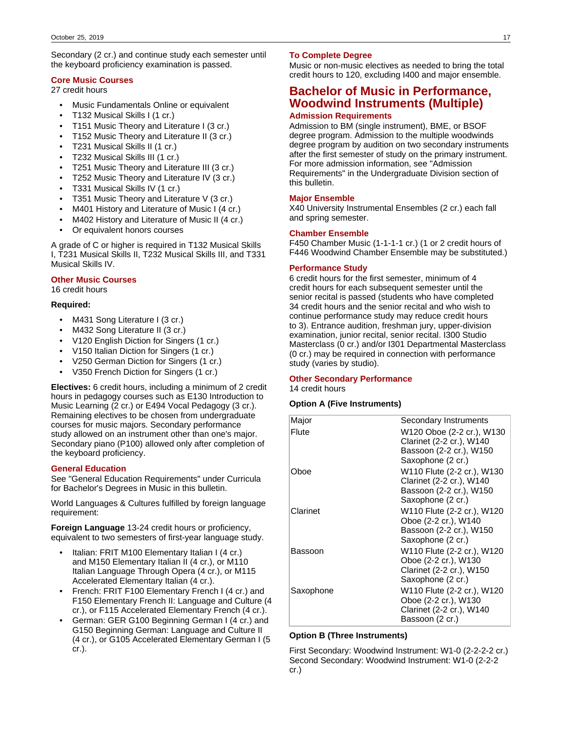Secondary (2 cr.) and continue study each semester until the keyboard proficiency examination is passed.

### Core Music Courses

27 credit hours

- Music Fundamentals Online or equivalent
- T132 Musical Skills I (1 cr.)
- T151 Music Theory and Literature I (3 cr.)
- T152 Music Theory and Literature II (3 cr.)
- T231 Musical Skills II (1 cr.)
- T232 Musical Skills III (1 cr.)
- T251 Music Theory and Literature III (3 cr.)
- T252 Music Theory and Literature IV (3 cr.)
- T331 Musical Skills IV (1 cr.)
- T351 Music Theory and Literature V (3 cr.)
- M401 History and Literature of Music I (4 cr.)
- M402 History and Literature of Music II (4 cr.)
- Or equivalent honors courses

A grade of C or higher is required in T132 Musical Skills I, T231 Musical Skills II, T232 Musical Skills III, and T331 Musical Skills IV.

### Other Music Courses

16 credit hours

**Required:**

- M431 Song Literature I (3 cr.)
- M432 Song Literature II (3 cr.)
- V120 English Diction for Singers (1 cr.)
- V150 Italian Diction for Singers (1 cr.)
- V250 German Diction for Singers (1 cr.)
- V350 French Diction for Singers (1 cr.)

**Electives:** 6 credit hours, including a minimum of 2 credit hours in pedagogy courses such as E130 Introduction to Music Learning (2 cr.) or E494 Vocal Pedagogy (3 cr.). Remaining electives to be chosen from undergraduate courses for music majors. Secondary performance study allowed on an instrument other than one's major. Secondary piano (P100) allowed only after completion of the keyboard proficiency.

### General Education

See "General Education Requirements" under Curricula for Bachelor's Degrees in Music in this bulletin.

World Languages & Cultures fulfilled by foreign language requirement:

**Foreign Language** 13-24 credit hours or proficiency, equivalent to two semesters of first-year language study.

- Italian: FRIT M100 Elementary Italian I (4 cr.) and M150 Elementary Italian II (4 cr.), or M110 Italian Language Through Opera (4 cr.), or M115 Accelerated Elementary Italian (4 cr.).
- French: FRIT F100 Elementary French I (4 cr.) and F150 Elementary French II: Language and Culture (4 cr.), or F115 Accelerated Elementary French (4 cr.).
- German: GER G100 Beginning German I (4 cr.) and G150 Beginning German: Language and Culture II (4 cr.), or G105 Accelerated Elementary German I (5 cr.).

### To Complete Degree

Music or non-music electives as needed to bring the total credit hours to 120, excluding I400 and major ensemble.

## Bachelor of Music in Performance, Woodwind Instruments (Multiple)

### Admission Requirements

Admission to BM (single instrument), BME, or BSOF degree program. Admission to the multiple woodwinds degree program by audition on two secondary instruments after the first semester of study on the primary instrument. For more admission information, see "Admission Requirements" in the Undergraduate Division section of this bulletin.

### Major Ensemble

X40 University Instrumental Ensembles (2 cr.) each fall and spring semester.

### Chamber Ensemble

F450 Chamber Music (1-1-1-1 cr.) (1 or 2 credit hours of F446 Woodwind Chamber Ensemble may be substituted.)

### Performance Study

6 credit hours for the first semester, minimum of 4 credit hours for each subsequent semester until the senior recital is passed (students who have completed 34 credit hours and the senior recital and who wish to continue performance study may reduce credit hours to 3). Entrance audition, freshman jury, upper-division examination, junior recital, senior recital. I300 Studio Masterclass (0 cr.) and/or I301 Departmental Masterclass (0 cr.) may be required in connection with performance study (varies by studio).

### Other Secondary Performance

14 credit hours

**Option A (Five Instruments)**

| Major | Secondary Instruments |
|---|---|
| Flute | W120 Oboe (2-2 cr.), W130 Clarinet (2-2 cr.), W140 Bassoon (2-2 cr.), W150 Saxophone (2 cr.) |
| Oboe | W110 Flute (2-2 cr.), W130 Clarinet (2-2 cr.), W140 Bassoon (2-2 cr.), W150 Saxophone (2 cr.) |
| Clarinet | W110 Flute (2-2 cr.), W120 Oboe (2-2 cr.), W140 Bassoon (2-2 cr.), W150 Saxophone (2 cr.) |
| Bassoon | W110 Flute (2-2 cr.), W120 Oboe (2-2 cr.), W130 Clarinet (2-2 cr.), W150 Saxophone (2 cr.) |
| Saxophone | W110 Flute (2-2 cr.), W120 Oboe (2-2 cr.), W130 Clarinet (2-2 cr.), W140 Bassoon (2 cr.) |

**Option B (Three Instruments)**

First Secondary: Woodwind Instrument: W1-0 (2-2-2-2 cr.)
Second Secondary: Woodwind Instrument: W1-0 (2-2-2 cr.)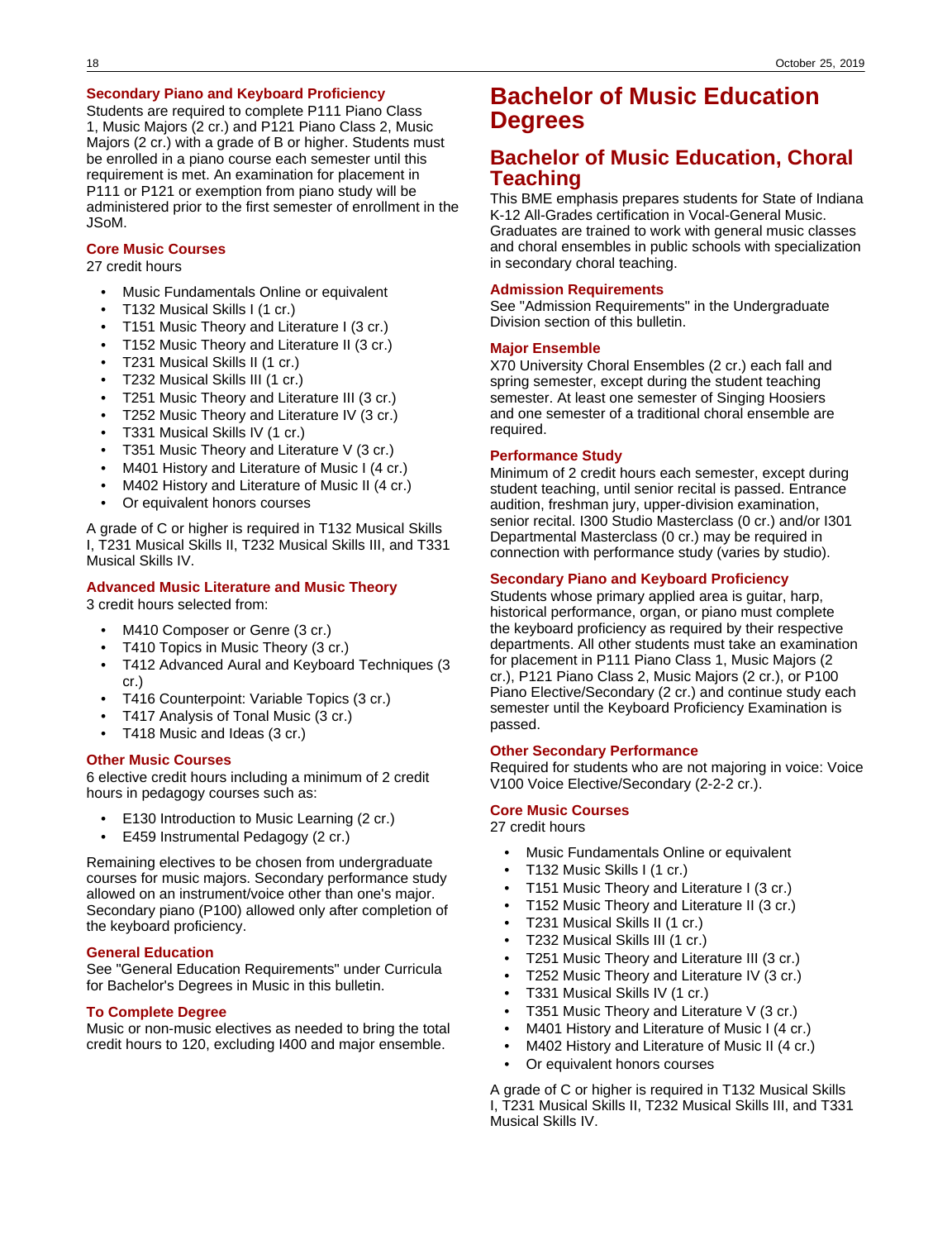### Secondary Piano and Keyboard Proficiency

Students are required to complete P111 Piano Class 1, Music Majors (2 cr.) and P121 Piano Class 2, Music Majors (2 cr.) with a grade of B or higher. Students must be enrolled in a piano course each semester until this requirement is met. An examination for placement in P111 or P121 or exemption from piano study will be administered prior to the first semester of enrollment in the JSoM.

### Core Music Courses

27 credit hours

- Music Fundamentals Online or equivalent
- T132 Musical Skills I (1 cr.)
- T151 Music Theory and Literature I (3 cr.)
- T152 Music Theory and Literature II (3 cr.)
- T231 Musical Skills II (1 cr.)
- T232 Musical Skills III (1 cr.)
- T251 Music Theory and Literature III (3 cr.)
- T252 Music Theory and Literature IV (3 cr.)
- T331 Musical Skills IV (1 cr.)
- T351 Music Theory and Literature V (3 cr.)
- M401 History and Literature of Music I (4 cr.)
- M402 History and Literature of Music II (4 cr.)
- Or equivalent honors courses

A grade of C or higher is required in T132 Musical Skills I, T231 Musical Skills II, T232 Musical Skills III, and T331 Musical Skills IV.

### Advanced Music Literature and Music Theory

3 credit hours selected from:

- M410 Composer or Genre (3 cr.)
- T410 Topics in Music Theory (3 cr.)
- T412 Advanced Aural and Keyboard Techniques (3 cr.)
- T416 Counterpoint: Variable Topics (3 cr.)
- T417 Analysis of Tonal Music (3 cr.)
- T418 Music and Ideas (3 cr.)

### Other Music Courses

6 elective credit hours including a minimum of 2 credit hours in pedagogy courses such as:

- E130 Introduction to Music Learning (2 cr.)
- E459 Instrumental Pedagogy (2 cr.)

Remaining electives to be chosen from undergraduate courses for music majors. Secondary performance study allowed on an instrument/voice other than one's major. Secondary piano (P100) allowed only after completion of the keyboard proficiency.

### General Education

See "General Education Requirements" under Curricula for Bachelor's Degrees in Music in this bulletin.

### To Complete Degree

Music or non-music electives as needed to bring the total credit hours to 120, excluding I400 and major ensemble.

# Bachelor of Music Education Degrees

## Bachelor of Music Education, Choral Teaching

This BME emphasis prepares students for State of Indiana K-12 All-Grades certification in Vocal-General Music. Graduates are trained to work with general music classes and choral ensembles in public schools with specialization in secondary choral teaching.

### Admission Requirements

See "Admission Requirements" in the Undergraduate Division section of this bulletin.

### Major Ensemble

X70 University Choral Ensembles (2 cr.) each fall and spring semester, except during the student teaching semester. At least one semester of Singing Hoosiers and one semester of a traditional choral ensemble are required.

### Performance Study

Minimum of 2 credit hours each semester, except during student teaching, until senior recital is passed. Entrance audition, freshman jury, upper-division examination, senior recital. I300 Studio Masterclass (0 cr.) and/or I301 Departmental Masterclass (0 cr.) may be required in connection with performance study (varies by studio).

### Secondary Piano and Keyboard Proficiency

Students whose primary applied area is guitar, harp, historical performance, organ, or piano must complete the keyboard proficiency as required by their respective departments. All other students must take an examination for placement in P111 Piano Class 1, Music Majors (2 cr.), P121 Piano Class 2, Music Majors (2 cr.), or P100 Piano Elective/Secondary (2 cr.) and continue study each semester until the Keyboard Proficiency Examination is passed.

### Other Secondary Performance

Required for students who are not majoring in voice: Voice V100 Voice Elective/Secondary (2-2-2 cr.).

### Core Music Courses

27 credit hours

- Music Fundamentals Online or equivalent
- T132 Music Skills I (1 cr.)
- T151 Music Theory and Literature I (3 cr.)
- T152 Music Theory and Literature II (3 cr.)
- T231 Musical Skills II (1 cr.)
- T232 Musical Skills III (1 cr.)
- T251 Music Theory and Literature III (3 cr.)
- T252 Music Theory and Literature IV (3 cr.)
- T331 Musical Skills IV (1 cr.)
- T351 Music Theory and Literature V (3 cr.)
- M401 History and Literature of Music I (4 cr.)
- M402 History and Literature of Music II (4 cr.)
- Or equivalent honors courses

A grade of C or higher is required in T132 Musical Skills I, T231 Musical Skills II, T232 Musical Skills III, and T331 Musical Skills IV.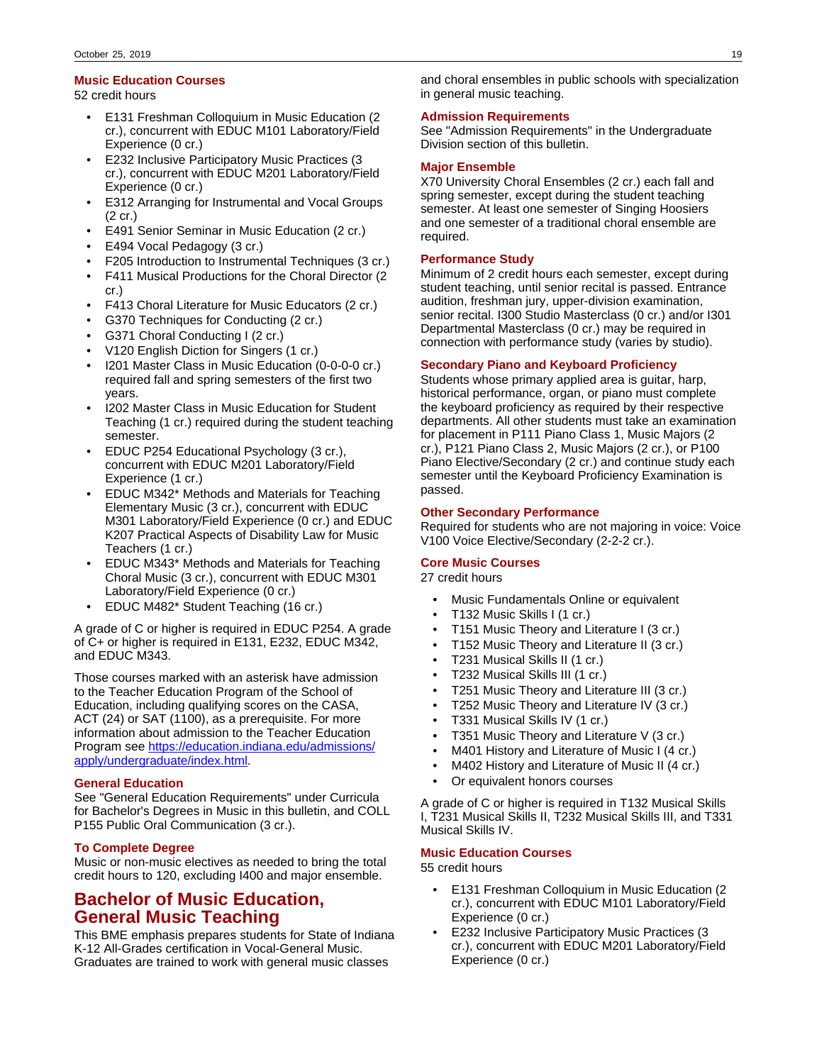### Music Education Courses

52 credit hours

- E131 Freshman Colloquium in Music Education (2 cr.), concurrent with EDUC M101 Laboratory/Field Experience (0 cr.)
- E232 Inclusive Participatory Music Practices (3 cr.), concurrent with EDUC M201 Laboratory/Field Experience (0 cr.)
- E312 Arranging for Instrumental and Vocal Groups (2 cr.)
- E491 Senior Seminar in Music Education (2 cr.)
- E494 Vocal Pedagogy (3 cr.)
- F205 Introduction to Instrumental Techniques (3 cr.)
- F411 Musical Productions for the Choral Director (2 cr.)
- F413 Choral Literature for Music Educators (2 cr.)
- G370 Techniques for Conducting (2 cr.)
- G371 Choral Conducting I (2 cr.)
- V120 English Diction for Singers (1 cr.)
- I201 Master Class in Music Education (0-0-0-0 cr.) required fall and spring semesters of the first two years.
- I202 Master Class in Music Education for Student Teaching (1 cr.) required during the student teaching semester.
- EDUC P254 Educational Psychology (3 cr.), concurrent with EDUC M201 Laboratory/Field Experience (1 cr.)
- EDUC M342* Methods and Materials for Teaching Elementary Music (3 cr.), concurrent with EDUC M301 Laboratory/Field Experience (0 cr.) and EDUC K207 Practical Aspects of Disability Law for Music Teachers (1 cr.)
- EDUC M343* Methods and Materials for Teaching Choral Music (3 cr.), concurrent with EDUC M301 Laboratory/Field Experience (0 cr.)
- EDUC M482* Student Teaching (16 cr.)

A grade of C or higher is required in EDUC P254. A grade of C+ or higher is required in E131, E232, EDUC M342, and EDUC M343.

Those courses marked with an asterisk have admission to the Teacher Education Program of the School of Education, including qualifying scores on the CASA, ACT (24) or SAT (1100), as a prerequisite. For more information about admission to the Teacher Education Program see [https://education.indiana.edu/admissions/apply/undergraduate/index.html](https://education.indiana.edu/admissions/apply/undergraduate/index.html).

### General Education

See "General Education Requirements" under Curricula for Bachelor's Degrees in Music in this bulletin, and COLL P155 Public Oral Communication (3 cr.).

### To Complete Degree

Music or non-music electives as needed to bring the total credit hours to 120, excluding I400 and major ensemble.

## Bachelor of Music Education, General Music Teaching

This BME emphasis prepares students for State of Indiana K-12 All-Grades certification in Vocal-General Music. Graduates are trained to work with general music classes and choral ensembles in public schools with specialization in general music teaching.

### Admission Requirements

See "Admission Requirements" in the Undergraduate Division section of this bulletin.

### Major Ensemble

X70 University Choral Ensembles (2 cr.) each fall and spring semester, except during the student teaching semester. At least one semester of Singing Hoosiers and one semester of a traditional choral ensemble are required.

### Performance Study

Minimum of 2 credit hours each semester, except during student teaching, until senior recital is passed. Entrance audition, freshman jury, upper-division examination, senior recital. I300 Studio Masterclass (0 cr.) and/or I301 Departmental Masterclass (0 cr.) may be required in connection with performance study (varies by studio).

### Secondary Piano and Keyboard Proficiency

Students whose primary applied area is guitar, harp, historical performance, organ, or piano must complete the keyboard proficiency as required by their respective departments. All other students must take an examination for placement in P111 Piano Class 1, Music Majors (2 cr.), P121 Piano Class 2, Music Majors (2 cr.), or P100 Piano Elective/Secondary (2 cr.) and continue study each semester until the Keyboard Proficiency Examination is passed.

### Other Secondary Performance

Required for students who are not majoring in voice: Voice V100 Voice Elective/Secondary (2-2-2 cr.).

### Core Music Courses

27 credit hours

- Music Fundamentals Online or equivalent
- T132 Music Skills I (1 cr.)
- T151 Music Theory and Literature I (3 cr.)
- T152 Music Theory and Literature II (3 cr.)
- T231 Musical Skills II (1 cr.)
- T232 Musical Skills III (1 cr.)
- T251 Music Theory and Literature III (3 cr.)
- T252 Music Theory and Literature IV (3 cr.)
- T331 Musical Skills IV (1 cr.)
- T351 Music Theory and Literature V (3 cr.)
- M401 History and Literature of Music I (4 cr.)
- M402 History and Literature of Music II (4 cr.)
- Or equivalent honors courses

A grade of C or higher is required in T132 Musical Skills I, T231 Musical Skills II, T232 Musical Skills III, and T331 Musical Skills IV.

### Music Education Courses

55 credit hours

- E131 Freshman Colloquium in Music Education (2 cr.), concurrent with EDUC M101 Laboratory/Field Experience (0 cr.)
- E232 Inclusive Participatory Music Practices (3 cr.), concurrent with EDUC M201 Laboratory/Field Experience (0 cr.)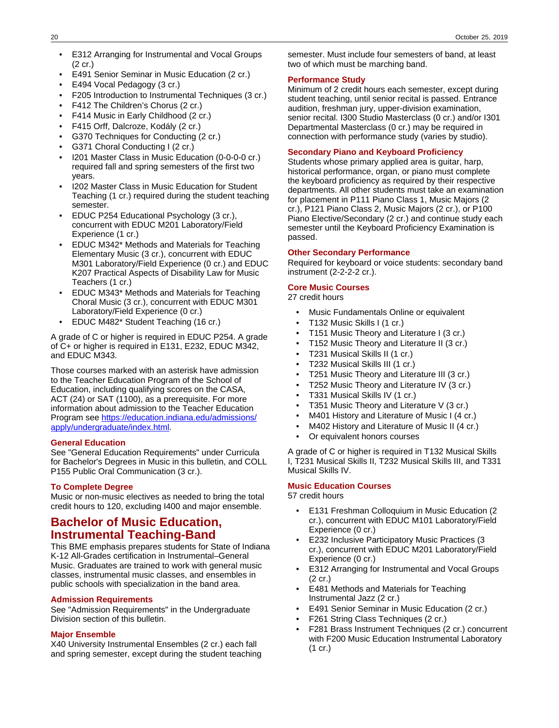- E312 Arranging for Instrumental and Vocal Groups (2 cr.)
- E491 Senior Seminar in Music Education (2 cr.)
- E494 Vocal Pedagogy (3 cr.)
- F205 Introduction to Instrumental Techniques (3 cr.)
- F412 The Children's Chorus (2 cr.)
- F414 Music in Early Childhood (2 cr.)
- F415 Orff, Dalcroze, Kodály (2 cr.)
- G370 Techniques for Conducting (2 cr.)
- G371 Choral Conducting I (2 cr.)
- I201 Master Class in Music Education (0-0-0-0 cr.) required fall and spring semesters of the first two years.
- I202 Master Class in Music Education for Student Teaching (1 cr.) required during the student teaching semester.
- EDUC P254 Educational Psychology (3 cr.), concurrent with EDUC M201 Laboratory/Field Experience (1 cr.)
- EDUC M342* Methods and Materials for Teaching Elementary Music (3 cr.), concurrent with EDUC M301 Laboratory/Field Experience (0 cr.) and EDUC K207 Practical Aspects of Disability Law for Music Teachers (1 cr.)
- EDUC M343* Methods and Materials for Teaching Choral Music (3 cr.), concurrent with EDUC M301 Laboratory/Field Experience (0 cr.)
- EDUC M482* Student Teaching (16 cr.)

A grade of C or higher is required in EDUC P254. A grade of C+ or higher is required in E131, E232, EDUC M342, and EDUC M343.

Those courses marked with an asterisk have admission to the Teacher Education Program of the School of Education, including qualifying scores on the CASA, ACT (24) or SAT (1100), as a prerequisite. For more information about admission to the Teacher Education Program see [https://education.indiana.edu/admissions/apply/undergraduate/index.html](https://education.indiana.edu/admissions/apply/undergraduate/index.html).

### General Education

See "General Education Requirements" under Curricula for Bachelor's Degrees in Music in this bulletin, and COLL P155 Public Oral Communication (3 cr.).

### To Complete Degree

Music or non-music electives as needed to bring the total credit hours to 120, excluding I400 and major ensemble.

## Bachelor of Music Education, Instrumental Teaching-Band

This BME emphasis prepares students for State of Indiana K-12 All-Grades certification in Instrumental–General Music. Graduates are trained to work with general music classes, instrumental music classes, and ensembles in public schools with specialization in the band area.

### Admission Requirements

See "Admission Requirements" in the Undergraduate Division section of this bulletin.

### Major Ensemble

X40 University Instrumental Ensembles (2 cr.) each fall and spring semester, except during the student teaching semester. Must include four semesters of band, at least two of which must be marching band.

### Performance Study

Minimum of 2 credit hours each semester, except during student teaching, until senior recital is passed. Entrance audition, freshman jury, upper-division examination, senior recital. I300 Studio Masterclass (0 cr.) and/or I301 Departmental Masterclass (0 cr.) may be required in connection with performance study (varies by studio).

### Secondary Piano and Keyboard Proficiency

Students whose primary applied area is guitar, harp, historical performance, organ, or piano must complete the keyboard proficiency as required by their respective departments. All other students must take an examination for placement in P111 Piano Class 1, Music Majors (2 cr.), P121 Piano Class 2, Music Majors (2 cr.), or P100 Piano Elective/Secondary (2 cr.) and continue study each semester until the Keyboard Proficiency Examination is passed.

### Other Secondary Performance

Required for keyboard or voice students: secondary band instrument (2-2-2-2 cr.).

### Core Music Courses

27 credit hours

- Music Fundamentals Online or equivalent
- T132 Music Skills I (1 cr.)
- T151 Music Theory and Literature I (3 cr.)
- T152 Music Theory and Literature II (3 cr.)
- T231 Musical Skills II (1 cr.)
- T232 Musical Skills III (1 cr.)
- T251 Music Theory and Literature III (3 cr.)
- T252 Music Theory and Literature IV (3 cr.)
- T331 Musical Skills IV (1 cr.)
- T351 Music Theory and Literature V (3 cr.)
- M401 History and Literature of Music I (4 cr.)
- M402 History and Literature of Music II (4 cr.)
- Or equivalent honors courses

A grade of C or higher is required in T132 Musical Skills I, T231 Musical Skills II, T232 Musical Skills III, and T331 Musical Skills IV.

### Music Education Courses

57 credit hours

- E131 Freshman Colloquium in Music Education (2 cr.), concurrent with EDUC M101 Laboratory/Field Experience (0 cr.)
- E232 Inclusive Participatory Music Practices (3 cr.), concurrent with EDUC M201 Laboratory/Field Experience (0 cr.)
- E312 Arranging for Instrumental and Vocal Groups (2 cr.)
- E481 Methods and Materials for Teaching Instrumental Jazz (2 cr.)
- E491 Senior Seminar in Music Education (2 cr.)
- F261 String Class Techniques (2 cr.)
- F281 Brass Instrument Techniques (2 cr.) concurrent with F200 Music Education Instrumental Laboratory (1 cr.)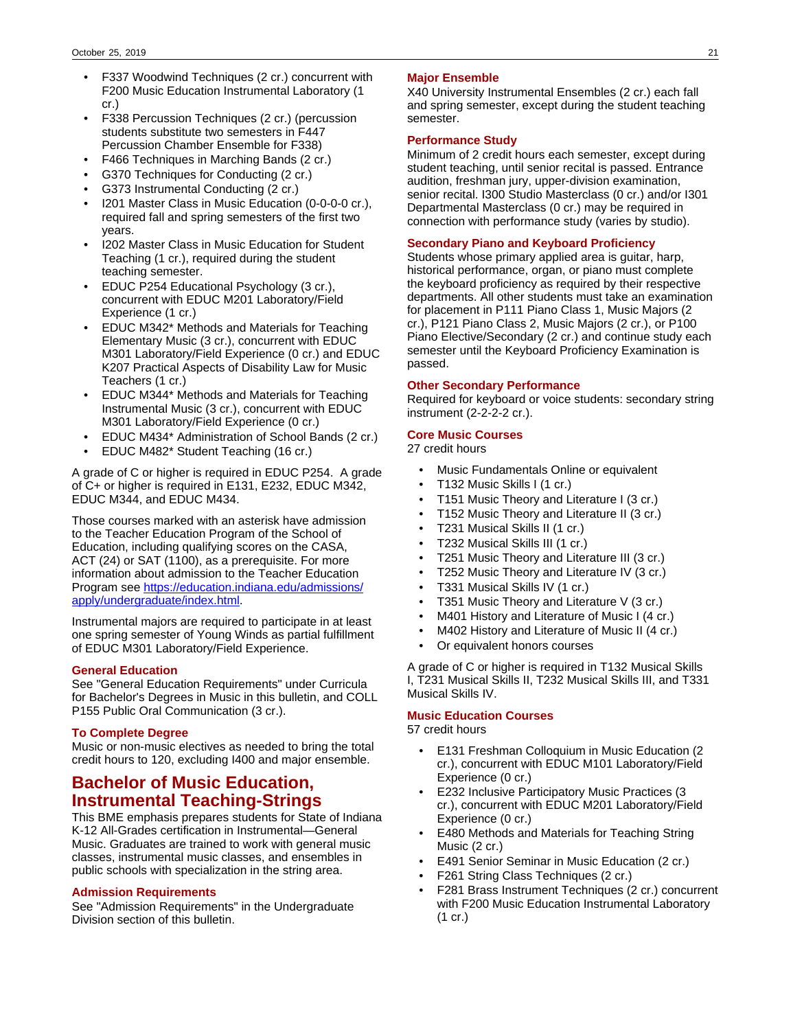- F337 Woodwind Techniques (2 cr.) concurrent with F200 Music Education Instrumental Laboratory (1 cr.)
- F338 Percussion Techniques (2 cr.) (percussion students substitute two semesters in F447 Percussion Chamber Ensemble for F338)
- F466 Techniques in Marching Bands (2 cr.)
- G370 Techniques for Conducting (2 cr.)
- G373 Instrumental Conducting (2 cr.)
- I201 Master Class in Music Education (0-0-0-0 cr.), required fall and spring semesters of the first two years.
- I202 Master Class in Music Education for Student Teaching (1 cr.), required during the student teaching semester.
- EDUC P254 Educational Psychology (3 cr.), concurrent with EDUC M201 Laboratory/Field Experience (1 cr.)
- EDUC M342* Methods and Materials for Teaching Elementary Music (3 cr.), concurrent with EDUC M301 Laboratory/Field Experience (0 cr.) and EDUC K207 Practical Aspects of Disability Law for Music Teachers (1 cr.)
- EDUC M344* Methods and Materials for Teaching Instrumental Music (3 cr.), concurrent with EDUC M301 Laboratory/Field Experience (0 cr.)
- EDUC M434* Administration of School Bands (2 cr.)
- EDUC M482* Student Teaching (16 cr.)

A grade of C or higher is required in EDUC P254. A grade of C+ or higher is required in E131, E232, EDUC M342, EDUC M344, and EDUC M434.

Those courses marked with an asterisk have admission to the Teacher Education Program of the School of Education, including qualifying scores on the CASA, ACT (24) or SAT (1100), as a prerequisite. For more information about admission to the Teacher Education Program see [https://education.indiana.edu/admissions/apply/undergraduate/index.html](https://education.indiana.edu/admissions/apply/undergraduate/index.html).

Instrumental majors are required to participate in at least one spring semester of Young Winds as partial fulfillment of EDUC M301 Laboratory/Field Experience.

### General Education

See "General Education Requirements" under Curricula for Bachelor's Degrees in Music in this bulletin, and COLL P155 Public Oral Communication (3 cr.).

### To Complete Degree

Music or non-music electives as needed to bring the total credit hours to 120, excluding I400 and major ensemble.

## Bachelor of Music Education, Instrumental Teaching-Strings

This BME emphasis prepares students for State of Indiana K-12 All-Grades certification in Instrumental—General Music. Graduates are trained to work with general music classes, instrumental music classes, and ensembles in public schools with specialization in the string area.

### Admission Requirements

See "Admission Requirements" in the Undergraduate Division section of this bulletin.

### Major Ensemble

X40 University Instrumental Ensembles (2 cr.) each fall and spring semester, except during the student teaching semester.

### Performance Study

Minimum of 2 credit hours each semester, except during student teaching, until senior recital is passed. Entrance audition, freshman jury, upper-division examination, senior recital. I300 Studio Masterclass (0 cr.) and/or I301 Departmental Masterclass (0 cr.) may be required in connection with performance study (varies by studio).

### Secondary Piano and Keyboard Proficiency

Students whose primary applied area is guitar, harp, historical performance, organ, or piano must complete the keyboard proficiency as required by their respective departments. All other students must take an examination for placement in P111 Piano Class 1, Music Majors (2 cr.), P121 Piano Class 2, Music Majors (2 cr.), or P100 Piano Elective/Secondary (2 cr.) and continue study each semester until the Keyboard Proficiency Examination is passed.

### Other Secondary Performance

Required for keyboard or voice students: secondary string instrument (2-2-2-2 cr.).

### Core Music Courses

27 credit hours

- Music Fundamentals Online or equivalent
- T132 Music Skills I (1 cr.)
- T151 Music Theory and Literature I (3 cr.)
- T152 Music Theory and Literature II (3 cr.)
- T231 Musical Skills II (1 cr.)
- T232 Musical Skills III (1 cr.)
- T251 Music Theory and Literature III (3 cr.)
- T252 Music Theory and Literature IV (3 cr.)
- T331 Musical Skills IV (1 cr.)
- T351 Music Theory and Literature V (3 cr.)
- M401 History and Literature of Music I (4 cr.)
- M402 History and Literature of Music II (4 cr.)
- Or equivalent honors courses

A grade of C or higher is required in T132 Musical Skills I, T231 Musical Skills II, T232 Musical Skills III, and T331 Musical Skills IV.

### Music Education Courses

57 credit hours

- E131 Freshman Colloquium in Music Education (2 cr.), concurrent with EDUC M101 Laboratory/Field Experience (0 cr.)
- E232 Inclusive Participatory Music Practices (3 cr.), concurrent with EDUC M201 Laboratory/Field Experience (0 cr.)
- E480 Methods and Materials for Teaching String Music (2 cr.)
- E491 Senior Seminar in Music Education (2 cr.)
- F261 String Class Techniques (2 cr.)
- F281 Brass Instrument Techniques (2 cr.) concurrent with F200 Music Education Instrumental Laboratory (1 cr.)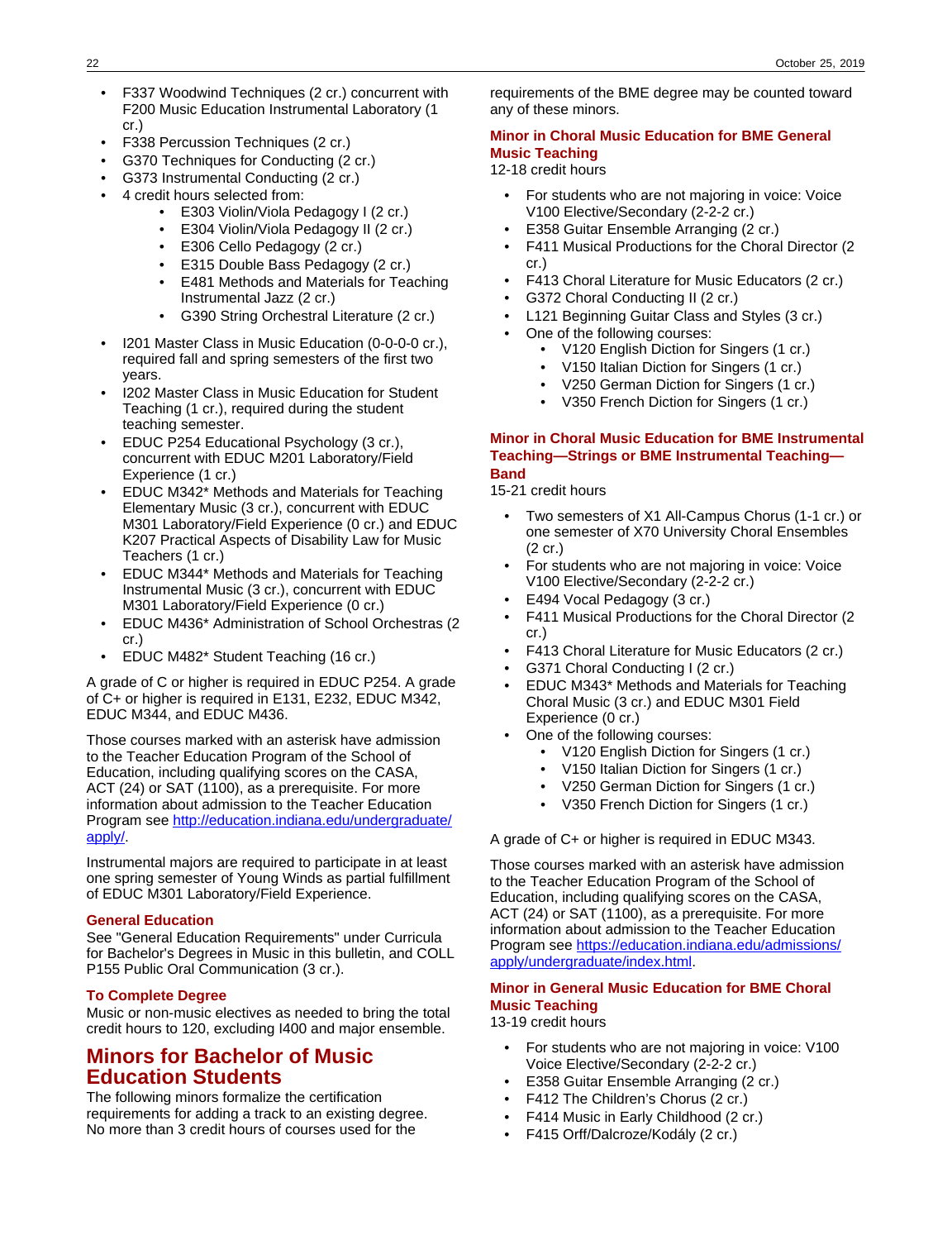- F337 Woodwind Techniques (2 cr.) concurrent with F200 Music Education Instrumental Laboratory (1 cr.)
- F338 Percussion Techniques (2 cr.)
- G370 Techniques for Conducting (2 cr.)
- G373 Instrumental Conducting (2 cr.)
- 4 credit hours selected from:
  - E303 Violin/Viola Pedagogy I (2 cr.)
  - E304 Violin/Viola Pedagogy II (2 cr.)
  - E306 Cello Pedagogy (2 cr.)
  - E315 Double Bass Pedagogy (2 cr.)
  - E481 Methods and Materials for Teaching Instrumental Jazz (2 cr.)
  - G390 String Orchestral Literature (2 cr.)
- I201 Master Class in Music Education (0-0-0-0 cr.), required fall and spring semesters of the first two years.
- I202 Master Class in Music Education for Student Teaching (1 cr.), required during the student teaching semester.
- EDUC P254 Educational Psychology (3 cr.), concurrent with EDUC M201 Laboratory/Field Experience (1 cr.)
- EDUC M342* Methods and Materials for Teaching Elementary Music (3 cr.), concurrent with EDUC M301 Laboratory/Field Experience (0 cr.) and EDUC K207 Practical Aspects of Disability Law for Music Teachers (1 cr.)
- EDUC M344* Methods and Materials for Teaching Instrumental Music (3 cr.), concurrent with EDUC M301 Laboratory/Field Experience (0 cr.)
- EDUC M436* Administration of School Orchestras (2 cr.)
- EDUC M482* Student Teaching (16 cr.)

A grade of C or higher is required in EDUC P254. A grade of C+ or higher is required in E131, E232, EDUC M342, EDUC M344, and EDUC M436.

Those courses marked with an asterisk have admission to the Teacher Education Program of the School of Education, including qualifying scores on the CASA, ACT (24) or SAT (1100), as a prerequisite. For more information about admission to the Teacher Education Program see http://education.indiana.edu/undergraduate/apply/.

Instrumental majors are required to participate in at least one spring semester of Young Winds as partial fulfillment of EDUC M301 Laboratory/Field Experience.

### General Education

See "General Education Requirements" under Curricula for Bachelor's Degrees in Music in this bulletin, and COLL P155 Public Oral Communication (3 cr.).

### To Complete Degree

Music or non-music electives as needed to bring the total credit hours to 120, excluding I400 and major ensemble.

## Minors for Bachelor of Music Education Students

The following minors formalize the certification requirements for adding a track to an existing degree. No more than 3 credit hours of courses used for the requirements of the BME degree may be counted toward any of these minors.

### Minor in Choral Music Education for BME General Music Teaching

12-18 credit hours

- For students who are not majoring in voice: Voice V100 Elective/Secondary (2-2-2 cr.)
- E358 Guitar Ensemble Arranging (2 cr.)
- F411 Musical Productions for the Choral Director (2 cr.)
- F413 Choral Literature for Music Educators (2 cr.)
- G372 Choral Conducting II (2 cr.)
- L121 Beginning Guitar Class and Styles (3 cr.)
- One of the following courses:
  - V120 English Diction for Singers (1 cr.)
  - V150 Italian Diction for Singers (1 cr.)
  - V250 German Diction for Singers (1 cr.)
  - V350 French Diction for Singers (1 cr.)

### Minor in Choral Music Education for BME Instrumental Teaching—Strings or BME Instrumental Teaching—Band

15-21 credit hours

- Two semesters of X1 All-Campus Chorus (1-1 cr.) or one semester of X70 University Choral Ensembles (2 cr.)
- For students who are not majoring in voice: Voice V100 Elective/Secondary (2-2-2 cr.)
- E494 Vocal Pedagogy (3 cr.)
- F411 Musical Productions for the Choral Director (2 cr.)
- F413 Choral Literature for Music Educators (2 cr.)
- G371 Choral Conducting I (2 cr.)
- EDUC M343* Methods and Materials for Teaching Choral Music (3 cr.) and EDUC M301 Field Experience (0 cr.)
- One of the following courses:
  - V120 English Diction for Singers (1 cr.)
  - V150 Italian Diction for Singers (1 cr.)
  - V250 German Diction for Singers (1 cr.)
  - V350 French Diction for Singers (1 cr.)

A grade of C+ or higher is required in EDUC M343.

Those courses marked with an asterisk have admission to the Teacher Education Program of the School of Education, including qualifying scores on the CASA, ACT (24) or SAT (1100), as a prerequisite. For more information about admission to the Teacher Education Program see https://education.indiana.edu/admissions/apply/undergraduate/index.html.

### Minor in General Music Education for BME Choral Music Teaching

13-19 credit hours

- For students who are not majoring in voice: V100 Voice Elective/Secondary (2-2-2 cr.)
- E358 Guitar Ensemble Arranging (2 cr.)
- F412 The Children's Chorus (2 cr.)
- F414 Music in Early Childhood (2 cr.)
- F415 Orff/Dalcroze/Kodály (2 cr.)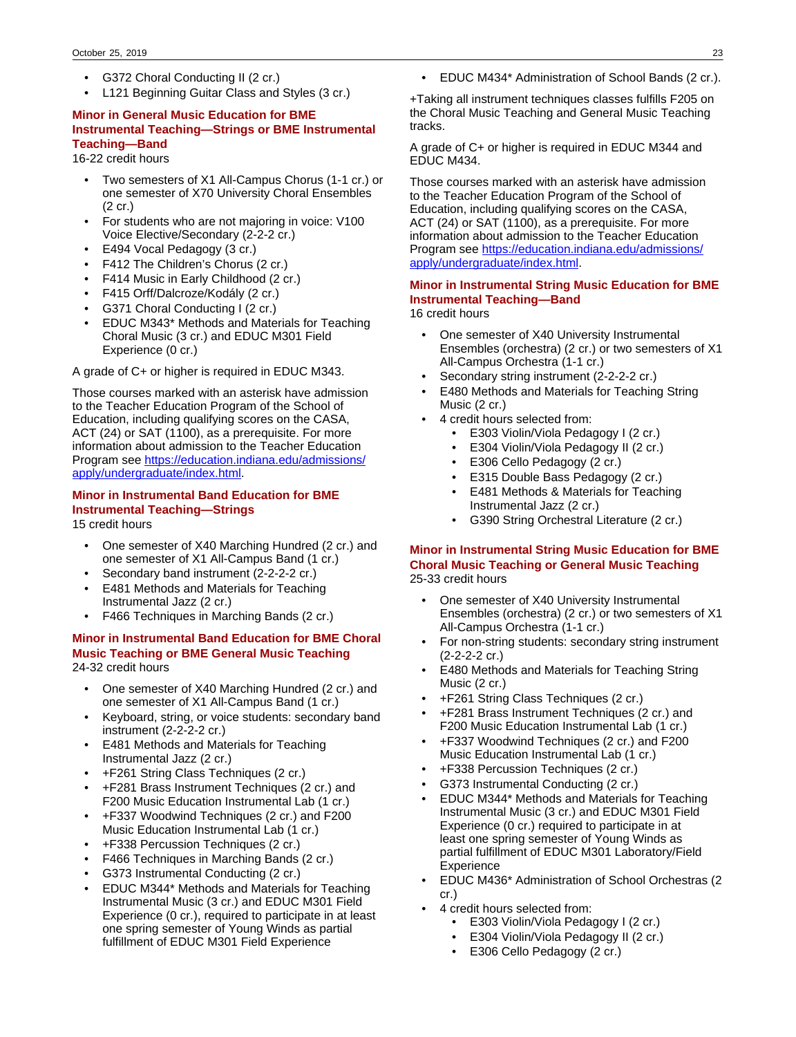- G372 Choral Conducting II (2 cr.)
- L121 Beginning Guitar Class and Styles (3 cr.)

### Minor in General Music Education for BME Instrumental Teaching—Strings or BME Instrumental Teaching—Band

16-22 credit hours

- Two semesters of X1 All-Campus Chorus (1-1 cr.) or one semester of X70 University Choral Ensembles (2 cr.)
- For students who are not majoring in voice: V100 Voice Elective/Secondary (2-2-2 cr.)
- E494 Vocal Pedagogy (3 cr.)
- F412 The Children's Chorus (2 cr.)
- F414 Music in Early Childhood (2 cr.)
- F415 Orff/Dalcroze/Kodály (2 cr.)
- G371 Choral Conducting I (2 cr.)
- EDUC M343* Methods and Materials for Teaching Choral Music (3 cr.) and EDUC M301 Field Experience (0 cr.)

A grade of C+ or higher is required in EDUC M343.

Those courses marked with an asterisk have admission to the Teacher Education Program of the School of Education, including qualifying scores on the CASA, ACT (24) or SAT (1100), as a prerequisite. For more information about admission to the Teacher Education Program see https://education.indiana.edu/admissions/apply/undergraduate/index.html.

### Minor in Instrumental Band Education for BME Instrumental Teaching—Strings

15 credit hours

- One semester of X40 Marching Hundred (2 cr.) and one semester of X1 All-Campus Band (1 cr.)
- Secondary band instrument (2-2-2-2 cr.)
- E481 Methods and Materials for Teaching Instrumental Jazz (2 cr.)
- F466 Techniques in Marching Bands (2 cr.)

### Minor in Instrumental Band Education for BME Choral Music Teaching or BME General Music Teaching

24-32 credit hours

- One semester of X40 Marching Hundred (2 cr.) and one semester of X1 All-Campus Band (1 cr.)
- Keyboard, string, or voice students: secondary band instrument (2-2-2-2 cr.)
- E481 Methods and Materials for Teaching Instrumental Jazz (2 cr.)
- +F261 String Class Techniques (2 cr.)
- +F281 Brass Instrument Techniques (2 cr.) and F200 Music Education Instrumental Lab (1 cr.)
- +F337 Woodwind Techniques (2 cr.) and F200 Music Education Instrumental Lab (1 cr.)
- +F338 Percussion Techniques (2 cr.)
- F466 Techniques in Marching Bands (2 cr.)
- G373 Instrumental Conducting (2 cr.)
- EDUC M344* Methods and Materials for Teaching Instrumental Music (3 cr.) and EDUC M301 Field Experience (0 cr.), required to participate in at least one spring semester of Young Winds as partial fulfillment of EDUC M301 Field Experience
- EDUC M434* Administration of School Bands (2 cr.).

+Taking all instrument techniques classes fulfills F205 on the Choral Music Teaching and General Music Teaching tracks.

A grade of C+ or higher is required in EDUC M344 and EDUC M434.

Those courses marked with an asterisk have admission to the Teacher Education Program of the School of Education, including qualifying scores on the CASA, ACT (24) or SAT (1100), as a prerequisite. For more information about admission to the Teacher Education Program see https://education.indiana.edu/admissions/apply/undergraduate/index.html.

### Minor in Instrumental String Music Education for BME Instrumental Teaching—Band

16 credit hours

- One semester of X40 University Instrumental Ensembles (orchestra) (2 cr.) or two semesters of X1 All-Campus Orchestra (1-1 cr.)
- Secondary string instrument (2-2-2-2 cr.)
- E480 Methods and Materials for Teaching String Music (2 cr.)
- 4 credit hours selected from:
    - E303 Violin/Viola Pedagogy I (2 cr.)
    - E304 Violin/Viola Pedagogy II (2 cr.)
    - E306 Cello Pedagogy (2 cr.)
    - E315 Double Bass Pedagogy (2 cr.)
    - E481 Methods & Materials for Teaching Instrumental Jazz (2 cr.)
    - G390 String Orchestral Literature (2 cr.)

### Minor in Instrumental String Music Education for BME Choral Music Teaching or General Music Teaching

25-33 credit hours

- One semester of X40 University Instrumental Ensembles (orchestra) (2 cr.) or two semesters of X1 All-Campus Orchestra (1-1 cr.)
- For non-string students: secondary string instrument (2-2-2-2 cr.)
- E480 Methods and Materials for Teaching String Music (2 cr.)
- +F261 String Class Techniques (2 cr.)
- +F281 Brass Instrument Techniques (2 cr.) and F200 Music Education Instrumental Lab (1 cr.)
- +F337 Woodwind Techniques (2 cr.) and F200 Music Education Instrumental Lab (1 cr.)
- +F338 Percussion Techniques (2 cr.)
- G373 Instrumental Conducting (2 cr.)
- EDUC M344* Methods and Materials for Teaching Instrumental Music (3 cr.) and EDUC M301 Field Experience (0 cr.) required to participate in at least one spring semester of Young Winds as partial fulfillment of EDUC M301 Laboratory/Field Experience
- EDUC M436* Administration of School Orchestras (2 cr.)
- 4 credit hours selected from:
    - E303 Violin/Viola Pedagogy I (2 cr.)
    - E304 Violin/Viola Pedagogy II (2 cr.)
    - E306 Cello Pedagogy (2 cr.)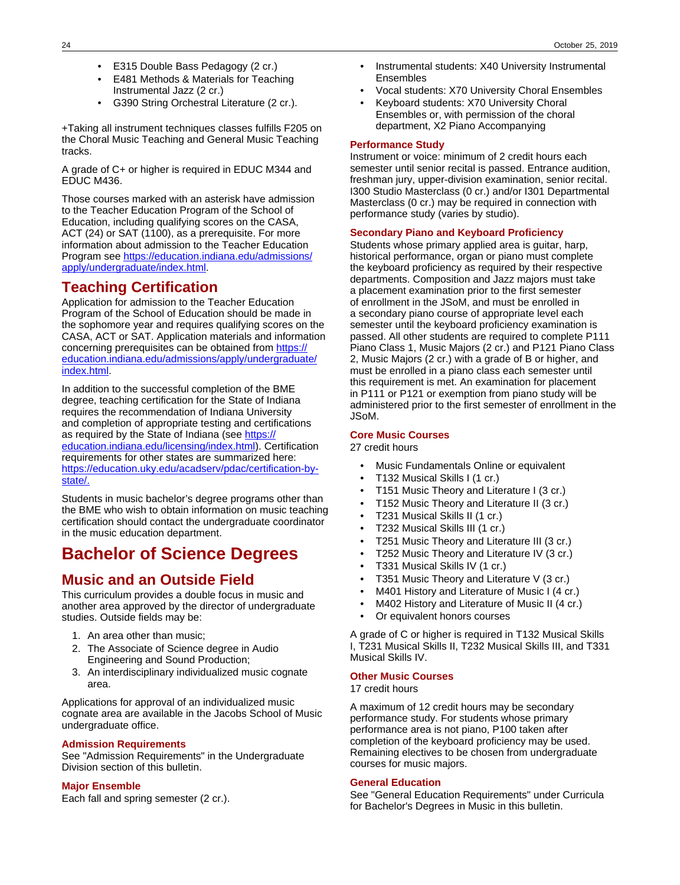- E315 Double Bass Pedagogy (2 cr.)
- E481 Methods & Materials for Teaching Instrumental Jazz (2 cr.)
- G390 String Orchestral Literature (2 cr.).

+Taking all instrument techniques classes fulfills F205 on the Choral Music Teaching and General Music Teaching tracks.

A grade of C+ or higher is required in EDUC M344 and EDUC M436.

Those courses marked with an asterisk have admission to the Teacher Education Program of the School of Education, including qualifying scores on the CASA, ACT (24) or SAT (1100), as a prerequisite. For more information about admission to the Teacher Education Program see https://education.indiana.edu/admissions/apply/undergraduate/index.html.

## Teaching Certification

Application for admission to the Teacher Education Program of the School of Education should be made in the sophomore year and requires qualifying scores on the CASA, ACT or SAT. Application materials and information concerning prerequisites can be obtained from https://education.indiana.edu/admissions/apply/undergraduate/index.html.

In addition to the successful completion of the BME degree, teaching certification for the State of Indiana requires the recommendation of Indiana University and completion of appropriate testing and certifications as required by the State of Indiana (see https://education.indiana.edu/licensing/index.html). Certification requirements for other states are summarized here: https://education.uky.edu/acadserv/pdac/certification-by-state/.

Students in music bachelor's degree programs other than the BME who wish to obtain information on music teaching certification should contact the undergraduate coordinator in the music education department.

# Bachelor of Science Degrees

## Music and an Outside Field

This curriculum provides a double focus in music and another area approved by the director of undergraduate studies. Outside fields may be:

1. An area other than music;
2. The Associate of Science degree in Audio Engineering and Sound Production;
3. An interdisciplinary individualized music cognate area.

Applications for approval of an individualized music cognate area are available in the Jacobs School of Music undergraduate office.

### Admission Requirements

See "Admission Requirements" in the Undergraduate Division section of this bulletin.

### Major Ensemble

Each fall and spring semester (2 cr.).

- Instrumental students: X40 University Instrumental Ensembles
- Vocal students: X70 University Choral Ensembles
- Keyboard students: X70 University Choral Ensembles or, with permission of the choral department, X2 Piano Accompanying

### Performance Study

Instrument or voice: minimum of 2 credit hours each semester until senior recital is passed. Entrance audition, freshman jury, upper-division examination, senior recital. I300 Studio Masterclass (0 cr.) and/or I301 Departmental Masterclass (0 cr.) may be required in connection with performance study (varies by studio).

### Secondary Piano and Keyboard Proficiency

Students whose primary applied area is guitar, harp, historical performance, organ or piano must complete the keyboard proficiency as required by their respective departments. Composition and Jazz majors must take a placement examination prior to the first semester of enrollment in the JSoM, and must be enrolled in a secondary piano course of appropriate level each semester until the keyboard proficiency examination is passed. All other students are required to complete P111 Piano Class 1, Music Majors (2 cr.) and P121 Piano Class 2, Music Majors (2 cr.) with a grade of B or higher, and must be enrolled in a piano class each semester until this requirement is met. An examination for placement in P111 or P121 or exemption from piano study will be administered prior to the first semester of enrollment in the JSoM.

### Core Music Courses

27 credit hours

- Music Fundamentals Online or equivalent
- T132 Musical Skills I (1 cr.)
- T151 Music Theory and Literature I (3 cr.)
- T152 Music Theory and Literature II (3 cr.)
- T231 Musical Skills II (1 cr.)
- T232 Musical Skills III (1 cr.)
- T251 Music Theory and Literature III (3 cr.)
- T252 Music Theory and Literature IV (3 cr.)
- T331 Musical Skills IV (1 cr.)
- T351 Music Theory and Literature V (3 cr.)
- M401 History and Literature of Music I (4 cr.)
- M402 History and Literature of Music II (4 cr.)
- Or equivalent honors courses

A grade of C or higher is required in T132 Musical Skills I, T231 Musical Skills II, T232 Musical Skills III, and T331 Musical Skills IV.

### Other Music Courses

17 credit hours

A maximum of 12 credit hours may be secondary performance study. For students whose primary performance area is not piano, P100 taken after completion of the keyboard proficiency may be used. Remaining electives to be chosen from undergraduate courses for music majors.

### General Education

See "General Education Requirements" under Curricula for Bachelor's Degrees in Music in this bulletin.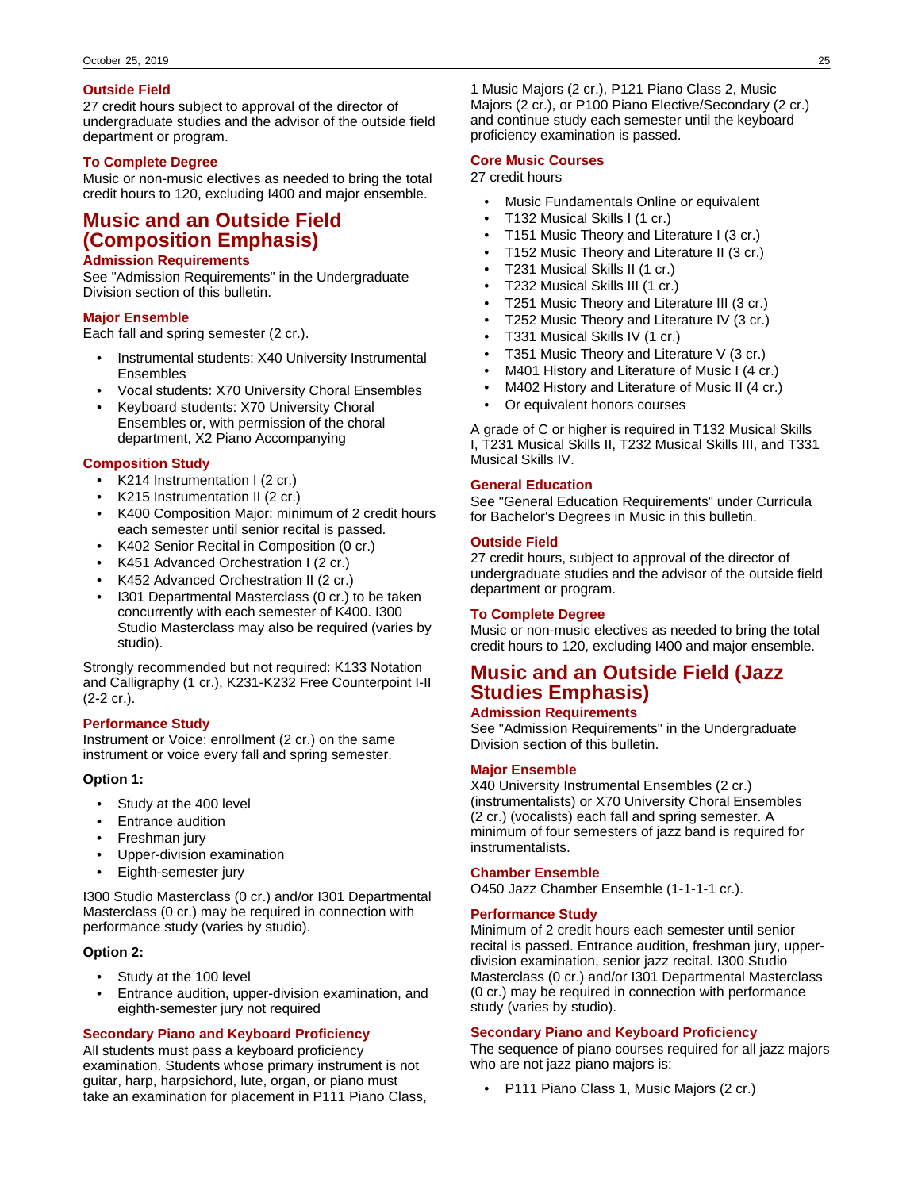### Outside Field

27 credit hours subject to approval of the director of undergraduate studies and the advisor of the outside field department or program.

### To Complete Degree

Music or non-music electives as needed to bring the total credit hours to 120, excluding I400 and major ensemble.

## Music and an Outside Field (Composition Emphasis)

### Admission Requirements

See "Admission Requirements" in the Undergraduate Division section of this bulletin.

### Major Ensemble

Each fall and spring semester (2 cr.).

- Instrumental students: X40 University Instrumental Ensembles
- Vocal students: X70 University Choral Ensembles
- Keyboard students: X70 University Choral Ensembles or, with permission of the choral department, X2 Piano Accompanying

### Composition Study

- K214 Instrumentation I (2 cr.)
- K215 Instrumentation II (2 cr.)
- K400 Composition Major: minimum of 2 credit hours each semester until senior recital is passed.
- K402 Senior Recital in Composition (0 cr.)
- K451 Advanced Orchestration I (2 cr.)
- K452 Advanced Orchestration II (2 cr.)
- I301 Departmental Masterclass (0 cr.) to be taken concurrently with each semester of K400. I300 Studio Masterclass may also be required (varies by studio).

Strongly recommended but not required: K133 Notation and Calligraphy (1 cr.), K231-K232 Free Counterpoint I-II (2-2 cr.).

### Performance Study

Instrument or Voice: enrollment (2 cr.) on the same instrument or voice every fall and spring semester.

**Option 1:**

- Study at the 400 level
- Entrance audition
- Freshman jury
- Upper-division examination
- Eighth-semester jury

I300 Studio Masterclass (0 cr.) and/or I301 Departmental Masterclass (0 cr.) may be required in connection with performance study (varies by studio).

**Option 2:**

- Study at the 100 level
- Entrance audition, upper-division examination, and eighth-semester jury not required

### Secondary Piano and Keyboard Proficiency

All students must pass a keyboard proficiency examination. Students whose primary instrument is not guitar, harp, harpsichord, lute, organ, or piano must take an examination for placement in P111 Piano Class, 1 Music Majors (2 cr.), P121 Piano Class 2, Music Majors (2 cr.), or P100 Piano Elective/Secondary (2 cr.) and continue study each semester until the keyboard proficiency examination is passed.

### Core Music Courses

27 credit hours

- Music Fundamentals Online or equivalent
- T132 Musical Skills I (1 cr.)
- T151 Music Theory and Literature I (3 cr.)
- T152 Music Theory and Literature II (3 cr.)
- T231 Musical Skills II (1 cr.)
- T232 Musical Skills III (1 cr.)
- T251 Music Theory and Literature III (3 cr.)
- T252 Music Theory and Literature IV (3 cr.)
- T331 Musical Skills IV (1 cr.)
- T351 Music Theory and Literature V (3 cr.)
- M401 History and Literature of Music I (4 cr.)
- M402 History and Literature of Music II (4 cr.)
- Or equivalent honors courses

A grade of C or higher is required in T132 Musical Skills I, T231 Musical Skills II, T232 Musical Skills III, and T331 Musical Skills IV.

### General Education

See "General Education Requirements" under Curricula for Bachelor's Degrees in Music in this bulletin.

### Outside Field

27 credit hours, subject to approval of the director of undergraduate studies and the advisor of the outside field department or program.

### To Complete Degree

Music or non-music electives as needed to bring the total credit hours to 120, excluding I400 and major ensemble.

## Music and an Outside Field (Jazz Studies Emphasis)

### Admission Requirements

See "Admission Requirements" in the Undergraduate Division section of this bulletin.

### Major Ensemble

X40 University Instrumental Ensembles (2 cr.) (instrumentalists) or X70 University Choral Ensembles (2 cr.) (vocalists) each fall and spring semester. A minimum of four semesters of jazz band is required for instrumentalists.

### Chamber Ensemble

O450 Jazz Chamber Ensemble (1-1-1-1 cr.).

### Performance Study

Minimum of 2 credit hours each semester until senior recital is passed. Entrance audition, freshman jury, upper-division examination, senior jazz recital. I300 Studio Masterclass (0 cr.) and/or I301 Departmental Masterclass (0 cr.) may be required in connection with performance study (varies by studio).

### Secondary Piano and Keyboard Proficiency

The sequence of piano courses required for all jazz majors who are not jazz piano majors is:

- P111 Piano Class 1, Music Majors (2 cr.)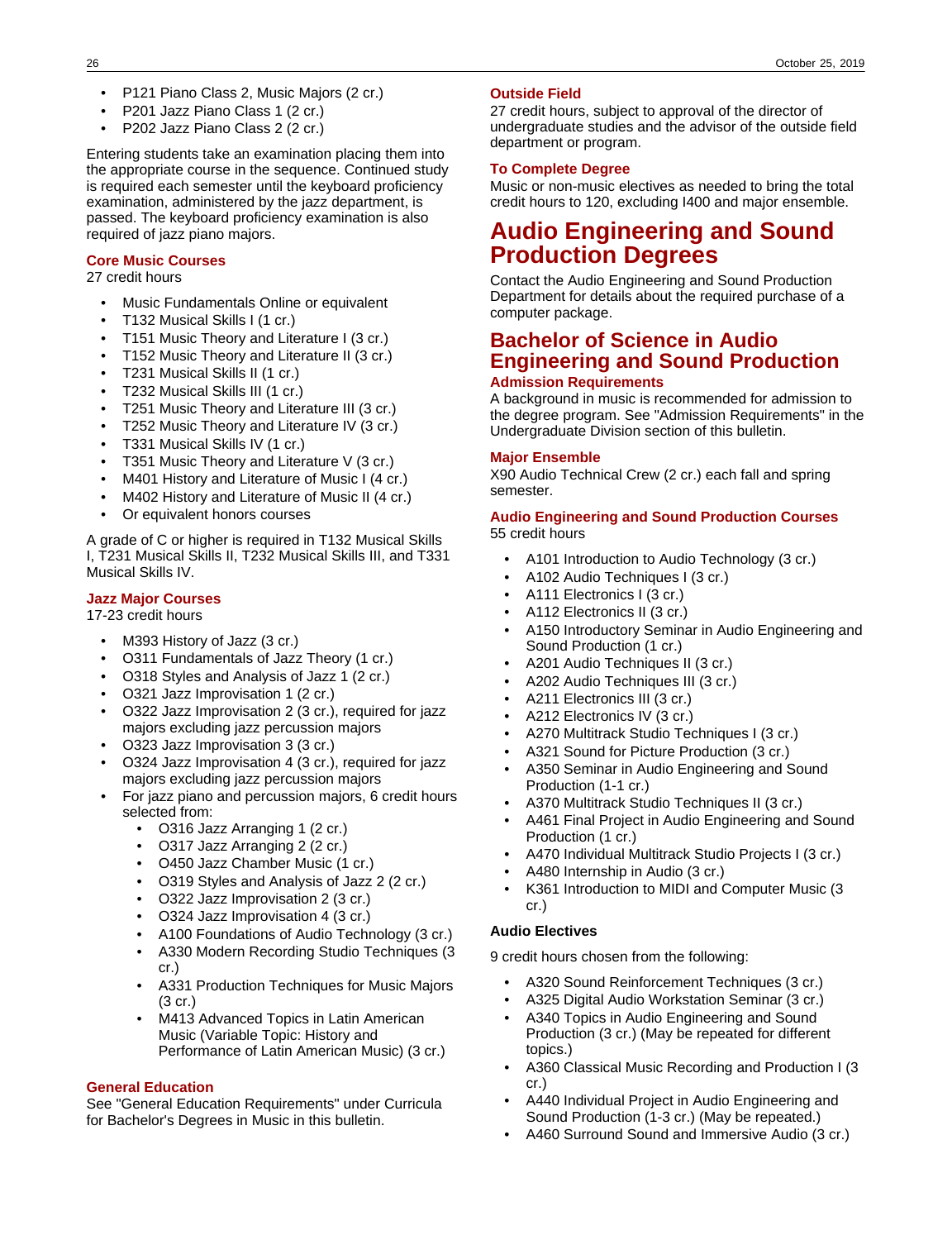- P121 Piano Class 2, Music Majors (2 cr.)
- P201 Jazz Piano Class 1 (2 cr.)
- P202 Jazz Piano Class 2 (2 cr.)

Entering students take an examination placing them into the appropriate course in the sequence. Continued study is required each semester until the keyboard proficiency examination, administered by the jazz department, is passed. The keyboard proficiency examination is also required of jazz piano majors.

#### Core Music Courses

27 credit hours

- Music Fundamentals Online or equivalent
- T132 Musical Skills I (1 cr.)
- T151 Music Theory and Literature I (3 cr.)
- T152 Music Theory and Literature II (3 cr.)
- T231 Musical Skills II (1 cr.)
- T232 Musical Skills III (1 cr.)
- T251 Music Theory and Literature III (3 cr.)
- T252 Music Theory and Literature IV (3 cr.)
- T331 Musical Skills IV (1 cr.)
- T351 Music Theory and Literature V (3 cr.)
- M401 History and Literature of Music I (4 cr.)
- M402 History and Literature of Music II (4 cr.)
- Or equivalent honors courses

A grade of C or higher is required in T132 Musical Skills I, T231 Musical Skills II, T232 Musical Skills III, and T331 Musical Skills IV.

#### Jazz Major Courses

17-23 credit hours

- M393 History of Jazz (3 cr.)
- O311 Fundamentals of Jazz Theory (1 cr.)
- O318 Styles and Analysis of Jazz 1 (2 cr.)
- O321 Jazz Improvisation 1 (2 cr.)
- O322 Jazz Improvisation 2 (3 cr.), required for jazz majors excluding jazz percussion majors
- O323 Jazz Improvisation 3 (3 cr.)
- O324 Jazz Improvisation 4 (3 cr.), required for jazz majors excluding jazz percussion majors
- For jazz piano and percussion majors, 6 credit hours selected from:
  - O316 Jazz Arranging 1 (2 cr.)
  - O317 Jazz Arranging 2 (2 cr.)
  - O450 Jazz Chamber Music (1 cr.)
  - O319 Styles and Analysis of Jazz 2 (2 cr.)
  - O322 Jazz Improvisation 2 (3 cr.)
  - O324 Jazz Improvisation 4 (3 cr.)
  - A100 Foundations of Audio Technology (3 cr.)
  - A330 Modern Recording Studio Techniques (3 cr.)
  - A331 Production Techniques for Music Majors (3 cr.)
  - M413 Advanced Topics in Latin American Music (Variable Topic: History and Performance of Latin American Music) (3 cr.)

#### General Education

See "General Education Requirements" under Curricula for Bachelor's Degrees in Music in this bulletin.

#### Outside Field

27 credit hours, subject to approval of the director of undergraduate studies and the advisor of the outside field department or program.

#### To Complete Degree

Music or non-music electives as needed to bring the total credit hours to 120, excluding I400 and major ensemble.

# Audio Engineering and Sound Production Degrees

Contact the Audio Engineering and Sound Production Department for details about the required purchase of a computer package.

## Bachelor of Science in Audio Engineering and Sound Production

#### Admission Requirements

A background in music is recommended for admission to the degree program. See "Admission Requirements" in the Undergraduate Division section of this bulletin.

#### Major Ensemble

X90 Audio Technical Crew (2 cr.) each fall and spring semester.

#### Audio Engineering and Sound Production Courses

55 credit hours

- A101 Introduction to Audio Technology (3 cr.)
- A102 Audio Techniques I (3 cr.)
- A111 Electronics I (3 cr.)
- A112 Electronics II (3 cr.)
- A150 Introductory Seminar in Audio Engineering and Sound Production (1 cr.)
- A201 Audio Techniques II (3 cr.)
- A202 Audio Techniques III (3 cr.)
- A211 Electronics III (3 cr.)
- A212 Electronics IV (3 cr.)
- A270 Multitrack Studio Techniques I (3 cr.)
- A321 Sound for Picture Production (3 cr.)
- A350 Seminar in Audio Engineering and Sound Production (1-1 cr.)
- A370 Multitrack Studio Techniques II (3 cr.)
- A461 Final Project in Audio Engineering and Sound Production (1 cr.)
- A470 Individual Multitrack Studio Projects I (3 cr.)
- A480 Internship in Audio (3 cr.)
- K361 Introduction to MIDI and Computer Music (3 cr.)

**Audio Electives**

9 credit hours chosen from the following:

- A320 Sound Reinforcement Techniques (3 cr.)
- A325 Digital Audio Workstation Seminar (3 cr.)
- A340 Topics in Audio Engineering and Sound Production (3 cr.) (May be repeated for different topics.)
- A360 Classical Music Recording and Production I (3 cr.)
- A440 Individual Project in Audio Engineering and Sound Production (1-3 cr.) (May be repeated.)
- A460 Surround Sound and Immersive Audio (3 cr.)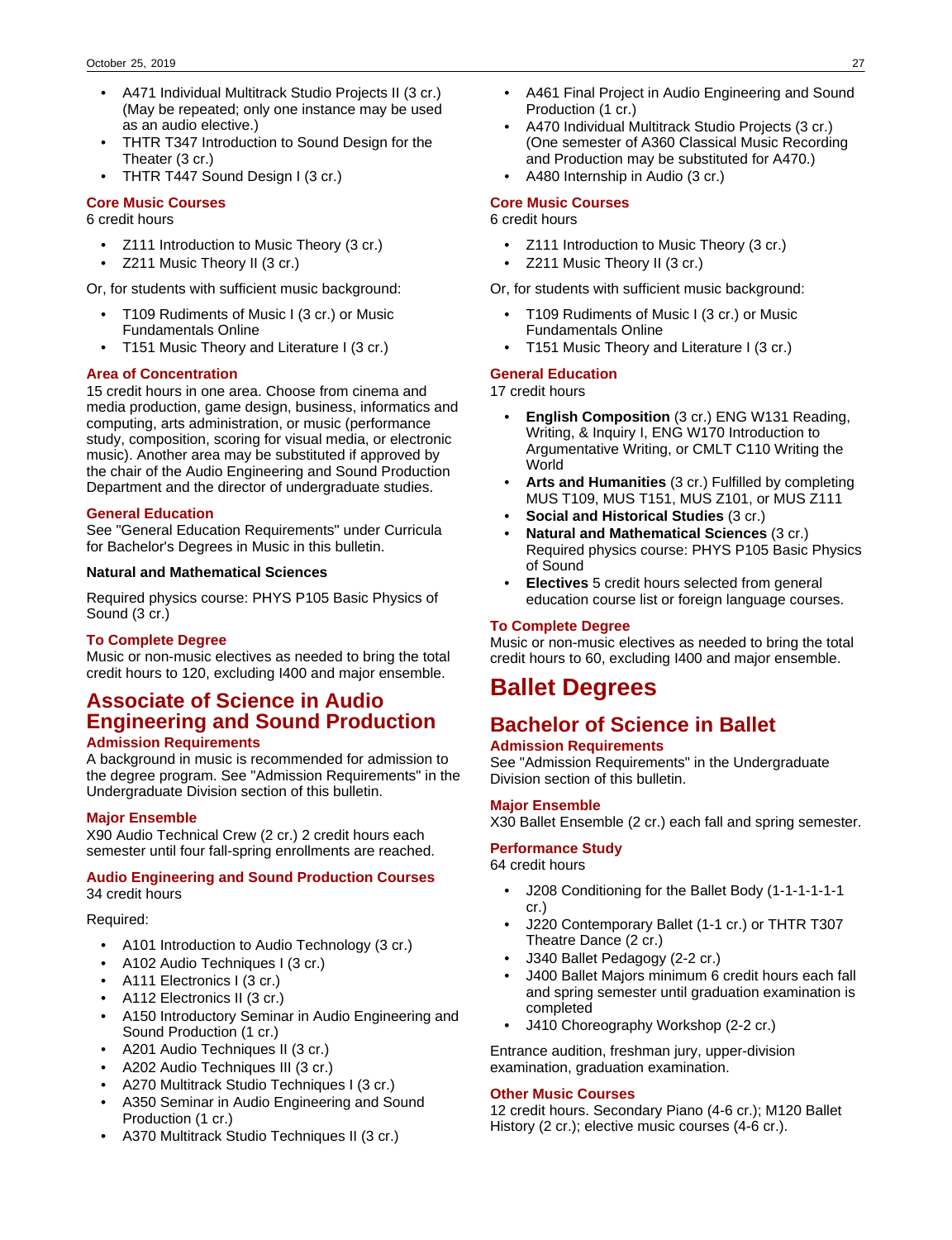- A471 Individual Multitrack Studio Projects II (3 cr.) (May be repeated; only one instance may be used as an audio elective.)
- THTR T347 Introduction to Sound Design for the Theater (3 cr.)
- THTR T447 Sound Design I (3 cr.)

#### Core Music Courses

6 credit hours

- Z111 Introduction to Music Theory (3 cr.)
- Z211 Music Theory II (3 cr.)

Or, for students with sufficient music background:

- T109 Rudiments of Music I (3 cr.) or Music Fundamentals Online
- T151 Music Theory and Literature I (3 cr.)

#### Area of Concentration

15 credit hours in one area. Choose from cinema and media production, game design, business, informatics and computing, arts administration, or music (performance study, composition, scoring for visual media, or electronic music). Another area may be substituted if approved by the chair of the Audio Engineering and Sound Production Department and the director of undergraduate studies.

#### General Education

See "General Education Requirements" under Curricula for Bachelor's Degrees in Music in this bulletin.

**Natural and Mathematical Sciences**

Required physics course: PHYS P105 Basic Physics of Sound (3 cr.)

#### To Complete Degree

Music or non-music electives as needed to bring the total credit hours to 120, excluding I400 and major ensemble.

## Associate of Science in Audio Engineering and Sound Production

#### Admission Requirements

A background in music is recommended for admission to the degree program. See "Admission Requirements" in the Undergraduate Division section of this bulletin.

#### Major Ensemble

X90 Audio Technical Crew (2 cr.) 2 credit hours each semester until four fall-spring enrollments are reached.

#### Audio Engineering and Sound Production Courses

34 credit hours

Required:

- A101 Introduction to Audio Technology (3 cr.)
- A102 Audio Techniques I (3 cr.)
- A111 Electronics I (3 cr.)
- A112 Electronics II (3 cr.)
- A150 Introductory Seminar in Audio Engineering and Sound Production (1 cr.)
- A201 Audio Techniques II (3 cr.)
- A202 Audio Techniques III (3 cr.)
- A270 Multitrack Studio Techniques I (3 cr.)
- A350 Seminar in Audio Engineering and Sound Production (1 cr.)
- A370 Multitrack Studio Techniques II (3 cr.)
- A461 Final Project in Audio Engineering and Sound Production (1 cr.)
- A470 Individual Multitrack Studio Projects (3 cr.) (One semester of A360 Classical Music Recording and Production may be substituted for A470.)
- A480 Internship in Audio (3 cr.)

#### Core Music Courses

6 credit hours

- Z111 Introduction to Music Theory (3 cr.)
- Z211 Music Theory II (3 cr.)

Or, for students with sufficient music background:

- T109 Rudiments of Music I (3 cr.) or Music Fundamentals Online
- T151 Music Theory and Literature I (3 cr.)

#### General Education

17 credit hours

- **English Composition** (3 cr.) ENG W131 Reading, Writing, & Inquiry I, ENG W170 Introduction to Argumentative Writing, or CMLT C110 Writing the World
- **Arts and Humanities** (3 cr.) Fulfilled by completing MUS T109, MUS T151, MUS Z101, or MUS Z111
- **Social and Historical Studies** (3 cr.)
- **Natural and Mathematical Sciences** (3 cr.) Required physics course: PHYS P105 Basic Physics of Sound
- **Electives** 5 credit hours selected from general education course list or foreign language courses.

#### To Complete Degree

Music or non-music electives as needed to bring the total credit hours to 60, excluding I400 and major ensemble.

# Ballet Degrees

## Bachelor of Science in Ballet

#### Admission Requirements

See "Admission Requirements" in the Undergraduate Division section of this bulletin.

#### Major Ensemble

X30 Ballet Ensemble (2 cr.) each fall and spring semester.

#### Performance Study

64 credit hours

- J208 Conditioning for the Ballet Body (1-1-1-1-1-1 cr.)
- J220 Contemporary Ballet (1-1 cr.) or THTR T307 Theatre Dance (2 cr.)
- J340 Ballet Pedagogy (2-2 cr.)
- J400 Ballet Majors minimum 6 credit hours each fall and spring semester until graduation examination is completed
- J410 Choreography Workshop (2-2 cr.)

Entrance audition, freshman jury, upper-division examination, graduation examination.

#### Other Music Courses

12 credit hours. Secondary Piano (4-6 cr.); M120 Ballet History (2 cr.); elective music courses (4-6 cr.).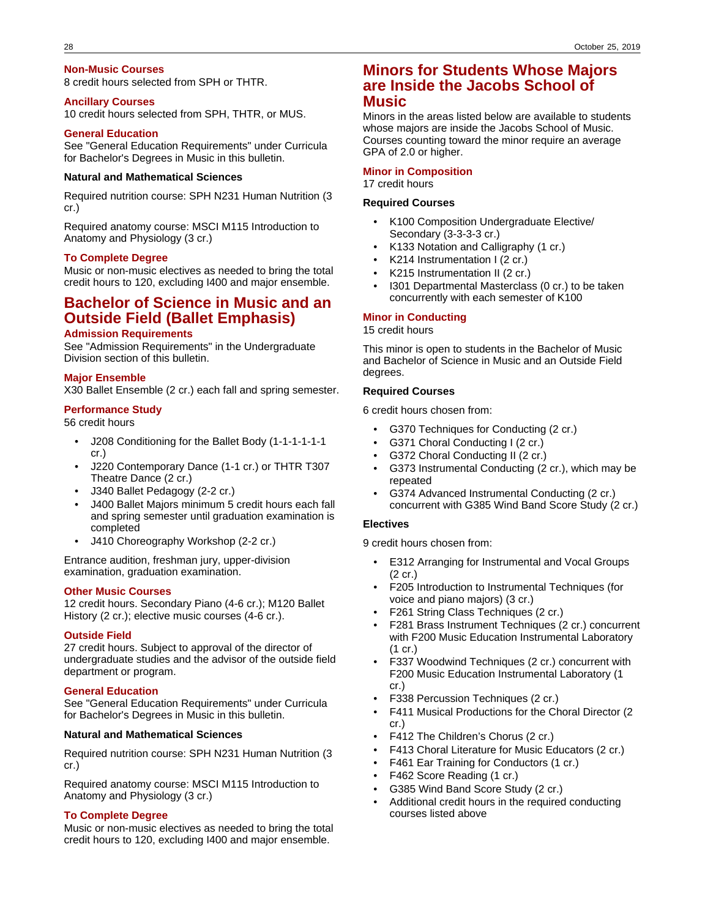### Non-Music Courses

8 credit hours selected from SPH or THTR.

### Ancillary Courses

10 credit hours selected from SPH, THTR, or MUS.

### General Education

See "General Education Requirements" under Curricula for Bachelor's Degrees in Music in this bulletin.

**Natural and Mathematical Sciences**

Required nutrition course: SPH N231 Human Nutrition (3 cr.)

Required anatomy course: MSCI M115 Introduction to Anatomy and Physiology (3 cr.)

### To Complete Degree

Music or non-music electives as needed to bring the total credit hours to 120, excluding I400 and major ensemble.

## Bachelor of Science in Music and an Outside Field (Ballet Emphasis)

### Admission Requirements

See "Admission Requirements" in the Undergraduate Division section of this bulletin.

### Major Ensemble

X30 Ballet Ensemble (2 cr.) each fall and spring semester.

### Performance Study

56 credit hours

- J208 Conditioning for the Ballet Body (1-1-1-1-1-1 cr.)
- J220 Contemporary Dance (1-1 cr.) or THTR T307 Theatre Dance (2 cr.)
- J340 Ballet Pedagogy (2-2 cr.)
- J400 Ballet Majors minimum 5 credit hours each fall and spring semester until graduation examination is completed
- J410 Choreography Workshop (2-2 cr.)

Entrance audition, freshman jury, upper-division examination, graduation examination.

### Other Music Courses

12 credit hours. Secondary Piano (4-6 cr.); M120 Ballet History (2 cr.); elective music courses (4-6 cr.).

### Outside Field

27 credit hours. Subject to approval of the director of undergraduate studies and the advisor of the outside field department or program.

### General Education

See "General Education Requirements" under Curricula for Bachelor's Degrees in Music in this bulletin.

**Natural and Mathematical Sciences**

Required nutrition course: SPH N231 Human Nutrition (3 cr.)

Required anatomy course: MSCI M115 Introduction to Anatomy and Physiology (3 cr.)

### To Complete Degree

Music or non-music electives as needed to bring the total credit hours to 120, excluding I400 and major ensemble.

## Minors for Students Whose Majors are Inside the Jacobs School of Music

Minors in the areas listed below are available to students whose majors are inside the Jacobs School of Music. Courses counting toward the minor require an average GPA of 2.0 or higher.

### Minor in Composition

17 credit hours

**Required Courses**

- K100 Composition Undergraduate Elective/ Secondary (3-3-3-3 cr.)
- K133 Notation and Calligraphy (1 cr.)
- K214 Instrumentation I (2 cr.)
- K215 Instrumentation II (2 cr.)
- I301 Departmental Masterclass (0 cr.) to be taken concurrently with each semester of K100

### Minor in Conducting

15 credit hours

This minor is open to students in the Bachelor of Music and Bachelor of Science in Music and an Outside Field degrees.

**Required Courses**

6 credit hours chosen from:

- G370 Techniques for Conducting (2 cr.)
- G371 Choral Conducting I (2 cr.)
- G372 Choral Conducting II (2 cr.)
- G373 Instrumental Conducting (2 cr.), which may be repeated
- G374 Advanced Instrumental Conducting (2 cr.) concurrent with G385 Wind Band Score Study (2 cr.)

**Electives**

9 credit hours chosen from:

- E312 Arranging for Instrumental and Vocal Groups (2 cr.)
- F205 Introduction to Instrumental Techniques (for voice and piano majors) (3 cr.)
- F261 String Class Techniques (2 cr.)
- F281 Brass Instrument Techniques (2 cr.) concurrent with F200 Music Education Instrumental Laboratory (1 cr.)
- F337 Woodwind Techniques (2 cr.) concurrent with F200 Music Education Instrumental Laboratory (1 cr.)
- F338 Percussion Techniques (2 cr.)
- F411 Musical Productions for the Choral Director (2 cr.)
- F412 The Children's Chorus (2 cr.)
- F413 Choral Literature for Music Educators (2 cr.)
- F461 Ear Training for Conductors (1 cr.)
- F462 Score Reading (1 cr.)
- G385 Wind Band Score Study (2 cr.)
- Additional credit hours in the required conducting courses listed above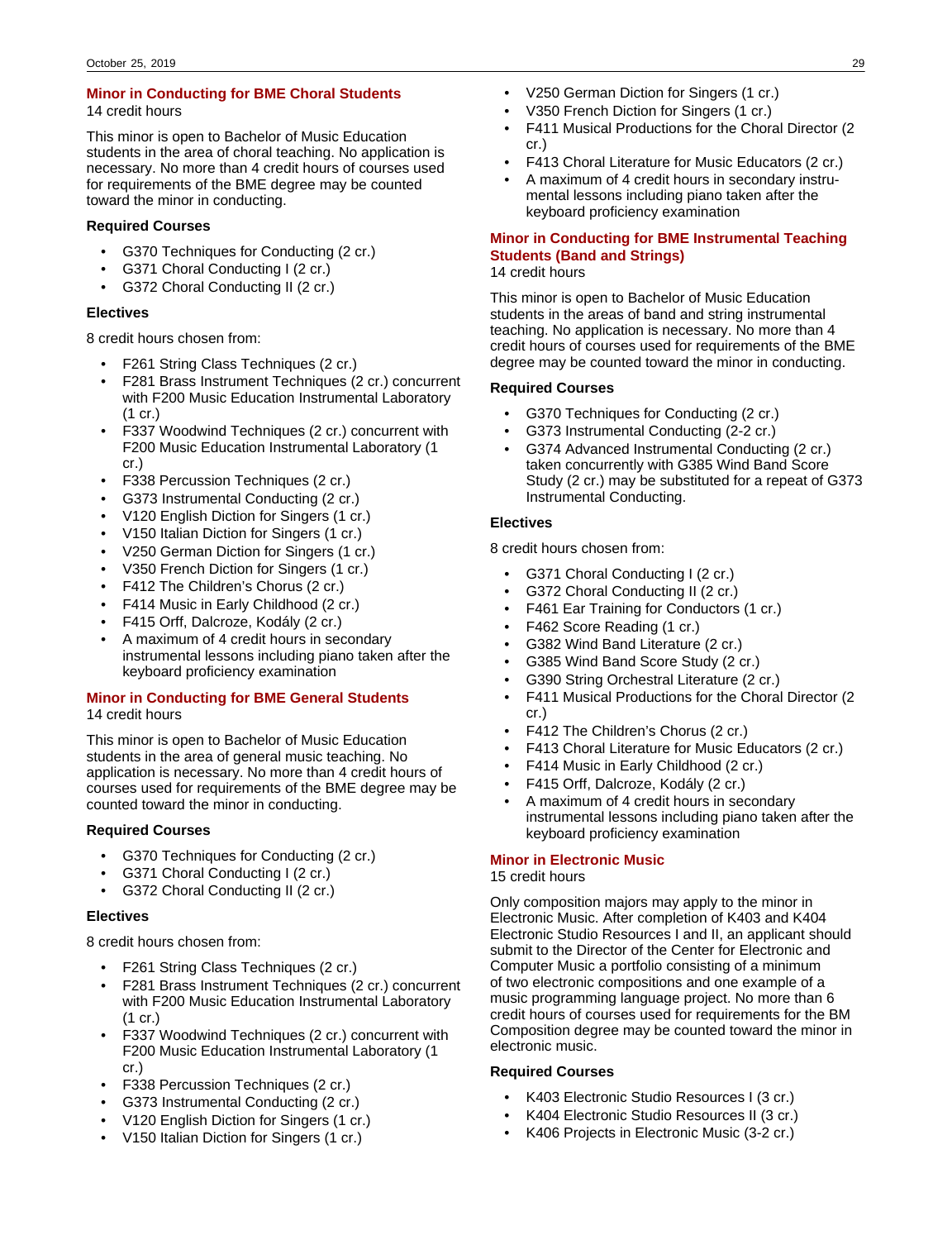## Minor in Conducting for BME Choral Students

14 credit hours

This minor is open to Bachelor of Music Education students in the area of choral teaching. No application is necessary. No more than 4 credit hours of courses used for requirements of the BME degree may be counted toward the minor in conducting.

**Required Courses**

- G370 Techniques for Conducting (2 cr.)
- G371 Choral Conducting I (2 cr.)
- G372 Choral Conducting II (2 cr.)

**Electives**

8 credit hours chosen from:

- F261 String Class Techniques (2 cr.)
- F281 Brass Instrument Techniques (2 cr.) concurrent with F200 Music Education Instrumental Laboratory (1 cr.)
- F337 Woodwind Techniques (2 cr.) concurrent with F200 Music Education Instrumental Laboratory (1 cr.)
- F338 Percussion Techniques (2 cr.)
- G373 Instrumental Conducting (2 cr.)
- V120 English Diction for Singers (1 cr.)
- V150 Italian Diction for Singers (1 cr.)
- V250 German Diction for Singers (1 cr.)
- V350 French Diction for Singers (1 cr.)
- F412 The Children's Chorus (2 cr.)
- F414 Music in Early Childhood (2 cr.)
- F415 Orff, Dalcroze, Kodály (2 cr.)
- A maximum of 4 credit hours in secondary instrumental lessons including piano taken after the keyboard proficiency examination

## Minor in Conducting for BME General Students

14 credit hours

This minor is open to Bachelor of Music Education students in the area of general music teaching. No application is necessary. No more than 4 credit hours of courses used for requirements of the BME degree may be counted toward the minor in conducting.

**Required Courses**

- G370 Techniques for Conducting (2 cr.)
- G371 Choral Conducting I (2 cr.)
- G372 Choral Conducting II (2 cr.)

**Electives**

8 credit hours chosen from:

- F261 String Class Techniques (2 cr.)
- F281 Brass Instrument Techniques (2 cr.) concurrent with F200 Music Education Instrumental Laboratory (1 cr.)
- F337 Woodwind Techniques (2 cr.) concurrent with F200 Music Education Instrumental Laboratory (1 cr.)
- F338 Percussion Techniques (2 cr.)
- G373 Instrumental Conducting (2 cr.)
- V120 English Diction for Singers (1 cr.)
- V150 Italian Diction for Singers (1 cr.)
- V250 German Diction for Singers (1 cr.)
- V350 French Diction for Singers (1 cr.)
- F411 Musical Productions for the Choral Director (2 cr.)
- F413 Choral Literature for Music Educators (2 cr.)
- A maximum of 4 credit hours in secondary instrumental lessons including piano taken after the keyboard proficiency examination

## Minor in Conducting for BME Instrumental Teaching Students (Band and Strings)

14 credit hours

This minor is open to Bachelor of Music Education students in the areas of band and string instrumental teaching. No application is necessary. No more than 4 credit hours of courses used for requirements of the BME degree may be counted toward the minor in conducting.

**Required Courses**

- G370 Techniques for Conducting (2 cr.)
- G373 Instrumental Conducting (2-2 cr.)
- G374 Advanced Instrumental Conducting (2 cr.) taken concurrently with G385 Wind Band Score Study (2 cr.) may be substituted for a repeat of G373 Instrumental Conducting.

**Electives**

8 credit hours chosen from:

- G371 Choral Conducting I (2 cr.)
- G372 Choral Conducting II (2 cr.)
- F461 Ear Training for Conductors (1 cr.)
- F462 Score Reading (1 cr.)
- G382 Wind Band Literature (2 cr.)
- G385 Wind Band Score Study (2 cr.)
- G390 String Orchestral Literature (2 cr.)
- F411 Musical Productions for the Choral Director (2 cr.)
- F412 The Children's Chorus (2 cr.)
- F413 Choral Literature for Music Educators (2 cr.)
- F414 Music in Early Childhood (2 cr.)
- F415 Orff, Dalcroze, Kodály (2 cr.)
- A maximum of 4 credit hours in secondary instrumental lessons including piano taken after the keyboard proficiency examination

## Minor in Electronic Music

15 credit hours

Only composition majors may apply to the minor in Electronic Music. After completion of K403 and K404 Electronic Studio Resources I and II, an applicant should submit to the Director of the Center for Electronic and Computer Music a portfolio consisting of a minimum of two electronic compositions and one example of a music programming language project. No more than 6 credit hours of courses used for requirements for the BM Composition degree may be counted toward the minor in electronic music.

**Required Courses**

- K403 Electronic Studio Resources I (3 cr.)
- K404 Electronic Studio Resources II (3 cr.)
- K406 Projects in Electronic Music (3-2 cr.)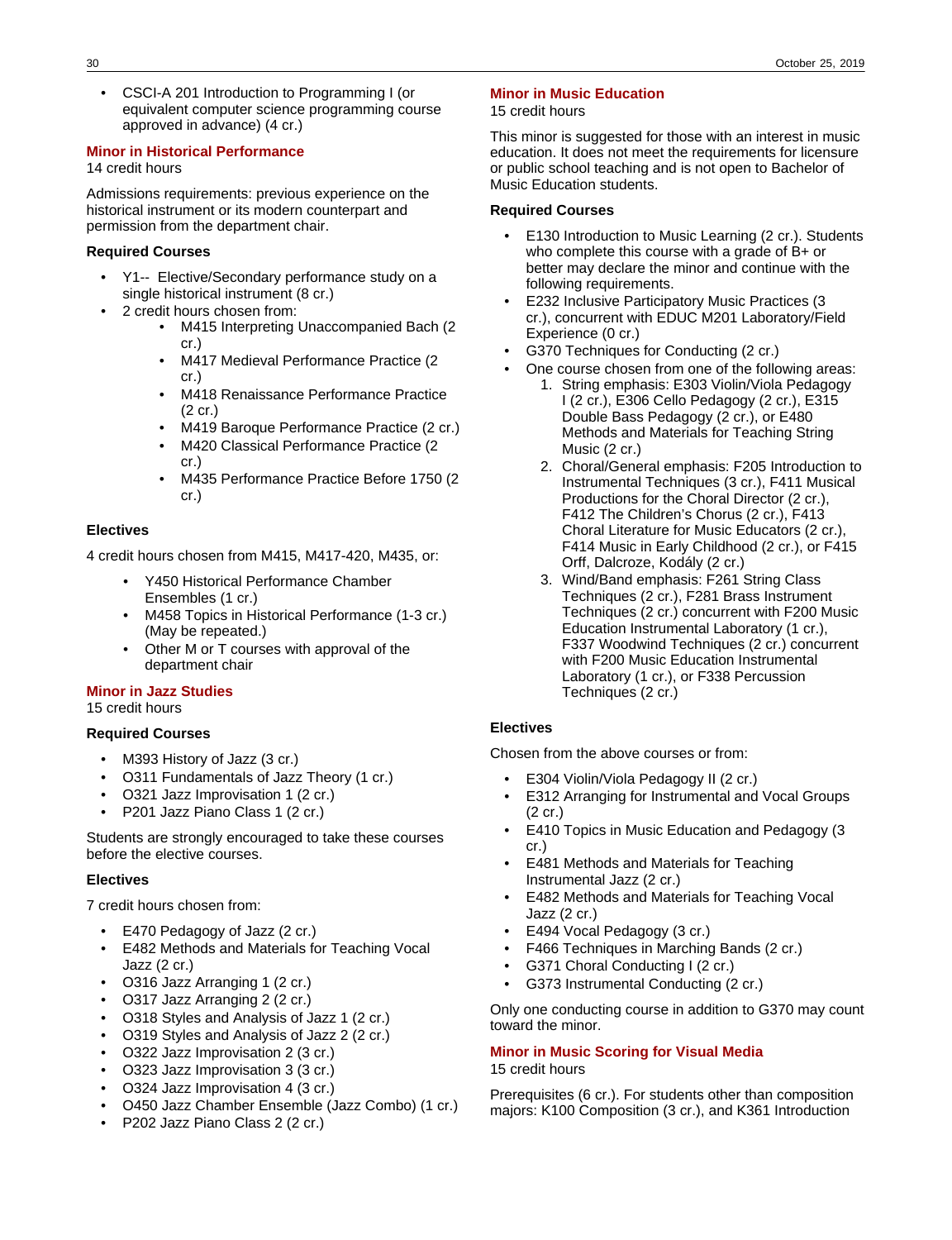- CSCI-A 201 Introduction to Programming I (or equivalent computer science programming course approved in advance) (4 cr.)

## Minor in Historical Performance

14 credit hours

Admissions requirements: previous experience on the historical instrument or its modern counterpart and permission from the department chair.

### Required Courses

- Y1-- Elective/Secondary performance study on a single historical instrument (8 cr.)
- 2 credit hours chosen from:
  - M415 Interpreting Unaccompanied Bach (2 cr.)
  - M417 Medieval Performance Practice (2 cr.)
  - M418 Renaissance Performance Practice (2 cr.)
  - M419 Baroque Performance Practice (2 cr.)
  - M420 Classical Performance Practice (2 cr.)
  - M435 Performance Practice Before 1750 (2 cr.)

### Electives

4 credit hours chosen from M415, M417-420, M435, or:

- Y450 Historical Performance Chamber Ensembles (1 cr.)
- M458 Topics in Historical Performance (1-3 cr.) (May be repeated.)
- Other M or T courses with approval of the department chair

## Minor in Jazz Studies

15 credit hours

### Required Courses

- M393 History of Jazz (3 cr.)
- O311 Fundamentals of Jazz Theory (1 cr.)
- O321 Jazz Improvisation 1 (2 cr.)
- P201 Jazz Piano Class 1 (2 cr.)

Students are strongly encouraged to take these courses before the elective courses.

### Electives

7 credit hours chosen from:

- E470 Pedagogy of Jazz (2 cr.)
- E482 Methods and Materials for Teaching Vocal Jazz (2 cr.)
- O316 Jazz Arranging 1 (2 cr.)
- O317 Jazz Arranging 2 (2 cr.)
- O318 Styles and Analysis of Jazz 1 (2 cr.)
- O319 Styles and Analysis of Jazz 2 (2 cr.)
- O322 Jazz Improvisation 2 (3 cr.)
- O323 Jazz Improvisation 3 (3 cr.)
- O324 Jazz Improvisation 4 (3 cr.)
- O450 Jazz Chamber Ensemble (Jazz Combo) (1 cr.)
- P202 Jazz Piano Class 2 (2 cr.)

## Minor in Music Education

15 credit hours

This minor is suggested for those with an interest in music education. It does not meet the requirements for licensure or public school teaching and is not open to Bachelor of Music Education students.

### Required Courses

- E130 Introduction to Music Learning (2 cr.). Students who complete this course with a grade of B+ or better may declare the minor and continue with the following requirements.
- E232 Inclusive Participatory Music Practices (3 cr.), concurrent with EDUC M201 Laboratory/Field Experience (0 cr.)
- G370 Techniques for Conducting (2 cr.)
- One course chosen from one of the following areas:
  1. String emphasis: E303 Violin/Viola Pedagogy I (2 cr.), E306 Cello Pedagogy (2 cr.), E315 Double Bass Pedagogy (2 cr.), or E480 Methods and Materials for Teaching String Music (2 cr.)
  2. Choral/General emphasis: F205 Introduction to Instrumental Techniques (3 cr.), F411 Musical Productions for the Choral Director (2 cr.), F412 The Children's Chorus (2 cr.), F413 Choral Literature for Music Educators (2 cr.), F414 Music in Early Childhood (2 cr.), or F415 Orff, Dalcroze, Kodály (2 cr.)
  3. Wind/Band emphasis: F261 String Class Techniques (2 cr.), F281 Brass Instrument Techniques (2 cr.) concurrent with F200 Music Education Instrumental Laboratory (1 cr.), F337 Woodwind Techniques (2 cr.) concurrent with F200 Music Education Instrumental Laboratory (1 cr.), or F338 Percussion Techniques (2 cr.)

### Electives

Chosen from the above courses or from:

- E304 Violin/Viola Pedagogy II (2 cr.)
- E312 Arranging for Instrumental and Vocal Groups (2 cr.)
- E410 Topics in Music Education and Pedagogy (3 cr.)
- E481 Methods and Materials for Teaching Instrumental Jazz (2 cr.)
- E482 Methods and Materials for Teaching Vocal Jazz (2 cr.)
- E494 Vocal Pedagogy (3 cr.)
- F466 Techniques in Marching Bands (2 cr.)
- G371 Choral Conducting I (2 cr.)
- G373 Instrumental Conducting (2 cr.)

Only one conducting course in addition to G370 may count toward the minor.

## Minor in Music Scoring for Visual Media

15 credit hours

Prerequisites (6 cr.). For students other than composition majors: K100 Composition (3 cr.), and K361 Introduction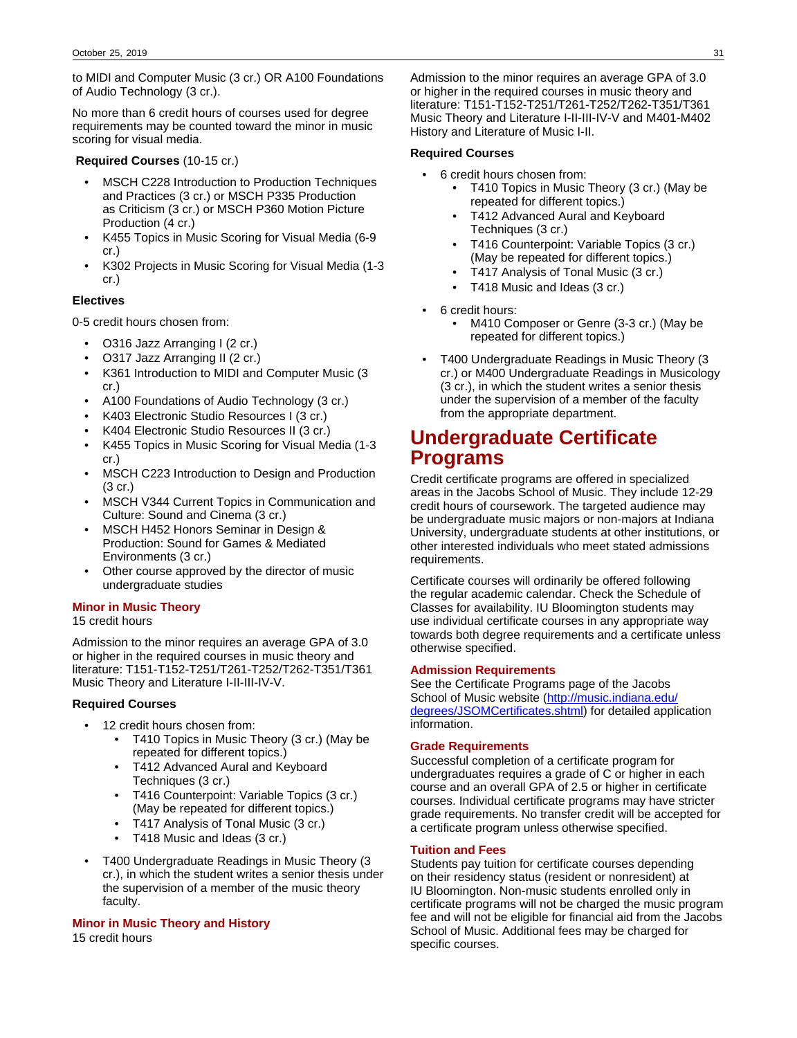to MIDI and Computer Music (3 cr.) OR A100 Foundations of Audio Technology (3 cr.).

No more than 6 credit hours of courses used for degree requirements may be counted toward the minor in music scoring for visual media.

**Required Courses** (10-15 cr.)

- MSCH C228 Introduction to Production Techniques and Practices (3 cr.) or MSCH P335 Production as Criticism (3 cr.) or MSCH P360 Motion Picture Production (4 cr.)
- K455 Topics in Music Scoring for Visual Media (6-9 cr.)
- K302 Projects in Music Scoring for Visual Media (1-3 cr.)

**Electives**

0-5 credit hours chosen from:

- O316 Jazz Arranging I (2 cr.)
- O317 Jazz Arranging II (2 cr.)
- K361 Introduction to MIDI and Computer Music (3 cr.)
- A100 Foundations of Audio Technology (3 cr.)
- K403 Electronic Studio Resources I (3 cr.)
- K404 Electronic Studio Resources II (3 cr.)
- K455 Topics in Music Scoring for Visual Media (1-3 cr.)
- MSCH C223 Introduction to Design and Production (3 cr.)
- MSCH V344 Current Topics in Communication and Culture: Sound and Cinema (3 cr.)
- MSCH H452 Honors Seminar in Design & Production: Sound for Games & Mediated Environments (3 cr.)
- Other course approved by the director of music undergraduate studies

### Minor in Music Theory

15 credit hours

Admission to the minor requires an average GPA of 3.0 or higher in the required courses in music theory and literature: T151-T152-T251/T261-T252/T262-T351/T361 Music Theory and Literature I-II-III-IV-V.

**Required Courses**

- 12 credit hours chosen from:
    - T410 Topics in Music Theory (3 cr.) (May be repeated for different topics.)
    - T412 Advanced Aural and Keyboard Techniques (3 cr.)
    - T416 Counterpoint: Variable Topics (3 cr.) (May be repeated for different topics.)
    - T417 Analysis of Tonal Music (3 cr.)
    - T418 Music and Ideas (3 cr.)
- T400 Undergraduate Readings in Music Theory (3 cr.), in which the student writes a senior thesis under the supervision of a member of the music theory faculty.

### Minor in Music Theory and History

15 credit hours

Admission to the minor requires an average GPA of 3.0 or higher in the required courses in music theory and literature: T151-T152-T251/T261-T252/T262-T351/T361 Music Theory and Literature I-II-III-IV-V and M401-M402 History and Literature of Music I-II.

**Required Courses**

- 6 credit hours chosen from:
    - T410 Topics in Music Theory (3 cr.) (May be repeated for different topics.)
    - T412 Advanced Aural and Keyboard Techniques (3 cr.)
    - T416 Counterpoint: Variable Topics (3 cr.) (May be repeated for different topics.)
    - T417 Analysis of Tonal Music (3 cr.)
    - T418 Music and Ideas (3 cr.)
- 6 credit hours:
    - M410 Composer or Genre (3-3 cr.) (May be repeated for different topics.)
- T400 Undergraduate Readings in Music Theory (3 cr.) or M400 Undergraduate Readings in Musicology (3 cr.), in which the student writes a senior thesis under the supervision of a member of the faculty from the appropriate department.

# Undergraduate Certificate Programs

Credit certificate programs are offered in specialized areas in the Jacobs School of Music. They include 12-29 credit hours of coursework. The targeted audience may be undergraduate music majors or non-majors at Indiana University, undergraduate students at other institutions, or other interested individuals who meet stated admissions requirements.

Certificate courses will ordinarily be offered following the regular academic calendar. Check the Schedule of Classes for availability. IU Bloomington students may use individual certificate courses in any appropriate way towards both degree requirements and a certificate unless otherwise specified.

### Admission Requirements

See the Certificate Programs page of the Jacobs School of Music website ([http://music.indiana.edu/degrees/JSOMCertificates.shtml](http://music.indiana.edu/degrees/JSOMCertificates.shtml)) for detailed application information.

### Grade Requirements

Successful completion of a certificate program for undergraduates requires a grade of C or higher in each course and an overall GPA of 2.5 or higher in certificate courses. Individual certificate programs may have stricter grade requirements. No transfer credit will be accepted for a certificate program unless otherwise specified.

### Tuition and Fees

Students pay tuition for certificate courses depending on their residency status (resident or nonresident) at IU Bloomington. Non-music students enrolled only in certificate programs will not be charged the music program fee and will not be eligible for financial aid from the Jacobs School of Music. Additional fees may be charged for specific courses.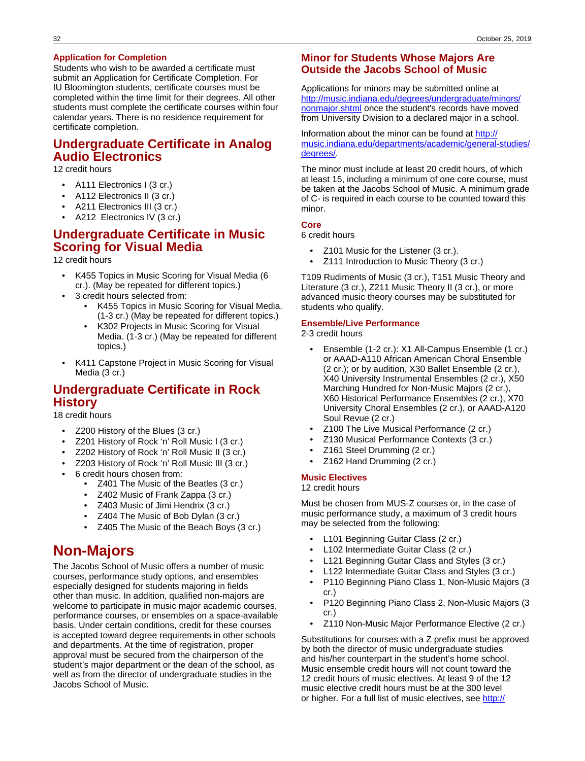### Application for Completion

Students who wish to be awarded a certificate must submit an Application for Certificate Completion. For IU Bloomington students, certificate courses must be completed within the time limit for their degrees. All other students must complete the certificate courses within four calendar years. There is no residence requirement for certificate completion.

## Undergraduate Certificate in Analog Audio Electronics

12 credit hours

- A111 Electronics I (3 cr.)
- A112 Electronics II (3 cr.)
- A211 Electronics III (3 cr.)
- A212 Electronics IV (3 cr.)

## Undergraduate Certificate in Music Scoring for Visual Media

12 credit hours

- K455 Topics in Music Scoring for Visual Media (6 cr.). (May be repeated for different topics.)
- 3 credit hours selected from:
  - K455 Topics in Music Scoring for Visual Media. (1-3 cr.) (May be repeated for different topics.)
  - K302 Projects in Music Scoring for Visual Media. (1-3 cr.) (May be repeated for different topics.)
- K411 Capstone Project in Music Scoring for Visual Media (3 cr.)

## Undergraduate Certificate in Rock History

18 credit hours

- Z200 History of the Blues (3 cr.)
- Z201 History of Rock 'n' Roll Music I (3 cr.)
- Z202 History of Rock 'n' Roll Music II (3 cr.)
- Z203 History of Rock 'n' Roll Music III (3 cr.)
- 6 credit hours chosen from:
  - Z401 The Music of the Beatles (3 cr.)
  - Z402 Music of Frank Zappa (3 cr.)
  - Z403 Music of Jimi Hendrix (3 cr.)
  - Z404 The Music of Bob Dylan (3 cr.)
  - Z405 The Music of the Beach Boys (3 cr.)

# Non-Majors

The Jacobs School of Music offers a number of music courses, performance study options, and ensembles especially designed for students majoring in fields other than music. In addition, qualified non-majors are welcome to participate in music major academic courses, performance courses, or ensembles on a space-available basis. Under certain conditions, credit for these courses is accepted toward degree requirements in other schools and departments. At the time of registration, proper approval must be secured from the chairperson of the student's major department or the dean of the school, as well as from the director of undergraduate studies in the Jacobs School of Music.

## Minor for Students Whose Majors Are Outside the Jacobs School of Music

Applications for minors may be submitted online at http://music.indiana.edu/degrees/undergraduate/minors/nonmajor.shtml once the student's records have moved from University Division to a declared major in a school.

Information about the minor can be found at http://music.indiana.edu/departments/academic/general-studies/degrees/.

The minor must include at least 20 credit hours, of which at least 15, including a minimum of one core course, must be taken at the Jacobs School of Music. A minimum grade of C- is required in each course to be counted toward this minor.

### Core

6 credit hours

- Z101 Music for the Listener (3 cr.).
- Z111 Introduction to Music Theory (3 cr.)

T109 Rudiments of Music (3 cr.), T151 Music Theory and Literature (3 cr.), Z211 Music Theory II (3 cr.), or more advanced music theory courses may be substituted for students who qualify.

### Ensemble/Live Performance

2-3 credit hours

- Ensemble (1-2 cr.): X1 All-Campus Ensemble (1 cr.) or AAAD-A110 African American Choral Ensemble (2 cr.); or by audition, X30 Ballet Ensemble (2 cr.), X40 University Instrumental Ensembles (2 cr.), X50 Marching Hundred for Non-Music Majors (2 cr.), X60 Historical Performance Ensembles (2 cr.), X70 University Choral Ensembles (2 cr.), or AAAD-A120 Soul Revue (2 cr.)
- Z100 The Live Musical Performance (2 cr.)
- Z130 Musical Performance Contexts (3 cr.)
- Z161 Steel Drumming (2 cr.)
- Z162 Hand Drumming (2 cr.)

### Music Electives

12 credit hours

Must be chosen from MUS-Z courses or, in the case of music performance study, a maximum of 3 credit hours may be selected from the following:

- L101 Beginning Guitar Class (2 cr.)
- L102 Intermediate Guitar Class (2 cr.)
- L121 Beginning Guitar Class and Styles (3 cr.)
- L122 Intermediate Guitar Class and Styles (3 cr.)
- P110 Beginning Piano Class 1, Non-Music Majors (3 cr.)
- P120 Beginning Piano Class 2, Non-Music Majors (3 cr.)
- Z110 Non-Music Major Performance Elective (2 cr.)

Substitutions for courses with a Z prefix must be approved by both the director of music undergraduate studies and his/her counterpart in the student's home school. Music ensemble credit hours will not count toward the 12 credit hours of music electives. At least 9 of the 12 music elective credit hours must be at the 300 level or higher. For a full list of music electives, see http://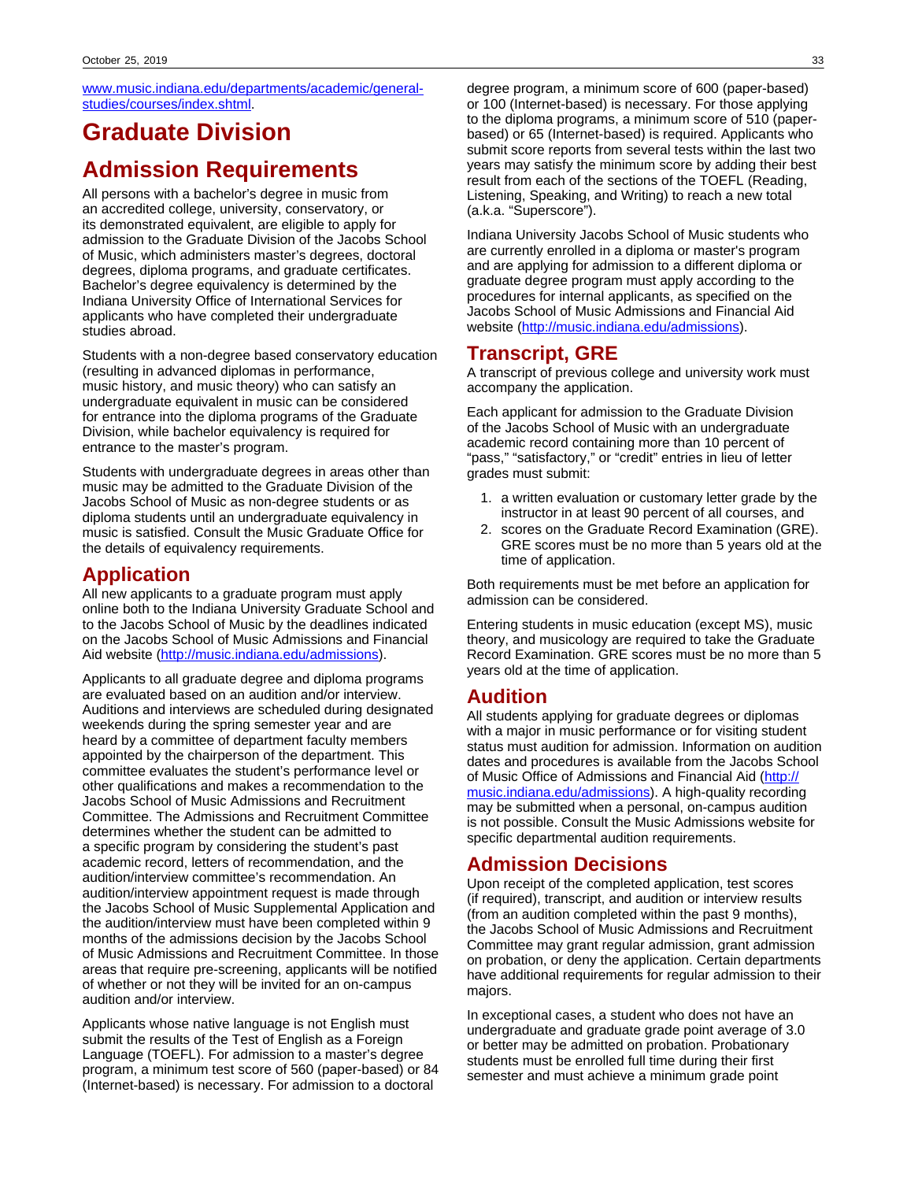www.music.indiana.edu/departments/academic/general-studies/courses/index.shtml.

# Graduate Division

# Admission Requirements

All persons with a bachelor's degree in music from an accredited college, university, conservatory, or its demonstrated equivalent, are eligible to apply for admission to the Graduate Division of the Jacobs School of Music, which administers master's degrees, doctoral degrees, diploma programs, and graduate certificates. Bachelor's degree equivalency is determined by the Indiana University Office of International Services for applicants who have completed their undergraduate studies abroad.

Students with a non-degree based conservatory education (resulting in advanced diplomas in performance, music history, and music theory) who can satisfy an undergraduate equivalent in music can be considered for entrance into the diploma programs of the Graduate Division, while bachelor equivalency is required for entrance to the master's program.

Students with undergraduate degrees in areas other than music may be admitted to the Graduate Division of the Jacobs School of Music as non-degree students or as diploma students until an undergraduate equivalency in music is satisfied. Consult the Music Graduate Office for the details of equivalency requirements.

## Application

All new applicants to a graduate program must apply online both to the Indiana University Graduate School and to the Jacobs School of Music by the deadlines indicated on the Jacobs School of Music Admissions and Financial Aid website (http://music.indiana.edu/admissions).

Applicants to all graduate degree and diploma programs are evaluated based on an audition and/or interview. Auditions and interviews are scheduled during designated weekends during the spring semester year and are heard by a committee of department faculty members appointed by the chairperson of the department. This committee evaluates the student's performance level or other qualifications and makes a recommendation to the Jacobs School of Music Admissions and Recruitment Committee. The Admissions and Recruitment Committee determines whether the student can be admitted to a specific program by considering the student's past academic record, letters of recommendation, and the audition/interview committee's recommendation. An audition/interview appointment request is made through the Jacobs School of Music Supplemental Application and the audition/interview must have been completed within 9 months of the admissions decision by the Jacobs School of Music Admissions and Recruitment Committee. In those areas that require pre-screening, applicants will be notified of whether or not they will be invited for an on-campus audition and/or interview.

Applicants whose native language is not English must submit the results of the Test of English as a Foreign Language (TOEFL). For admission to a master's degree program, a minimum test score of 560 (paper-based) or 84 (Internet-based) is necessary. For admission to a doctoral degree program, a minimum score of 600 (paper-based) or 100 (Internet-based) is necessary. For those applying to the diploma programs, a minimum score of 510 (paper-based) or 65 (Internet-based) is required. Applicants who submit score reports from several tests within the last two years may satisfy the minimum score by adding their best result from each of the sections of the TOEFL (Reading, Listening, Speaking, and Writing) to reach a new total (a.k.a. "Superscore").

Indiana University Jacobs School of Music students who are currently enrolled in a diploma or master's program and are applying for admission to a different diploma or graduate degree program must apply according to the procedures for internal applicants, as specified on the Jacobs School of Music Admissions and Financial Aid website (http://music.indiana.edu/admissions).

## Transcript, GRE

A transcript of previous college and university work must accompany the application.

Each applicant for admission to the Graduate Division of the Jacobs School of Music with an undergraduate academic record containing more than 10 percent of "pass," "satisfactory," or "credit" entries in lieu of letter grades must submit:

1. a written evaluation or customary letter grade by the instructor in at least 90 percent of all courses, and
2. scores on the Graduate Record Examination (GRE). GRE scores must be no more than 5 years old at the time of application.

Both requirements must be met before an application for admission can be considered.

Entering students in music education (except MS), music theory, and musicology are required to take the Graduate Record Examination. GRE scores must be no more than 5 years old at the time of application.

## Audition

All students applying for graduate degrees or diplomas with a major in music performance or for visiting student status must audition for admission. Information on audition dates and procedures is available from the Jacobs School of Music Office of Admissions and Financial Aid (http://music.indiana.edu/admissions). A high-quality recording may be submitted when a personal, on-campus audition is not possible. Consult the Music Admissions website for specific departmental audition requirements.

## Admission Decisions

Upon receipt of the completed application, test scores (if required), transcript, and audition or interview results (from an audition completed within the past 9 months), the Jacobs School of Music Admissions and Recruitment Committee may grant regular admission, grant admission on probation, or deny the application. Certain departments have additional requirements for regular admission to their majors.

In exceptional cases, a student who does not have an undergraduate and graduate grade point average of 3.0 or better may be admitted on probation. Probationary students must be enrolled full time during their first semester and must achieve a minimum grade point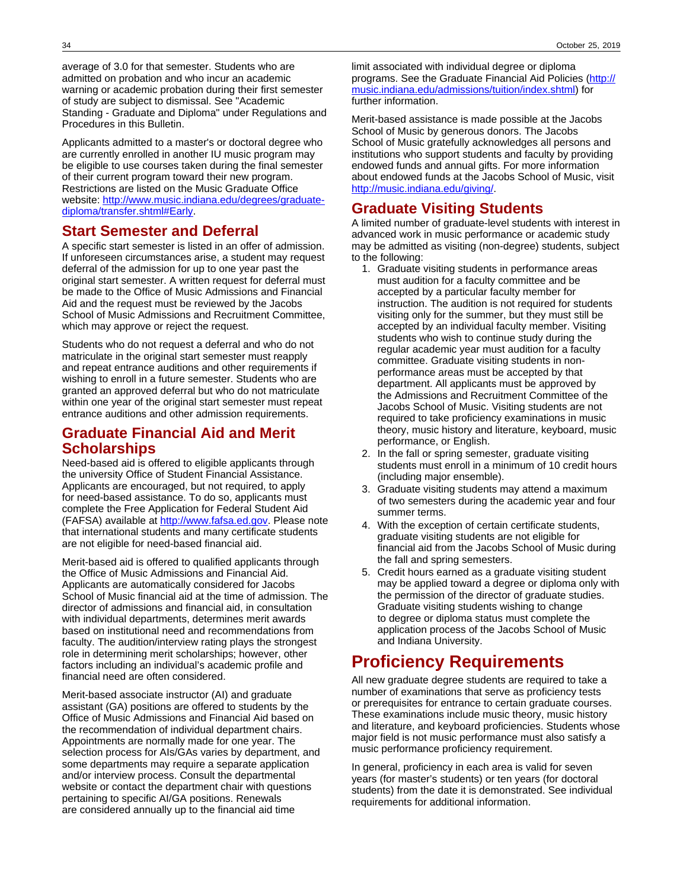average of 3.0 for that semester. Students who are admitted on probation and who incur an academic warning or academic probation during their first semester of study are subject to dismissal. See "Academic Standing - Graduate and Diploma" under Regulations and Procedures in this Bulletin.

Applicants admitted to a master's or doctoral degree who are currently enrolled in another IU music program may be eligible to use courses taken during the final semester of their current program toward their new program. Restrictions are listed on the Music Graduate Office website: [http://www.music.indiana.edu/degrees/graduate-diploma/transfer.shtml#Early](http://www.music.indiana.edu/degrees/graduate-diploma/transfer.shtml#Early).

## Start Semester and Deferral

A specific start semester is listed in an offer of admission. If unforeseen circumstances arise, a student may request deferral of the admission for up to one year past the original start semester. A written request for deferral must be made to the Office of Music Admissions and Financial Aid and the request must be reviewed by the Jacobs School of Music Admissions and Recruitment Committee, which may approve or reject the request.

Students who do not request a deferral and who do not matriculate in the original start semester must reapply and repeat entrance auditions and other requirements if wishing to enroll in a future semester. Students who are granted an approved deferral but who do not matriculate within one year of the original start semester must repeat entrance auditions and other admission requirements.

## Graduate Financial Aid and Merit Scholarships

Need-based aid is offered to eligible applicants through the university Office of Student Financial Assistance. Applicants are encouraged, but not required, to apply for need-based assistance. To do so, applicants must complete the Free Application for Federal Student Aid (FAFSA) available at [http://www.fafsa.ed.gov](http://www.fafsa.ed.gov). Please note that international students and many certificate students are not eligible for need-based financial aid.

Merit-based aid is offered to qualified applicants through the Office of Music Admissions and Financial Aid. Applicants are automatically considered for Jacobs School of Music financial aid at the time of admission. The director of admissions and financial aid, in consultation with individual departments, determines merit awards based on institutional need and recommendations from faculty. The audition/interview rating plays the strongest role in determining merit scholarships; however, other factors including an individual's academic profile and financial need are often considered.

Merit-based associate instructor (AI) and graduate assistant (GA) positions are offered to students by the Office of Music Admissions and Financial Aid based on the recommendation of individual department chairs. Appointments are normally made for one year. The selection process for AIs/GAs varies by department, and some departments may require a separate application and/or interview process. Consult the departmental website or contact the department chair with questions pertaining to specific AI/GA positions. Renewals are considered annually up to the financial aid time limit associated with individual degree or diploma programs. See the Graduate Financial Aid Policies ([http://music.indiana.edu/admissions/tuition/index.shtml](http://music.indiana.edu/admissions/tuition/index.shtml)) for further information.

Merit-based assistance is made possible at the Jacobs School of Music by generous donors. The Jacobs School of Music gratefully acknowledges all persons and institutions who support students and faculty by providing endowed funds and annual gifts. For more information about endowed funds at the Jacobs School of Music, visit [http://music.indiana.edu/giving/](http://music.indiana.edu/giving/).

## Graduate Visiting Students

A limited number of graduate-level students with interest in advanced work in music performance or academic study may be admitted as visiting (non-degree) students, subject to the following:

1. Graduate visiting students in performance areas must audition for a faculty committee and be accepted by a particular faculty member for instruction. The audition is not required for students visiting only for the summer, but they must still be accepted by an individual faculty member. Visiting students who wish to continue study during the regular academic year must audition for a faculty committee. Graduate visiting students in non-performance areas must be accepted by that department. All applicants must be approved by the Admissions and Recruitment Committee of the Jacobs School of Music. Visiting students are not required to take proficiency examinations in music theory, music history and literature, keyboard, music performance, or English.
2. In the fall or spring semester, graduate visiting students must enroll in a minimum of 10 credit hours (including major ensemble).
3. Graduate visiting students may attend a maximum of two semesters during the academic year and four summer terms.
4. With the exception of certain certificate students, graduate visiting students are not eligible for financial aid from the Jacobs School of Music during the fall and spring semesters.
5. Credit hours earned as a graduate visiting student may be applied toward a degree or diploma only with the permission of the director of graduate studies. Graduate visiting students wishing to change to degree or diploma status must complete the application process of the Jacobs School of Music and Indiana University.

# Proficiency Requirements

All new graduate degree students are required to take a number of examinations that serve as proficiency tests or prerequisites for entrance to certain graduate courses. These examinations include music theory, music history and literature, and keyboard proficiencies. Students whose major field is not music performance must also satisfy a music performance proficiency requirement.

In general, proficiency in each area is valid for seven years (for master's students) or ten years (for doctoral students) from the date it is demonstrated. See individual requirements for additional information.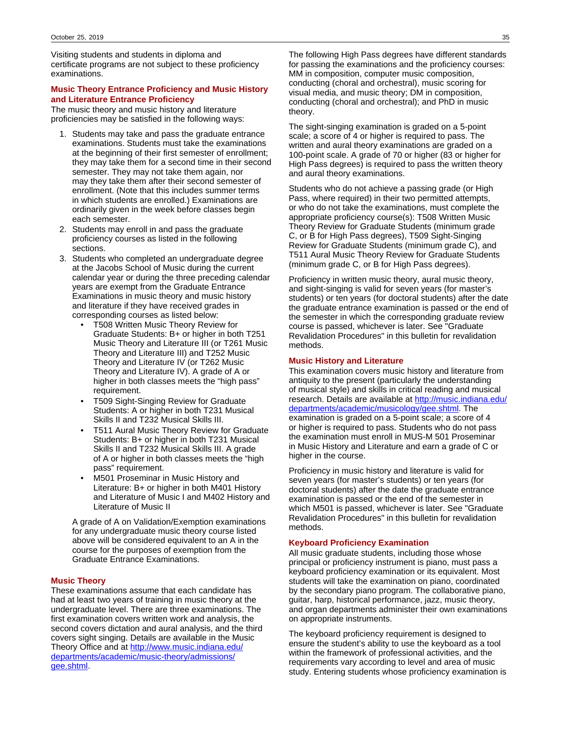Visiting students and students in diploma and certificate programs are not subject to these proficiency examinations.

### Music Theory Entrance Proficiency and Music History and Literature Entrance Proficiency

The music theory and music history and literature proficiencies may be satisfied in the following ways:

1. Students may take and pass the graduate entrance examinations. Students must take the examinations at the beginning of their first semester of enrollment; they may take them for a second time in their second semester. They may not take them again, nor may they take them after their second semester of enrollment. (Note that this includes summer terms in which students are enrolled.) Examinations are ordinarily given in the week before classes begin each semester.
2. Students may enroll in and pass the graduate proficiency courses as listed in the following sections.
3. Students who completed an undergraduate degree at the Jacobs School of Music during the current calendar year or during the three preceding calendar years are exempt from the Graduate Entrance Examinations in music theory and music history and literature if they have received grades in corresponding courses as listed below:
   - T508 Written Music Theory Review for Graduate Students: B+ or higher in both T251 Music Theory and Literature III (or T261 Music Theory and Literature III) and T252 Music Theory and Literature IV (or T262 Music Theory and Literature IV). A grade of A or higher in both classes meets the “high pass” requirement.
   - T509 Sight-Singing Review for Graduate Students: A or higher in both T231 Musical Skills II and T232 Musical Skills III.
   - T511 Aural Music Theory Review for Graduate Students: B+ or higher in both T231 Musical Skills II and T232 Musical Skills III. A grade of A or higher in both classes meets the “high pass” requirement.
   - M501 Proseminar in Music History and Literature: B+ or higher in both M401 History and Literature of Music I and M402 History and Literature of Music II

   A grade of A on Validation/Exemption examinations for any undergraduate music theory course listed above will be considered equivalent to an A in the course for the purposes of exemption from the Graduate Entrance Examinations.

### Music Theory

These examinations assume that each candidate has had at least two years of training in music theory at the undergraduate level. There are three examinations. The first examination covers written work and analysis, the second covers dictation and aural analysis, and the third covers sight singing. Details are available in the Music Theory Office and at [http://www.music.indiana.edu/departments/academic/music-theory/admissions/gee.shtml](http://www.music.indiana.edu/departments/academic/music-theory/admissions/gee.shtml).

The following High Pass degrees have different standards for passing the examinations and the proficiency courses: MM in composition, computer music composition, conducting (choral and orchestral), music scoring for visual media, and music theory; DM in composition, conducting (choral and orchestral); and PhD in music theory.

The sight-singing examination is graded on a 5-point scale; a score of 4 or higher is required to pass. The written and aural theory examinations are graded on a 100-point scale. A grade of 70 or higher (83 or higher for High Pass degrees) is required to pass the written theory and aural theory examinations.

Students who do not achieve a passing grade (or High Pass, where required) in their two permitted attempts, or who do not take the examinations, must complete the appropriate proficiency course(s): T508 Written Music Theory Review for Graduate Students (minimum grade C, or B for High Pass degrees), T509 Sight-Singing Review for Graduate Students (minimum grade C), and T511 Aural Music Theory Review for Graduate Students (minimum grade C, or B for High Pass degrees).

Proficiency in written music theory, aural music theory, and sight-singing is valid for seven years (for master’s students) or ten years (for doctoral students) after the date the graduate entrance examination is passed or the end of the semester in which the corresponding graduate review course is passed, whichever is later. See "Graduate Revalidation Procedures" in this bulletin for revalidation methods.

### Music History and Literature

This examination covers music history and literature from antiquity to the present (particularly the understanding of musical style) and skills in critical reading and musical research. Details are available at [http://music.indiana.edu/departments/academic/musicology/gee.shtml](http://music.indiana.edu/departments/academic/musicology/gee.shtml). The examination is graded on a 5-point scale; a score of 4 or higher is required to pass. Students who do not pass the examination must enroll in MUS-M 501 Proseminar in Music History and Literature and earn a grade of C or higher in the course.

Proficiency in music history and literature is valid for seven years (for master’s students) or ten years (for doctoral students) after the date the graduate entrance examination is passed or the end of the semester in which M501 is passed, whichever is later. See "Graduate Revalidation Procedures" in this bulletin for revalidation methods.

### Keyboard Proficiency Examination

All music graduate students, including those whose principal or proficiency instrument is piano, must pass a keyboard proficiency examination or its equivalent. Most students will take the examination on piano, coordinated by the secondary piano program. The collaborative piano, guitar, harp, historical performance, jazz, music theory, and organ departments administer their own examinations on appropriate instruments.

The keyboard proficiency requirement is designed to ensure the student’s ability to use the keyboard as a tool within the framework of professional activities, and the requirements vary according to level and area of music study. Entering students whose proficiency examination is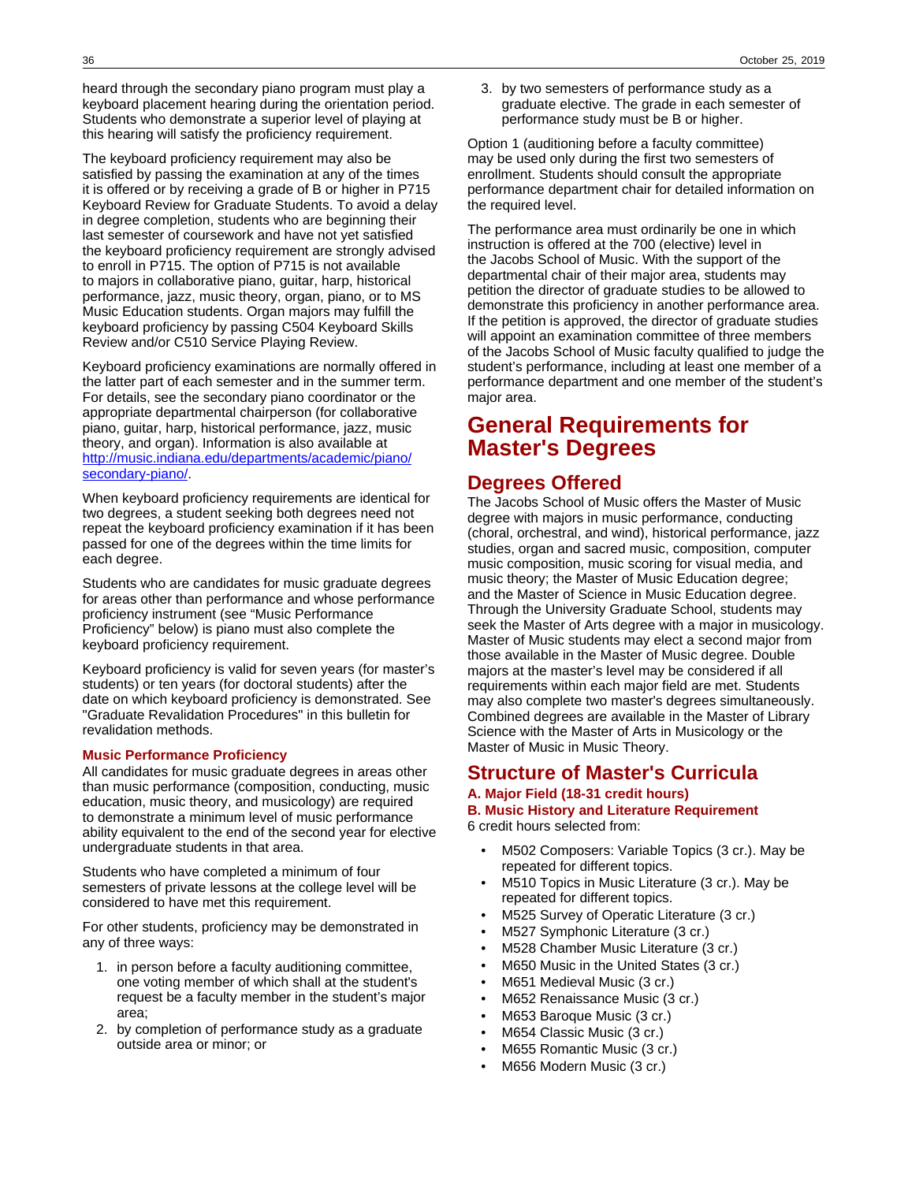heard through the secondary piano program must play a keyboard placement hearing during the orientation period. Students who demonstrate a superior level of playing at this hearing will satisfy the proficiency requirement.

The keyboard proficiency requirement may also be satisfied by passing the examination at any of the times it is offered or by receiving a grade of B or higher in P715 Keyboard Review for Graduate Students. To avoid a delay in degree completion, students who are beginning their last semester of coursework and have not yet satisfied the keyboard proficiency requirement are strongly advised to enroll in P715. The option of P715 is not available to majors in collaborative piano, guitar, harp, historical performance, jazz, music theory, organ, piano, or to MS Music Education students. Organ majors may fulfill the keyboard proficiency by passing C504 Keyboard Skills Review and/or C510 Service Playing Review.

Keyboard proficiency examinations are normally offered in the latter part of each semester and in the summer term. For details, see the secondary piano coordinator or the appropriate departmental chairperson (for collaborative piano, guitar, harp, historical performance, jazz, music theory, and organ). Information is also available at [http://music.indiana.edu/departments/academic/piano/secondary-piano/](http://music.indiana.edu/departments/academic/piano/secondary-piano/).

When keyboard proficiency requirements are identical for two degrees, a student seeking both degrees need not repeat the keyboard proficiency examination if it has been passed for one of the degrees within the time limits for each degree.

Students who are candidates for music graduate degrees for areas other than performance and whose performance proficiency instrument (see "Music Performance Proficiency" below) is piano must also complete the keyboard proficiency requirement.

Keyboard proficiency is valid for seven years (for master's students) or ten years (for doctoral students) after the date on which keyboard proficiency is demonstrated. See "Graduate Revalidation Procedures" in this bulletin for revalidation methods.

#### Music Performance Proficiency

All candidates for music graduate degrees in areas other than music performance (composition, conducting, music education, music theory, and musicology) are required to demonstrate a minimum level of music performance ability equivalent to the end of the second year for elective undergraduate students in that area.

Students who have completed a minimum of four semesters of private lessons at the college level will be considered to have met this requirement.

For other students, proficiency may be demonstrated in any of three ways:

1. in person before a faculty auditioning committee, one voting member of which shall at the student's request be a faculty member in the student's major area;
2. by completion of performance study as a graduate outside area or minor; or
3. by two semesters of performance study as a graduate elective. The grade in each semester of performance study must be B or higher.

Option 1 (auditioning before a faculty committee) may be used only during the first two semesters of enrollment. Students should consult the appropriate performance department chair for detailed information on the required level.

The performance area must ordinarily be one in which instruction is offered at the 700 (elective) level in the Jacobs School of Music. With the support of the departmental chair of their major area, students may petition the director of graduate studies to be allowed to demonstrate this proficiency in another performance area. If the petition is approved, the director of graduate studies will appoint an examination committee of three members of the Jacobs School of Music faculty qualified to judge the student's performance, including at least one member of a performance department and one member of the student's major area.

# General Requirements for Master's Degrees

## Degrees Offered

The Jacobs School of Music offers the Master of Music degree with majors in music performance, conducting (choral, orchestral, and wind), historical performance, jazz studies, organ and sacred music, composition, computer music composition, music scoring for visual media, and music theory; the Master of Music Education degree; and the Master of Science in Music Education degree. Through the University Graduate School, students may seek the Master of Arts degree with a major in musicology. Master of Music students may elect a second major from those available in the Master of Music degree. Double majors at the master's level may be considered if all requirements within each major field are met. Students may also complete two master's degrees simultaneously. Combined degrees are available in the Master of Library Science with the Master of Arts in Musicology or the Master of Music in Music Theory.

## Structure of Master's Curricula

#### A. Major Field (18-31 credit hours)

#### B. Music History and Literature Requirement

6 credit hours selected from:

- M502 Composers: Variable Topics (3 cr.). May be repeated for different topics.
- M510 Topics in Music Literature (3 cr.). May be repeated for different topics.
- M525 Survey of Operatic Literature (3 cr.)
- M527 Symphonic Literature (3 cr.)
- M528 Chamber Music Literature (3 cr.)
- M650 Music in the United States (3 cr.)
- M651 Medieval Music (3 cr.)
- M652 Renaissance Music (3 cr.)
- M653 Baroque Music (3 cr.)
- M654 Classic Music (3 cr.)
- M655 Romantic Music (3 cr.)
- M656 Modern Music (3 cr.)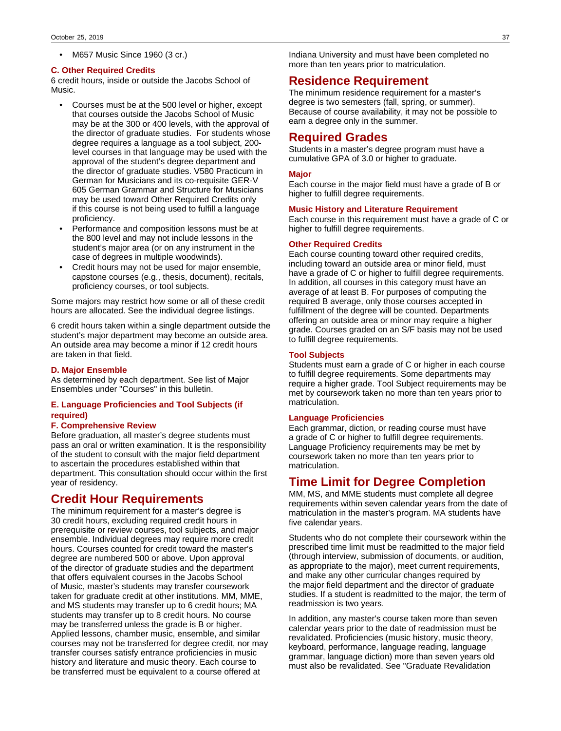- M657 Music Since 1960 (3 cr.)

### C. Other Required Credits

6 credit hours, inside or outside the Jacobs School of Music.

- Courses must be at the 500 level or higher, except that courses outside the Jacobs School of Music may be at the 300 or 400 levels, with the approval of the director of graduate studies. For students whose degree requires a language as a tool subject, 200-level courses in that language may be used with the approval of the student's degree department and the director of graduate studies. V580 Practicum in German for Musicians and its co-requisite GER-V 605 German Grammar and Structure for Musicians may be used toward Other Required Credits only if this course is not being used to fulfill a language proficiency.
- Performance and composition lessons must be at the 800 level and may not include lessons in the student's major area (or on any instrument in the case of degrees in multiple woodwinds).
- Credit hours may not be used for major ensemble, capstone courses (e.g., thesis, document), recitals, proficiency courses, or tool subjects.

Some majors may restrict how some or all of these credit hours are allocated. See the individual degree listings.

6 credit hours taken within a single department outside the student's major department may become an outside area. An outside area may become a minor if 12 credit hours are taken in that field.

### D. Major Ensemble

As determined by each department. See list of Major Ensembles under "Courses" in this bulletin.

### E. Language Proficiencies and Tool Subjects (if required)

### F. Comprehensive Review

Before graduation, all master's degree students must pass an oral or written examination. It is the responsibility of the student to consult with the major field department to ascertain the procedures established within that department. This consultation should occur within the first year of residency.

## Credit Hour Requirements

The minimum requirement for a master's degree is 30 credit hours, excluding required credit hours in prerequisite or review courses, tool subjects, and major ensemble. Individual degrees may require more credit hours. Courses counted for credit toward the master's degree are numbered 500 or above. Upon approval of the director of graduate studies and the department that offers equivalent courses in the Jacobs School of Music, master's students may transfer coursework taken for graduate credit at other institutions. MM, MME, and MS students may transfer up to 6 credit hours; MA students may transfer up to 8 credit hours. No course may be transferred unless the grade is B or higher. Applied lessons, chamber music, ensemble, and similar courses may not be transferred for degree credit, nor may transfer courses satisfy entrance proficiencies in music history and literature and music theory. Each course to be transferred must be equivalent to a course offered at Indiana University and must have been completed no more than ten years prior to matriculation.

## Residence Requirement

The minimum residence requirement for a master's degree is two semesters (fall, spring, or summer). Because of course availability, it may not be possible to earn a degree only in the summer.

## Required Grades

Students in a master's degree program must have a cumulative GPA of 3.0 or higher to graduate.

### Major

Each course in the major field must have a grade of B or higher to fulfill degree requirements.

### Music History and Literature Requirement

Each course in this requirement must have a grade of C or higher to fulfill degree requirements.

### Other Required Credits

Each course counting toward other required credits, including toward an outside area or minor field, must have a grade of C or higher to fulfill degree requirements. In addition, all courses in this category must have an average of at least B. For purposes of computing the required B average, only those courses accepted in fulfillment of the degree will be counted. Departments offering an outside area or minor may require a higher grade. Courses graded on an S/F basis may not be used to fulfill degree requirements.

### Tool Subjects

Students must earn a grade of C or higher in each course to fulfill degree requirements. Some departments may require a higher grade. Tool Subject requirements may be met by coursework taken no more than ten years prior to matriculation.

### Language Proficiencies

Each grammar, diction, or reading course must have a grade of C or higher to fulfill degree requirements. Language Proficiency requirements may be met by coursework taken no more than ten years prior to matriculation.

## Time Limit for Degree Completion

MM, MS, and MME students must complete all degree requirements within seven calendar years from the date of matriculation in the master's program. MA students have five calendar years.

Students who do not complete their coursework within the prescribed time limit must be readmitted to the major field (through interview, submission of documents, or audition, as appropriate to the major), meet current requirements, and make any other curricular changes required by the major field department and the director of graduate studies. If a student is readmitted to the major, the term of readmission is two years.

In addition, any master's course taken more than seven calendar years prior to the date of readmission must be revalidated. Proficiencies (music history, music theory, keyboard, performance, language reading, language grammar, language diction) more than seven years old must also be revalidated. See "Graduate Revalidation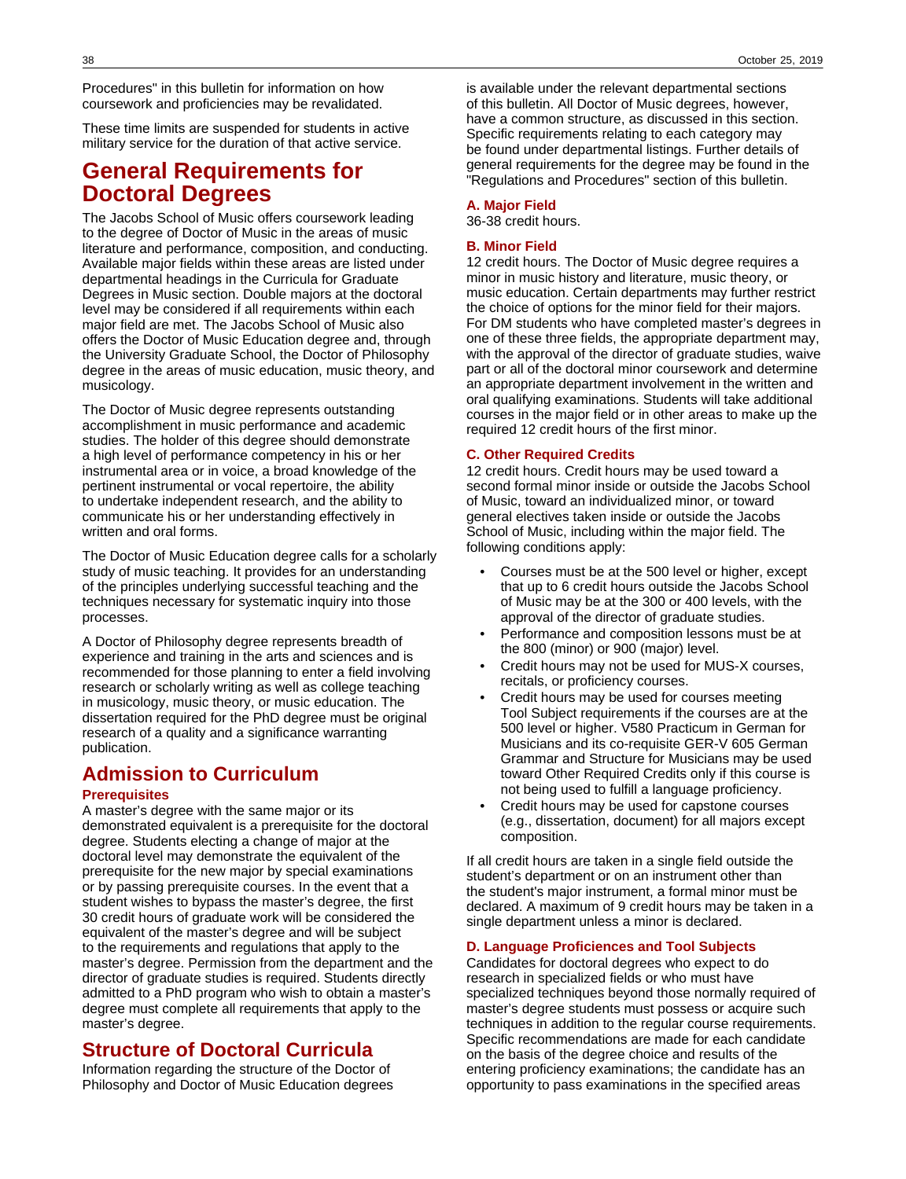Procedures" in this bulletin for information on how coursework and proficiencies may be revalidated.

These time limits are suspended for students in active military service for the duration of that active service.

# General Requirements for Doctoral Degrees

The Jacobs School of Music offers coursework leading to the degree of Doctor of Music in the areas of music literature and performance, composition, and conducting. Available major fields within these areas are listed under departmental headings in the Curricula for Graduate Degrees in Music section. Double majors at the doctoral level may be considered if all requirements within each major field are met. The Jacobs School of Music also offers the Doctor of Music Education degree and, through the University Graduate School, the Doctor of Philosophy degree in the areas of music education, music theory, and musicology.

The Doctor of Music degree represents outstanding accomplishment in music performance and academic studies. The holder of this degree should demonstrate a high level of performance competency in his or her instrumental area or in voice, a broad knowledge of the pertinent instrumental or vocal repertoire, the ability to undertake independent research, and the ability to communicate his or her understanding effectively in written and oral forms.

The Doctor of Music Education degree calls for a scholarly study of music teaching. It provides for an understanding of the principles underlying successful teaching and the techniques necessary for systematic inquiry into those processes.

A Doctor of Philosophy degree represents breadth of experience and training in the arts and sciences and is recommended for those planning to enter a field involving research or scholarly writing as well as college teaching in musicology, music theory, or music education. The dissertation required for the PhD degree must be original research of a quality and a significance warranting publication.

## Admission to Curriculum

### Prerequisites

A master's degree with the same major or its demonstrated equivalent is a prerequisite for the doctoral degree. Students electing a change of major at the doctoral level may demonstrate the equivalent of the prerequisite for the new major by special examinations or by passing prerequisite courses. In the event that a student wishes to bypass the master's degree, the first 30 credit hours of graduate work will be considered the equivalent of the master's degree and will be subject to the requirements and regulations that apply to the master's degree. Permission from the department and the director of graduate studies is required. Students directly admitted to a PhD program who wish to obtain a master's degree must complete all requirements that apply to the master's degree.

## Structure of Doctoral Curricula

Information regarding the structure of the Doctor of Philosophy and Doctor of Music Education degrees is available under the relevant departmental sections of this bulletin. All Doctor of Music degrees, however, have a common structure, as discussed in this section. Specific requirements relating to each category may be found under departmental listings. Further details of general requirements for the degree may be found in the "Regulations and Procedures" section of this bulletin.

### A. Major Field

36-38 credit hours.

### B. Minor Field

12 credit hours. The Doctor of Music degree requires a minor in music history and literature, music theory, or music education. Certain departments may further restrict the choice of options for the minor field for their majors. For DM students who have completed master's degrees in one of these three fields, the appropriate department may, with the approval of the director of graduate studies, waive part or all of the doctoral minor coursework and determine an appropriate department involvement in the written and oral qualifying examinations. Students will take additional courses in the major field or in other areas to make up the required 12 credit hours of the first minor.

### C. Other Required Credits

12 credit hours. Credit hours may be used toward a second formal minor inside or outside the Jacobs School of Music, toward an individualized minor, or toward general electives taken inside or outside the Jacobs School of Music, including within the major field. The following conditions apply:

- Courses must be at the 500 level or higher, except that up to 6 credit hours outside the Jacobs School of Music may be at the 300 or 400 levels, with the approval of the director of graduate studies.
- Performance and composition lessons must be at the 800 (minor) or 900 (major) level.
- Credit hours may not be used for MUS-X courses, recitals, or proficiency courses.
- Credit hours may be used for courses meeting Tool Subject requirements if the courses are at the 500 level or higher. V580 Practicum in German for Musicians and its co-requisite GER-V 605 German Grammar and Structure for Musicians may be used toward Other Required Credits only if this course is not being used to fulfill a language proficiency.
- Credit hours may be used for capstone courses (e.g., dissertation, document) for all majors except composition.

If all credit hours are taken in a single field outside the student's department or on an instrument other than the student's major instrument, a formal minor must be declared. A maximum of 9 credit hours may be taken in a single department unless a minor is declared.

### D. Language Proficiences and Tool Subjects

Candidates for doctoral degrees who expect to do research in specialized fields or who must have specialized techniques beyond those normally required of master's degree students must possess or acquire such techniques in addition to the regular course requirements. Specific recommendations are made for each candidate on the basis of the degree choice and results of the entering proficiency examinations; the candidate has an opportunity to pass examinations in the specified areas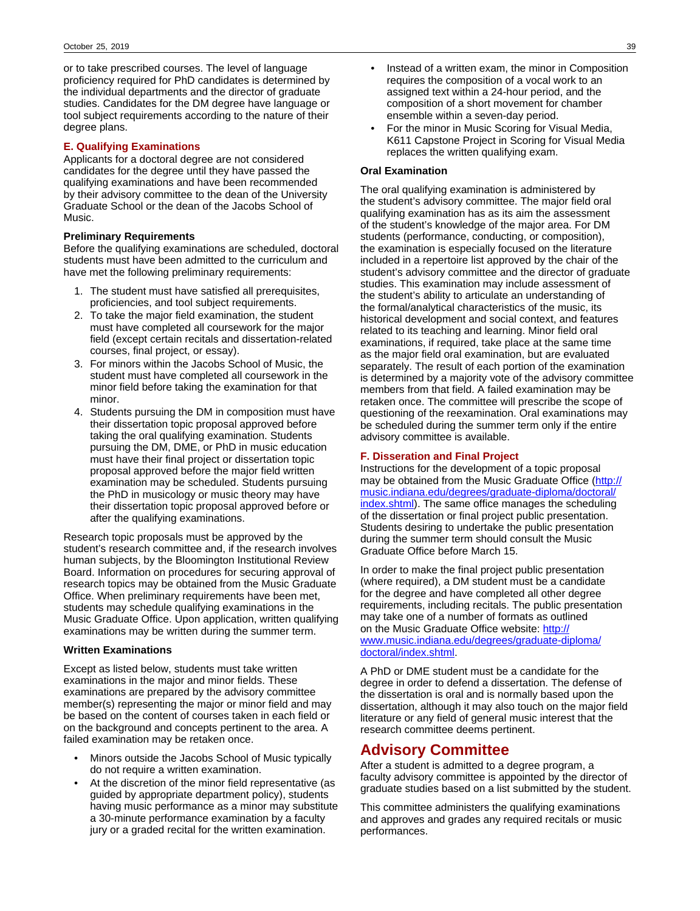or to take prescribed courses. The level of language proficiency required for PhD candidates is determined by the individual departments and the director of graduate studies. Candidates for the DM degree have language or tool subject requirements according to the nature of their degree plans.

### E. Qualifying Examinations

Applicants for a doctoral degree are not considered candidates for the degree until they have passed the qualifying examinations and have been recommended by their advisory committee to the dean of the University Graduate School or the dean of the Jacobs School of Music.

#### Preliminary Requirements

Before the qualifying examinations are scheduled, doctoral students must have been admitted to the curriculum and have met the following preliminary requirements:

1. The student must have satisfied all prerequisites, proficiencies, and tool subject requirements.
2. To take the major field examination, the student must have completed all coursework for the major field (except certain recitals and dissertation-related courses, final project, or essay).
3. For minors within the Jacobs School of Music, the student must have completed all coursework in the minor field before taking the examination for that minor.
4. Students pursuing the DM in composition must have their dissertation topic proposal approved before taking the oral qualifying examination. Students pursuing the DM, DME, or PhD in music education must have their final project or dissertation topic proposal approved before the major field written examination may be scheduled. Students pursuing the PhD in musicology or music theory may have their dissertation topic proposal approved before or after the qualifying examinations.

Research topic proposals must be approved by the student's research committee and, if the research involves human subjects, by the Bloomington Institutional Review Board. Information on procedures for securing approval of research topics may be obtained from the Music Graduate Office. When preliminary requirements have been met, students may schedule qualifying examinations in the Music Graduate Office. Upon application, written qualifying examinations may be written during the summer term.

#### Written Examinations

Except as listed below, students must take written examinations in the major and minor fields. These examinations are prepared by the advisory committee member(s) representing the major or minor field and may be based on the content of courses taken in each field or on the background and concepts pertinent to the area. A failed examination may be retaken once.

- Minors outside the Jacobs School of Music typically do not require a written examination.
- At the discretion of the minor field representative (as guided by appropriate department policy), students having music performance as a minor may substitute a 30-minute performance examination by a faculty jury or a graded recital for the written examination.
- Instead of a written exam, the minor in Composition requires the composition of a vocal work to an assigned text within a 24-hour period, and the composition of a short movement for chamber ensemble within a seven-day period.
- For the minor in Music Scoring for Visual Media, K611 Capstone Project in Scoring for Visual Media replaces the written qualifying exam.

#### Oral Examination

The oral qualifying examination is administered by the student's advisory committee. The major field oral qualifying examination has as its aim the assessment of the student's knowledge of the major area. For DM students (performance, conducting, or composition), the examination is especially focused on the literature included in a repertoire list approved by the chair of the student's advisory committee and the director of graduate studies. This examination may include assessment of the student's ability to articulate an understanding of the formal/analytical characteristics of the music, its historical development and social context, and features related to its teaching and learning. Minor field oral examinations, if required, take place at the same time as the major field oral examination, but are evaluated separately. The result of each portion of the examination is determined by a majority vote of the advisory committee members from that field. A failed examination may be retaken once. The committee will prescribe the scope of questioning of the reexamination. Oral examinations may be scheduled during the summer term only if the entire advisory committee is available.

### F. Disseration and Final Project

Instructions for the development of a topic proposal may be obtained from the Music Graduate Office (http://music.indiana.edu/degrees/graduate-diploma/doctoral/index.shtml). The same office manages the scheduling of the dissertation or final project public presentation. Students desiring to undertake the public presentation during the summer term should consult the Music Graduate Office before March 15.

In order to make the final project public presentation (where required), a DM student must be a candidate for the degree and have completed all other degree requirements, including recitals. The public presentation may take one of a number of formats as outlined on the Music Graduate Office website: http://www.music.indiana.edu/degrees/graduate-diploma/doctoral/index.shtml.

A PhD or DME student must be a candidate for the degree in order to defend a dissertation. The defense of the dissertation is oral and is normally based upon the dissertation, although it may also touch on the major field literature or any field of general music interest that the research committee deems pertinent.

## Advisory Committee

After a student is admitted to a degree program, a faculty advisory committee is appointed by the director of graduate studies based on a list submitted by the student.

This committee administers the qualifying examinations and approves and grades any required recitals or music performances.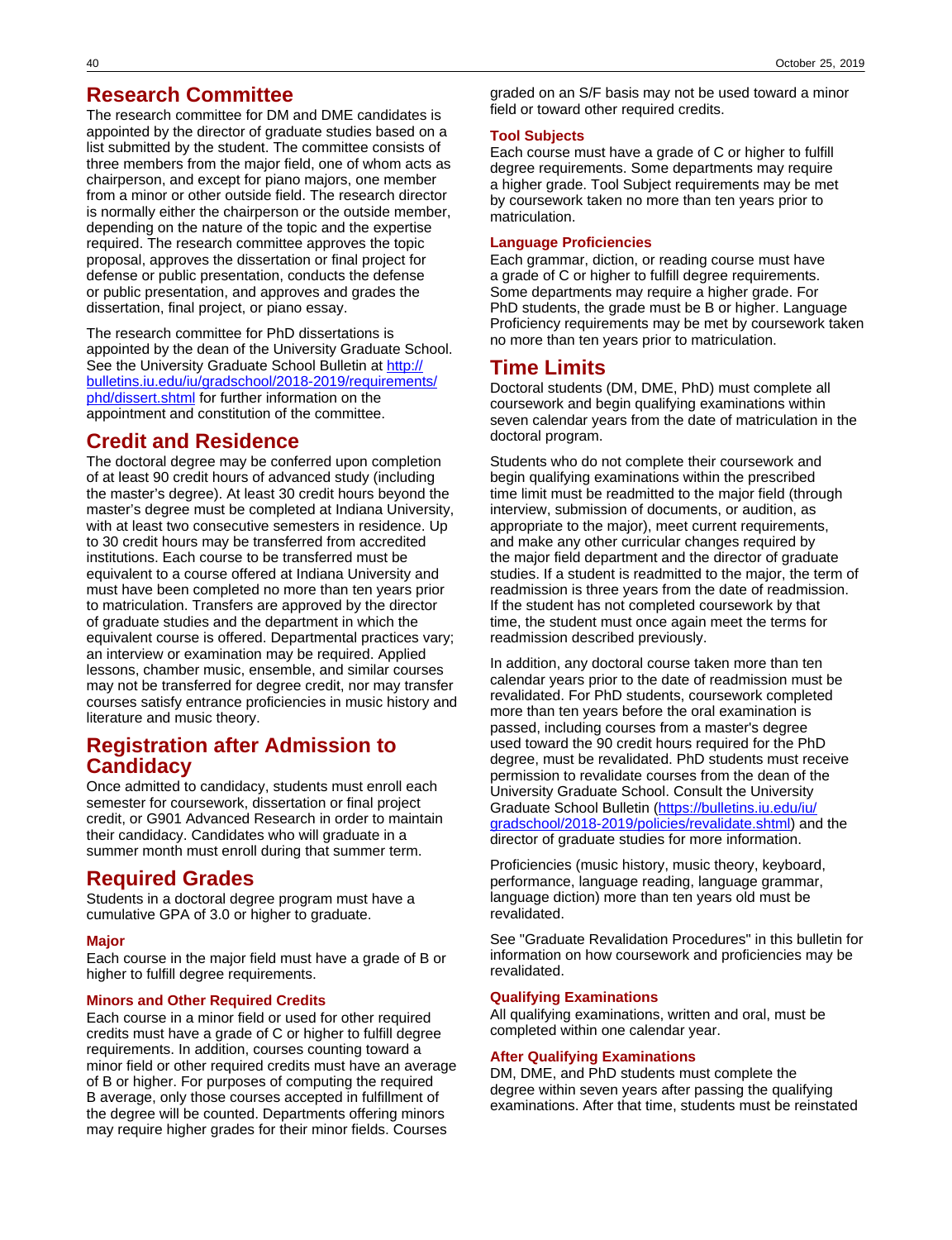## Research Committee

The research committee for DM and DME candidates is appointed by the director of graduate studies based on a list submitted by the student. The committee consists of three members from the major field, one of whom acts as chairperson, and except for piano majors, one member from a minor or other outside field. The research director is normally either the chairperson or the outside member, depending on the nature of the topic and the expertise required. The research committee approves the topic proposal, approves the dissertation or final project for defense or public presentation, conducts the defense or public presentation, and approves and grades the dissertation, final project, or piano essay.

The research committee for PhD dissertations is appointed by the dean of the University Graduate School. See the University Graduate School Bulletin at [http://bulletins.iu.edu/iu/gradschool/2018-2019/requirements/phd/dissert.shtml](http://bulletins.iu.edu/iu/gradschool/2018-2019/requirements/phd/dissert.shtml) for further information on the appointment and constitution of the committee.

## Credit and Residence

The doctoral degree may be conferred upon completion of at least 90 credit hours of advanced study (including the master's degree). At least 30 credit hours beyond the master's degree must be completed at Indiana University, with at least two consecutive semesters in residence. Up to 30 credit hours may be transferred from accredited institutions. Each course to be transferred must be equivalent to a course offered at Indiana University and must have been completed no more than ten years prior to matriculation. Transfers are approved by the director of graduate studies and the department in which the equivalent course is offered. Departmental practices vary; an interview or examination may be required. Applied lessons, chamber music, ensemble, and similar courses may not be transferred for degree credit, nor may transfer courses satisfy entrance proficiencies in music history and literature and music theory.

## Registration after Admission to Candidacy

Once admitted to candidacy, students must enroll each semester for coursework, dissertation or final project credit, or G901 Advanced Research in order to maintain their candidacy. Candidates who will graduate in a summer month must enroll during that summer term.

## Required Grades

Students in a doctoral degree program must have a cumulative GPA of 3.0 or higher to graduate.

### Major

Each course in the major field must have a grade of B or higher to fulfill degree requirements.

### Minors and Other Required Credits

Each course in a minor field or used for other required credits must have a grade of C or higher to fulfill degree requirements. In addition, courses counting toward a minor field or other required credits must have an average of B or higher. For purposes of computing the required B average, only those courses accepted in fulfillment of the degree will be counted. Departments offering minors may require higher grades for their minor fields. Courses graded on an S/F basis may not be used toward a minor field or toward other required credits.

### Tool Subjects

Each course must have a grade of C or higher to fulfill degree requirements. Some departments may require a higher grade. Tool Subject requirements may be met by coursework taken no more than ten years prior to matriculation.

### Language Proficiencies

Each grammar, diction, or reading course must have a grade of C or higher to fulfill degree requirements. Some departments may require a higher grade. For PhD students, the grade must be B or higher. Language Proficiency requirements may be met by coursework taken no more than ten years prior to matriculation.

## Time Limits

Doctoral students (DM, DME, PhD) must complete all coursework and begin qualifying examinations within seven calendar years from the date of matriculation in the doctoral program.

Students who do not complete their coursework and begin qualifying examinations within the prescribed time limit must be readmitted to the major field (through interview, submission of documents, or audition, as appropriate to the major), meet current requirements, and make any other curricular changes required by the major field department and the director of graduate studies. If a student is readmitted to the major, the term of readmission is three years from the date of readmission. If the student has not completed coursework by that time, the student must once again meet the terms for readmission described previously.

In addition, any doctoral course taken more than ten calendar years prior to the date of readmission must be revalidated. For PhD students, coursework completed more than ten years before the oral examination is passed, including courses from a master's degree used toward the 90 credit hours required for the PhD degree, must be revalidated. PhD students must receive permission to revalidate courses from the dean of the University Graduate School. Consult the University Graduate School Bulletin ([https://bulletins.iu.edu/iu/gradschool/2018-2019/policies/revalidate.shtml](https://bulletins.iu.edu/iu/gradschool/2018-2019/policies/revalidate.shtml)) and the director of graduate studies for more information.

Proficiencies (music history, music theory, keyboard, performance, language reading, language grammar, language diction) more than ten years old must be revalidated.

See "Graduate Revalidation Procedures" in this bulletin for information on how coursework and proficiencies may be revalidated.

### Qualifying Examinations

All qualifying examinations, written and oral, must be completed within one calendar year.

### After Qualifying Examinations

DM, DME, and PhD students must complete the degree within seven years after passing the qualifying examinations. After that time, students must be reinstated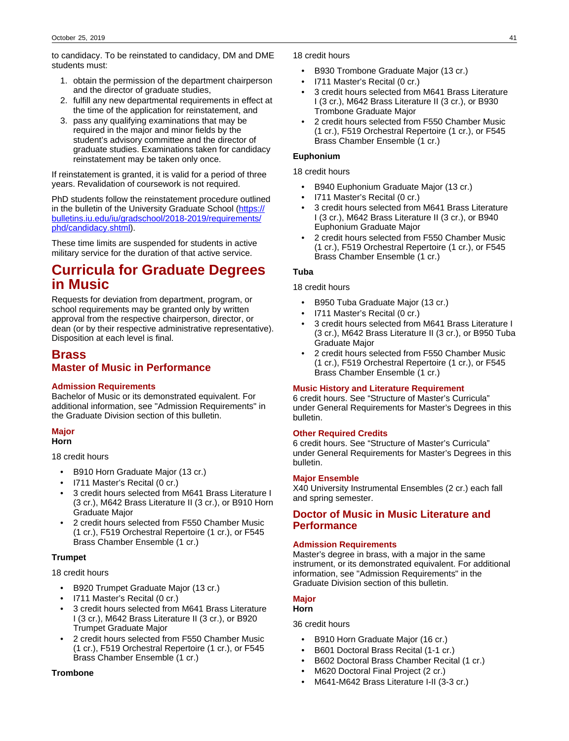to candidacy. To be reinstated to candidacy, DM and DME students must:

1. obtain the permission of the department chairperson and the director of graduate studies,
2. fulfill any new departmental requirements in effect at the time of the application for reinstatement, and
3. pass any qualifying examinations that may be required in the major and minor fields by the student's advisory committee and the director of graduate studies. Examinations taken for candidacy reinstatement may be taken only once.

If reinstatement is granted, it is valid for a period of three years. Revalidation of coursework is not required.

PhD students follow the reinstatement procedure outlined in the bulletin of the University Graduate School (https://bulletins.iu.edu/iu/gradschool/2018-2019/requirements/phd/candidacy.shtml).

These time limits are suspended for students in active military service for the duration of that active service.

# Curricula for Graduate Degrees in Music

Requests for deviation from department, program, or school requirements may be granted only by written approval from the respective chairperson, director, or dean (or by their respective administrative representative). Disposition at each level is final.

## Brass

### Master of Music in Performance

#### Admission Requirements

Bachelor of Music or its demonstrated equivalent. For additional information, see "Admission Requirements" in the Graduate Division section of this bulletin.

#### Major

**Horn**

18 credit hours

- B910 Horn Graduate Major (13 cr.)
- I711 Master's Recital (0 cr.)
- 3 credit hours selected from M641 Brass Literature I (3 cr.), M642 Brass Literature II (3 cr.), or B910 Horn Graduate Major
- 2 credit hours selected from F550 Chamber Music (1 cr.), F519 Orchestral Repertoire (1 cr.), or F545 Brass Chamber Ensemble (1 cr.)

**Trumpet**

18 credit hours

- B920 Trumpet Graduate Major (13 cr.)
- I711 Master's Recital (0 cr.)
- 3 credit hours selected from M641 Brass Literature I (3 cr.), M642 Brass Literature II (3 cr.), or B920 Trumpet Graduate Major
- 2 credit hours selected from F550 Chamber Music (1 cr.), F519 Orchestral Repertoire (1 cr.), or F545 Brass Chamber Ensemble (1 cr.)

**Trombone**

18 credit hours

- B930 Trombone Graduate Major (13 cr.)
- I711 Master's Recital (0 cr.)
- 3 credit hours selected from M641 Brass Literature I (3 cr.), M642 Brass Literature II (3 cr.), or B930 Trombone Graduate Major
- 2 credit hours selected from F550 Chamber Music (1 cr.), F519 Orchestral Repertoire (1 cr.), or F545 Brass Chamber Ensemble (1 cr.)

**Euphonium**

18 credit hours

- B940 Euphonium Graduate Major (13 cr.)
- I711 Master's Recital (0 cr.)
- 3 credit hours selected from M641 Brass Literature I (3 cr.), M642 Brass Literature II (3 cr.), or B940 Euphonium Graduate Major
- 2 credit hours selected from F550 Chamber Music (1 cr.), F519 Orchestral Repertoire (1 cr.), or F545 Brass Chamber Ensemble (1 cr.)

**Tuba**

18 credit hours

- B950 Tuba Graduate Major (13 cr.)
- I711 Master's Recital (0 cr.)
- 3 credit hours selected from M641 Brass Literature I (3 cr.), M642 Brass Literature II (3 cr.), or B950 Tuba Graduate Major
- 2 credit hours selected from F550 Chamber Music (1 cr.), F519 Orchestral Repertoire (1 cr.), or F545 Brass Chamber Ensemble (1 cr.)

#### Music History and Literature Requirement

6 credit hours. See "Structure of Master's Curricula" under General Requirements for Master's Degrees in this bulletin.

#### Other Required Credits

6 credit hours. See "Structure of Master's Curricula" under General Requirements for Master's Degrees in this bulletin.

#### Major Ensemble

X40 University Instrumental Ensembles (2 cr.) each fall and spring semester.

### Doctor of Music in Music Literature and Performance

#### Admission Requirements

Master's degree in brass, with a major in the same instrument, or its demonstrated equivalent. For additional information, see "Admission Requirements" in the Graduate Division section of this bulletin.

#### Major

**Horn**

36 credit hours

- B910 Horn Graduate Major (16 cr.)
- B601 Doctoral Brass Recital (1-1 cr.)
- B602 Doctoral Brass Chamber Recital (1 cr.)
- M620 Doctoral Final Project (2 cr.)
- M641-M642 Brass Literature I-II (3-3 cr.)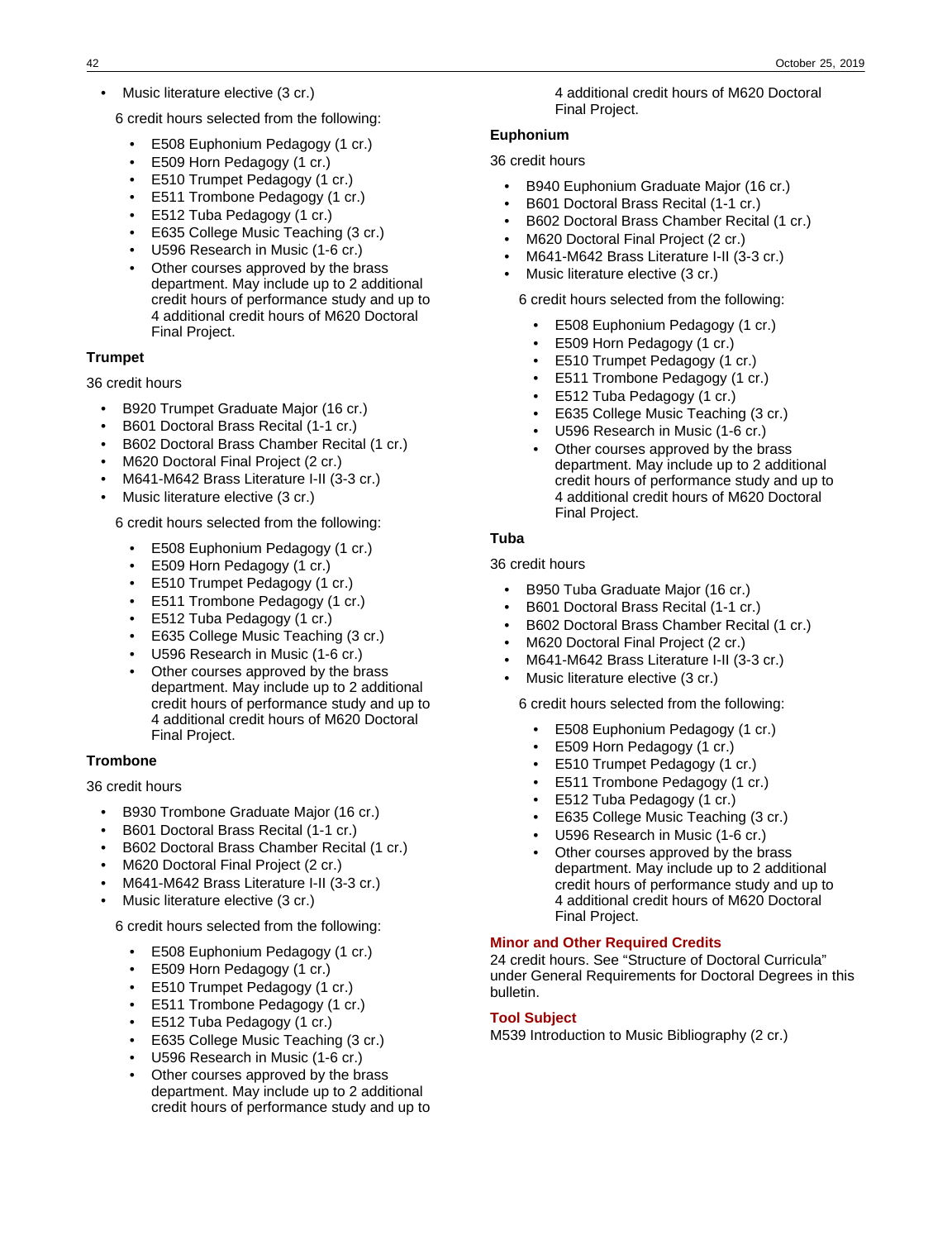- Music literature elective (3 cr.)

  6 credit hours selected from the following:

  - E508 Euphonium Pedagogy (1 cr.)
  - E509 Horn Pedagogy (1 cr.)
  - E510 Trumpet Pedagogy (1 cr.)
  - E511 Trombone Pedagogy (1 cr.)
  - E512 Tuba Pedagogy (1 cr.)
  - E635 College Music Teaching (3 cr.)
  - U596 Research in Music (1-6 cr.)
  - Other courses approved by the brass department. May include up to 2 additional credit hours of performance study and up to 4 additional credit hours of M620 Doctoral Final Project.

**Trumpet**

36 credit hours

- B920 Trumpet Graduate Major (16 cr.)
- B601 Doctoral Brass Recital (1-1 cr.)
- B602 Doctoral Brass Chamber Recital (1 cr.)
- M620 Doctoral Final Project (2 cr.)
- M641-M642 Brass Literature I-II (3-3 cr.)
- Music literature elective (3 cr.)

  6 credit hours selected from the following:

  - E508 Euphonium Pedagogy (1 cr.)
  - E509 Horn Pedagogy (1 cr.)
  - E510 Trumpet Pedagogy (1 cr.)
  - E511 Trombone Pedagogy (1 cr.)
  - E512 Tuba Pedagogy (1 cr.)
  - E635 College Music Teaching (3 cr.)
  - U596 Research in Music (1-6 cr.)
  - Other courses approved by the brass department. May include up to 2 additional credit hours of performance study and up to 4 additional credit hours of M620 Doctoral Final Project.

**Trombone**

36 credit hours

- B930 Trombone Graduate Major (16 cr.)
- B601 Doctoral Brass Recital (1-1 cr.)
- B602 Doctoral Brass Chamber Recital (1 cr.)
- M620 Doctoral Final Project (2 cr.)
- M641-M642 Brass Literature I-II (3-3 cr.)
- Music literature elective (3 cr.)

  6 credit hours selected from the following:

  - E508 Euphonium Pedagogy (1 cr.)
  - E509 Horn Pedagogy (1 cr.)
  - E510 Trumpet Pedagogy (1 cr.)
  - E511 Trombone Pedagogy (1 cr.)
  - E512 Tuba Pedagogy (1 cr.)
  - E635 College Music Teaching (3 cr.)
  - U596 Research in Music (1-6 cr.)
  - Other courses approved by the brass department. May include up to 2 additional credit hours of performance study and up to 4 additional credit hours of M620 Doctoral Final Project.

**Euphonium**

36 credit hours

- B940 Euphonium Graduate Major (16 cr.)
- B601 Doctoral Brass Recital (1-1 cr.)
- B602 Doctoral Brass Chamber Recital (1 cr.)
- M620 Doctoral Final Project (2 cr.)
- M641-M642 Brass Literature I-II (3-3 cr.)
- Music literature elective (3 cr.)

  6 credit hours selected from the following:

  - E508 Euphonium Pedagogy (1 cr.)
  - E509 Horn Pedagogy (1 cr.)
  - E510 Trumpet Pedagogy (1 cr.)
  - E511 Trombone Pedagogy (1 cr.)
  - E512 Tuba Pedagogy (1 cr.)
  - E635 College Music Teaching (3 cr.)
  - U596 Research in Music (1-6 cr.)
  - Other courses approved by the brass department. May include up to 2 additional credit hours of performance study and up to 4 additional credit hours of M620 Doctoral Final Project.

**Tuba**

36 credit hours

- B950 Tuba Graduate Major (16 cr.)
- B601 Doctoral Brass Recital (1-1 cr.)
- B602 Doctoral Brass Chamber Recital (1 cr.)
- M620 Doctoral Final Project (2 cr.)
- M641-M642 Brass Literature I-II (3-3 cr.)
- Music literature elective (3 cr.)

  6 credit hours selected from the following:

  - E508 Euphonium Pedagogy (1 cr.)
  - E509 Horn Pedagogy (1 cr.)
  - E510 Trumpet Pedagogy (1 cr.)
  - E511 Trombone Pedagogy (1 cr.)
  - E512 Tuba Pedagogy (1 cr.)
  - E635 College Music Teaching (3 cr.)
  - U596 Research in Music (1-6 cr.)
  - Other courses approved by the brass department. May include up to 2 additional credit hours of performance study and up to 4 additional credit hours of M620 Doctoral Final Project.

### Minor and Other Required Credits

24 credit hours. See "Structure of Doctoral Curricula" under General Requirements for Doctoral Degrees in this bulletin.

### Tool Subject

M539 Introduction to Music Bibliography (2 cr.)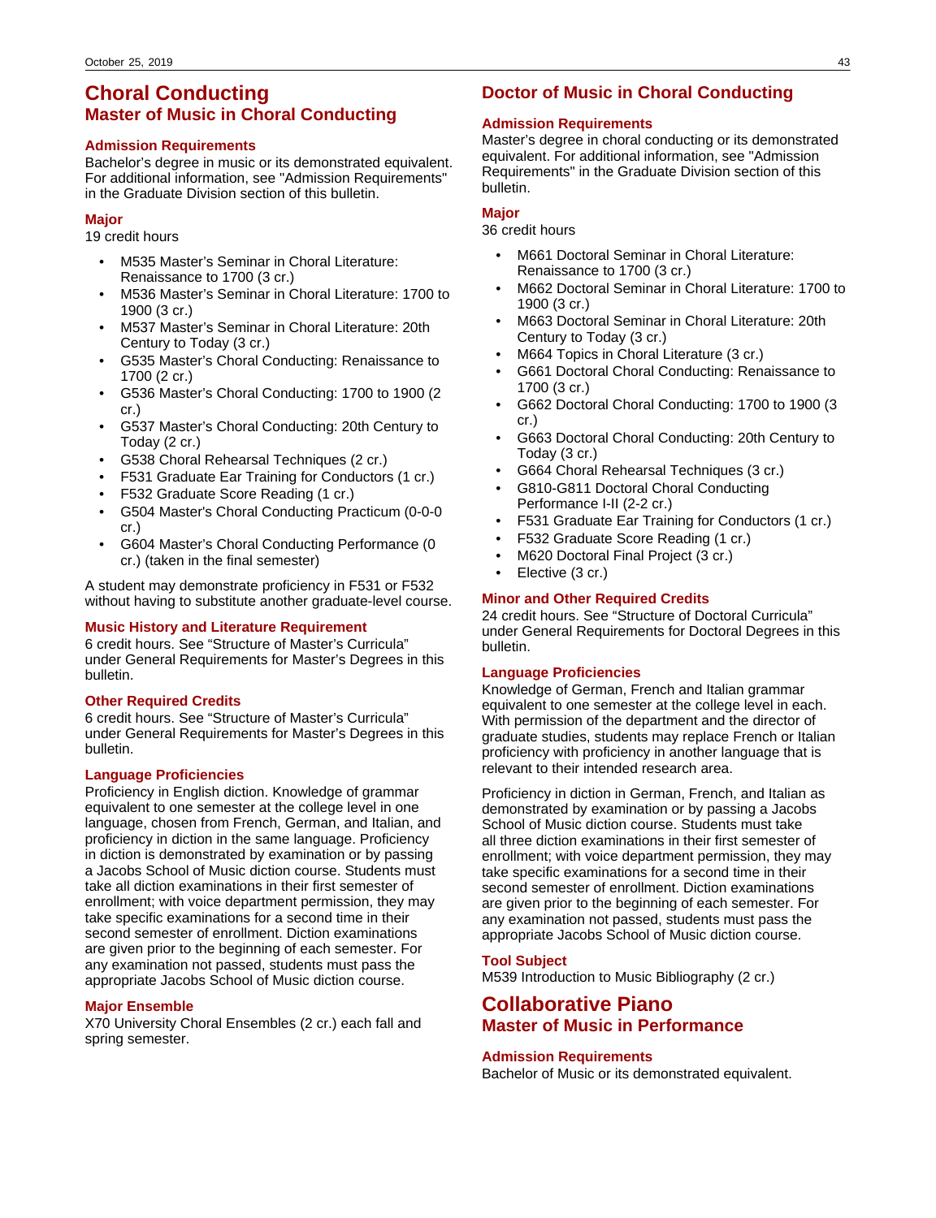# Choral Conducting

## Master of Music in Choral Conducting

### Admission Requirements

Bachelor's degree in music or its demonstrated equivalent. For additional information, see "Admission Requirements" in the Graduate Division section of this bulletin.

### Major

19 credit hours

- M535 Master's Seminar in Choral Literature: Renaissance to 1700 (3 cr.)
- M536 Master's Seminar in Choral Literature: 1700 to 1900 (3 cr.)
- M537 Master's Seminar in Choral Literature: 20th Century to Today (3 cr.)
- G535 Master's Choral Conducting: Renaissance to 1700 (2 cr.)
- G536 Master's Choral Conducting: 1700 to 1900 (2 cr.)
- G537 Master's Choral Conducting: 20th Century to Today (2 cr.)
- G538 Choral Rehearsal Techniques (2 cr.)
- F531 Graduate Ear Training for Conductors (1 cr.)
- F532 Graduate Score Reading (1 cr.)
- G504 Master's Choral Conducting Practicum (0-0-0 cr.)
- G604 Master's Choral Conducting Performance (0 cr.) (taken in the final semester)

A student may demonstrate proficiency in F531 or F532 without having to substitute another graduate-level course.

### Music History and Literature Requirement

6 credit hours. See "Structure of Master's Curricula" under General Requirements for Master's Degrees in this bulletin.

### Other Required Credits

6 credit hours. See "Structure of Master's Curricula" under General Requirements for Master's Degrees in this bulletin.

### Language Proficiencies

Proficiency in English diction. Knowledge of grammar equivalent to one semester at the college level in one language, chosen from French, German, and Italian, and proficiency in diction in the same language. Proficiency in diction is demonstrated by examination or by passing a Jacobs School of Music diction course. Students must take all diction examinations in their first semester of enrollment; with voice department permission, they may take specific examinations for a second time in their second semester of enrollment. Diction examinations are given prior to the beginning of each semester. For any examination not passed, students must pass the appropriate Jacobs School of Music diction course.

### Major Ensemble

X70 University Choral Ensembles (2 cr.) each fall and spring semester.

## Doctor of Music in Choral Conducting

### Admission Requirements

Master's degree in choral conducting or its demonstrated equivalent. For additional information, see "Admission Requirements" in the Graduate Division section of this bulletin.

### Major

36 credit hours

- M661 Doctoral Seminar in Choral Literature: Renaissance to 1700 (3 cr.)
- M662 Doctoral Seminar in Choral Literature: 1700 to 1900 (3 cr.)
- M663 Doctoral Seminar in Choral Literature: 20th Century to Today (3 cr.)
- M664 Topics in Choral Literature (3 cr.)
- G661 Doctoral Choral Conducting: Renaissance to 1700 (3 cr.)
- G662 Doctoral Choral Conducting: 1700 to 1900 (3 cr.)
- G663 Doctoral Choral Conducting: 20th Century to Today (3 cr.)
- G664 Choral Rehearsal Techniques (3 cr.)
- G810-G811 Doctoral Choral Conducting Performance I-II (2-2 cr.)
- F531 Graduate Ear Training for Conductors (1 cr.)
- F532 Graduate Score Reading (1 cr.)
- M620 Doctoral Final Project (3 cr.)
- Elective (3 cr.)

### Minor and Other Required Credits

24 credit hours. See "Structure of Doctoral Curricula" under General Requirements for Doctoral Degrees in this bulletin.

### Language Proficiencies

Knowledge of German, French and Italian grammar equivalent to one semester at the college level in each. With permission of the department and the director of graduate studies, students may replace French or Italian proficiency with proficiency in another language that is relevant to their intended research area.

Proficiency in diction in German, French, and Italian as demonstrated by examination or by passing a Jacobs School of Music diction course. Students must take all three diction examinations in their first semester of enrollment; with voice department permission, they may take specific examinations for a second time in their second semester of enrollment. Diction examinations are given prior to the beginning of each semester. For any examination not passed, students must pass the appropriate Jacobs School of Music diction course.

### Tool Subject

M539 Introduction to Music Bibliography (2 cr.)

# Collaborative Piano

## Master of Music in Performance

### Admission Requirements

Bachelor of Music or its demonstrated equivalent.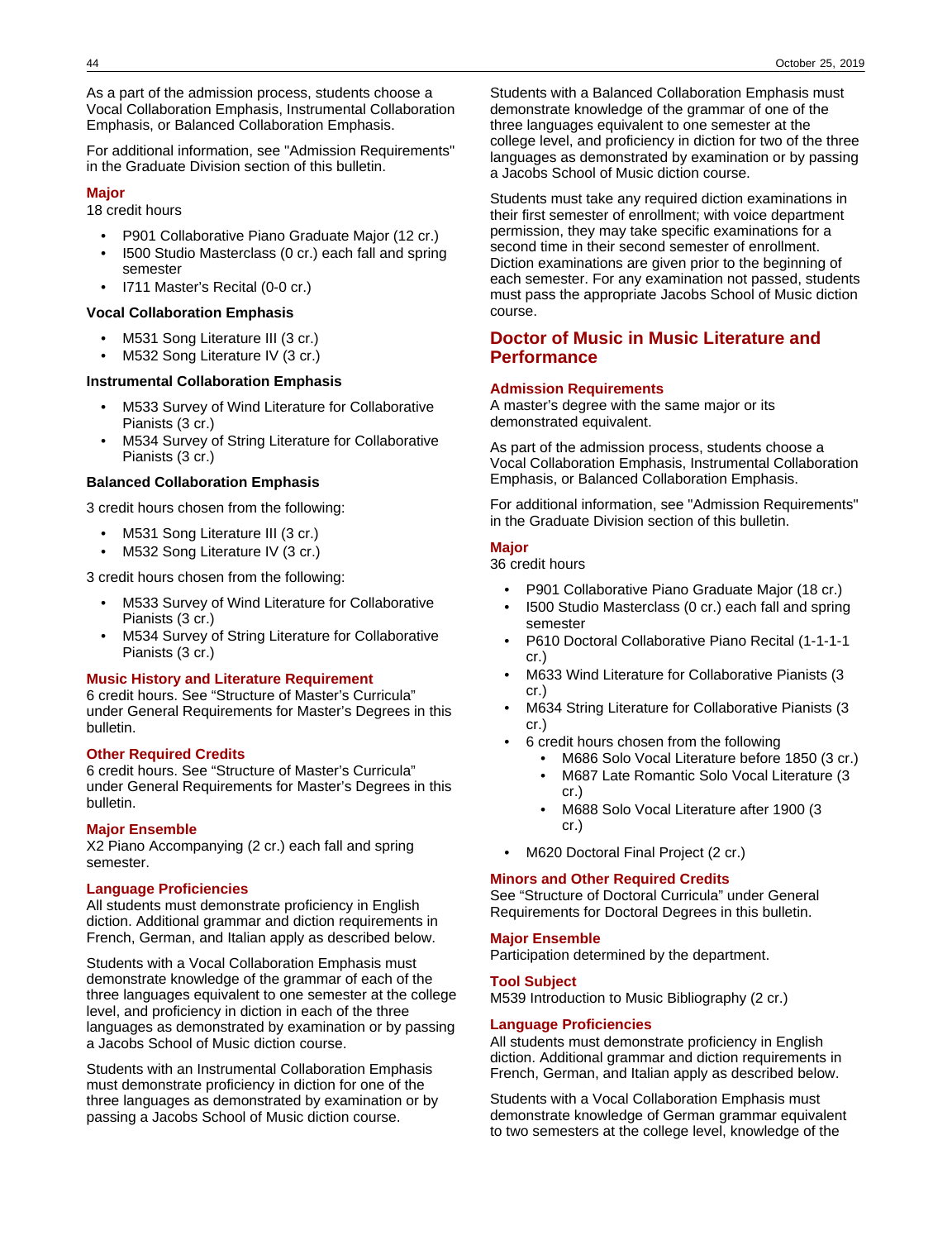As a part of the admission process, students choose a Vocal Collaboration Emphasis, Instrumental Collaboration Emphasis, or Balanced Collaboration Emphasis.

For additional information, see "Admission Requirements" in the Graduate Division section of this bulletin.

### Major

18 credit hours

- P901 Collaborative Piano Graduate Major (12 cr.)
- I500 Studio Masterclass (0 cr.) each fall and spring semester
- I711 Master's Recital (0-0 cr.)

**Vocal Collaboration Emphasis**

- M531 Song Literature III (3 cr.)
- M532 Song Literature IV (3 cr.)

**Instrumental Collaboration Emphasis**

- M533 Survey of Wind Literature for Collaborative Pianists (3 cr.)
- M534 Survey of String Literature for Collaborative Pianists (3 cr.)

**Balanced Collaboration Emphasis**

3 credit hours chosen from the following:

- M531 Song Literature III (3 cr.)
- M532 Song Literature IV (3 cr.)

3 credit hours chosen from the following:

- M533 Survey of Wind Literature for Collaborative Pianists (3 cr.)
- M534 Survey of String Literature for Collaborative Pianists (3 cr.)

### Music History and Literature Requirement

6 credit hours. See "Structure of Master's Curricula" under General Requirements for Master's Degrees in this bulletin.

### Other Required Credits

6 credit hours. See "Structure of Master's Curricula" under General Requirements for Master's Degrees in this bulletin.

### Major Ensemble

X2 Piano Accompanying (2 cr.) each fall and spring semester.

### Language Proficiencies

All students must demonstrate proficiency in English diction. Additional grammar and diction requirements in French, German, and Italian apply as described below.

Students with a Vocal Collaboration Emphasis must demonstrate knowledge of the grammar of each of the three languages equivalent to one semester at the college level, and proficiency in diction in each of the three languages as demonstrated by examination or by passing a Jacobs School of Music diction course.

Students with an Instrumental Collaboration Emphasis must demonstrate proficiency in diction for one of the three languages as demonstrated by examination or by passing a Jacobs School of Music diction course.

Students with a Balanced Collaboration Emphasis must demonstrate knowledge of the grammar of one of the three languages equivalent to one semester at the college level, and proficiency in diction for two of the three languages as demonstrated by examination or by passing a Jacobs School of Music diction course.

Students must take any required diction examinations in their first semester of enrollment; with voice department permission, they may take specific examinations for a second time in their second semester of enrollment. Diction examinations are given prior to the beginning of each semester. For any examination not passed, students must pass the appropriate Jacobs School of Music diction course.

## Doctor of Music in Music Literature and Performance

### Admission Requirements

A master's degree with the same major or its demonstrated equivalent.

As part of the admission process, students choose a Vocal Collaboration Emphasis, Instrumental Collaboration Emphasis, or Balanced Collaboration Emphasis.

For additional information, see "Admission Requirements" in the Graduate Division section of this bulletin.

### Major

36 credit hours

- P901 Collaborative Piano Graduate Major (18 cr.)
- I500 Studio Masterclass (0 cr.) each fall and spring semester
- P610 Doctoral Collaborative Piano Recital (1-1-1-1 cr.)
- M633 Wind Literature for Collaborative Pianists (3 cr.)
- M634 String Literature for Collaborative Pianists (3 cr.)
- 6 credit hours chosen from the following
  - M686 Solo Vocal Literature before 1850 (3 cr.)
  - M687 Late Romantic Solo Vocal Literature (3 cr.)
  - M688 Solo Vocal Literature after 1900 (3 cr.)
- M620 Doctoral Final Project (2 cr.)

### Minors and Other Required Credits

See "Structure of Doctoral Curricula" under General Requirements for Doctoral Degrees in this bulletin.

### Major Ensemble

Participation determined by the department.

### Tool Subject

M539 Introduction to Music Bibliography (2 cr.)

### Language Proficiencies

All students must demonstrate proficiency in English diction. Additional grammar and diction requirements in French, German, and Italian apply as described below.

Students with a Vocal Collaboration Emphasis must demonstrate knowledge of German grammar equivalent to two semesters at the college level, knowledge of the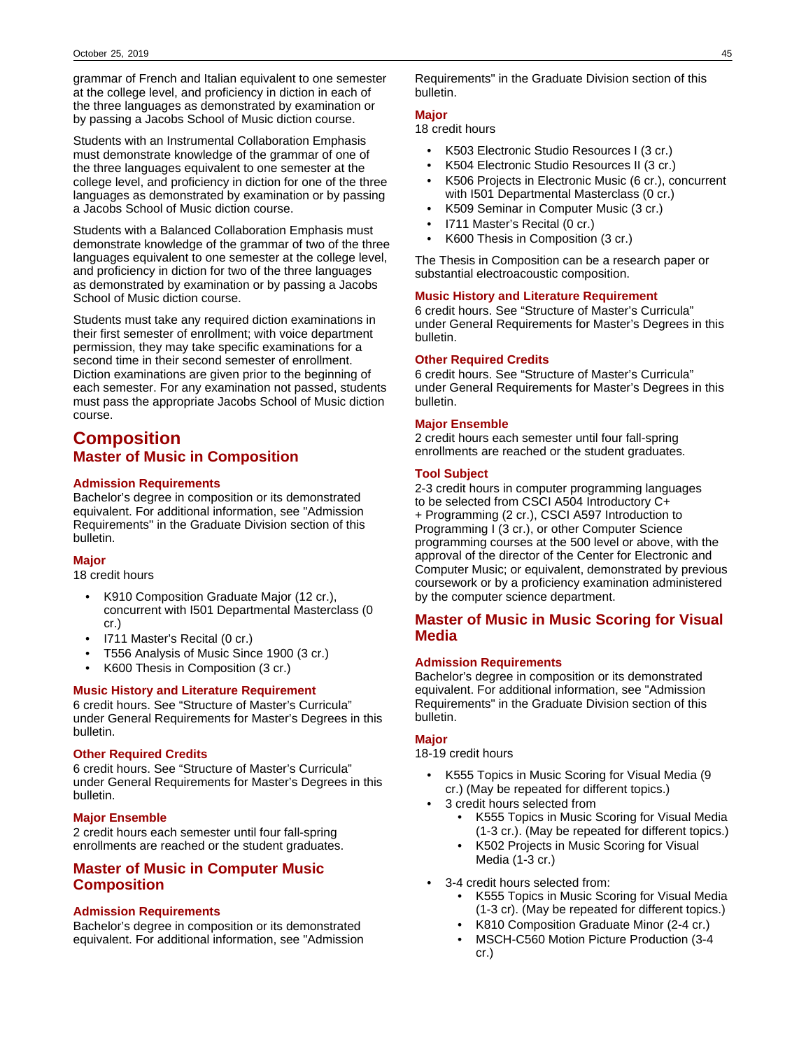grammar of French and Italian equivalent to one semester at the college level, and proficiency in diction in each of the three languages as demonstrated by examination or by passing a Jacobs School of Music diction course.

Students with an Instrumental Collaboration Emphasis must demonstrate knowledge of the grammar of one of the three languages equivalent to one semester at the college level, and proficiency in diction for one of the three languages as demonstrated by examination or by passing a Jacobs School of Music diction course.

Students with a Balanced Collaboration Emphasis must demonstrate knowledge of the grammar of two of the three languages equivalent to one semester at the college level, and proficiency in diction for two of the three languages as demonstrated by examination or by passing a Jacobs School of Music diction course.

Students must take any required diction examinations in their first semester of enrollment; with voice department permission, they may take specific examinations for a second time in their second semester of enrollment. Diction examinations are given prior to the beginning of each semester. For any examination not passed, students must pass the appropriate Jacobs School of Music diction course.

# Composition

## Master of Music in Composition

### Admission Requirements

Bachelor's degree in composition or its demonstrated equivalent. For additional information, see "Admission Requirements" in the Graduate Division section of this bulletin.

### Major

18 credit hours

- K910 Composition Graduate Major (12 cr.), concurrent with I501 Departmental Masterclass (0 cr.)
- I711 Master's Recital (0 cr.)
- T556 Analysis of Music Since 1900 (3 cr.)
- K600 Thesis in Composition (3 cr.)

### Music History and Literature Requirement

6 credit hours. See "Structure of Master's Curricula" under General Requirements for Master's Degrees in this bulletin.

### Other Required Credits

6 credit hours. See "Structure of Master's Curricula" under General Requirements for Master's Degrees in this bulletin.

### Major Ensemble

2 credit hours each semester until four fall-spring enrollments are reached or the student graduates.

## Master of Music in Computer Music Composition

### Admission Requirements

Bachelor's degree in composition or its demonstrated equivalent. For additional information, see "Admission Requirements" in the Graduate Division section of this bulletin.

### Major

18 credit hours

- K503 Electronic Studio Resources I (3 cr.)
- K504 Electronic Studio Resources II (3 cr.)
- K506 Projects in Electronic Music (6 cr.), concurrent with I501 Departmental Masterclass (0 cr.)
- K509 Seminar in Computer Music (3 cr.)
- I711 Master's Recital (0 cr.)
- K600 Thesis in Composition (3 cr.)

The Thesis in Composition can be a research paper or substantial electroacoustic composition.

### Music History and Literature Requirement

6 credit hours. See "Structure of Master's Curricula" under General Requirements for Master's Degrees in this bulletin.

### Other Required Credits

6 credit hours. See "Structure of Master's Curricula" under General Requirements for Master's Degrees in this bulletin.

### Major Ensemble

2 credit hours each semester until four fall-spring enrollments are reached or the student graduates.

### Tool Subject

2-3 credit hours in computer programming languages to be selected from CSCI A504 Introductory C++ Programming (2 cr.), CSCI A597 Introduction to Programming I (3 cr.), or other Computer Science programming courses at the 500 level or above, with the approval of the director of the Center for Electronic and Computer Music; or equivalent, demonstrated by previous coursework or by a proficiency examination administered by the computer science department.

## Master of Music in Music Scoring for Visual Media

### Admission Requirements

Bachelor's degree in composition or its demonstrated equivalent. For additional information, see "Admission Requirements" in the Graduate Division section of this bulletin.

### Major

18-19 credit hours

- K555 Topics in Music Scoring for Visual Media (9 cr.) (May be repeated for different topics.)
- 3 credit hours selected from
  - K555 Topics in Music Scoring for Visual Media (1-3 cr.). (May be repeated for different topics.)
  - K502 Projects in Music Scoring for Visual Media (1-3 cr.)
- 3-4 credit hours selected from:
  - K555 Topics in Music Scoring for Visual Media (1-3 cr). (May be repeated for different topics.)
  - K810 Composition Graduate Minor (2-4 cr.)
  - MSCH-C560 Motion Picture Production (3-4 cr.)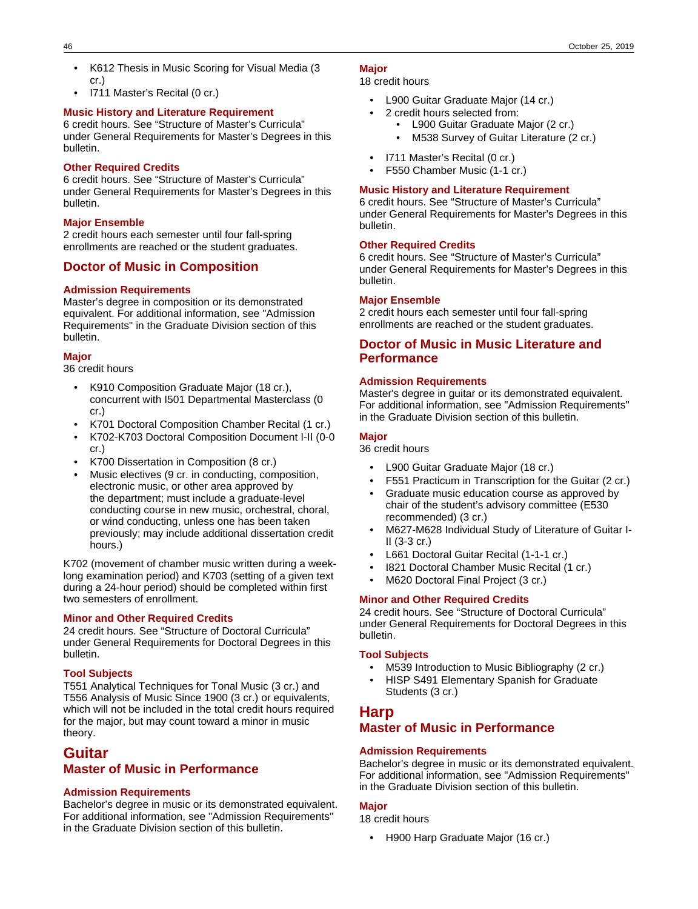- K612 Thesis in Music Scoring for Visual Media (3 cr.)
- I711 Master's Recital (0 cr.)

#### Music History and Literature Requirement

6 credit hours. See "Structure of Master's Curricula" under General Requirements for Master's Degrees in this bulletin.

#### Other Required Credits

6 credit hours. See "Structure of Master's Curricula" under General Requirements for Master's Degrees in this bulletin.

#### Major Ensemble

2 credit hours each semester until four fall-spring enrollments are reached or the student graduates.

### Doctor of Music in Composition

#### Admission Requirements

Master's degree in composition or its demonstrated equivalent. For additional information, see "Admission Requirements" in the Graduate Division section of this bulletin.

#### Major

36 credit hours

- K910 Composition Graduate Major (18 cr.), concurrent with I501 Departmental Masterclass (0 cr.)
- K701 Doctoral Composition Chamber Recital (1 cr.)
- K702-K703 Doctoral Composition Document I-II (0-0 cr.)
- K700 Dissertation in Composition (8 cr.)
- Music electives (9 cr. in conducting, composition, electronic music, or other area approved by the department; must include a graduate-level conducting course in new music, orchestral, choral, or wind conducting, unless one has been taken previously; may include additional dissertation credit hours.)

K702 (movement of chamber music written during a week-long examination period) and K703 (setting of a given text during a 24-hour period) should be completed within first two semesters of enrollment.

#### Minor and Other Required Credits

24 credit hours. See "Structure of Doctoral Curricula" under General Requirements for Doctoral Degrees in this bulletin.

#### Tool Subjects

T551 Analytical Techniques for Tonal Music (3 cr.) and T556 Analysis of Music Since 1900 (3 cr.) or equivalents, which will not be included in the total credit hours required for the major, but may count toward a minor in music theory.

## Guitar

### Master of Music in Performance

#### Admission Requirements

Bachelor's degree in music or its demonstrated equivalent. For additional information, see "Admission Requirements" in the Graduate Division section of this bulletin.

#### Major

18 credit hours

- L900 Guitar Graduate Major (14 cr.)
- 2 credit hours selected from:
  - L900 Guitar Graduate Major (2 cr.)
  - M538 Survey of Guitar Literature (2 cr.)
- I711 Master's Recital (0 cr.)
- F550 Chamber Music (1-1 cr.)

#### Music History and Literature Requirement

6 credit hours. See "Structure of Master's Curricula" under General Requirements for Master's Degrees in this bulletin.

#### Other Required Credits

6 credit hours. See "Structure of Master's Curricula" under General Requirements for Master's Degrees in this bulletin.

#### Major Ensemble

2 credit hours each semester until four fall-spring enrollments are reached or the student graduates.

### Doctor of Music in Music Literature and Performance

#### Admission Requirements

Master's degree in guitar or its demonstrated equivalent. For additional information, see "Admission Requirements" in the Graduate Division section of this bulletin.

#### Major

36 credit hours

- L900 Guitar Graduate Major (18 cr.)
- F551 Practicum in Transcription for the Guitar (2 cr.)
- Graduate music education course as approved by chair of the student's advisory committee (E530 recommended) (3 cr.)
- M627-M628 Individual Study of Literature of Guitar I-II (3-3 cr.)
- L661 Doctoral Guitar Recital (1-1-1 cr.)
- I821 Doctoral Chamber Music Recital (1 cr.)
- M620 Doctoral Final Project (3 cr.)

#### Minor and Other Required Credits

24 credit hours. See "Structure of Doctoral Curricula" under General Requirements for Doctoral Degrees in this bulletin.

#### Tool Subjects

- M539 Introduction to Music Bibliography (2 cr.)
- HISP S491 Elementary Spanish for Graduate Students (3 cr.)

## Harp

### Master of Music in Performance

#### Admission Requirements

Bachelor's degree in music or its demonstrated equivalent. For additional information, see "Admission Requirements" in the Graduate Division section of this bulletin.

#### Major

18 credit hours

- H900 Harp Graduate Major (16 cr.)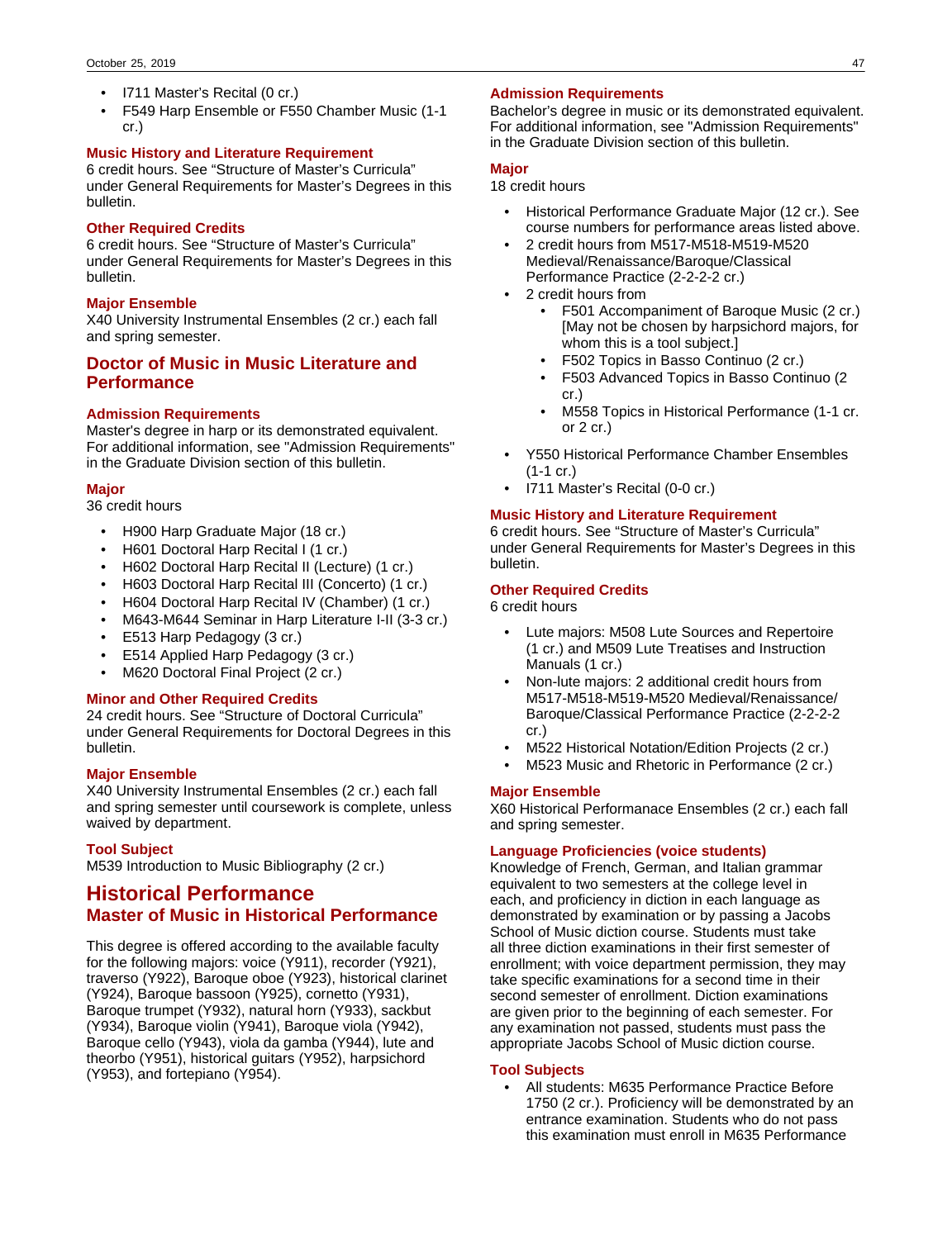- I711 Master's Recital (0 cr.)
- F549 Harp Ensemble or F550 Chamber Music (1-1 cr.)

#### Music History and Literature Requirement

6 credit hours. See “Structure of Master's Curricula” under General Requirements for Master's Degrees in this bulletin.

#### Other Required Credits

6 credit hours. See “Structure of Master's Curricula” under General Requirements for Master's Degrees in this bulletin.

#### Major Ensemble

X40 University Instrumental Ensembles (2 cr.) each fall and spring semester.

### Doctor of Music in Music Literature and Performance

#### Admission Requirements

Master's degree in harp or its demonstrated equivalent. For additional information, see "Admission Requirements" in the Graduate Division section of this bulletin.

#### Major

36 credit hours

- H900 Harp Graduate Major (18 cr.)
- H601 Doctoral Harp Recital I (1 cr.)
- H602 Doctoral Harp Recital II (Lecture) (1 cr.)
- H603 Doctoral Harp Recital III (Concerto) (1 cr.)
- H604 Doctoral Harp Recital IV (Chamber) (1 cr.)
- M643-M644 Seminar in Harp Literature I-II (3-3 cr.)
- E513 Harp Pedagogy (3 cr.)
- E514 Applied Harp Pedagogy (3 cr.)
- M620 Doctoral Final Project (2 cr.)

#### Minor and Other Required Credits

24 credit hours. See “Structure of Doctoral Curricula” under General Requirements for Doctoral Degrees in this bulletin.

#### Major Ensemble

X40 University Instrumental Ensembles (2 cr.) each fall and spring semester until coursework is complete, unless waived by department.

#### Tool Subject

M539 Introduction to Music Bibliography (2 cr.)

## Historical Performance

### Master of Music in Historical Performance

This degree is offered according to the available faculty for the following majors: voice (Y911), recorder (Y921), traverso (Y922), Baroque oboe (Y923), historical clarinet (Y924), Baroque bassoon (Y925), cornetto (Y931), Baroque trumpet (Y932), natural horn (Y933), sackbut (Y934), Baroque violin (Y941), Baroque viola (Y942), Baroque cello (Y943), viola da gamba (Y944), lute and theorbo (Y951), historical guitars (Y952), harpsichord (Y953), and fortepiano (Y954).

#### Admission Requirements

Bachelor's degree in music or its demonstrated equivalent. For additional information, see "Admission Requirements" in the Graduate Division section of this bulletin.

#### Major

18 credit hours

- Historical Performance Graduate Major (12 cr.). See course numbers for performance areas listed above.
- 2 credit hours from M517-M518-M519-M520 Medieval/Renaissance/Baroque/Classical Performance Practice (2-2-2-2 cr.)
- 2 credit hours from
    - F501 Accompaniment of Baroque Music (2 cr.) [May not be chosen by harpsichord majors, for whom this is a tool subject.]
    - F502 Topics in Basso Continuo (2 cr.)
    - F503 Advanced Topics in Basso Continuo (2 cr.)
    - M558 Topics in Historical Performance (1-1 cr. or 2 cr.)
- Y550 Historical Performance Chamber Ensembles (1-1 cr.)
- I711 Master's Recital (0-0 cr.)

#### Music History and Literature Requirement

6 credit hours. See “Structure of Master's Curricula” under General Requirements for Master's Degrees in this bulletin.

#### Other Required Credits

6 credit hours

- Lute majors: M508 Lute Sources and Repertoire (1 cr.) and M509 Lute Treatises and Instruction Manuals (1 cr.)
- Non-lute majors: 2 additional credit hours from M517-M518-M519-M520 Medieval/Renaissance/Baroque/Classical Performance Practice (2-2-2-2 cr.)
- M522 Historical Notation/Edition Projects (2 cr.)
- M523 Music and Rhetoric in Performance (2 cr.)

#### Major Ensemble

X60 Historical Performanace Ensembles (2 cr.) each fall and spring semester.

#### Language Proficiencies (voice students)

Knowledge of French, German, and Italian grammar equivalent to two semesters at the college level in each, and proficiency in diction in each language as demonstrated by examination or by passing a Jacobs School of Music diction course. Students must take all three diction examinations in their first semester of enrollment; with voice department permission, they may take specific examinations for a second time in their second semester of enrollment. Diction examinations are given prior to the beginning of each semester. For any examination not passed, students must pass the appropriate Jacobs School of Music diction course.

#### Tool Subjects

- All students: M635 Performance Practice Before 1750 (2 cr.). Proficiency will be demonstrated by an entrance examination. Students who do not pass this examination must enroll in M635 Performance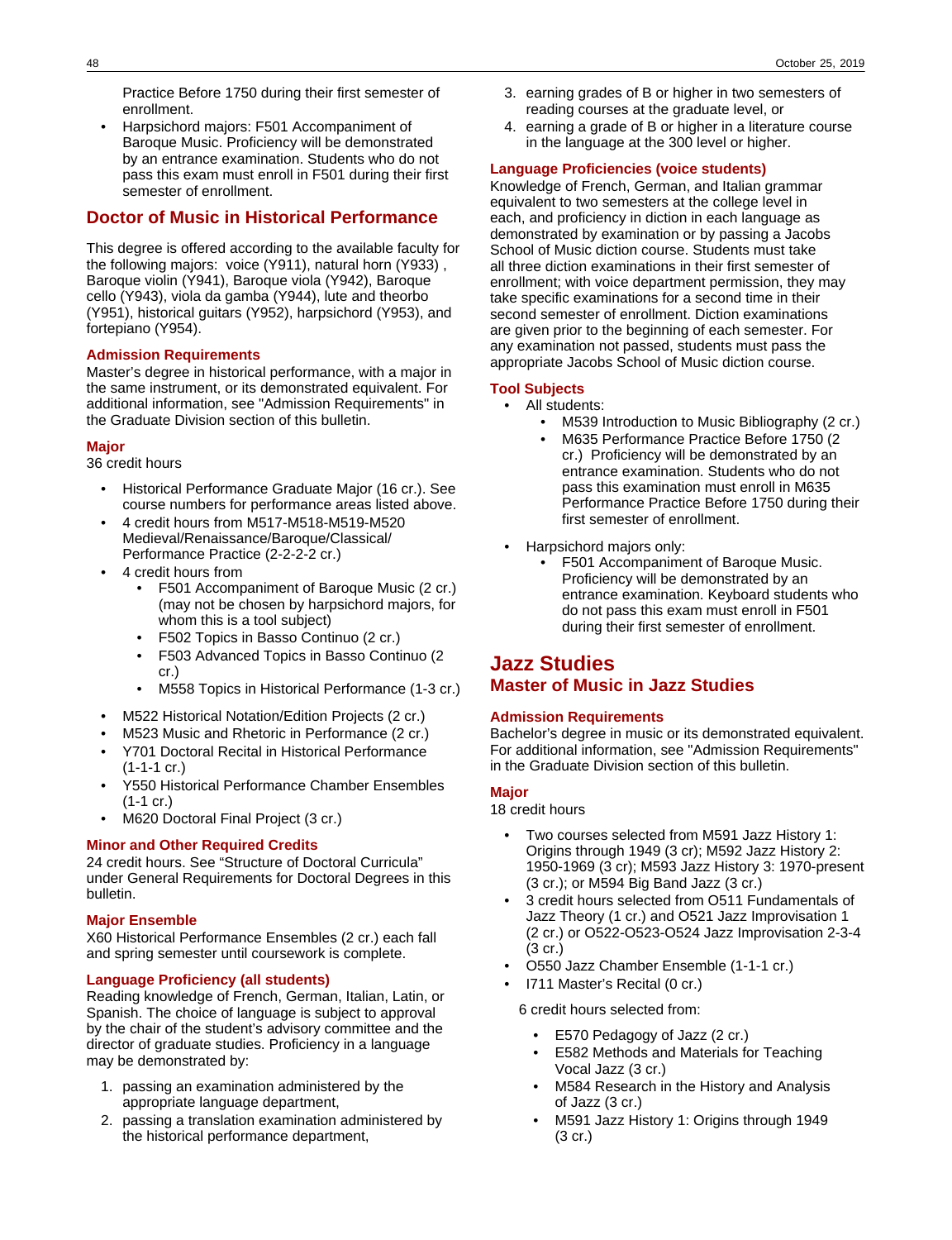Practice Before 1750 during their first semester of enrollment.

- Harpsichord majors: F501 Accompaniment of Baroque Music. Proficiency will be demonstrated by an entrance examination. Students who do not pass this exam must enroll in F501 during their first semester of enrollment.

## Doctor of Music in Historical Performance

This degree is offered according to the available faculty for the following majors: voice (Y911), natural horn (Y933) , Baroque violin (Y941), Baroque viola (Y942), Baroque cello (Y943), viola da gamba (Y944), lute and theorbo (Y951), historical guitars (Y952), harpsichord (Y953), and fortepiano (Y954).

### Admission Requirements

Master's degree in historical performance, with a major in the same instrument, or its demonstrated equivalent. For additional information, see "Admission Requirements" in the Graduate Division section of this bulletin.

### Major

36 credit hours

- Historical Performance Graduate Major (16 cr.). See course numbers for performance areas listed above.
- 4 credit hours from M517-M518-M519-M520 Medieval/Renaissance/Baroque/Classical/ Performance Practice (2-2-2-2 cr.)
- 4 credit hours from
  - F501 Accompaniment of Baroque Music (2 cr.) (may not be chosen by harpsichord majors, for whom this is a tool subject)
  - F502 Topics in Basso Continuo (2 cr.)
  - F503 Advanced Topics in Basso Continuo (2 cr.)
  - M558 Topics in Historical Performance (1-3 cr.)
- M522 Historical Notation/Edition Projects (2 cr.)
- M523 Music and Rhetoric in Performance (2 cr.)
- Y701 Doctoral Recital in Historical Performance (1-1-1 cr.)
- Y550 Historical Performance Chamber Ensembles (1-1 cr.)
- M620 Doctoral Final Project (3 cr.)

### Minor and Other Required Credits

24 credit hours. See "Structure of Doctoral Curricula" under General Requirements for Doctoral Degrees in this bulletin.

### Major Ensemble

X60 Historical Performance Ensembles (2 cr.) each fall and spring semester until coursework is complete.

### Language Proficiency (all students)

Reading knowledge of French, German, Italian, Latin, or Spanish. The choice of language is subject to approval by the chair of the student's advisory committee and the director of graduate studies. Proficiency in a language may be demonstrated by:

1. passing an examination administered by the appropriate language department,
2. passing a translation examination administered by the historical performance department,
3. earning grades of B or higher in two semesters of reading courses at the graduate level, or
4. earning a grade of B or higher in a literature course in the language at the 300 level or higher.

### Language Proficiencies (voice students)

Knowledge of French, German, and Italian grammar equivalent to two semesters at the college level in each, and proficiency in diction in each language as demonstrated by examination or by passing a Jacobs School of Music diction course. Students must take all three diction examinations in their first semester of enrollment; with voice department permission, they may take specific examinations for a second time in their second semester of enrollment. Diction examinations are given prior to the beginning of each semester. For any examination not passed, students must pass the appropriate Jacobs School of Music diction course.

### Tool Subjects

- All students:
  - M539 Introduction to Music Bibliography (2 cr.)
  - M635 Performance Practice Before 1750 (2 cr.) Proficiency will be demonstrated by an entrance examination. Students who do not pass this examination must enroll in M635 Performance Practice Before 1750 during their first semester of enrollment.
- Harpsichord majors only:
  - F501 Accompaniment of Baroque Music. Proficiency will be demonstrated by an entrance examination. Keyboard students who do not pass this exam must enroll in F501 during their first semester of enrollment.

# Jazz Studies

## Master of Music in Jazz Studies

### Admission Requirements

Bachelor's degree in music or its demonstrated equivalent. For additional information, see "Admission Requirements" in the Graduate Division section of this bulletin.

### Major

18 credit hours

- Two courses selected from M591 Jazz History 1: Origins through 1949 (3 cr); M592 Jazz History 2: 1950-1969 (3 cr); M593 Jazz History 3: 1970-present (3 cr.); or M594 Big Band Jazz (3 cr.)
- 3 credit hours selected from O511 Fundamentals of Jazz Theory (1 cr.) and O521 Jazz Improvisation 1 (2 cr.) or O522-O523-O524 Jazz Improvisation 2-3-4 (3 cr.)
- O550 Jazz Chamber Ensemble (1-1-1 cr.)
- I711 Master's Recital (0 cr.)

6 credit hours selected from:

- E570 Pedagogy of Jazz (2 cr.)
- E582 Methods and Materials for Teaching Vocal Jazz (3 cr.)
- M584 Research in the History and Analysis of Jazz (3 cr.)
- M591 Jazz History 1: Origins through 1949 (3 cr.)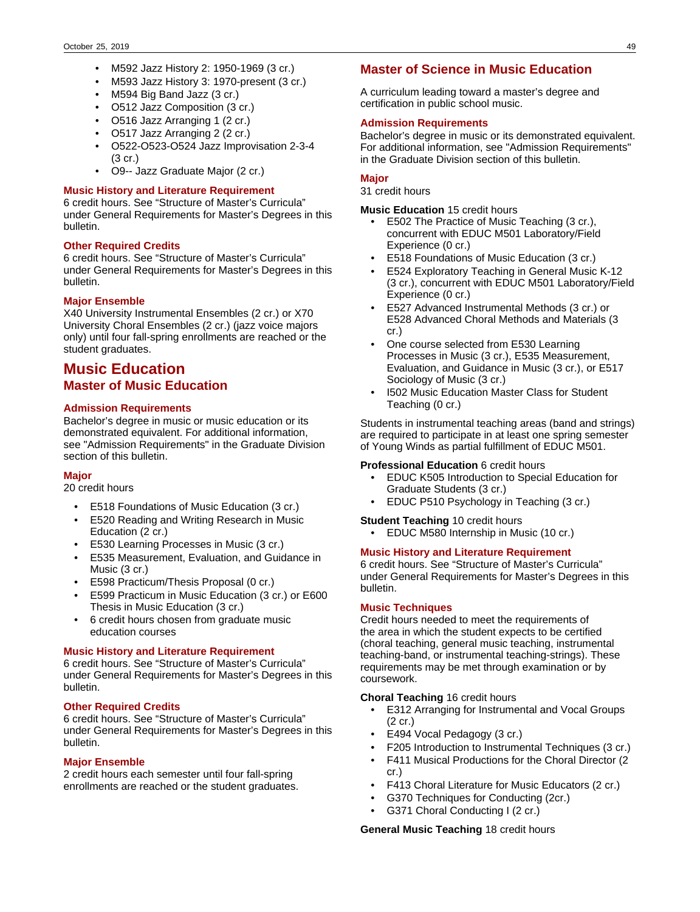- M592 Jazz History 2: 1950-1969 (3 cr.)
- M593 Jazz History 3: 1970-present (3 cr.)
- M594 Big Band Jazz (3 cr.)
- O512 Jazz Composition (3 cr.)
- O516 Jazz Arranging 1 (2 cr.)
- O517 Jazz Arranging 2 (2 cr.)
- O522-O523-O524 Jazz Improvisation 2-3-4 (3 cr.)
- O9-- Jazz Graduate Major (2 cr.)

#### Music History and Literature Requirement

6 credit hours. See "Structure of Master's Curricula" under General Requirements for Master's Degrees in this bulletin.

#### Other Required Credits

6 credit hours. See "Structure of Master's Curricula" under General Requirements for Master's Degrees in this bulletin.

#### Major Ensemble

X40 University Instrumental Ensembles (2 cr.) or X70 University Choral Ensembles (2 cr.) (jazz voice majors only) until four fall-spring enrollments are reached or the student graduates.

## Music Education

### Master of Music Education

#### Admission Requirements

Bachelor's degree in music or music education or its demonstrated equivalent. For additional information, see "Admission Requirements" in the Graduate Division section of this bulletin.

#### Major

20 credit hours

- E518 Foundations of Music Education (3 cr.)
- E520 Reading and Writing Research in Music Education (2 cr.)
- E530 Learning Processes in Music (3 cr.)
- E535 Measurement, Evaluation, and Guidance in Music (3 cr.)
- E598 Practicum/Thesis Proposal (0 cr.)
- E599 Practicum in Music Education (3 cr.) or E600 Thesis in Music Education (3 cr.)
- 6 credit hours chosen from graduate music education courses

#### Music History and Literature Requirement

6 credit hours. See "Structure of Master's Curricula" under General Requirements for Master's Degrees in this bulletin.

#### Other Required Credits

6 credit hours. See "Structure of Master's Curricula" under General Requirements for Master's Degrees in this bulletin.

#### Major Ensemble

2 credit hours each semester until four fall-spring enrollments are reached or the student graduates.

### Master of Science in Music Education

A curriculum leading toward a master's degree and certification in public school music.

#### Admission Requirements

Bachelor's degree in music or its demonstrated equivalent. For additional information, see "Admission Requirements" in the Graduate Division section of this bulletin.

#### Major

31 credit hours

**Music Education** 15 credit hours

- E502 The Practice of Music Teaching (3 cr.), concurrent with EDUC M501 Laboratory/Field Experience (0 cr.)
- E518 Foundations of Music Education (3 cr.)
- E524 Exploratory Teaching in General Music K-12 (3 cr.), concurrent with EDUC M501 Laboratory/Field Experience (0 cr.)
- E527 Advanced Instrumental Methods (3 cr.) or E528 Advanced Choral Methods and Materials (3 cr.)
- One course selected from E530 Learning Processes in Music (3 cr.), E535 Measurement, Evaluation, and Guidance in Music (3 cr.), or E517 Sociology of Music (3 cr.)
- I502 Music Education Master Class for Student Teaching (0 cr.)

Students in instrumental teaching areas (band and strings) are required to participate in at least one spring semester of Young Winds as partial fulfillment of EDUC M501.

**Professional Education** 6 credit hours

- EDUC K505 Introduction to Special Education for Graduate Students (3 cr.)
- EDUC P510 Psychology in Teaching (3 cr.)

**Student Teaching** 10 credit hours

- EDUC M580 Internship in Music (10 cr.)

#### Music History and Literature Requirement

6 credit hours. See "Structure of Master's Curricula" under General Requirements for Master's Degrees in this bulletin.

#### Music Techniques

Credit hours needed to meet the requirements of the area in which the student expects to be certified (choral teaching, general music teaching, instrumental teaching-band, or instrumental teaching-strings). These requirements may be met through examination or by coursework.

**Choral Teaching** 16 credit hours

- E312 Arranging for Instrumental and Vocal Groups (2 cr.)
- E494 Vocal Pedagogy (3 cr.)
- F205 Introduction to Instrumental Techniques (3 cr.)
- F411 Musical Productions for the Choral Director (2 cr.)
- F413 Choral Literature for Music Educators (2 cr.)
- G370 Techniques for Conducting (2cr.)
- G371 Choral Conducting I (2 cr.)

**General Music Teaching** 18 credit hours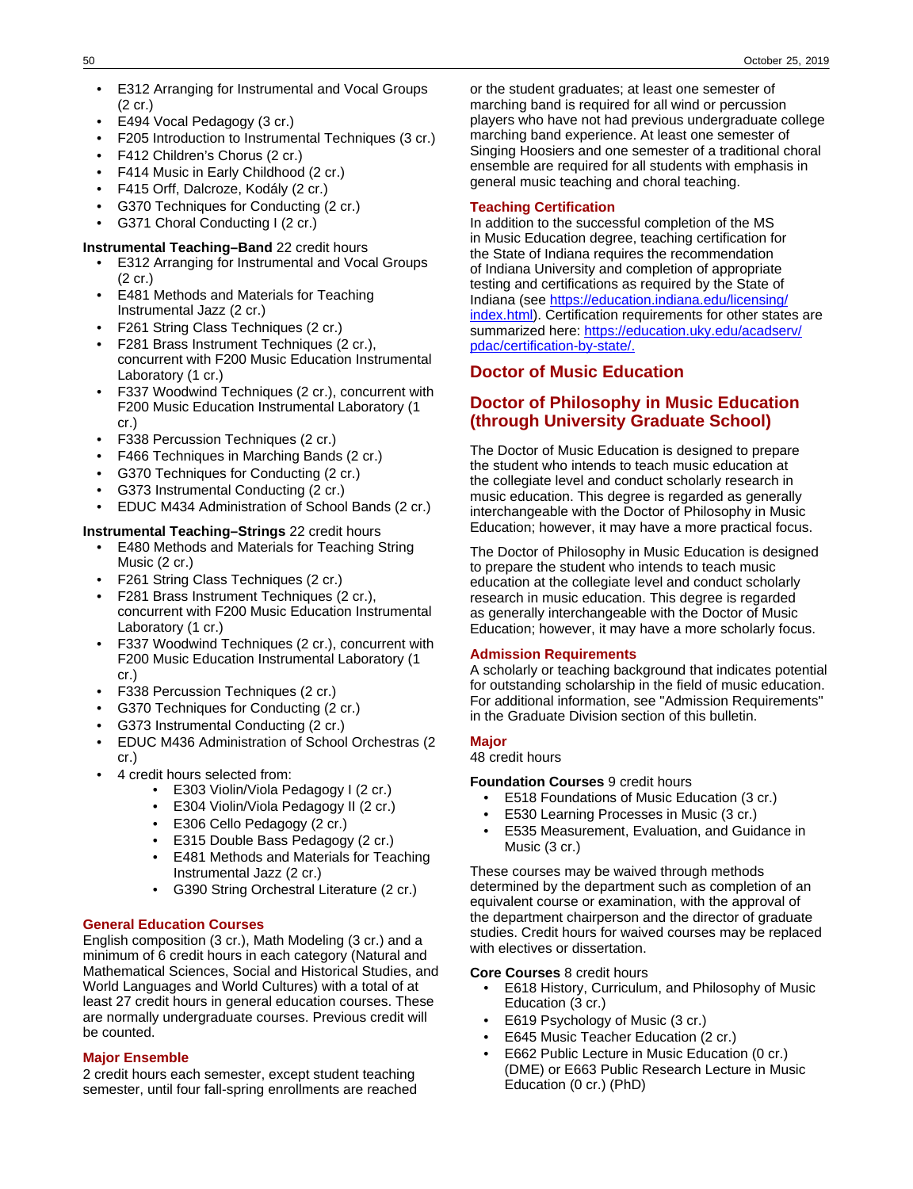- E312 Arranging for Instrumental and Vocal Groups (2 cr.)
- E494 Vocal Pedagogy (3 cr.)
- F205 Introduction to Instrumental Techniques (3 cr.)
- F412 Children's Chorus (2 cr.)
- F414 Music in Early Childhood (2 cr.)
- F415 Orff, Dalcroze, Kodály (2 cr.)
- G370 Techniques for Conducting (2 cr.)
- G371 Choral Conducting I (2 cr.)

**Instrumental Teaching–Band** 22 credit hours

- E312 Arranging for Instrumental and Vocal Groups (2 cr.)
- E481 Methods and Materials for Teaching Instrumental Jazz (2 cr.)
- F261 String Class Techniques (2 cr.)
- F281 Brass Instrument Techniques (2 cr.), concurrent with F200 Music Education Instrumental Laboratory (1 cr.)
- F337 Woodwind Techniques (2 cr.), concurrent with F200 Music Education Instrumental Laboratory (1 cr.)
- F338 Percussion Techniques (2 cr.)
- F466 Techniques in Marching Bands (2 cr.)
- G370 Techniques for Conducting (2 cr.)
- G373 Instrumental Conducting (2 cr.)
- EDUC M434 Administration of School Bands (2 cr.)

**Instrumental Teaching–Strings** 22 credit hours

- E480 Methods and Materials for Teaching String Music (2 cr.)
- F261 String Class Techniques (2 cr.)
- F281 Brass Instrument Techniques (2 cr.), concurrent with F200 Music Education Instrumental Laboratory (1 cr.)
- F337 Woodwind Techniques (2 cr.), concurrent with F200 Music Education Instrumental Laboratory (1 cr.)
- F338 Percussion Techniques (2 cr.)
- G370 Techniques for Conducting (2 cr.)
- G373 Instrumental Conducting (2 cr.)
- EDUC M436 Administration of School Orchestras (2 cr.)
- 4 credit hours selected from:
    - E303 Violin/Viola Pedagogy I (2 cr.)
    - E304 Violin/Viola Pedagogy II (2 cr.)
    - E306 Cello Pedagogy (2 cr.)
    - E315 Double Bass Pedagogy (2 cr.)
    - E481 Methods and Materials for Teaching Instrumental Jazz (2 cr.)
    - G390 String Orchestral Literature (2 cr.)

#### General Education Courses

English composition (3 cr.), Math Modeling (3 cr.) and a minimum of 6 credit hours in each category (Natural and Mathematical Sciences, Social and Historical Studies, and World Languages and World Cultures) with a total of at least 27 credit hours in general education courses. These are normally undergraduate courses. Previous credit will be counted.

#### Major Ensemble

2 credit hours each semester, except student teaching semester, until four fall-spring enrollments are reached or the student graduates; at least one semester of marching band is required for all wind or percussion players who have not had previous undergraduate college marching band experience. At least one semester of Singing Hoosiers and one semester of a traditional choral ensemble are required for all students with emphasis in general music teaching and choral teaching.

#### Teaching Certification

In addition to the successful completion of the MS in Music Education degree, teaching certification for the State of Indiana requires the recommendation of Indiana University and completion of appropriate testing and certifications as required by the State of Indiana (see https://education.indiana.edu/licensing/index.html). Certification requirements for other states are summarized here: https://education.uky.edu/acadserv/pdac/certification-by-state/.

## Doctor of Music Education

## Doctor of Philosophy in Music Education (through University Graduate School)

The Doctor of Music Education is designed to prepare the student who intends to teach music education at the collegiate level and conduct scholarly research in music education. This degree is regarded as generally interchangeable with the Doctor of Philosophy in Music Education; however, it may have a more practical focus.

The Doctor of Philosophy in Music Education is designed to prepare the student who intends to teach music education at the collegiate level and conduct scholarly research in music education. This degree is regarded as generally interchangeable with the Doctor of Music Education; however, it may have a more scholarly focus.

#### Admission Requirements

A scholarly or teaching background that indicates potential for outstanding scholarship in the field of music education. For additional information, see "Admission Requirements" in the Graduate Division section of this bulletin.

#### Major

48 credit hours

**Foundation Courses** 9 credit hours

- E518 Foundations of Music Education (3 cr.)
- E530 Learning Processes in Music (3 cr.)
- E535 Measurement, Evaluation, and Guidance in Music (3 cr.)

These courses may be waived through methods determined by the department such as completion of an equivalent course or examination, with the approval of the department chairperson and the director of graduate studies. Credit hours for waived courses may be replaced with electives or dissertation.

**Core Courses** 8 credit hours

- E618 History, Curriculum, and Philosophy of Music Education (3 cr.)
- E619 Psychology of Music (3 cr.)
- E645 Music Teacher Education (2 cr.)
- E662 Public Lecture in Music Education (0 cr.) (DME) or E663 Public Research Lecture in Music Education (0 cr.) (PhD)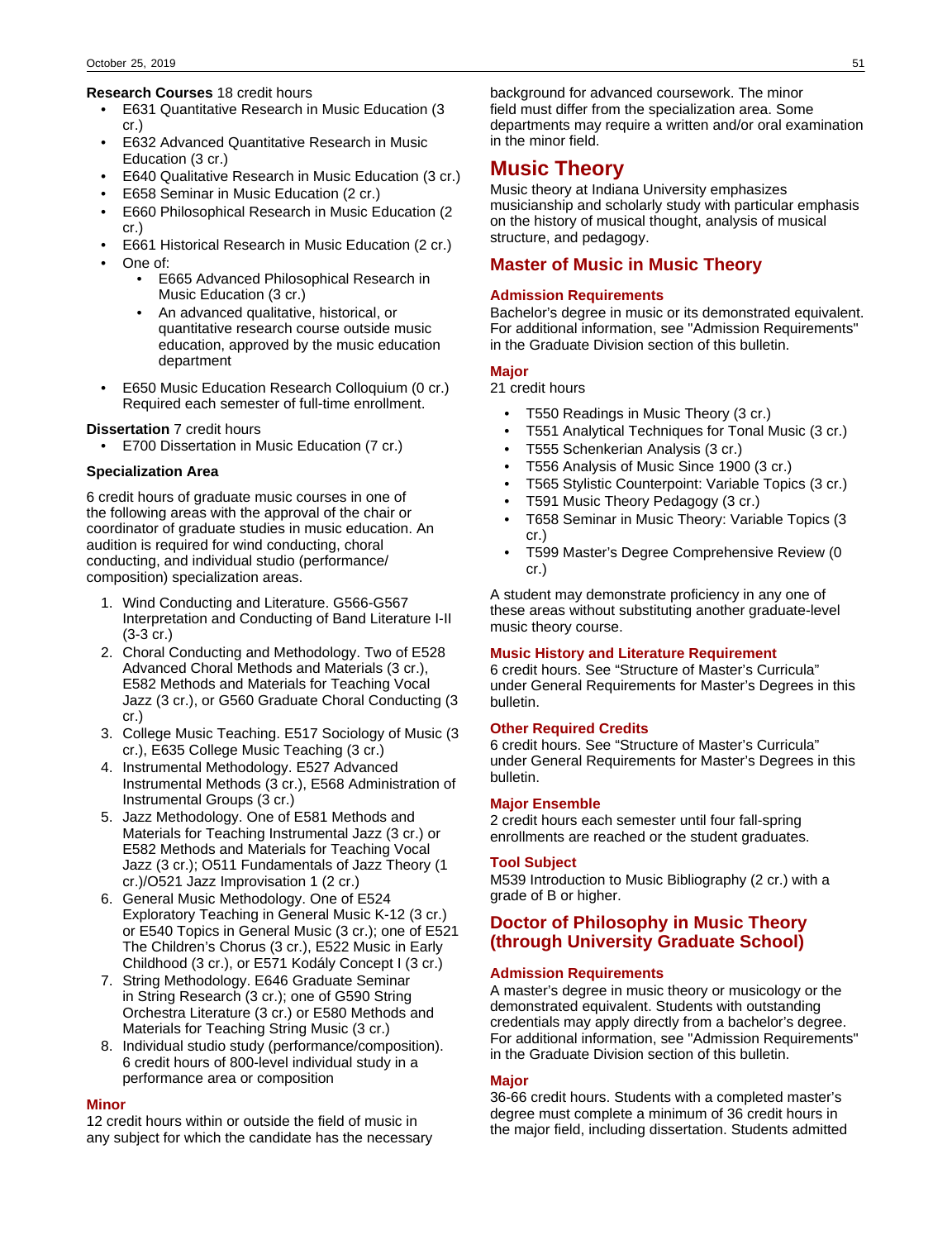**Research Courses** 18 credit hours

- E631 Quantitative Research in Music Education (3 cr.)
- E632 Advanced Quantitative Research in Music Education (3 cr.)
- E640 Qualitative Research in Music Education (3 cr.)
- E658 Seminar in Music Education (2 cr.)
- E660 Philosophical Research in Music Education (2 cr.)
- E661 Historical Research in Music Education (2 cr.)
- One of:
    - E665 Advanced Philosophical Research in Music Education (3 cr.)
    - An advanced qualitative, historical, or quantitative research course outside music education, approved by the music education department
- E650 Music Education Research Colloquium (0 cr.) Required each semester of full-time enrollment.

**Dissertation** 7 credit hours

- E700 Dissertation in Music Education (7 cr.)

**Specialization Area**

6 credit hours of graduate music courses in one of the following areas with the approval of the chair or coordinator of graduate studies in music education. An audition is required for wind conducting, choral conducting, and individual studio (performance/composition) specialization areas.

1. Wind Conducting and Literature. G566-G567 Interpretation and Conducting of Band Literature I-II (3-3 cr.)
2. Choral Conducting and Methodology. Two of E528 Advanced Choral Methods and Materials (3 cr.), E582 Methods and Materials for Teaching Vocal Jazz (3 cr.), or G560 Graduate Choral Conducting (3 cr.)
3. College Music Teaching. E517 Sociology of Music (3 cr.), E635 College Music Teaching (3 cr.)
4. Instrumental Methodology. E527 Advanced Instrumental Methods (3 cr.), E568 Administration of Instrumental Groups (3 cr.)
5. Jazz Methodology. One of E581 Methods and Materials for Teaching Instrumental Jazz (3 cr.) or E582 Methods and Materials for Teaching Vocal Jazz (3 cr.); O511 Fundamentals of Jazz Theory (1 cr.)/O521 Jazz Improvisation 1 (2 cr.)
6. General Music Methodology. One of E524 Exploratory Teaching in General Music K-12 (3 cr.) or E540 Topics in General Music (3 cr.); one of E521 The Children's Chorus (3 cr.), E522 Music in Early Childhood (3 cr.), or E571 Kodály Concept I (3 cr.)
7. String Methodology. E646 Graduate Seminar in String Research (3 cr.); one of G590 String Orchestra Literature (3 cr.) or E580 Methods and Materials for Teaching String Music (3 cr.)
8. Individual studio study (performance/composition). 6 credit hours of 800-level individual study in a performance area or composition

### Minor

12 credit hours within or outside the field of music in any subject for which the candidate has the necessary background for advanced coursework. The minor field must differ from the specialization area. Some departments may require a written and/or oral examination in the minor field.

# Music Theory

Music theory at Indiana University emphasizes musicianship and scholarly study with particular emphasis on the history of musical thought, analysis of musical structure, and pedagogy.

## Master of Music in Music Theory

### Admission Requirements

Bachelor's degree in music or its demonstrated equivalent. For additional information, see "Admission Requirements" in the Graduate Division section of this bulletin.

### Major

21 credit hours

- T550 Readings in Music Theory (3 cr.)
- T551 Analytical Techniques for Tonal Music (3 cr.)
- T555 Schenkerian Analysis (3 cr.)
- T556 Analysis of Music Since 1900 (3 cr.)
- T565 Stylistic Counterpoint: Variable Topics (3 cr.)
- T591 Music Theory Pedagogy (3 cr.)
- T658 Seminar in Music Theory: Variable Topics (3 cr.)
- T599 Master's Degree Comprehensive Review (0 cr.)

A student may demonstrate proficiency in any one of these areas without substituting another graduate-level music theory course.

### Music History and Literature Requirement

6 credit hours. See "Structure of Master's Curricula" under General Requirements for Master's Degrees in this bulletin.

### Other Required Credits

6 credit hours. See "Structure of Master's Curricula" under General Requirements for Master's Degrees in this bulletin.

### Major Ensemble

2 credit hours each semester until four fall-spring enrollments are reached or the student graduates.

### Tool Subject

M539 Introduction to Music Bibliography (2 cr.) with a grade of B or higher.

## Doctor of Philosophy in Music Theory (through University Graduate School)

### Admission Requirements

A master's degree in music theory or musicology or the demonstrated equivalent. Students with outstanding credentials may apply directly from a bachelor's degree. For additional information, see "Admission Requirements" in the Graduate Division section of this bulletin.

### Major

36-66 credit hours. Students with a completed master's degree must complete a minimum of 36 credit hours in the major field, including dissertation. Students admitted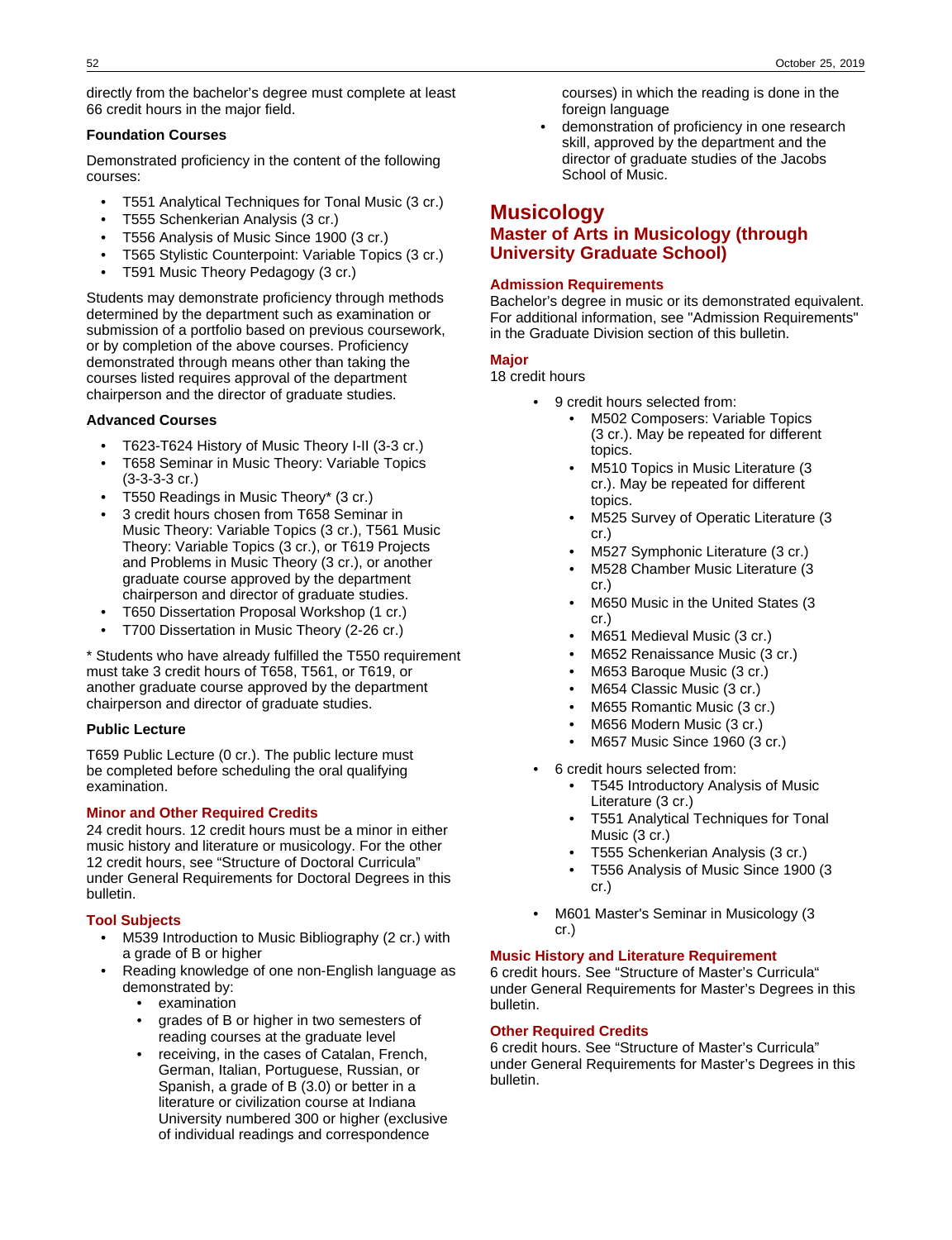directly from the bachelor's degree must complete at least 66 credit hours in the major field.

**Foundation Courses**

Demonstrated proficiency in the content of the following courses:

- T551 Analytical Techniques for Tonal Music (3 cr.)
- T555 Schenkerian Analysis (3 cr.)
- T556 Analysis of Music Since 1900 (3 cr.)
- T565 Stylistic Counterpoint: Variable Topics (3 cr.)
- T591 Music Theory Pedagogy (3 cr.)

Students may demonstrate proficiency through methods determined by the department such as examination or submission of a portfolio based on previous coursework, or by completion of the above courses. Proficiency demonstrated through means other than taking the courses listed requires approval of the department chairperson and the director of graduate studies.

**Advanced Courses**

- T623-T624 History of Music Theory I-II (3-3 cr.)
- T658 Seminar in Music Theory: Variable Topics (3-3-3-3 cr.)
- T550 Readings in Music Theory* (3 cr.)
- 3 credit hours chosen from T658 Seminar in Music Theory: Variable Topics (3 cr.), T561 Music Theory: Variable Topics (3 cr.), or T619 Projects and Problems in Music Theory (3 cr.), or another graduate course approved by the department chairperson and director of graduate studies.
- T650 Dissertation Proposal Workshop (1 cr.)
- T700 Dissertation in Music Theory (2-26 cr.)

* Students who have already fulfilled the T550 requirement must take 3 credit hours of T658, T561, or T619, or another graduate course approved by the department chairperson and director of graduate studies.

**Public Lecture**

T659 Public Lecture (0 cr.). The public lecture must be completed before scheduling the oral qualifying examination.

### Minor and Other Required Credits

24 credit hours. 12 credit hours must be a minor in either music history and literature or musicology. For the other 12 credit hours, see "Structure of Doctoral Curricula" under General Requirements for Doctoral Degrees in this bulletin.

### Tool Subjects

- M539 Introduction to Music Bibliography (2 cr.) with a grade of B or higher
- Reading knowledge of one non-English language as demonstrated by:
  - examination
  - grades of B or higher in two semesters of reading courses at the graduate level
  - receiving, in the cases of Catalan, French, German, Italian, Portuguese, Russian, or Spanish, a grade of B (3.0) or better in a literature or civilization course at Indiana University numbered 300 or higher (exclusive of individual readings and correspondence courses) in which the reading is done in the foreign language
- demonstration of proficiency in one research skill, approved by the department and the director of graduate studies of the Jacobs School of Music.

# Musicology

## Master of Arts in Musicology (through University Graduate School)

### Admission Requirements

Bachelor's degree in music or its demonstrated equivalent. For additional information, see "Admission Requirements" in the Graduate Division section of this bulletin.

### Major

18 credit hours

- 9 credit hours selected from:
  - M502 Composers: Variable Topics (3 cr.). May be repeated for different topics.
  - M510 Topics in Music Literature (3 cr.). May be repeated for different topics.
  - M525 Survey of Operatic Literature (3 cr.)
  - M527 Symphonic Literature (3 cr.)
  - M528 Chamber Music Literature (3 cr.)
  - M650 Music in the United States (3 cr.)
  - M651 Medieval Music (3 cr.)
  - M652 Renaissance Music (3 cr.)
  - M653 Baroque Music (3 cr.)
  - M654 Classic Music (3 cr.)
  - M655 Romantic Music (3 cr.)
  - M656 Modern Music (3 cr.)
  - M657 Music Since 1960 (3 cr.)
- 6 credit hours selected from:
  - T545 Introductory Analysis of Music Literature (3 cr.)
  - T551 Analytical Techniques for Tonal Music (3 cr.)
  - T555 Schenkerian Analysis (3 cr.)
  - T556 Analysis of Music Since 1900 (3 cr.)
- M601 Master's Seminar in Musicology (3 cr.)

### Music History and Literature Requirement

6 credit hours. See "Structure of Master's Curricula" under General Requirements for Master's Degrees in this bulletin.

### Other Required Credits

6 credit hours. See "Structure of Master's Curricula" under General Requirements for Master's Degrees in this bulletin.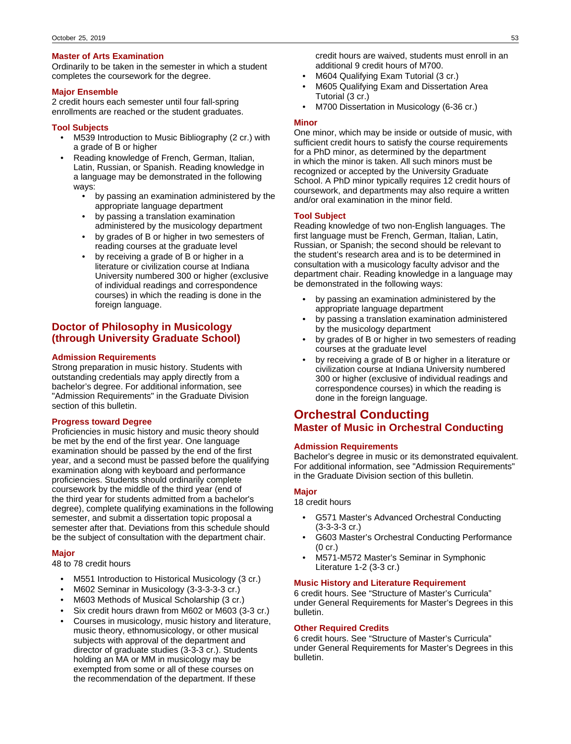### Master of Arts Examination

Ordinarily to be taken in the semester in which a student completes the coursework for the degree.

### Major Ensemble

2 credit hours each semester until four fall-spring enrollments are reached or the student graduates.

### Tool Subjects

- M539 Introduction to Music Bibliography (2 cr.) with a grade of B or higher
- Reading knowledge of French, German, Italian, Latin, Russian, or Spanish. Reading knowledge in a language may be demonstrated in the following ways:
  - by passing an examination administered by the appropriate language department
  - by passing a translation examination administered by the musicology department
  - by grades of B or higher in two semesters of reading courses at the graduate level
  - by receiving a grade of B or higher in a literature or civilization course at Indiana University numbered 300 or higher (exclusive of individual readings and correspondence courses) in which the reading is done in the foreign language.

## Doctor of Philosophy in Musicology (through University Graduate School)

### Admission Requirements

Strong preparation in music history. Students with outstanding credentials may apply directly from a bachelor's degree. For additional information, see "Admission Requirements" in the Graduate Division section of this bulletin.

### Progress toward Degree

Proficiencies in music history and music theory should be met by the end of the first year. One language examination should be passed by the end of the first year, and a second must be passed before the qualifying examination along with keyboard and performance proficiencies. Students should ordinarily complete coursework by the middle of the third year (end of the third year for students admitted from a bachelor's degree), complete qualifying examinations in the following semester, and submit a dissertation topic proposal a semester after that. Deviations from this schedule should be the subject of consultation with the department chair.

### Major

48 to 78 credit hours

- M551 Introduction to Historical Musicology (3 cr.)
- M602 Seminar in Musicology (3-3-3-3-3 cr.)
- M603 Methods of Musical Scholarship (3 cr.)
- Six credit hours drawn from M602 or M603 (3-3 cr.)
- Courses in musicology, music history and literature, music theory, ethnomusicology, or other musical subjects with approval of the department and director of graduate studies (3-3-3 cr.). Students holding an MA or MM in musicology may be exempted from some or all of these courses on the recommendation of the department. If these credit hours are waived, students must enroll in an additional 9 credit hours of M700.
- M604 Qualifying Exam Tutorial (3 cr.)
- M605 Qualifying Exam and Dissertation Area Tutorial (3 cr.)
- M700 Dissertation in Musicology (6-36 cr.)

### Minor

One minor, which may be inside or outside of music, with sufficient credit hours to satisfy the course requirements for a PhD minor, as determined by the department in which the minor is taken. All such minors must be recognized or accepted by the University Graduate School. A PhD minor typically requires 12 credit hours of coursework, and departments may also require a written and/or oral examination in the minor field.

### Tool Subject

Reading knowledge of two non-English languages. The first language must be French, German, Italian, Latin, Russian, or Spanish; the second should be relevant to the student's research area and is to be determined in consultation with a musicology faculty advisor and the department chair. Reading knowledge in a language may be demonstrated in the following ways:

- by passing an examination administered by the appropriate language department
- by passing a translation examination administered by the musicology department
- by grades of B or higher in two semesters of reading courses at the graduate level
- by receiving a grade of B or higher in a literature or civilization course at Indiana University numbered 300 or higher (exclusive of individual readings and correspondence courses) in which the reading is done in the foreign language.

# Orchestral Conducting

## Master of Music in Orchestral Conducting

### Admission Requirements

Bachelor's degree in music or its demonstrated equivalent. For additional information, see "Admission Requirements" in the Graduate Division section of this bulletin.

### Major

18 credit hours

- G571 Master's Advanced Orchestral Conducting (3-3-3-3 cr.)
- G603 Master's Orchestral Conducting Performance (0 cr.)
- M571-M572 Master's Seminar in Symphonic Literature 1-2 (3-3 cr.)

### Music History and Literature Requirement

6 credit hours. See "Structure of Master's Curricula" under General Requirements for Master's Degrees in this bulletin.

### Other Required Credits

6 credit hours. See "Structure of Master's Curricula" under General Requirements for Master's Degrees in this bulletin.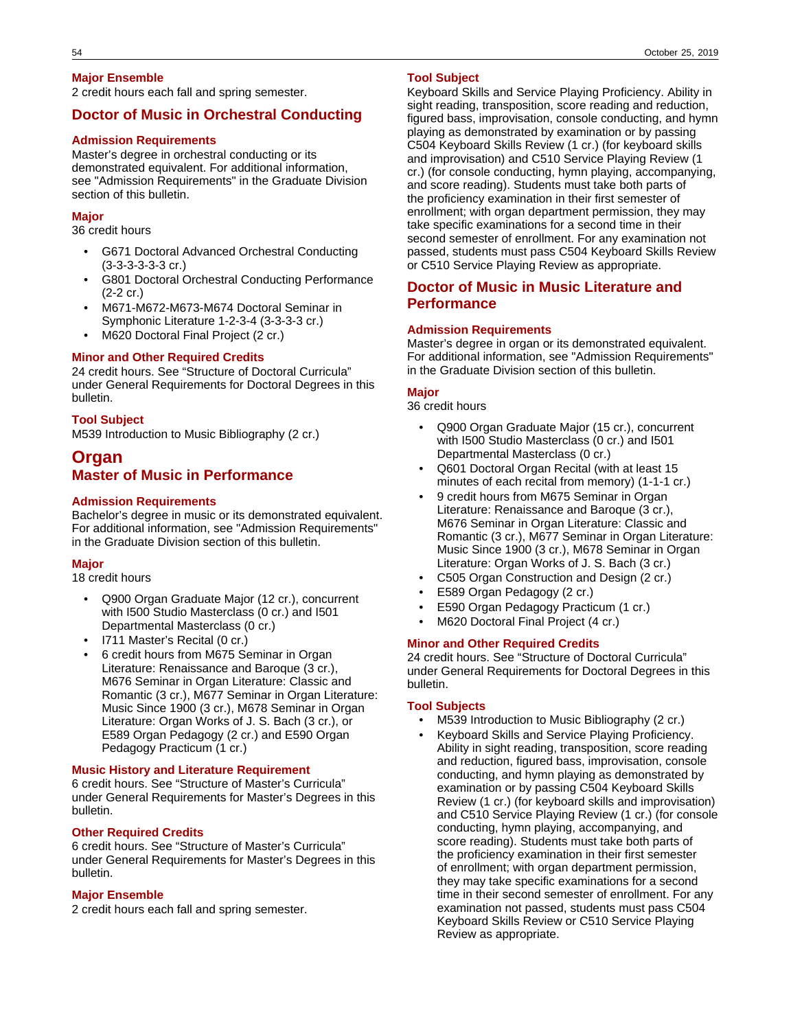### Major Ensemble

2 credit hours each fall and spring semester.

## Doctor of Music in Orchestral Conducting

### Admission Requirements

Master's degree in orchestral conducting or its demonstrated equivalent. For additional information, see "Admission Requirements" in the Graduate Division section of this bulletin.

### Major

36 credit hours

- G671 Doctoral Advanced Orchestral Conducting (3-3-3-3-3-3 cr.)
- G801 Doctoral Orchestral Conducting Performance (2-2 cr.)
- M671-M672-M673-M674 Doctoral Seminar in Symphonic Literature 1-2-3-4 (3-3-3-3 cr.)
- M620 Doctoral Final Project (2 cr.)

### Minor and Other Required Credits

24 credit hours. See "Structure of Doctoral Curricula" under General Requirements for Doctoral Degrees in this bulletin.

### Tool Subject

M539 Introduction to Music Bibliography (2 cr.)

# Organ

## Master of Music in Performance

### Admission Requirements

Bachelor's degree in music or its demonstrated equivalent. For additional information, see "Admission Requirements" in the Graduate Division section of this bulletin.

### Major

18 credit hours

- Q900 Organ Graduate Major (12 cr.), concurrent with I500 Studio Masterclass (0 cr.) and I501 Departmental Masterclass (0 cr.)
- I711 Master's Recital (0 cr.)
- 6 credit hours from M675 Seminar in Organ Literature: Renaissance and Baroque (3 cr.), M676 Seminar in Organ Literature: Classic and Romantic (3 cr.), M677 Seminar in Organ Literature: Music Since 1900 (3 cr.), M678 Seminar in Organ Literature: Organ Works of J. S. Bach (3 cr.), or E589 Organ Pedagogy (2 cr.) and E590 Organ Pedagogy Practicum (1 cr.)

### Music History and Literature Requirement

6 credit hours. See "Structure of Master's Curricula" under General Requirements for Master's Degrees in this bulletin.

### Other Required Credits

6 credit hours. See "Structure of Master's Curricula" under General Requirements for Master's Degrees in this bulletin.

### Major Ensemble

2 credit hours each fall and spring semester.

### Tool Subject

Keyboard Skills and Service Playing Proficiency. Ability in sight reading, transposition, score reading and reduction, figured bass, improvisation, console conducting, and hymn playing as demonstrated by examination or by passing C504 Keyboard Skills Review (1 cr.) (for keyboard skills and improvisation) and C510 Service Playing Review (1 cr.) (for console conducting, hymn playing, accompanying, and score reading). Students must take both parts of the proficiency examination in their first semester of enrollment; with organ department permission, they may take specific examinations for a second time in their second semester of enrollment. For any examination not passed, students must pass C504 Keyboard Skills Review or C510 Service Playing Review as appropriate.

## Doctor of Music in Music Literature and Performance

### Admission Requirements

Master's degree in organ or its demonstrated equivalent. For additional information, see "Admission Requirements" in the Graduate Division section of this bulletin.

### Major

36 credit hours

- Q900 Organ Graduate Major (15 cr.), concurrent with I500 Studio Masterclass (0 cr.) and I501 Departmental Masterclass (0 cr.)
- Q601 Doctoral Organ Recital (with at least 15 minutes of each recital from memory) (1-1-1 cr.)
- 9 credit hours from M675 Seminar in Organ Literature: Renaissance and Baroque (3 cr.), M676 Seminar in Organ Literature: Classic and Romantic (3 cr.), M677 Seminar in Organ Literature: Music Since 1900 (3 cr.), M678 Seminar in Organ Literature: Organ Works of J. S. Bach (3 cr.)
- C505 Organ Construction and Design (2 cr.)
- E589 Organ Pedagogy (2 cr.)
- E590 Organ Pedagogy Practicum (1 cr.)
- M620 Doctoral Final Project (4 cr.)

### Minor and Other Required Credits

24 credit hours. See "Structure of Doctoral Curricula" under General Requirements for Doctoral Degrees in this bulletin.

### Tool Subjects

- M539 Introduction to Music Bibliography (2 cr.)
- Keyboard Skills and Service Playing Proficiency. Ability in sight reading, transposition, score reading and reduction, figured bass, improvisation, console conducting, and hymn playing as demonstrated by examination or by passing C504 Keyboard Skills Review (1 cr.) (for keyboard skills and improvisation) and C510 Service Playing Review (1 cr.) (for console conducting, hymn playing, accompanying, and score reading). Students must take both parts of the proficiency examination in their first semester of enrollment; with organ department permission, they may take specific examinations for a second time in their second semester of enrollment. For any examination not passed, students must pass C504 Keyboard Skills Review or C510 Service Playing Review as appropriate.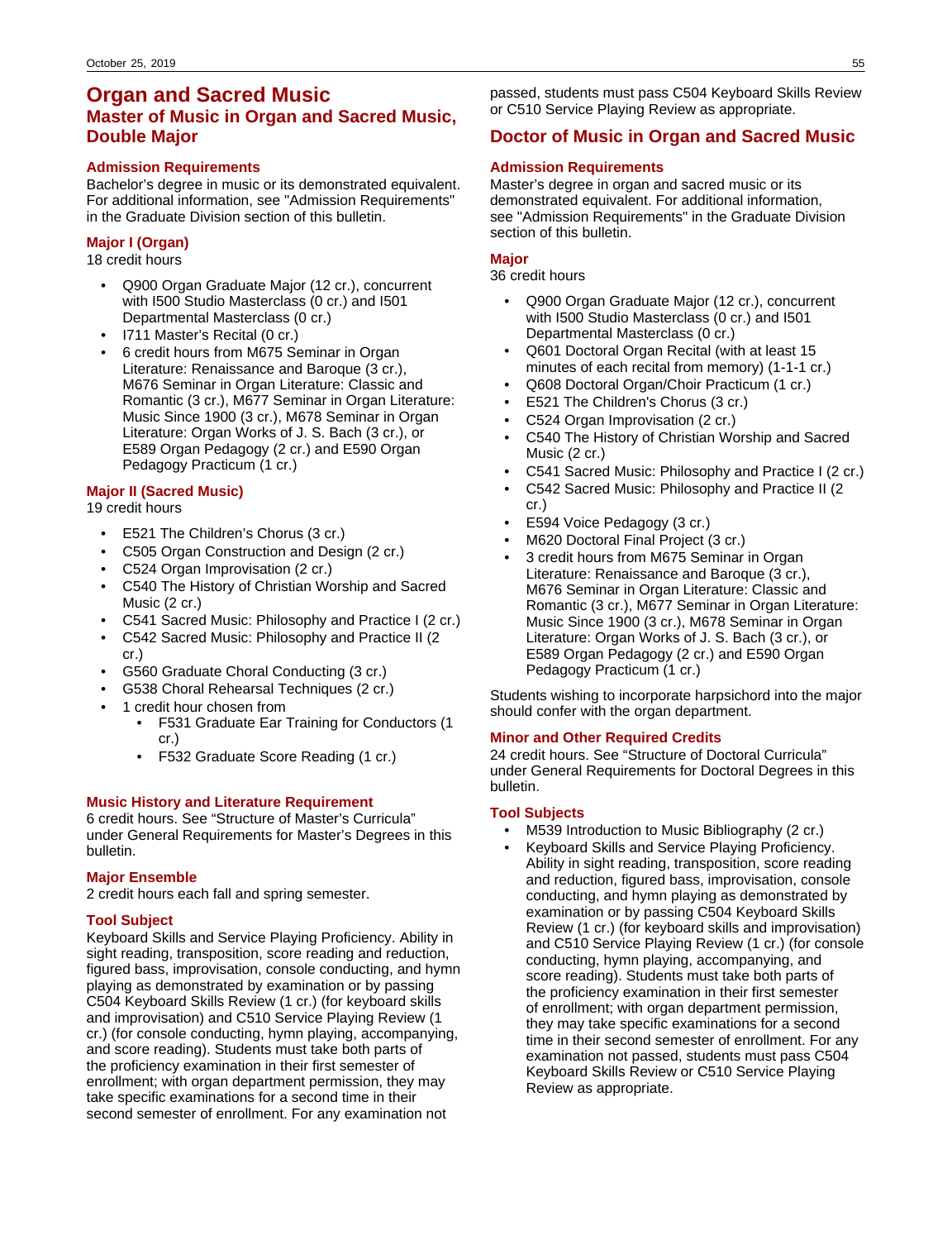# Organ and Sacred Music

## Master of Music in Organ and Sacred Music, Double Major

### Admission Requirements

Bachelor's degree in music or its demonstrated equivalent. For additional information, see "Admission Requirements" in the Graduate Division section of this bulletin.

### Major I (Organ)

18 credit hours

- Q900 Organ Graduate Major (12 cr.), concurrent with I500 Studio Masterclass (0 cr.) and I501 Departmental Masterclass (0 cr.)
- I711 Master's Recital (0 cr.)
- 6 credit hours from M675 Seminar in Organ Literature: Renaissance and Baroque (3 cr.), M676 Seminar in Organ Literature: Classic and Romantic (3 cr.), M677 Seminar in Organ Literature: Music Since 1900 (3 cr.), M678 Seminar in Organ Literature: Organ Works of J. S. Bach (3 cr.), or E589 Organ Pedagogy (2 cr.) and E590 Organ Pedagogy Practicum (1 cr.)

### Major II (Sacred Music)

19 credit hours

- E521 The Children's Chorus (3 cr.)
- C505 Organ Construction and Design (2 cr.)
- C524 Organ Improvisation (2 cr.)
- C540 The History of Christian Worship and Sacred Music (2 cr.)
- C541 Sacred Music: Philosophy and Practice I (2 cr.)
- C542 Sacred Music: Philosophy and Practice II (2 cr.)
- G560 Graduate Choral Conducting (3 cr.)
- G538 Choral Rehearsal Techniques (2 cr.)
- 1 credit hour chosen from
  - F531 Graduate Ear Training for Conductors (1 cr.)
  - F532 Graduate Score Reading (1 cr.)

### Music History and Literature Requirement

6 credit hours. See "Structure of Master's Curricula" under General Requirements for Master's Degrees in this bulletin.

### Major Ensemble

2 credit hours each fall and spring semester.

### Tool Subject

Keyboard Skills and Service Playing Proficiency. Ability in sight reading, transposition, score reading and reduction, figured bass, improvisation, console conducting, and hymn playing as demonstrated by examination or by passing C504 Keyboard Skills Review (1 cr.) (for keyboard skills and improvisation) and C510 Service Playing Review (1 cr.) (for console conducting, hymn playing, accompanying, and score reading). Students must take both parts of the proficiency examination in their first semester of enrollment; with organ department permission, they may take specific examinations for a second time in their second semester of enrollment. For any examination not passed, students must pass C504 Keyboard Skills Review or C510 Service Playing Review as appropriate.

## Doctor of Music in Organ and Sacred Music

### Admission Requirements

Master's degree in organ and sacred music or its demonstrated equivalent. For additional information, see "Admission Requirements" in the Graduate Division section of this bulletin.

### Major

36 credit hours

- Q900 Organ Graduate Major (12 cr.), concurrent with I500 Studio Masterclass (0 cr.) and I501 Departmental Masterclass (0 cr.)
- Q601 Doctoral Organ Recital (with at least 15 minutes of each recital from memory) (1-1-1 cr.)
- Q608 Doctoral Organ/Choir Practicum (1 cr.)
- E521 The Children's Chorus (3 cr.)
- C524 Organ Improvisation (2 cr.)
- C540 The History of Christian Worship and Sacred Music (2 cr.)
- C541 Sacred Music: Philosophy and Practice I (2 cr.)
- C542 Sacred Music: Philosophy and Practice II (2 cr.)
- E594 Voice Pedagogy (3 cr.)
- M620 Doctoral Final Project (3 cr.)
- 3 credit hours from M675 Seminar in Organ Literature: Renaissance and Baroque (3 cr.), M676 Seminar in Organ Literature: Classic and Romantic (3 cr.), M677 Seminar in Organ Literature: Music Since 1900 (3 cr.), M678 Seminar in Organ Literature: Organ Works of J. S. Bach (3 cr.), or E589 Organ Pedagogy (2 cr.) and E590 Organ Pedagogy Practicum (1 cr.)

Students wishing to incorporate harpsichord into the major should confer with the organ department.

### Minor and Other Required Credits

24 credit hours. See "Structure of Doctoral Curricula" under General Requirements for Doctoral Degrees in this bulletin.

### Tool Subjects

- M539 Introduction to Music Bibliography (2 cr.)
- Keyboard Skills and Service Playing Proficiency. Ability in sight reading, transposition, score reading and reduction, figured bass, improvisation, console conducting, and hymn playing as demonstrated by examination or by passing C504 Keyboard Skills Review (1 cr.) (for keyboard skills and improvisation) and C510 Service Playing Review (1 cr.) (for console conducting, hymn playing, accompanying, and score reading). Students must take both parts of the proficiency examination in their first semester of enrollment; with organ department permission, they may take specific examinations for a second time in their second semester of enrollment. For any examination not passed, students must pass C504 Keyboard Skills Review or C510 Service Playing Review as appropriate.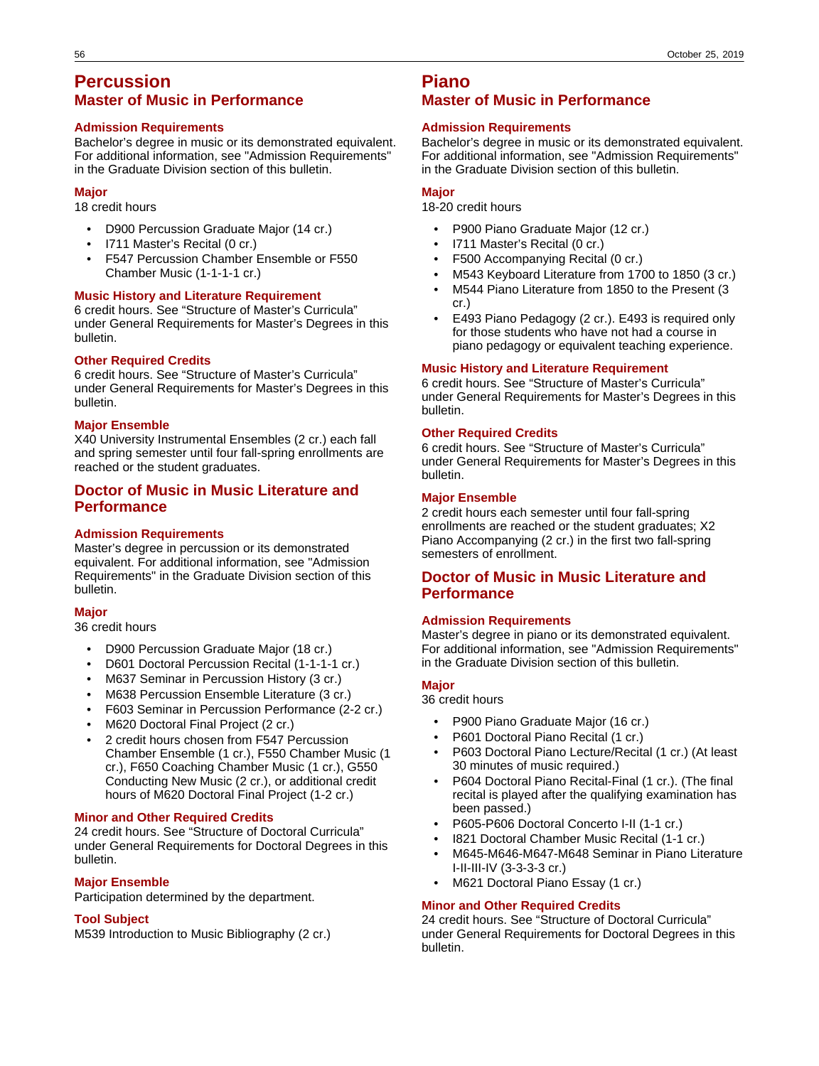# Percussion

## Master of Music in Performance

### Admission Requirements

Bachelor's degree in music or its demonstrated equivalent. For additional information, see "Admission Requirements" in the Graduate Division section of this bulletin.

### Major

18 credit hours

- D900 Percussion Graduate Major (14 cr.)
- I711 Master's Recital (0 cr.)
- F547 Percussion Chamber Ensemble or F550 Chamber Music (1-1-1-1 cr.)

### Music History and Literature Requirement

6 credit hours. See "Structure of Master's Curricula" under General Requirements for Master's Degrees in this bulletin.

### Other Required Credits

6 credit hours. See "Structure of Master's Curricula" under General Requirements for Master's Degrees in this bulletin.

### Major Ensemble

X40 University Instrumental Ensembles (2 cr.) each fall and spring semester until four fall-spring enrollments are reached or the student graduates.

## Doctor of Music in Music Literature and Performance

### Admission Requirements

Master's degree in percussion or its demonstrated equivalent. For additional information, see "Admission Requirements" in the Graduate Division section of this bulletin.

### Major

36 credit hours

- D900 Percussion Graduate Major (18 cr.)
- D601 Doctoral Percussion Recital (1-1-1-1 cr.)
- M637 Seminar in Percussion History (3 cr.)
- M638 Percussion Ensemble Literature (3 cr.)
- F603 Seminar in Percussion Performance (2-2 cr.)
- M620 Doctoral Final Project (2 cr.)
- 2 credit hours chosen from F547 Percussion Chamber Ensemble (1 cr.), F550 Chamber Music (1 cr.), F650 Coaching Chamber Music (1 cr.), G550 Conducting New Music (2 cr.), or additional credit hours of M620 Doctoral Final Project (1-2 cr.)

### Minor and Other Required Credits

24 credit hours. See "Structure of Doctoral Curricula" under General Requirements for Doctoral Degrees in this bulletin.

### Major Ensemble

Participation determined by the department.

### Tool Subject

M539 Introduction to Music Bibliography (2 cr.)

# Piano

## Master of Music in Performance

### Admission Requirements

Bachelor's degree in music or its demonstrated equivalent. For additional information, see "Admission Requirements" in the Graduate Division section of this bulletin.

### Major

18-20 credit hours

- P900 Piano Graduate Major (12 cr.)
- I711 Master's Recital (0 cr.)
- F500 Accompanying Recital (0 cr.)
- M543 Keyboard Literature from 1700 to 1850 (3 cr.)
- M544 Piano Literature from 1850 to the Present (3 cr.)
- E493 Piano Pedagogy (2 cr.). E493 is required only for those students who have not had a course in piano pedagogy or equivalent teaching experience.

### Music History and Literature Requirement

6 credit hours. See "Structure of Master's Curricula" under General Requirements for Master's Degrees in this bulletin.

### Other Required Credits

6 credit hours. See "Structure of Master's Curricula" under General Requirements for Master's Degrees in this bulletin.

### Major Ensemble

2 credit hours each semester until four fall-spring enrollments are reached or the student graduates; X2 Piano Accompanying (2 cr.) in the first two fall-spring semesters of enrollment.

## Doctor of Music in Music Literature and Performance

### Admission Requirements

Master's degree in piano or its demonstrated equivalent. For additional information, see "Admission Requirements" in the Graduate Division section of this bulletin.

### Major

36 credit hours

- P900 Piano Graduate Major (16 cr.)
- P601 Doctoral Piano Recital (1 cr.)
- P603 Doctoral Piano Lecture/Recital (1 cr.) (At least 30 minutes of music required.)
- P604 Doctoral Piano Recital-Final (1 cr.). (The final recital is played after the qualifying examination has been passed.)
- P605-P606 Doctoral Concerto I-II (1-1 cr.)
- I821 Doctoral Chamber Music Recital (1-1 cr.)
- M645-M646-M647-M648 Seminar in Piano Literature I-II-III-IV (3-3-3-3 cr.)
- M621 Doctoral Piano Essay (1 cr.)

### Minor and Other Required Credits

24 credit hours. See "Structure of Doctoral Curricula" under General Requirements for Doctoral Degrees in this bulletin.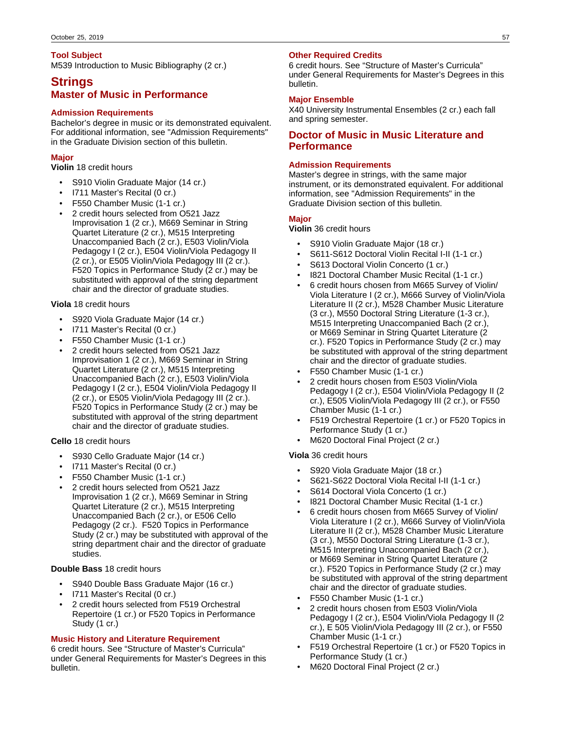### Tool Subject

M539 Introduction to Music Bibliography (2 cr.)

# Strings

## Master of Music in Performance

### Admission Requirements

Bachelor's degree in music or its demonstrated equivalent. For additional information, see "Admission Requirements" in the Graduate Division section of this bulletin.

### Major

**Violin** 18 credit hours

- S910 Violin Graduate Major (14 cr.)
- I711 Master's Recital (0 cr.)
- F550 Chamber Music (1-1 cr.)
- 2 credit hours selected from O521 Jazz Improvisation 1 (2 cr.), M669 Seminar in String Quartet Literature (2 cr.), M515 Interpreting Unaccompanied Bach (2 cr.), E503 Violin/Viola Pedagogy I (2 cr.), E504 Violin/Viola Pedagogy II (2 cr.), or E505 Violin/Viola Pedagogy III (2 cr.). F520 Topics in Performance Study (2 cr.) may be substituted with approval of the string department chair and the director of graduate studies.

**Viola** 18 credit hours

- S920 Viola Graduate Major (14 cr.)
- I711 Master's Recital (0 cr.)
- F550 Chamber Music (1-1 cr.)
- 2 credit hours selected from O521 Jazz Improvisation 1 (2 cr.), M669 Seminar in String Quartet Literature (2 cr.), M515 Interpreting Unaccompanied Bach (2 cr.), E503 Violin/Viola Pedagogy I (2 cr.), E504 Violin/Viola Pedagogy II (2 cr.), or E505 Violin/Viola Pedagogy III (2 cr.). F520 Topics in Performance Study (2 cr.) may be substituted with approval of the string department chair and the director of graduate studies.

**Cello** 18 credit hours

- S930 Cello Graduate Major (14 cr.)
- I711 Master's Recital (0 cr.)
- F550 Chamber Music (1-1 cr.)
- 2 credit hours selected from O521 Jazz Improvisation 1 (2 cr.), M669 Seminar in String Quartet Literature (2 cr.), M515 Interpreting Unaccompanied Bach (2 cr.), or E506 Cello Pedagogy (2 cr.). F520 Topics in Performance Study (2 cr.) may be substituted with approval of the string department chair and the director of graduate studies.

**Double Bass** 18 credit hours

- S940 Double Bass Graduate Major (16 cr.)
- I711 Master's Recital (0 cr.)
- 2 credit hours selected from F519 Orchestral Repertoire (1 cr.) or F520 Topics in Performance Study (1 cr.)

### Music History and Literature Requirement

6 credit hours. See "Structure of Master's Curricula" under General Requirements for Master's Degrees in this bulletin.

### Other Required Credits

6 credit hours. See "Structure of Master's Curricula" under General Requirements for Master's Degrees in this bulletin.

### Major Ensemble

X40 University Instrumental Ensembles (2 cr.) each fall and spring semester.

## Doctor of Music in Music Literature and Performance

### Admission Requirements

Master's degree in strings, with the same major instrument, or its demonstrated equivalent. For additional information, see "Admission Requirements" in the Graduate Division section of this bulletin.

### Major

**Violin** 36 credit hours

- S910 Violin Graduate Major (18 cr.)
- S611-S612 Doctoral Violin Recital I-II (1-1 cr.)
- S613 Doctoral Violin Concerto (1 cr.)
- I821 Doctoral Chamber Music Recital (1-1 cr.)
- 6 credit hours chosen from M665 Survey of Violin/ Viola Literature I (2 cr.), M666 Survey of Violin/Viola Literature II (2 cr.), M528 Chamber Music Literature (3 cr.), M550 Doctoral String Literature (1-3 cr.), M515 Interpreting Unaccompanied Bach (2 cr.), or M669 Seminar in String Quartet Literature (2 cr.). F520 Topics in Performance Study (2 cr.) may be substituted with approval of the string department chair and the director of graduate studies.
- F550 Chamber Music (1-1 cr.)
- 2 credit hours chosen from E503 Violin/Viola Pedagogy I (2 cr.), E504 Violin/Viola Pedagogy II (2 cr.), E505 Violin/Viola Pedagogy III (2 cr.), or F550 Chamber Music (1-1 cr.)
- F519 Orchestral Repertoire (1 cr.) or F520 Topics in Performance Study (1 cr.)
- M620 Doctoral Final Project (2 cr.)

**Viola** 36 credit hours

- S920 Viola Graduate Major (18 cr.)
- S621-S622 Doctoral Viola Recital I-II (1-1 cr.)
- S614 Doctoral Viola Concerto (1 cr.)
- I821 Doctoral Chamber Music Recital (1-1 cr.)
- 6 credit hours chosen from M665 Survey of Violin/ Viola Literature I (2 cr.), M666 Survey of Violin/Viola Literature II (2 cr.), M528 Chamber Music Literature (3 cr.), M550 Doctoral String Literature (1-3 cr.), M515 Interpreting Unaccompanied Bach (2 cr.), or M669 Seminar in String Quartet Literature (2 cr.). F520 Topics in Performance Study (2 cr.) may be substituted with approval of the string department chair and the director of graduate studies.
- F550 Chamber Music (1-1 cr.)
- 2 credit hours chosen from E503 Violin/Viola Pedagogy I (2 cr.), E504 Violin/Viola Pedagogy II (2 cr.), E 505 Violin/Viola Pedagogy III (2 cr.), or F550 Chamber Music (1-1 cr.)
- F519 Orchestral Repertoire (1 cr.) or F520 Topics in Performance Study (1 cr.)
- M620 Doctoral Final Project (2 cr.)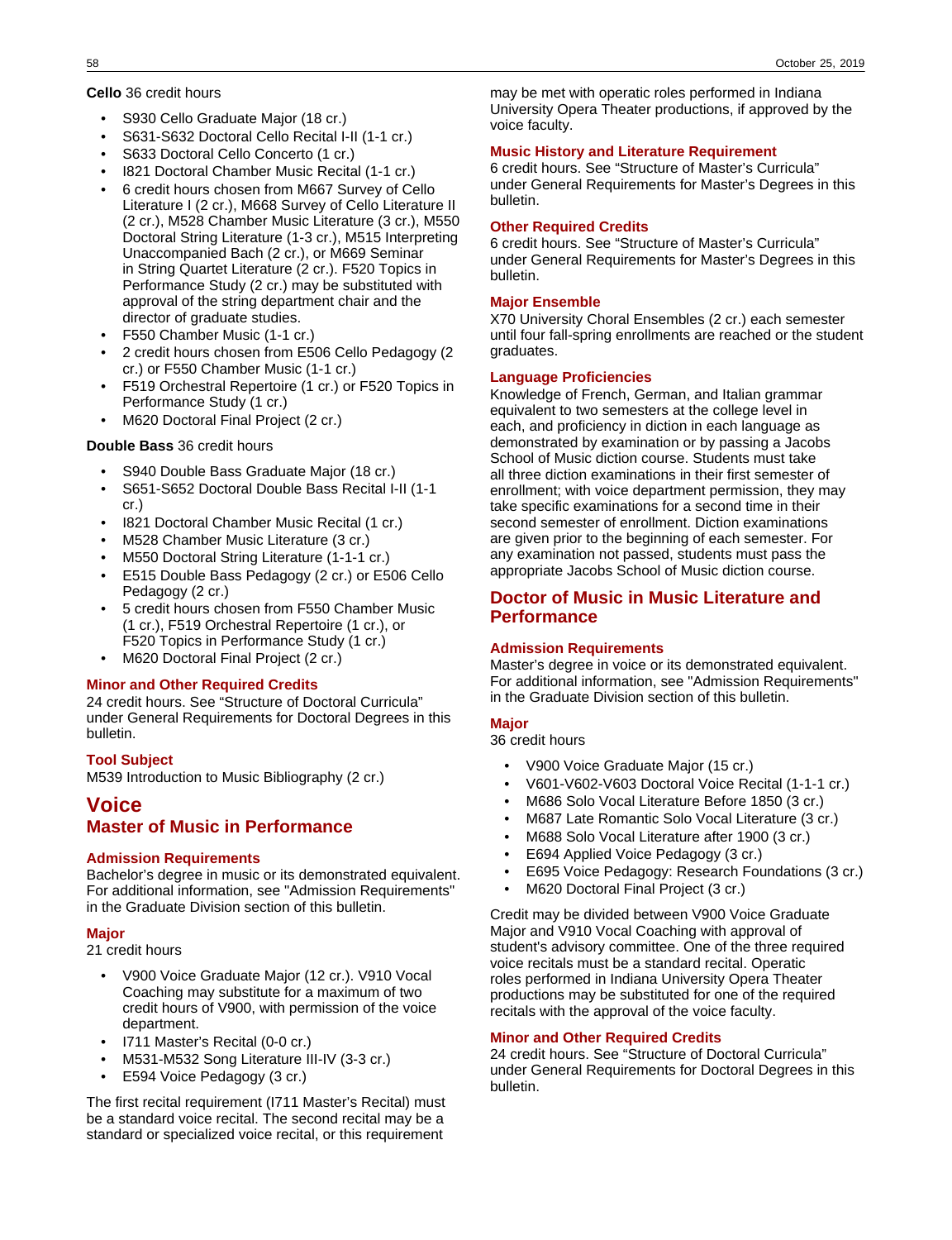**Cello** 36 credit hours

- S930 Cello Graduate Major (18 cr.)
- S631-S632 Doctoral Cello Recital I-II (1-1 cr.)
- S633 Doctoral Cello Concerto (1 cr.)
- I821 Doctoral Chamber Music Recital (1-1 cr.)
- 6 credit hours chosen from M667 Survey of Cello Literature I (2 cr.), M668 Survey of Cello Literature II (2 cr.), M528 Chamber Music Literature (3 cr.), M550 Doctoral String Literature (1-3 cr.), M515 Interpreting Unaccompanied Bach (2 cr.), or M669 Seminar in String Quartet Literature (2 cr.). F520 Topics in Performance Study (2 cr.) may be substituted with approval of the string department chair and the director of graduate studies.
- F550 Chamber Music (1-1 cr.)
- 2 credit hours chosen from E506 Cello Pedagogy (2 cr.) or F550 Chamber Music (1-1 cr.)
- F519 Orchestral Repertoire (1 cr.) or F520 Topics in Performance Study (1 cr.)
- M620 Doctoral Final Project (2 cr.)

**Double Bass** 36 credit hours

- S940 Double Bass Graduate Major (18 cr.)
- S651-S652 Doctoral Double Bass Recital I-II (1-1 cr.)
- I821 Doctoral Chamber Music Recital (1 cr.)
- M528 Chamber Music Literature (3 cr.)
- M550 Doctoral String Literature (1-1-1 cr.)
- E515 Double Bass Pedagogy (2 cr.) or E506 Cello Pedagogy (2 cr.)
- 5 credit hours chosen from F550 Chamber Music (1 cr.), F519 Orchestral Repertoire (1 cr.), or F520 Topics in Performance Study (1 cr.)
- M620 Doctoral Final Project (2 cr.)

### Minor and Other Required Credits

24 credit hours. See "Structure of Doctoral Curricula" under General Requirements for Doctoral Degrees in this bulletin.

### Tool Subject

M539 Introduction to Music Bibliography (2 cr.)

# Voice

## Master of Music in Performance

### Admission Requirements

Bachelor's degree in music or its demonstrated equivalent. For additional information, see "Admission Requirements" in the Graduate Division section of this bulletin.

### Major

21 credit hours

- V900 Voice Graduate Major (12 cr.). V910 Vocal Coaching may substitute for a maximum of two credit hours of V900, with permission of the voice department.
- I711 Master's Recital (0-0 cr.)
- M531-M532 Song Literature III-IV (3-3 cr.)
- E594 Voice Pedagogy (3 cr.)

The first recital requirement (I711 Master's Recital) must be a standard voice recital. The second recital may be a standard or specialized voice recital, or this requirement may be met with operatic roles performed in Indiana University Opera Theater productions, if approved by the voice faculty.

### Music History and Literature Requirement

6 credit hours. See "Structure of Master's Curricula" under General Requirements for Master's Degrees in this bulletin.

### Other Required Credits

6 credit hours. See "Structure of Master's Curricula" under General Requirements for Master's Degrees in this bulletin.

### Major Ensemble

X70 University Choral Ensembles (2 cr.) each semester until four fall-spring enrollments are reached or the student graduates.

### Language Proficiencies

Knowledge of French, German, and Italian grammar equivalent to two semesters at the college level in each, and proficiency in diction in each language as demonstrated by examination or by passing a Jacobs School of Music diction course. Students must take all three diction examinations in their first semester of enrollment; with voice department permission, they may take specific examinations for a second time in their second semester of enrollment. Diction examinations are given prior to the beginning of each semester. For any examination not passed, students must pass the appropriate Jacobs School of Music diction course.

## Doctor of Music in Music Literature and Performance

### Admission Requirements

Master's degree in voice or its demonstrated equivalent. For additional information, see "Admission Requirements" in the Graduate Division section of this bulletin.

### Major

36 credit hours

- V900 Voice Graduate Major (15 cr.)
- V601-V602-V603 Doctoral Voice Recital (1-1-1 cr.)
- M686 Solo Vocal Literature Before 1850 (3 cr.)
- M687 Late Romantic Solo Vocal Literature (3 cr.)
- M688 Solo Vocal Literature after 1900 (3 cr.)
- E694 Applied Voice Pedagogy (3 cr.)
- E695 Voice Pedagogy: Research Foundations (3 cr.)
- M620 Doctoral Final Project (3 cr.)

Credit may be divided between V900 Voice Graduate Major and V910 Vocal Coaching with approval of student's advisory committee. One of the three required voice recitals must be a standard recital. Operatic roles performed in Indiana University Opera Theater productions may be substituted for one of the required recitals with the approval of the voice faculty.

### Minor and Other Required Credits

24 credit hours. See "Structure of Doctoral Curricula" under General Requirements for Doctoral Degrees in this bulletin.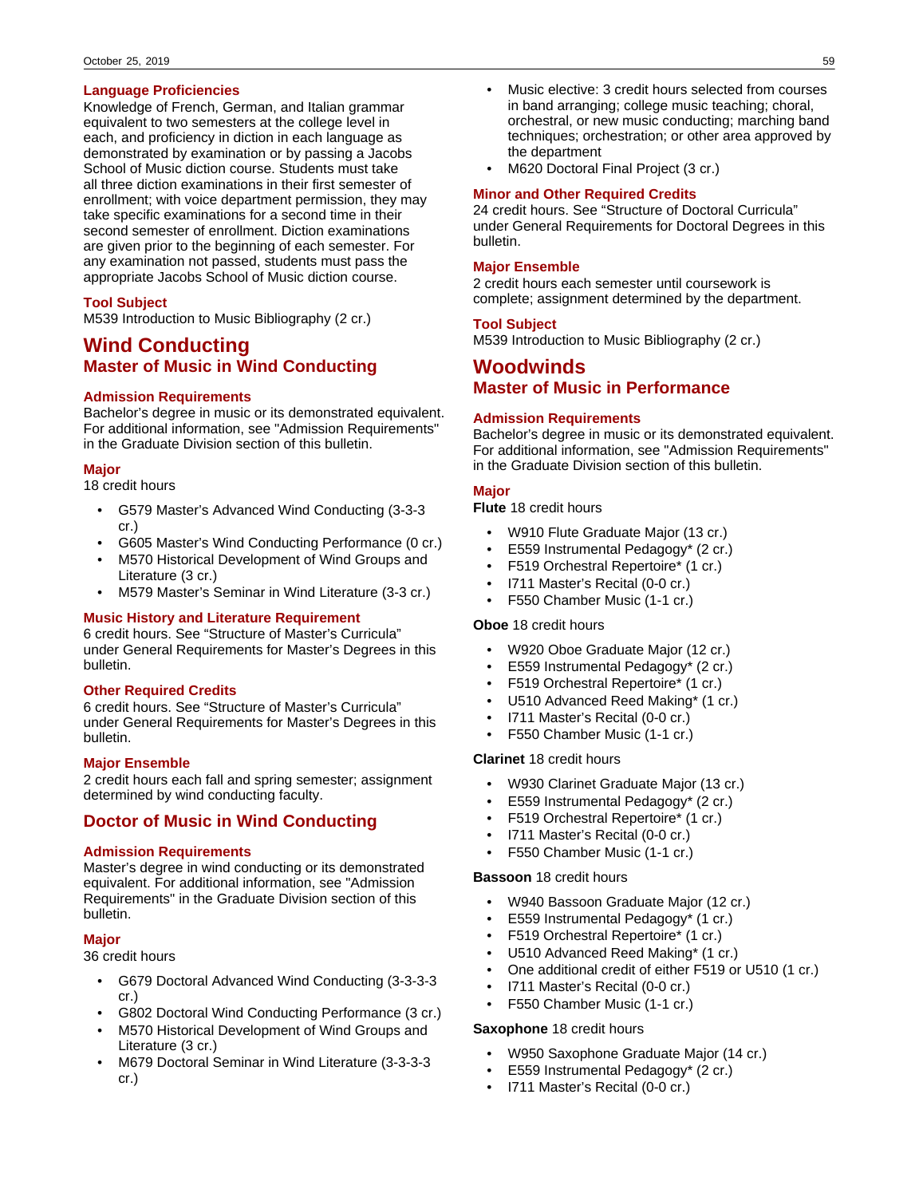### Language Proficiencies

Knowledge of French, German, and Italian grammar equivalent to two semesters at the college level in each, and proficiency in diction in each language as demonstrated by examination or by passing a Jacobs School of Music diction course. Students must take all three diction examinations in their first semester of enrollment; with voice department permission, they may take specific examinations for a second time in their second semester of enrollment. Diction examinations are given prior to the beginning of each semester. For any examination not passed, students must pass the appropriate Jacobs School of Music diction course.

### Tool Subject

M539 Introduction to Music Bibliography (2 cr.)

# Wind Conducting

## Master of Music in Wind Conducting

### Admission Requirements

Bachelor's degree in music or its demonstrated equivalent. For additional information, see "Admission Requirements" in the Graduate Division section of this bulletin.

### Major

18 credit hours

- G579 Master's Advanced Wind Conducting (3-3-3 cr.)
- G605 Master's Wind Conducting Performance (0 cr.)
- M570 Historical Development of Wind Groups and Literature (3 cr.)
- M579 Master's Seminar in Wind Literature (3-3 cr.)

### Music History and Literature Requirement

6 credit hours. See "Structure of Master's Curricula" under General Requirements for Master's Degrees in this bulletin.

### Other Required Credits

6 credit hours. See "Structure of Master's Curricula" under General Requirements for Master's Degrees in this bulletin.

### Major Ensemble

2 credit hours each fall and spring semester; assignment determined by wind conducting faculty.

## Doctor of Music in Wind Conducting

### Admission Requirements

Master's degree in wind conducting or its demonstrated equivalent. For additional information, see "Admission Requirements" in the Graduate Division section of this bulletin.

### Major

36 credit hours

- G679 Doctoral Advanced Wind Conducting (3-3-3-3 cr.)
- G802 Doctoral Wind Conducting Performance (3 cr.)
- M570 Historical Development of Wind Groups and Literature (3 cr.)
- M679 Doctoral Seminar in Wind Literature (3-3-3-3 cr.)
- Music elective: 3 credit hours selected from courses in band arranging; college music teaching; choral, orchestral, or new music conducting; marching band techniques; orchestration; or other area approved by the department
- M620 Doctoral Final Project (3 cr.)

### Minor and Other Required Credits

24 credit hours. See "Structure of Doctoral Curricula" under General Requirements for Doctoral Degrees in this bulletin.

### Major Ensemble

2 credit hours each semester until coursework is complete; assignment determined by the department.

### Tool Subject

M539 Introduction to Music Bibliography (2 cr.)

# Woodwinds

## Master of Music in Performance

### Admission Requirements

Bachelor's degree in music or its demonstrated equivalent. For additional information, see "Admission Requirements" in the Graduate Division section of this bulletin.

### Major

**Flute** 18 credit hours

- W910 Flute Graduate Major (13 cr.)
- E559 Instrumental Pedagogy* (2 cr.)
- F519 Orchestral Repertoire* (1 cr.)
- I711 Master's Recital (0-0 cr.)
- F550 Chamber Music (1-1 cr.)

**Oboe** 18 credit hours

- W920 Oboe Graduate Major (12 cr.)
- E559 Instrumental Pedagogy* (2 cr.)
- F519 Orchestral Repertoire* (1 cr.)
- U510 Advanced Reed Making* (1 cr.)
- I711 Master's Recital (0-0 cr.)
- F550 Chamber Music (1-1 cr.)

**Clarinet** 18 credit hours

- W930 Clarinet Graduate Major (13 cr.)
- E559 Instrumental Pedagogy* (2 cr.)
- F519 Orchestral Repertoire* (1 cr.)
- I711 Master's Recital (0-0 cr.)
- F550 Chamber Music (1-1 cr.)

**Bassoon** 18 credit hours

- W940 Bassoon Graduate Major (12 cr.)
- E559 Instrumental Pedagogy* (1 cr.)
- F519 Orchestral Repertoire* (1 cr.)
- U510 Advanced Reed Making* (1 cr.)
- One additional credit of either F519 or U510 (1 cr.)
- I711 Master's Recital (0-0 cr.)
- F550 Chamber Music (1-1 cr.)

**Saxophone** 18 credit hours

- W950 Saxophone Graduate Major (14 cr.)
- E559 Instrumental Pedagogy* (2 cr.)
- I711 Master's Recital (0-0 cr.)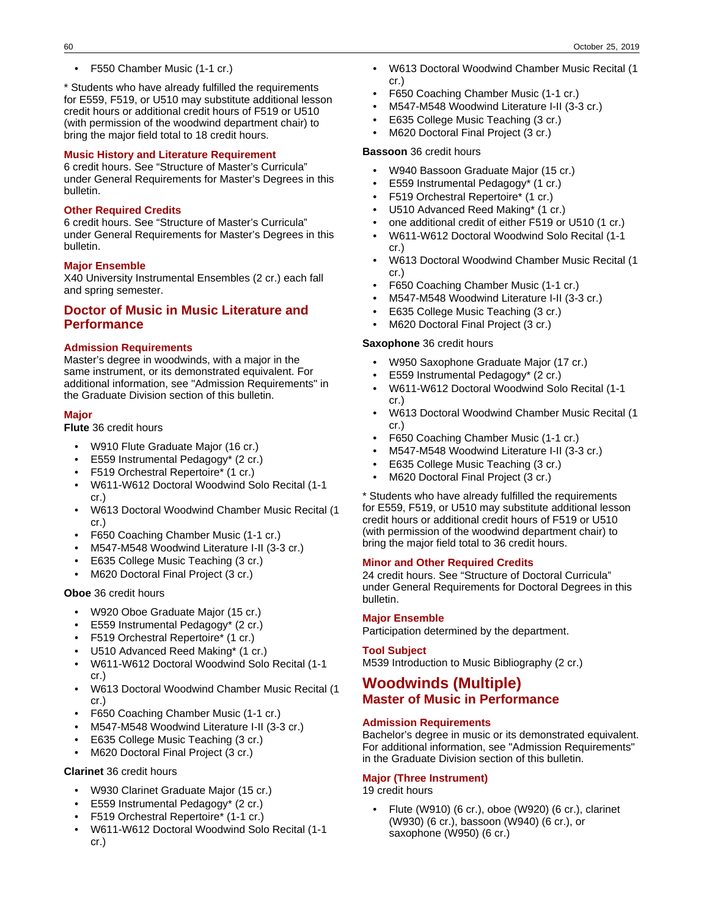- F550 Chamber Music (1-1 cr.)

* Students who have already fulfilled the requirements for E559, F519, or U510 may substitute additional lesson credit hours or additional credit hours of F519 or U510 (with permission of the woodwind department chair) to bring the major field total to 18 credit hours.

### Music History and Literature Requirement

6 credit hours. See "Structure of Master's Curricula" under General Requirements for Master's Degrees in this bulletin.

### Other Required Credits

6 credit hours. See "Structure of Master's Curricula" under General Requirements for Master's Degrees in this bulletin.

### Major Ensemble

X40 University Instrumental Ensembles (2 cr.) each fall and spring semester.

## Doctor of Music in Music Literature and Performance

### Admission Requirements

Master's degree in woodwinds, with a major in the same instrument, or its demonstrated equivalent. For additional information, see "Admission Requirements" in the Graduate Division section of this bulletin.

### Major

**Flute** 36 credit hours

- W910 Flute Graduate Major (16 cr.)
- E559 Instrumental Pedagogy* (2 cr.)
- F519 Orchestral Repertoire* (1 cr.)
- W611-W612 Doctoral Woodwind Solo Recital (1-1 cr.)
- W613 Doctoral Woodwind Chamber Music Recital (1 cr.)
- F650 Coaching Chamber Music (1-1 cr.)
- M547-M548 Woodwind Literature I-II (3-3 cr.)
- E635 College Music Teaching (3 cr.)
- M620 Doctoral Final Project (3 cr.)

**Oboe** 36 credit hours

- W920 Oboe Graduate Major (15 cr.)
- E559 Instrumental Pedagogy* (2 cr.)
- F519 Orchestral Repertoire* (1 cr.)
- U510 Advanced Reed Making* (1 cr.)
- W611-W612 Doctoral Woodwind Solo Recital (1-1 cr.)
- W613 Doctoral Woodwind Chamber Music Recital (1 cr.)
- F650 Coaching Chamber Music (1-1 cr.)
- M547-M548 Woodwind Literature I-II (3-3 cr.)
- E635 College Music Teaching (3 cr.)
- M620 Doctoral Final Project (3 cr.)

**Clarinet** 36 credit hours

- W930 Clarinet Graduate Major (15 cr.)
- E559 Instrumental Pedagogy* (2 cr.)
- F519 Orchestral Repertoire* (1-1 cr.)
- W611-W612 Doctoral Woodwind Solo Recital (1-1 cr.)
- W613 Doctoral Woodwind Chamber Music Recital (1 cr.)
- F650 Coaching Chamber Music (1-1 cr.)
- M547-M548 Woodwind Literature I-II (3-3 cr.)
- E635 College Music Teaching (3 cr.)
- M620 Doctoral Final Project (3 cr.)

**Bassoon** 36 credit hours

- W940 Bassoon Graduate Major (15 cr.)
- E559 Instrumental Pedagogy* (1 cr.)
- F519 Orchestral Repertoire* (1 cr.)
- U510 Advanced Reed Making* (1 cr.)
- one additional credit of either F519 or U510 (1 cr.)
- W611-W612 Doctoral Woodwind Solo Recital (1-1 cr.)
- W613 Doctoral Woodwind Chamber Music Recital (1 cr.)
- F650 Coaching Chamber Music (1-1 cr.)
- M547-M548 Woodwind Literature I-II (3-3 cr.)
- E635 College Music Teaching (3 cr.)
- M620 Doctoral Final Project (3 cr.)

**Saxophone** 36 credit hours

- W950 Saxophone Graduate Major (17 cr.)
- E559 Instrumental Pedagogy* (2 cr.)
- W611-W612 Doctoral Woodwind Solo Recital (1-1 cr.)
- W613 Doctoral Woodwind Chamber Music Recital (1 cr.)
- F650 Coaching Chamber Music (1-1 cr.)
- M547-M548 Woodwind Literature I-II (3-3 cr.)
- E635 College Music Teaching (3 cr.)
- M620 Doctoral Final Project (3 cr.)

* Students who have already fulfilled the requirements for E559, F519, or U510 may substitute additional lesson credit hours or additional credit hours of F519 or U510 (with permission of the woodwind department chair) to bring the major field total to 36 credit hours.

### Minor and Other Required Credits

24 credit hours. See "Structure of Doctoral Curricula" under General Requirements for Doctoral Degrees in this bulletin.

### Major Ensemble

Participation determined by the department.

### Tool Subject

M539 Introduction to Music Bibliography (2 cr.)

# Woodwinds (Multiple)

## Master of Music in Performance

### Admission Requirements

Bachelor's degree in music or its demonstrated equivalent. For additional information, see "Admission Requirements" in the Graduate Division section of this bulletin.

### Major (Three Instrument)

19 credit hours

- Flute (W910) (6 cr.), oboe (W920) (6 cr.), clarinet (W930) (6 cr.), bassoon (W940) (6 cr.), or saxophone (W950) (6 cr.)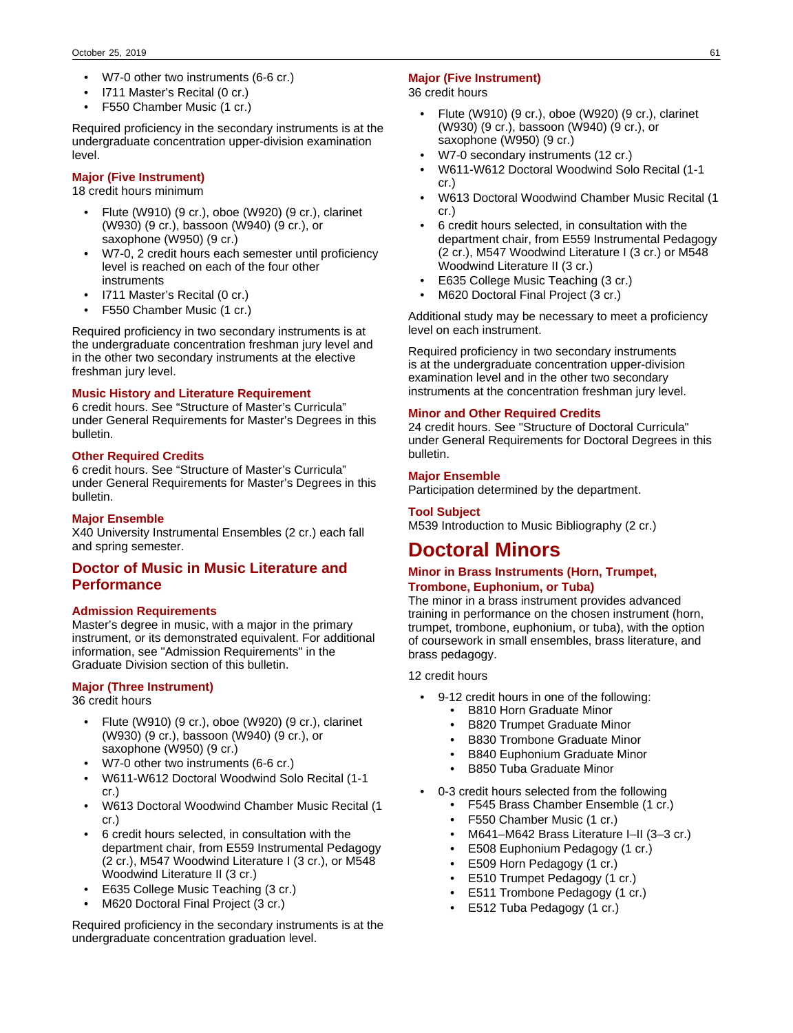- W7-0 other two instruments (6-6 cr.)
- I711 Master's Recital (0 cr.)
- F550 Chamber Music (1 cr.)

Required proficiency in the secondary instruments is at the undergraduate concentration upper-division examination level.

### Major (Five Instrument)

18 credit hours minimum

- Flute (W910) (9 cr.), oboe (W920) (9 cr.), clarinet (W930) (9 cr.), bassoon (W940) (9 cr.), or saxophone (W950) (9 cr.)
- W7-0, 2 credit hours each semester until proficiency level is reached on each of the four other instruments
- I711 Master's Recital (0 cr.)
- F550 Chamber Music (1 cr.)

Required proficiency in two secondary instruments is at the undergraduate concentration freshman jury level and in the other two secondary instruments at the elective freshman jury level.

### Music History and Literature Requirement

6 credit hours. See "Structure of Master's Curricula" under General Requirements for Master's Degrees in this bulletin.

### Other Required Credits

6 credit hours. See "Structure of Master's Curricula" under General Requirements for Master's Degrees in this bulletin.

### Major Ensemble

X40 University Instrumental Ensembles (2 cr.) each fall and spring semester.

## Doctor of Music in Music Literature and Performance

### Admission Requirements

Master's degree in music, with a major in the primary instrument, or its demonstrated equivalent. For additional information, see "Admission Requirements" in the Graduate Division section of this bulletin.

### Major (Three Instrument)

36 credit hours

- Flute (W910) (9 cr.), oboe (W920) (9 cr.), clarinet (W930) (9 cr.), bassoon (W940) (9 cr.), or saxophone (W950) (9 cr.)
- W7-0 other two instruments (6-6 cr.)
- W611-W612 Doctoral Woodwind Solo Recital (1-1 cr.)
- W613 Doctoral Woodwind Chamber Music Recital (1 cr.)
- 6 credit hours selected, in consultation with the department chair, from E559 Instrumental Pedagogy (2 cr.), M547 Woodwind Literature I (3 cr.), or M548 Woodwind Literature II (3 cr.)
- E635 College Music Teaching (3 cr.)
- M620 Doctoral Final Project (3 cr.)

Required proficiency in the secondary instruments is at the undergraduate concentration graduation level.

### Major (Five Instrument)

36 credit hours

- Flute (W910) (9 cr.), oboe (W920) (9 cr.), clarinet (W930) (9 cr.), bassoon (W940) (9 cr.), or saxophone (W950) (9 cr.)
- W7-0 secondary instruments (12 cr.)
- W611-W612 Doctoral Woodwind Solo Recital (1-1 cr.)
- W613 Doctoral Woodwind Chamber Music Recital (1 cr.)
- 6 credit hours selected, in consultation with the department chair, from E559 Instrumental Pedagogy (2 cr.), M547 Woodwind Literature I (3 cr.) or M548 Woodwind Literature II (3 cr.)
- E635 College Music Teaching (3 cr.)
- M620 Doctoral Final Project (3 cr.)

Additional study may be necessary to meet a proficiency level on each instrument.

Required proficiency in two secondary instruments is at the undergraduate concentration upper-division examination level and in the other two secondary instruments at the concentration freshman jury level.

### Minor and Other Required Credits

24 credit hours. See "Structure of Doctoral Curricula" under General Requirements for Doctoral Degrees in this bulletin.

### Major Ensemble

Participation determined by the department.

### Tool Subject

M539 Introduction to Music Bibliography (2 cr.)

# Doctoral Minors

### Minor in Brass Instruments (Horn, Trumpet, Trombone, Euphonium, or Tuba)

The minor in a brass instrument provides advanced training in performance on the chosen instrument (horn, trumpet, trombone, euphonium, or tuba), with the option of coursework in small ensembles, brass literature, and brass pedagogy.

12 credit hours

- 9-12 credit hours in one of the following:
  - B810 Horn Graduate Minor
  - B820 Trumpet Graduate Minor
  - B830 Trombone Graduate Minor
  - B840 Euphonium Graduate Minor
  - B850 Tuba Graduate Minor
- 0-3 credit hours selected from the following
  - F545 Brass Chamber Ensemble (1 cr.)
  - F550 Chamber Music (1 cr.)
  - M641–M642 Brass Literature I–II (3–3 cr.)
  - E508 Euphonium Pedagogy (1 cr.)
  - E509 Horn Pedagogy (1 cr.)
  - E510 Trumpet Pedagogy (1 cr.)
  - E511 Trombone Pedagogy (1 cr.)
  - E512 Tuba Pedagogy (1 cr.)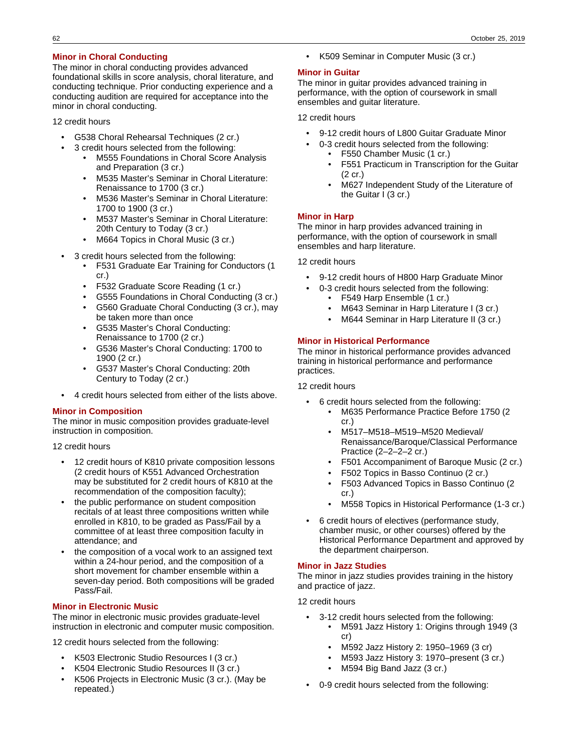## Minor in Choral Conducting

The minor in choral conducting provides advanced foundational skills in score analysis, choral literature, and conducting technique. Prior conducting experience and a conducting audition are required for acceptance into the minor in choral conducting.

12 credit hours

- G538 Choral Rehearsal Techniques (2 cr.)
- 3 credit hours selected from the following:
  - M555 Foundations in Choral Score Analysis and Preparation (3 cr.)
  - M535 Master's Seminar in Choral Literature: Renaissance to 1700 (3 cr.)
  - M536 Master's Seminar in Choral Literature: 1700 to 1900 (3 cr.)
  - M537 Master's Seminar in Choral Literature: 20th Century to Today (3 cr.)
  - M664 Topics in Choral Music (3 cr.)
- 3 credit hours selected from the following:
  - F531 Graduate Ear Training for Conductors (1 cr.)
  - F532 Graduate Score Reading (1 cr.)
  - G555 Foundations in Choral Conducting (3 cr.)
  - G560 Graduate Choral Conducting (3 cr.), may be taken more than once
  - G535 Master's Choral Conducting: Renaissance to 1700 (2 cr.)
  - G536 Master's Choral Conducting: 1700 to 1900 (2 cr.)
  - G537 Master's Choral Conducting: 20th Century to Today (2 cr.)
- 4 credit hours selected from either of the lists above.

## Minor in Composition

The minor in music composition provides graduate-level instruction in composition.

12 credit hours

- 12 credit hours of K810 private composition lessons (2 credit hours of K551 Advanced Orchestration may be substituted for 2 credit hours of K810 at the recommendation of the composition faculty);
- the public performance on student composition recitals of at least three compositions written while enrolled in K810, to be graded as Pass/Fail by a committee of at least three composition faculty in attendance; and
- the composition of a vocal work to an assigned text within a 24-hour period, and the composition of a short movement for chamber ensemble within a seven-day period. Both compositions will be graded Pass/Fail.

## Minor in Electronic Music

The minor in electronic music provides graduate-level instruction in electronic and computer music composition.

12 credit hours selected from the following:

- K503 Electronic Studio Resources I (3 cr.)
- K504 Electronic Studio Resources II (3 cr.)
- K506 Projects in Electronic Music (3 cr.). (May be repeated.)
- K509 Seminar in Computer Music (3 cr.)

## Minor in Guitar

The minor in guitar provides advanced training in performance, with the option of coursework in small ensembles and guitar literature.

12 credit hours

- 9-12 credit hours of L800 Guitar Graduate Minor
- 0-3 credit hours selected from the following:
  - F550 Chamber Music (1 cr.)
  - F551 Practicum in Transcription for the Guitar (2 cr.)
  - M627 Independent Study of the Literature of the Guitar I (3 cr.)

## Minor in Harp

The minor in harp provides advanced training in performance, with the option of coursework in small ensembles and harp literature.

12 credit hours

- 9-12 credit hours of H800 Harp Graduate Minor
- 0-3 credit hours selected from the following:
  - F549 Harp Ensemble (1 cr.)
  - M643 Seminar in Harp Literature I (3 cr.)
  - M644 Seminar in Harp Literature II (3 cr.)

## Minor in Historical Performance

The minor in historical performance provides advanced training in historical performance and performance practices.

12 credit hours

- 6 credit hours selected from the following:
  - M635 Performance Practice Before 1750 (2 cr.)
  - M517–M518–M519–M520 Medieval/ Renaissance/Baroque/Classical Performance Practice (2–2–2–2 cr.)
  - F501 Accompaniment of Baroque Music (2 cr.)
  - F502 Topics in Basso Continuo (2 cr.)
  - F503 Advanced Topics in Basso Continuo (2 cr.)
  - M558 Topics in Historical Performance (1-3 cr.)
- 6 credit hours of electives (performance study, chamber music, or other courses) offered by the Historical Performance Department and approved by the department chairperson.

## Minor in Jazz Studies

The minor in jazz studies provides training in the history and practice of jazz.

12 credit hours

- 3-12 credit hours selected from the following:
  - M591 Jazz History 1: Origins through 1949 (3 cr)
  - M592 Jazz History 2: 1950–1969 (3 cr)
  - M593 Jazz History 3: 1970–present (3 cr.)
  - M594 Big Band Jazz (3 cr.)
- 0-9 credit hours selected from the following: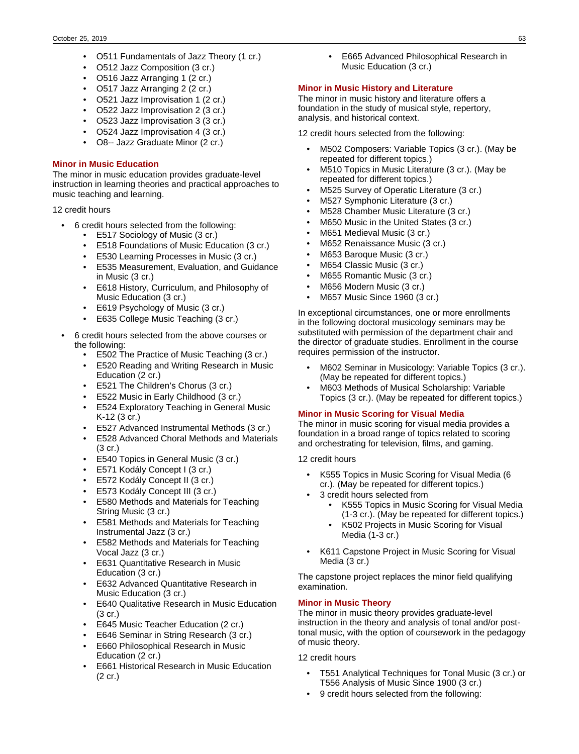- O511 Fundamentals of Jazz Theory (1 cr.)
- O512 Jazz Composition (3 cr.)
- O516 Jazz Arranging 1 (2 cr.)
- O517 Jazz Arranging 2 (2 cr.)
- O521 Jazz Improvisation 1 (2 cr.)
- O522 Jazz Improvisation 2 (3 cr.)
- O523 Jazz Improvisation 3 (3 cr.)
- O524 Jazz Improvisation 4 (3 cr.)
- O8-- Jazz Graduate Minor (2 cr.)

### Minor in Music Education

The minor in music education provides graduate-level instruction in learning theories and practical approaches to music teaching and learning.

12 credit hours

- 6 credit hours selected from the following:
    - E517 Sociology of Music (3 cr.)
    - E518 Foundations of Music Education (3 cr.)
    - E530 Learning Processes in Music (3 cr.)
    - E535 Measurement, Evaluation, and Guidance in Music (3 cr.)
    - E618 History, Curriculum, and Philosophy of Music Education (3 cr.)
    - E619 Psychology of Music (3 cr.)
    - E635 College Music Teaching (3 cr.)
- 6 credit hours selected from the above courses or the following:
    - E502 The Practice of Music Teaching (3 cr.)
    - E520 Reading and Writing Research in Music Education (2 cr.)
    - E521 The Children's Chorus (3 cr.)
    - E522 Music in Early Childhood (3 cr.)
    - E524 Exploratory Teaching in General Music K-12 (3 cr.)
    - E527 Advanced Instrumental Methods (3 cr.)
    - E528 Advanced Choral Methods and Materials (3 cr.)
    - E540 Topics in General Music (3 cr.)
    - E571 Kodály Concept I (3 cr.)
    - E572 Kodály Concept II (3 cr.)
    - E573 Kodály Concept III (3 cr.)
    - E580 Methods and Materials for Teaching String Music (3 cr.)
    - E581 Methods and Materials for Teaching Instrumental Jazz (3 cr.)
    - E582 Methods and Materials for Teaching Vocal Jazz (3 cr.)
    - E631 Quantitative Research in Music Education (3 cr.)
    - E632 Advanced Quantitative Research in Music Education (3 cr.)
    - E640 Qualitative Research in Music Education (3 cr.)
    - E645 Music Teacher Education (2 cr.)
    - E646 Seminar in String Research (3 cr.)
    - E660 Philosophical Research in Music Education (2 cr.)
    - E661 Historical Research in Music Education (2 cr.)
    - E665 Advanced Philosophical Research in Music Education (3 cr.)

### Minor in Music History and Literature

The minor in music history and literature offers a foundation in the study of musical style, repertory, analysis, and historical context.

12 credit hours selected from the following:

- M502 Composers: Variable Topics (3 cr.). (May be repeated for different topics.)
- M510 Topics in Music Literature (3 cr.). (May be repeated for different topics.)
- M525 Survey of Operatic Literature (3 cr.)
- M527 Symphonic Literature (3 cr.)
- M528 Chamber Music Literature (3 cr.)
- M650 Music in the United States (3 cr.)
- M651 Medieval Music (3 cr.)
- M652 Renaissance Music (3 cr.)
- M653 Baroque Music (3 cr.)
- M654 Classic Music (3 cr.)
- M655 Romantic Music (3 cr.)
- M656 Modern Music (3 cr.)
- M657 Music Since 1960 (3 cr.)

In exceptional circumstances, one or more enrollments in the following doctoral musicology seminars may be substituted with permission of the department chair and the director of graduate studies. Enrollment in the course requires permission of the instructor.

- M602 Seminar in Musicology: Variable Topics (3 cr.). (May be repeated for different topics.)
- M603 Methods of Musical Scholarship: Variable Topics (3 cr.). (May be repeated for different topics.)

### Minor in Music Scoring for Visual Media

The minor in music scoring for visual media provides a foundation in a broad range of topics related to scoring and orchestrating for television, films, and gaming.

12 credit hours

- K555 Topics in Music Scoring for Visual Media (6 cr.). (May be repeated for different topics.)
- 3 credit hours selected from
    - K555 Topics in Music Scoring for Visual Media (1-3 cr.). (May be repeated for different topics.)
    - K502 Projects in Music Scoring for Visual Media (1-3 cr.)
- K611 Capstone Project in Music Scoring for Visual Media (3 cr.)

The capstone project replaces the minor field qualifying examination.

### Minor in Music Theory

The minor in music theory provides graduate-level instruction in the theory and analysis of tonal and/or post-tonal music, with the option of coursework in the pedagogy of music theory.

12 credit hours

- T551 Analytical Techniques for Tonal Music (3 cr.) or T556 Analysis of Music Since 1900 (3 cr.)
- 9 credit hours selected from the following: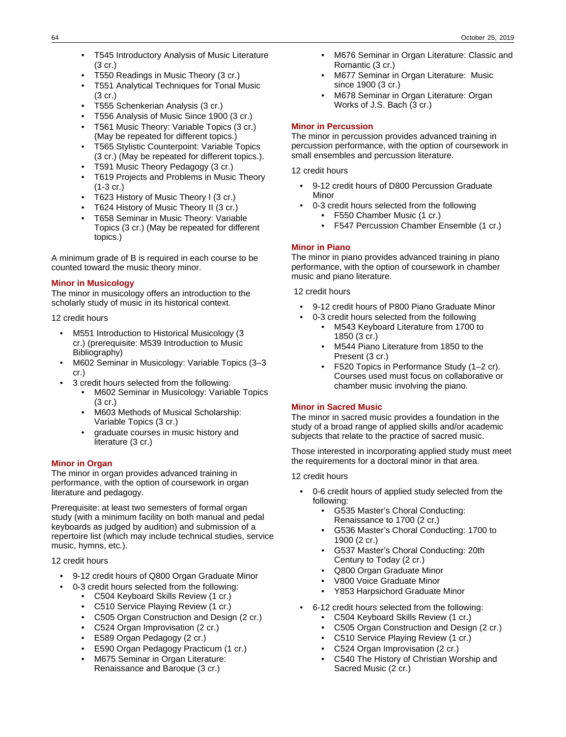- T545 Introductory Analysis of Music Literature (3 cr.)
- T550 Readings in Music Theory (3 cr.)
- T551 Analytical Techniques for Tonal Music (3 cr.)
- T555 Schenkerian Analysis (3 cr.)
- T556 Analysis of Music Since 1900 (3 cr.)
- T561 Music Theory: Variable Topics (3 cr.) (May be repeated for different topics.)
- T565 Stylistic Counterpoint: Variable Topics (3 cr.) (May be repeated for different topics.).
- T591 Music Theory Pedagogy (3 cr.)
- T619 Projects and Problems in Music Theory (1-3 cr.)
- T623 History of Music Theory I (3 cr.)
- T624 History of Music Theory II (3 cr.)
- T658 Seminar in Music Theory: Variable Topics (3 cr.) (May be repeated for different topics.)

A minimum grade of B is required in each course to be counted toward the music theory minor.

### Minor in Musicology

The minor in musicology offers an introduction to the scholarly study of music in its historical context.

12 credit hours

- M551 Introduction to Historical Musicology (3 cr.) (prerequisite: M539 Introduction to Music Bibliography)
- M602 Seminar in Musicology: Variable Topics (3–3 cr.)
- 3 credit hours selected from the following:
  - M602 Seminar in Musicology: Variable Topics (3 cr.)
  - M603 Methods of Musical Scholarship: Variable Topics (3 cr.)
  - graduate courses in music history and literature (3 cr.)

### Minor in Organ

The minor in organ provides advanced training in performance, with the option of coursework in organ literature and pedagogy.

Prerequisite: at least two semesters of formal organ study (with a minimum facility on both manual and pedal keyboards as judged by audition) and submission of a repertoire list (which may include technical studies, service music, hymns, etc.).

12 credit hours

- 9-12 credit hours of Q800 Organ Graduate Minor
- 0-3 credit hours selected from the following:
  - C504 Keyboard Skills Review (1 cr.)
  - C510 Service Playing Review (1 cr.)
  - C505 Organ Construction and Design (2 cr.)
  - C524 Organ Improvisation (2 cr.)
  - E589 Organ Pedagogy (2 cr.)
  - E590 Organ Pedagogy Practicum (1 cr.)
  - M675 Seminar in Organ Literature: Renaissance and Baroque (3 cr.)
  - M676 Seminar in Organ Literature: Classic and Romantic (3 cr.)
  - M677 Seminar in Organ Literature: Music since 1900 (3 cr.)
  - M678 Seminar in Organ Literature: Organ Works of J.S. Bach (3 cr.)

### Minor in Percussion

The minor in percussion provides advanced training in percussion performance, with the option of coursework in small ensembles and percussion literature.

12 credit hours

- 9-12 credit hours of D800 Percussion Graduate Minor
- 0-3 credit hours selected from the following
  - F550 Chamber Music (1 cr.)
  - F547 Percussion Chamber Ensemble (1 cr.)

### Minor in Piano

The minor in piano provides advanced training in piano performance, with the option of coursework in chamber music and piano literature.

12 credit hours

- 9-12 credit hours of P800 Piano Graduate Minor
- 0-3 credit hours selected from the following
  - M543 Keyboard Literature from 1700 to 1850 (3 cr.)
  - M544 Piano Literature from 1850 to the Present (3 cr.)
  - F520 Topics in Performance Study (1–2 cr). Courses used must focus on collaborative or chamber music involving the piano.

### Minor in Sacred Music

The minor in sacred music provides a foundation in the study of a broad range of applied skills and/or academic subjects that relate to the practice of sacred music.

Those interested in incorporating applied study must meet the requirements for a doctoral minor in that area.

12 credit hours

- 0-6 credit hours of applied study selected from the following:
  - G535 Master's Choral Conducting: Renaissance to 1700 (2 cr.)
  - G536 Master's Choral Conducting: 1700 to 1900 (2 cr.)
  - G537 Master's Choral Conducting: 20th Century to Today (2 cr.)
  - Q800 Organ Graduate Minor
  - V800 Voice Graduate Minor
  - Y853 Harpsichord Graduate Minor
- 6-12 credit hours selected from the following:
  - C504 Keyboard Skills Review (1 cr.)
  - C505 Organ Construction and Design (2 cr.)
  - C510 Service Playing Review (1 cr.)
  - C524 Organ Improvisation (2 cr.)
  - C540 The History of Christian Worship and Sacred Music (2 cr.)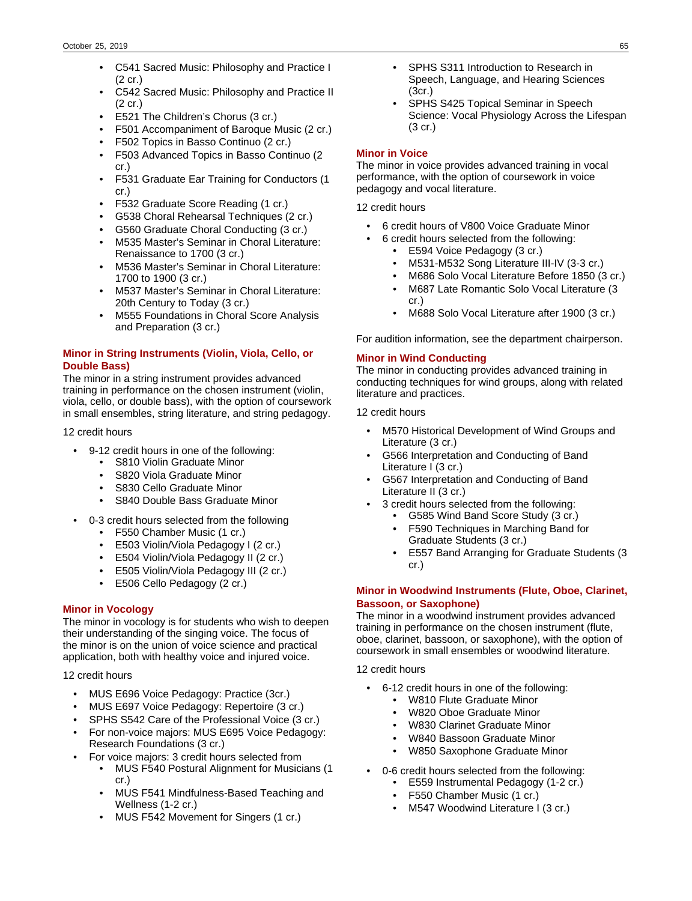- C541 Sacred Music: Philosophy and Practice I (2 cr.)
- C542 Sacred Music: Philosophy and Practice II (2 cr.)
- E521 The Children's Chorus (3 cr.)
- F501 Accompaniment of Baroque Music (2 cr.)
- F502 Topics in Basso Continuo (2 cr.)
- F503 Advanced Topics in Basso Continuo (2 cr.)
- F531 Graduate Ear Training for Conductors (1 cr.)
- F532 Graduate Score Reading (1 cr.)
- G538 Choral Rehearsal Techniques (2 cr.)
- G560 Graduate Choral Conducting (3 cr.)
- M535 Master's Seminar in Choral Literature: Renaissance to 1700 (3 cr.)
- M536 Master's Seminar in Choral Literature: 1700 to 1900 (3 cr.)
- M537 Master's Seminar in Choral Literature: 20th Century to Today (3 cr.)
- M555 Foundations in Choral Score Analysis and Preparation (3 cr.)

### Minor in String Instruments (Violin, Viola, Cello, or Double Bass)

The minor in a string instrument provides advanced training in performance on the chosen instrument (violin, viola, cello, or double bass), with the option of coursework in small ensembles, string literature, and string pedagogy.

12 credit hours

- 9-12 credit hours in one of the following:
  - S810 Violin Graduate Minor
  - S820 Viola Graduate Minor
  - S830 Cello Graduate Minor
  - S840 Double Bass Graduate Minor
- 0-3 credit hours selected from the following
  - F550 Chamber Music (1 cr.)
  - E503 Violin/Viola Pedagogy I (2 cr.)
  - E504 Violin/Viola Pedagogy II (2 cr.)
  - E505 Violin/Viola Pedagogy III (2 cr.)
  - E506 Cello Pedagogy (2 cr.)

### Minor in Vocology

The minor in vocology is for students who wish to deepen their understanding of the singing voice. The focus of the minor is on the union of voice science and practical application, both with healthy voice and injured voice.

12 credit hours

- MUS E696 Voice Pedagogy: Practice (3cr.)
- MUS E697 Voice Pedagogy: Repertoire (3 cr.)
- SPHS S542 Care of the Professional Voice (3 cr.)
- For non-voice majors: MUS E695 Voice Pedagogy: Research Foundations (3 cr.)
- For voice majors: 3 credit hours selected from
  - MUS F540 Postural Alignment for Musicians (1 cr.)
  - MUS F541 Mindfulness-Based Teaching and Wellness (1-2 cr.)
  - MUS F542 Movement for Singers (1 cr.)
  - SPHS S311 Introduction to Research in Speech, Language, and Hearing Sciences (3cr.)
  - SPHS S425 Topical Seminar in Speech Science: Vocal Physiology Across the Lifespan (3 cr.)

### Minor in Voice

The minor in voice provides advanced training in vocal performance, with the option of coursework in voice pedagogy and vocal literature.

12 credit hours

- 6 credit hours of V800 Voice Graduate Minor
- 6 credit hours selected from the following:
  - E594 Voice Pedagogy (3 cr.)
  - M531-M532 Song Literature III-IV (3-3 cr.)
  - M686 Solo Vocal Literature Before 1850 (3 cr.)
  - M687 Late Romantic Solo Vocal Literature (3 cr.)
  - M688 Solo Vocal Literature after 1900 (3 cr.)

For audition information, see the department chairperson.

### Minor in Wind Conducting

The minor in conducting provides advanced training in conducting techniques for wind groups, along with related literature and practices.

12 credit hours

- M570 Historical Development of Wind Groups and Literature (3 cr.)
- G566 Interpretation and Conducting of Band Literature I (3 cr.)
- G567 Interpretation and Conducting of Band Literature II (3 cr.)
- 3 credit hours selected from the following:
  - G585 Wind Band Score Study (3 cr.)
  - F590 Techniques in Marching Band for Graduate Students (3 cr.)
  - E557 Band Arranging for Graduate Students (3 cr.)

### Minor in Woodwind Instruments (Flute, Oboe, Clarinet, Bassoon, or Saxophone)

The minor in a woodwind instrument provides advanced training in performance on the chosen instrument (flute, oboe, clarinet, bassoon, or saxophone), with the option of coursework in small ensembles or woodwind literature.

12 credit hours

- 6-12 credit hours in one of the following:
  - W810 Flute Graduate Minor
  - W820 Oboe Graduate Minor
  - W830 Clarinet Graduate Minor
  - W840 Bassoon Graduate Minor
  - W850 Saxophone Graduate Minor
- 0-6 credit hours selected from the following:
  - E559 Instrumental Pedagogy (1-2 cr.)
  - F550 Chamber Music (1 cr.)
  - M547 Woodwind Literature I (3 cr.)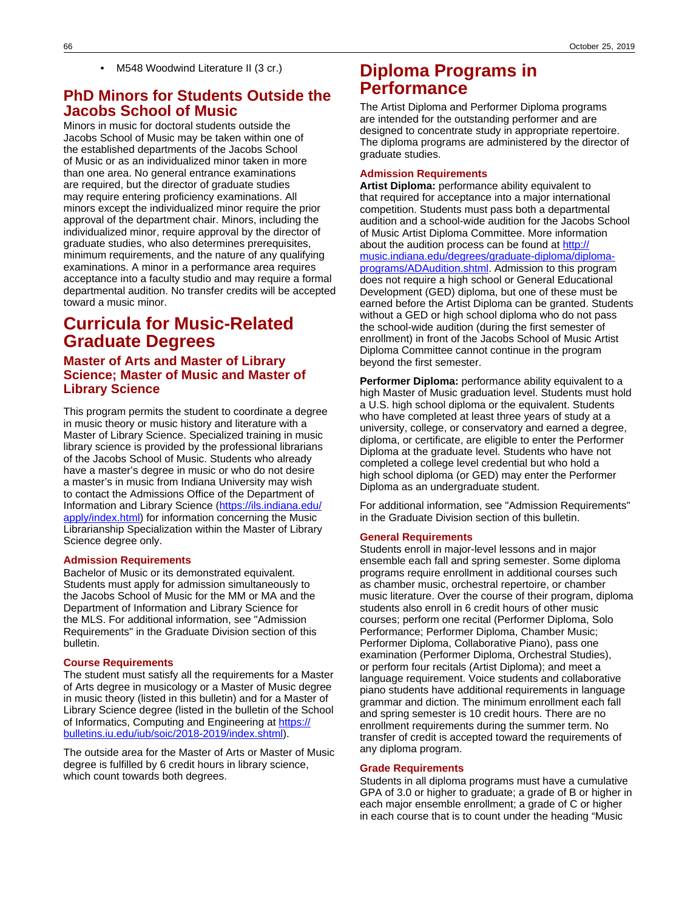- M548 Woodwind Literature II (3 cr.)

## PhD Minors for Students Outside the Jacobs School of Music

Minors in music for doctoral students outside the Jacobs School of Music may be taken within one of the established departments of the Jacobs School of Music or as an individualized minor taken in more than one area. No general entrance examinations are required, but the director of graduate studies may require entering proficiency examinations. All minors except the individualized minor require the prior approval of the department chair. Minors, including the individualized minor, require approval by the director of graduate studies, who also determines prerequisites, minimum requirements, and the nature of any qualifying examinations. A minor in a performance area requires acceptance into a faculty studio and may require a formal departmental audition. No transfer credits will be accepted toward a music minor.

# Curricula for Music-Related Graduate Degrees

### Master of Arts and Master of Library Science; Master of Music and Master of Library Science

This program permits the student to coordinate a degree in music theory or music history and literature with a Master of Library Science. Specialized training in music library science is provided by the professional librarians of the Jacobs School of Music. Students who already have a master's degree in music or who do not desire a master's in music from Indiana University may wish to contact the Admissions Office of the Department of Information and Library Science (https://ils.indiana.edu/apply/index.html) for information concerning the Music Librarianship Specialization within the Master of Library Science degree only.

#### Admission Requirements

Bachelor of Music or its demonstrated equivalent. Students must apply for admission simultaneously to the Jacobs School of Music for the MM or MA and the Department of Information and Library Science for the MLS. For additional information, see "Admission Requirements" in the Graduate Division section of this bulletin.

#### Course Requirements

The student must satisfy all the requirements for a Master of Arts degree in musicology or a Master of Music degree in music theory (listed in this bulletin) and for a Master of Library Science degree (listed in the bulletin of the School of Informatics, Computing and Engineering at https://bulletins.iu.edu/iub/soic/2018-2019/index.shtml).

The outside area for the Master of Arts or Master of Music degree is fulfilled by 6 credit hours in library science, which count towards both degrees.

# Diploma Programs in Performance

The Artist Diploma and Performer Diploma programs are intended for the outstanding performer and are designed to concentrate study in appropriate repertoire. The diploma programs are administered by the director of graduate studies.

#### Admission Requirements

**Artist Diploma:** performance ability equivalent to that required for acceptance into a major international competition. Students must pass both a departmental audition and a school-wide audition for the Jacobs School of Music Artist Diploma Committee. More information about the audition process can be found at http://music.indiana.edu/degrees/graduate-diploma/diploma-programs/ADAudition.shtml. Admission to this program does not require a high school or General Educational Development (GED) diploma, but one of these must be earned before the Artist Diploma can be granted. Students without a GED or high school diploma who do not pass the school-wide audition (during the first semester of enrollment) in front of the Jacobs School of Music Artist Diploma Committee cannot continue in the program beyond the first semester.

**Performer Diploma:** performance ability equivalent to a high Master of Music graduation level. Students must hold a U.S. high school diploma or the equivalent. Students who have completed at least three years of study at a university, college, or conservatory and earned a degree, diploma, or certificate, are eligible to enter the Performer Diploma at the graduate level. Students who have not completed a college level credential but who hold a high school diploma (or GED) may enter the Performer Diploma as an undergraduate student.

For additional information, see "Admission Requirements" in the Graduate Division section of this bulletin.

#### General Requirements

Students enroll in major-level lessons and in major ensemble each fall and spring semester. Some diploma programs require enrollment in additional courses such as chamber music, orchestral repertoire, or chamber music literature. Over the course of their program, diploma students also enroll in 6 credit hours of other music courses; perform one recital (Performer Diploma, Solo Performance; Performer Diploma, Chamber Music; Performer Diploma, Collaborative Piano), pass one examination (Performer Diploma, Orchestral Studies), or perform four recitals (Artist Diploma); and meet a language requirement. Voice students and collaborative piano students have additional requirements in language grammar and diction. The minimum enrollment each fall and spring semester is 10 credit hours. There are no enrollment requirements during the summer term. No transfer of credit is accepted toward the requirements of any diploma program.

#### Grade Requirements

Students in all diploma programs must have a cumulative GPA of 3.0 or higher to graduate; a grade of B or higher in each major ensemble enrollment; a grade of C or higher in each course that is to count under the heading "Music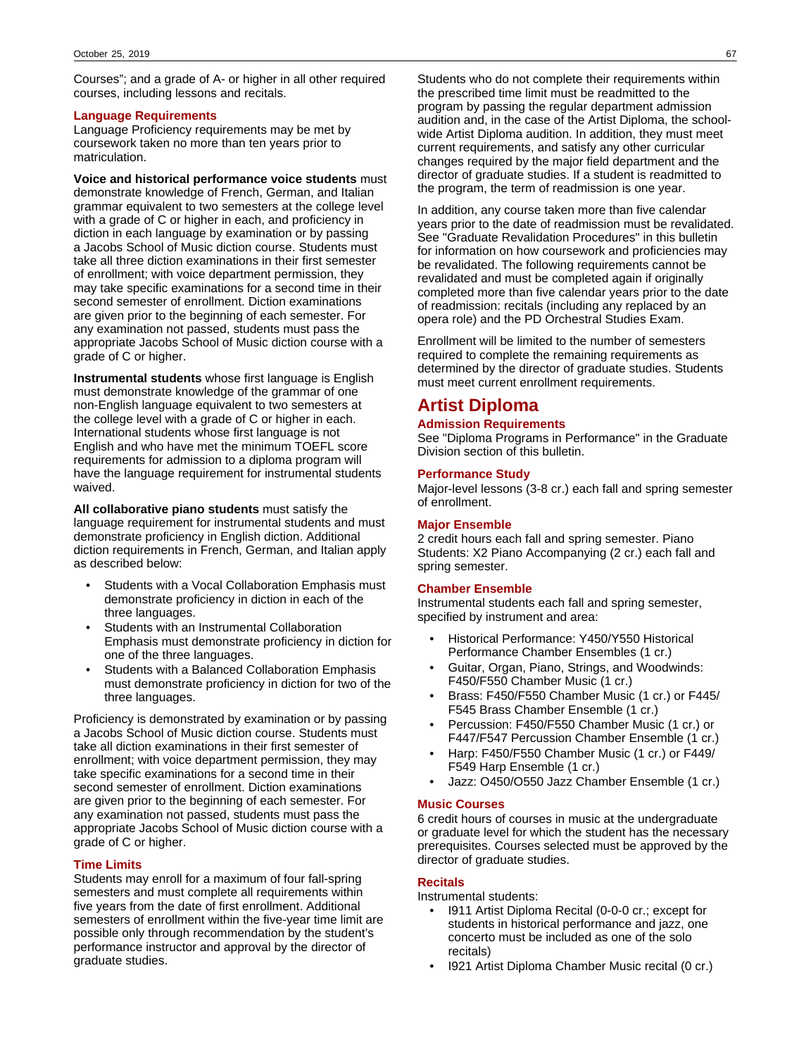Courses"; and a grade of A- or higher in all other required courses, including lessons and recitals.

### Language Requirements

Language Proficiency requirements may be met by coursework taken no more than ten years prior to matriculation.

**Voice and historical performance voice students** must demonstrate knowledge of French, German, and Italian grammar equivalent to two semesters at the college level with a grade of C or higher in each, and proficiency in diction in each language by examination or by passing a Jacobs School of Music diction course. Students must take all three diction examinations in their first semester of enrollment; with voice department permission, they may take specific examinations for a second time in their second semester of enrollment. Diction examinations are given prior to the beginning of each semester. For any examination not passed, students must pass the appropriate Jacobs School of Music diction course with a grade of C or higher.

**Instrumental students** whose first language is English must demonstrate knowledge of the grammar of one non-English language equivalent to two semesters at the college level with a grade of C or higher in each. International students whose first language is not English and who have met the minimum TOEFL score requirements for admission to a diploma program will have the language requirement for instrumental students waived.

**All collaborative piano students** must satisfy the language requirement for instrumental students and must demonstrate proficiency in English diction. Additional diction requirements in French, German, and Italian apply as described below:

- Students with a Vocal Collaboration Emphasis must demonstrate proficiency in diction in each of the three languages.
- Students with an Instrumental Collaboration Emphasis must demonstrate proficiency in diction for one of the three languages.
- Students with a Balanced Collaboration Emphasis must demonstrate proficiency in diction for two of the three languages.

Proficiency is demonstrated by examination or by passing a Jacobs School of Music diction course. Students must take all diction examinations in their first semester of enrollment; with voice department permission, they may take specific examinations for a second time in their second semester of enrollment. Diction examinations are given prior to the beginning of each semester. For any examination not passed, students must pass the appropriate Jacobs School of Music diction course with a grade of C or higher.

### Time Limits

Students may enroll for a maximum of four fall-spring semesters and must complete all requirements within five years from the date of first enrollment. Additional semesters of enrollment within the five-year time limit are possible only through recommendation by the student's performance instructor and approval by the director of graduate studies.

Students who do not complete their requirements within the prescribed time limit must be readmitted to the program by passing the regular department admission audition and, in the case of the Artist Diploma, the school-wide Artist Diploma audition. In addition, they must meet current requirements, and satisfy any other curricular changes required by the major field department and the director of graduate studies. If a student is readmitted to the program, the term of readmission is one year.

In addition, any course taken more than five calendar years prior to the date of readmission must be revalidated. See "Graduate Revalidation Procedures" in this bulletin for information on how coursework and proficiencies may be revalidated. The following requirements cannot be revalidated and must be completed again if originally completed more than five calendar years prior to the date of readmission: recitals (including any replaced by an opera role) and the PD Orchestral Studies Exam.

Enrollment will be limited to the number of semesters required to complete the remaining requirements as determined by the director of graduate studies. Students must meet current enrollment requirements.

## Artist Diploma

### Admission Requirements

See "Diploma Programs in Performance" in the Graduate Division section of this bulletin.

### Performance Study

Major-level lessons (3-8 cr.) each fall and spring semester of enrollment.

### Major Ensemble

2 credit hours each fall and spring semester. Piano Students: X2 Piano Accompanying (2 cr.) each fall and spring semester.

### Chamber Ensemble

Instrumental students each fall and spring semester, specified by instrument and area:

- Historical Performance: Y450/Y550 Historical Performance Chamber Ensembles (1 cr.)
- Guitar, Organ, Piano, Strings, and Woodwinds: F450/F550 Chamber Music (1 cr.)
- Brass: F450/F550 Chamber Music (1 cr.) or F445/F545 Brass Chamber Ensemble (1 cr.)
- Percussion: F450/F550 Chamber Music (1 cr.) or F447/F547 Percussion Chamber Ensemble (1 cr.)
- Harp: F450/F550 Chamber Music (1 cr.) or F449/F549 Harp Ensemble (1 cr.)
- Jazz: O450/O550 Jazz Chamber Ensemble (1 cr.)

### Music Courses

6 credit hours of courses in music at the undergraduate or graduate level for which the student has the necessary prerequisites. Courses selected must be approved by the director of graduate studies.

### Recitals

Instrumental students:

- I911 Artist Diploma Recital (0-0-0 cr.; except for students in historical performance and jazz, one concerto must be included as one of the solo recitals)
- I921 Artist Diploma Chamber Music recital (0 cr.)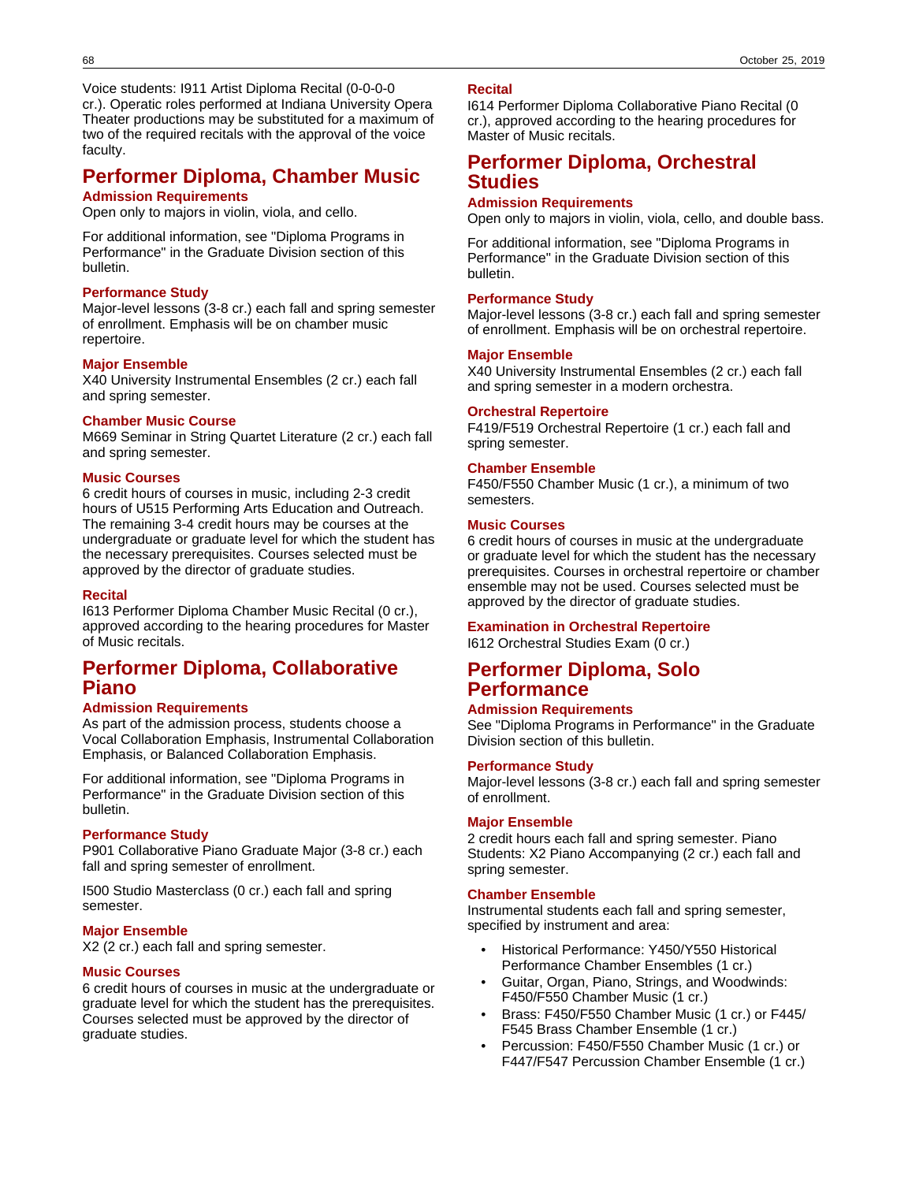Voice students: I911 Artist Diploma Recital (0-0-0-0 cr.). Operatic roles performed at Indiana University Opera Theater productions may be substituted for a maximum of two of the required recitals with the approval of the voice faculty.

## Performer Diploma, Chamber Music

### Admission Requirements

Open only to majors in violin, viola, and cello.

For additional information, see "Diploma Programs in Performance" in the Graduate Division section of this bulletin.

### Performance Study

Major-level lessons (3-8 cr.) each fall and spring semester of enrollment. Emphasis will be on chamber music repertoire.

### Major Ensemble

X40 University Instrumental Ensembles (2 cr.) each fall and spring semester.

### Chamber Music Course

M669 Seminar in String Quartet Literature (2 cr.) each fall and spring semester.

### Music Courses

6 credit hours of courses in music, including 2-3 credit hours of U515 Performing Arts Education and Outreach. The remaining 3-4 credit hours may be courses at the undergraduate or graduate level for which the student has the necessary prerequisites. Courses selected must be approved by the director of graduate studies.

### Recital

I613 Performer Diploma Chamber Music Recital (0 cr.), approved according to the hearing procedures for Master of Music recitals.

## Performer Diploma, Collaborative Piano

### Admission Requirements

As part of the admission process, students choose a Vocal Collaboration Emphasis, Instrumental Collaboration Emphasis, or Balanced Collaboration Emphasis.

For additional information, see "Diploma Programs in Performance" in the Graduate Division section of this bulletin.

### Performance Study

P901 Collaborative Piano Graduate Major (3-8 cr.) each fall and spring semester of enrollment.

I500 Studio Masterclass (0 cr.) each fall and spring semester.

### Major Ensemble

X2 (2 cr.) each fall and spring semester.

### Music Courses

6 credit hours of courses in music at the undergraduate or graduate level for which the student has the prerequisites. Courses selected must be approved by the director of graduate studies.

### Recital

I614 Performer Diploma Collaborative Piano Recital (0 cr.), approved according to the hearing procedures for Master of Music recitals.

## Performer Diploma, Orchestral Studies

### Admission Requirements

Open only to majors in violin, viola, cello, and double bass.

For additional information, see "Diploma Programs in Performance" in the Graduate Division section of this bulletin.

### Performance Study

Major-level lessons (3-8 cr.) each fall and spring semester of enrollment. Emphasis will be on orchestral repertoire.

### Major Ensemble

X40 University Instrumental Ensembles (2 cr.) each fall and spring semester in a modern orchestra.

### Orchestral Repertoire

F419/F519 Orchestral Repertoire (1 cr.) each fall and spring semester.

### Chamber Ensemble

F450/F550 Chamber Music (1 cr.), a minimum of two semesters.

### Music Courses

6 credit hours of courses in music at the undergraduate or graduate level for which the student has the necessary prerequisites. Courses in orchestral repertoire or chamber ensemble may not be used. Courses selected must be approved by the director of graduate studies.

### Examination in Orchestral Repertoire

I612 Orchestral Studies Exam (0 cr.)

## Performer Diploma, Solo Performance

### Admission Requirements

See "Diploma Programs in Performance" in the Graduate Division section of this bulletin.

### Performance Study

Major-level lessons (3-8 cr.) each fall and spring semester of enrollment.

### Major Ensemble

2 credit hours each fall and spring semester. Piano Students: X2 Piano Accompanying (2 cr.) each fall and spring semester.

### Chamber Ensemble

Instrumental students each fall and spring semester, specified by instrument and area:

- Historical Performance: Y450/Y550 Historical Performance Chamber Ensembles (1 cr.)
- Guitar, Organ, Piano, Strings, and Woodwinds: F450/F550 Chamber Music (1 cr.)
- Brass: F450/F550 Chamber Music (1 cr.) or F445/F545 Brass Chamber Ensemble (1 cr.)
- Percussion: F450/F550 Chamber Music (1 cr.) or F447/F547 Percussion Chamber Ensemble (1 cr.)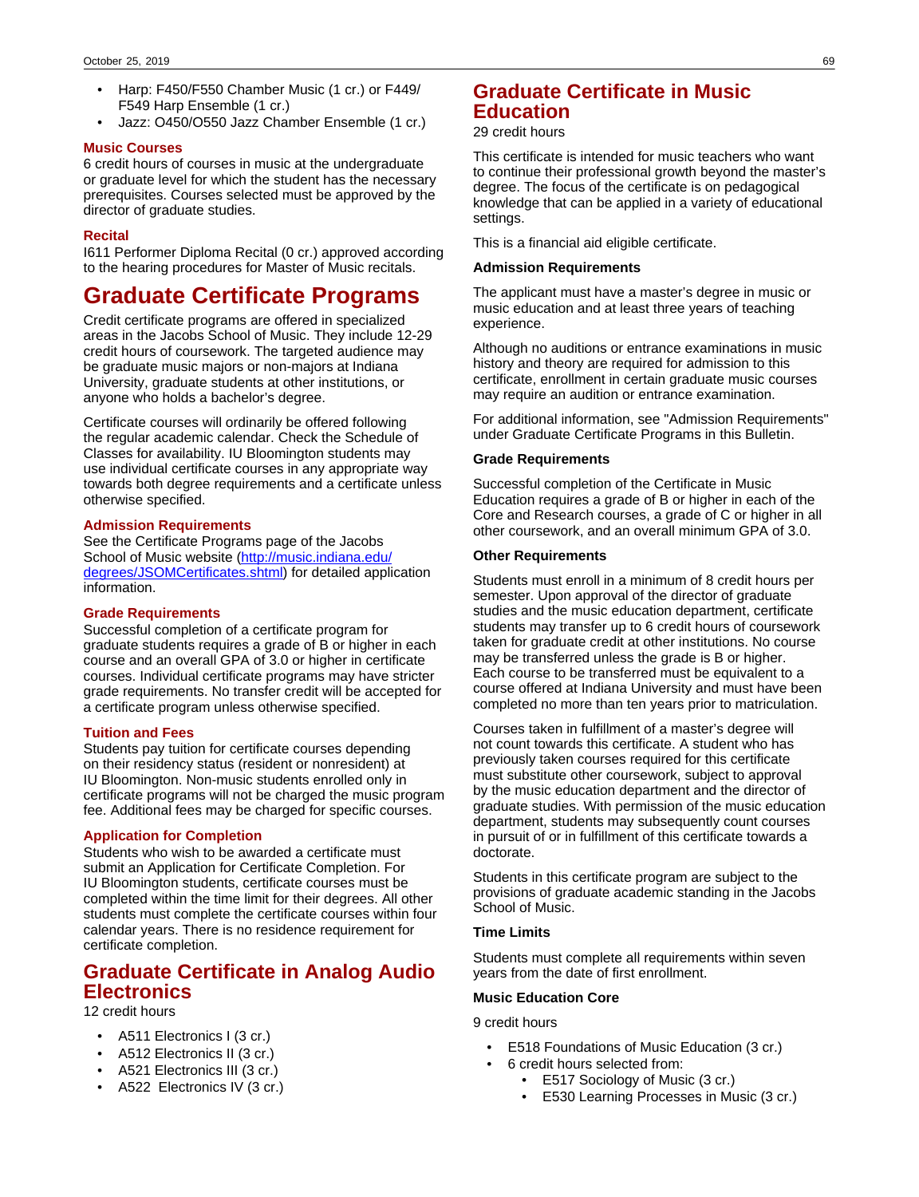- Harp: F450/F550 Chamber Music (1 cr.) or F449/F549 Harp Ensemble (1 cr.)
- Jazz: O450/O550 Jazz Chamber Ensemble (1 cr.)

### Music Courses

6 credit hours of courses in music at the undergraduate or graduate level for which the student has the necessary prerequisites. Courses selected must be approved by the director of graduate studies.

### Recital

I611 Performer Diploma Recital (0 cr.) approved according to the hearing procedures for Master of Music recitals.

# Graduate Certificate Programs

Credit certificate programs are offered in specialized areas in the Jacobs School of Music. They include 12-29 credit hours of coursework. The targeted audience may be graduate music majors or non-majors at Indiana University, graduate students at other institutions, or anyone who holds a bachelor's degree.

Certificate courses will ordinarily be offered following the regular academic calendar. Check the Schedule of Classes for availability. IU Bloomington students may use individual certificate courses in any appropriate way towards both degree requirements and a certificate unless otherwise specified.

### Admission Requirements

See the Certificate Programs page of the Jacobs School of Music website ([http://music.indiana.edu/degrees/JSOMCertificates.shtml](http://music.indiana.edu/degrees/JSOMCertificates.shtml)) for detailed application information.

### Grade Requirements

Successful completion of a certificate program for graduate students requires a grade of B or higher in each course and an overall GPA of 3.0 or higher in certificate courses. Individual certificate programs may have stricter grade requirements. No transfer credit will be accepted for a certificate program unless otherwise specified.

### Tuition and Fees

Students pay tuition for certificate courses depending on their residency status (resident or nonresident) at IU Bloomington. Non-music students enrolled only in certificate programs will not be charged the music program fee. Additional fees may be charged for specific courses.

### Application for Completion

Students who wish to be awarded a certificate must submit an Application for Certificate Completion. For IU Bloomington students, certificate courses must be completed within the time limit for their degrees. All other students must complete the certificate courses within four calendar years. There is no residence requirement for certificate completion.

## Graduate Certificate in Analog Audio Electronics

12 credit hours

- A511 Electronics I (3 cr.)
- A512 Electronics II (3 cr.)
- A521 Electronics III (3 cr.)
- A522 Electronics IV (3 cr.)

## Graduate Certificate in Music Education

29 credit hours

This certificate is intended for music teachers who want to continue their professional growth beyond the master's degree. The focus of the certificate is on pedagogical knowledge that can be applied in a variety of educational settings.

This is a financial aid eligible certificate.

**Admission Requirements**

The applicant must have a master's degree in music or music education and at least three years of teaching experience.

Although no auditions or entrance examinations in music history and theory are required for admission to this certificate, enrollment in certain graduate music courses may require an audition or entrance examination.

For additional information, see "Admission Requirements" under Graduate Certificate Programs in this Bulletin.

**Grade Requirements**

Successful completion of the Certificate in Music Education requires a grade of B or higher in each of the Core and Research courses, a grade of C or higher in all other coursework, and an overall minimum GPA of 3.0.

**Other Requirements**

Students must enroll in a minimum of 8 credit hours per semester. Upon approval of the director of graduate studies and the music education department, certificate students may transfer up to 6 credit hours of coursework taken for graduate credit at other institutions. No course may be transferred unless the grade is B or higher. Each course to be transferred must be equivalent to a course offered at Indiana University and must have been completed no more than ten years prior to matriculation.

Courses taken in fulfillment of a master's degree will not count towards this certificate. A student who has previously taken courses required for this certificate must substitute other coursework, subject to approval by the music education department and the director of graduate studies. With permission of the music education department, students may subsequently count courses in pursuit of or in fulfillment of this certificate towards a doctorate.

Students in this certificate program are subject to the provisions of graduate academic standing in the Jacobs School of Music.

**Time Limits**

Students must complete all requirements within seven years from the date of first enrollment.

**Music Education Core**

9 credit hours

- E518 Foundations of Music Education (3 cr.)
- 6 credit hours selected from:
    - E517 Sociology of Music (3 cr.)
    - E530 Learning Processes in Music (3 cr.)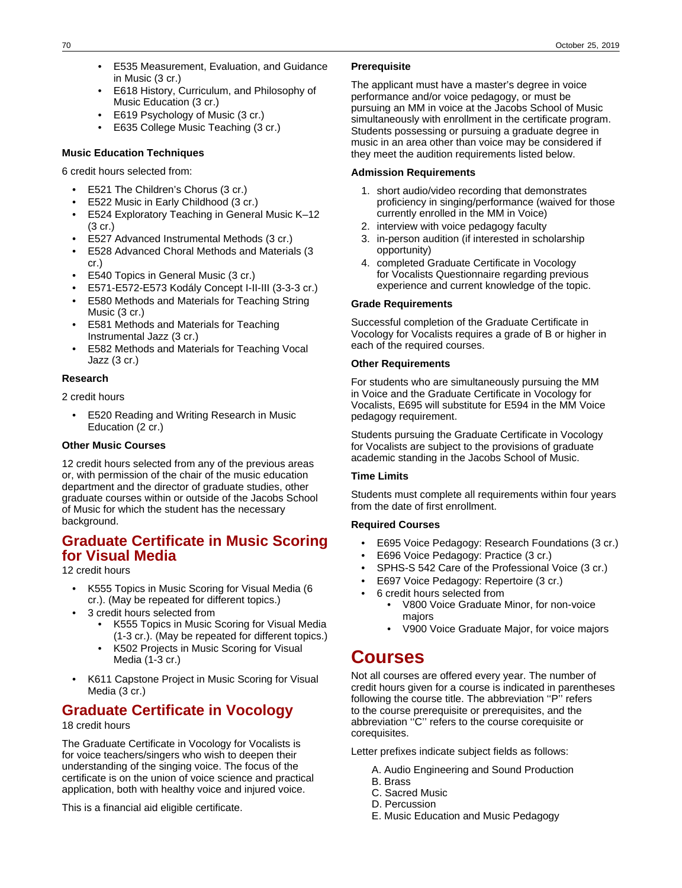- E535 Measurement, Evaluation, and Guidance in Music (3 cr.)
- E618 History, Curriculum, and Philosophy of Music Education (3 cr.)
- E619 Psychology of Music (3 cr.)
- E635 College Music Teaching (3 cr.)

**Music Education Techniques**

6 credit hours selected from:

- E521 The Children's Chorus (3 cr.)
- E522 Music in Early Childhood (3 cr.)
- E524 Exploratory Teaching in General Music K–12 (3 cr.)
- E527 Advanced Instrumental Methods (3 cr.)
- E528 Advanced Choral Methods and Materials (3 cr.)
- E540 Topics in General Music (3 cr.)
- E571-E572-E573 Kodály Concept I-II-III (3-3-3 cr.)
- E580 Methods and Materials for Teaching String Music (3 cr.)
- E581 Methods and Materials for Teaching Instrumental Jazz (3 cr.)
- E582 Methods and Materials for Teaching Vocal Jazz (3 cr.)

**Research**

2 credit hours

- E520 Reading and Writing Research in Music Education (2 cr.)

**Other Music Courses**

12 credit hours selected from any of the previous areas or, with permission of the chair of the music education department and the director of graduate studies, other graduate courses within or outside of the Jacobs School of Music for which the student has the necessary background.

## Graduate Certificate in Music Scoring for Visual Media

12 credit hours

- K555 Topics in Music Scoring for Visual Media (6 cr.). (May be repeated for different topics.)
- 3 credit hours selected from
    - K555 Topics in Music Scoring for Visual Media (1-3 cr.). (May be repeated for different topics.)
    - K502 Projects in Music Scoring for Visual Media (1-3 cr.)
- K611 Capstone Project in Music Scoring for Visual Media (3 cr.)

## Graduate Certificate in Vocology

18 credit hours

The Graduate Certificate in Vocology for Vocalists is for voice teachers/singers who wish to deepen their understanding of the singing voice. The focus of the certificate is on the union of voice science and practical application, both with healthy voice and injured voice.

This is a financial aid eligible certificate.

**Prerequisite**

The applicant must have a master's degree in voice performance and/or voice pedagogy, or must be pursuing an MM in voice at the Jacobs School of Music simultaneously with enrollment in the certificate program. Students possessing or pursuing a graduate degree in music in an area other than voice may be considered if they meet the audition requirements listed below.

**Admission Requirements**

1. short audio/video recording that demonstrates proficiency in singing/performance (waived for those currently enrolled in the MM in Voice)
2. interview with voice pedagogy faculty
3. in-person audition (if interested in scholarship opportunity)
4. completed Graduate Certificate in Vocology for Vocalists Questionnaire regarding previous experience and current knowledge of the topic.

**Grade Requirements**

Successful completion of the Graduate Certificate in Vocology for Vocalists requires a grade of B or higher in each of the required courses.

**Other Requirements**

For students who are simultaneously pursuing the MM in Voice and the Graduate Certificate in Vocology for Vocalists, E695 will substitute for E594 in the MM Voice pedagogy requirement.

Students pursuing the Graduate Certificate in Vocology for Vocalists are subject to the provisions of graduate academic standing in the Jacobs School of Music.

**Time Limits**

Students must complete all requirements within four years from the date of first enrollment.

**Required Courses**

- E695 Voice Pedagogy: Research Foundations (3 cr.)
- E696 Voice Pedagogy: Practice (3 cr.)
- SPHS-S 542 Care of the Professional Voice (3 cr.)
- E697 Voice Pedagogy: Repertoire (3 cr.)
- 6 credit hours selected from
    - V800 Voice Graduate Minor, for non-voice majors
    - V900 Voice Graduate Major, for voice majors

# Courses

Not all courses are offered every year. The number of credit hours given for a course is indicated in parentheses following the course title. The abbreviation "P" refers to the course prerequisite or prerequisites, and the abbreviation "C" refers to the course corequisite or corequisites.

Letter prefixes indicate subject fields as follows:

A. Audio Engineering and Sound Production
B. Brass
C. Sacred Music
D. Percussion
E. Music Education and Music Pedagogy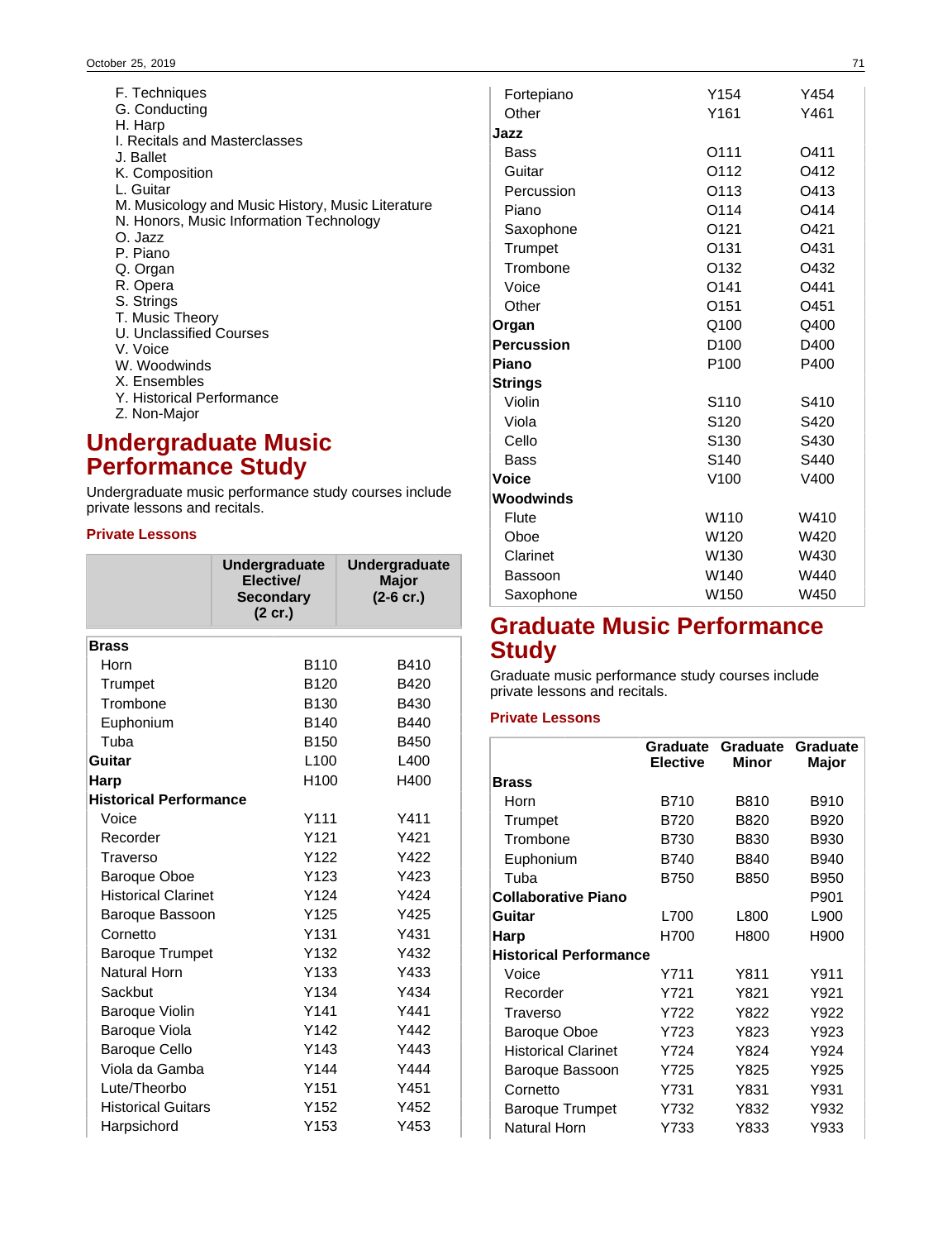F. Techniques
G. Conducting
H. Harp
I. Recitals and Masterclasses
J. Ballet
K. Composition
L. Guitar
M. Musicology and Music History, Music Literature
N. Honors, Music Information Technology
O. Jazz
P. Piano
Q. Organ
R. Opera
S. Strings
T. Music Theory
U. Unclassified Courses
V. Voice
W. Woodwinds
X. Ensembles
Y. Historical Performance
Z. Non-Major

## Undergraduate Music Performance Study

Undergraduate music performance study courses include private lessons and recitals.

### Private Lessons

| | Undergraduate Elective/ Secondary (2 cr.) | Undergraduate Major (2-6 cr.) |
|---|---|---|
| **Brass** | | |
| Horn | B110 | B410 |
| Trumpet | B120 | B420 |
| Trombone | B130 | B430 |
| Euphonium | B140 | B440 |
| Tuba | B150 | B450 |
| **Guitar** | L100 | L400 |
| **Harp** | H100 | H400 |
| **Historical Performance** | | |
| Voice | Y111 | Y411 |
| Recorder | Y121 | Y421 |
| Traverso | Y122 | Y422 |
| Baroque Oboe | Y123 | Y423 |
| Historical Clarinet | Y124 | Y424 |
| Baroque Bassoon | Y125 | Y425 |
| Cornetto | Y131 | Y431 |
| Baroque Trumpet | Y132 | Y432 |
| Natural Horn | Y133 | Y433 |
| Sackbut | Y134 | Y434 |
| Baroque Violin | Y141 | Y441 |
| Baroque Viola | Y142 | Y442 |
| Baroque Cello | Y143 | Y443 |
| Viola da Gamba | Y144 | Y444 |
| Lute/Theorbo | Y151 | Y451 |
| Historical Guitars | Y152 | Y452 |
| Harpsichord | Y153 | Y453 |
| Fortepiano | Y154 | Y454 |
| Other | Y161 | Y461 |
| **Jazz** | | |
| Bass | O111 | O411 |
| Guitar | O112 | O412 |
| Percussion | O113 | O413 |
| Piano | O114 | O414 |
| Saxophone | O121 | O421 |
| Trumpet | O131 | O431 |
| Trombone | O132 | O432 |
| Voice | O141 | O441 |
| Other | O151 | O451 |
| **Organ** | Q100 | Q400 |
| **Percussion** | D100 | D400 |
| **Piano** | P100 | P400 |
| **Strings** | | |
| Violin | S110 | S410 |
| Viola | S120 | S420 |
| Cello | S130 | S430 |
| Bass | S140 | S440 |
| **Voice** | V100 | V400 |
| **Woodwinds** | | |
| Flute | W110 | W410 |
| Oboe | W120 | W420 |
| Clarinet | W130 | W430 |
| Bassoon | W140 | W440 |
| Saxophone | W150 | W450 |

## Graduate Music Performance Study

Graduate music performance study courses include private lessons and recitals.

### Private Lessons

| | Graduate Elective | Graduate Minor | Graduate Major |
|---|---|---|---|
| **Brass** | | | |
| Horn | B710 | B810 | B910 |
| Trumpet | B720 | B820 | B920 |
| Trombone | B730 | B830 | B930 |
| Euphonium | B740 | B840 | B940 |
| Tuba | B750 | B850 | B950 |
| **Collaborative Piano** | | | P901 |
| **Guitar** | L700 | L800 | L900 |
| **Harp** | H700 | H800 | H900 |
| **Historical Performance** | | | |
| Voice | Y711 | Y811 | Y911 |
| Recorder | Y721 | Y821 | Y921 |
| Traverso | Y722 | Y822 | Y922 |
| Baroque Oboe | Y723 | Y823 | Y923 |
| Historical Clarinet | Y724 | Y824 | Y924 |
| Baroque Bassoon | Y725 | Y825 | Y925 |
| Cornetto | Y731 | Y831 | Y931 |
| Baroque Trumpet | Y732 | Y832 | Y932 |
| Natural Horn | Y733 | Y833 | Y933 |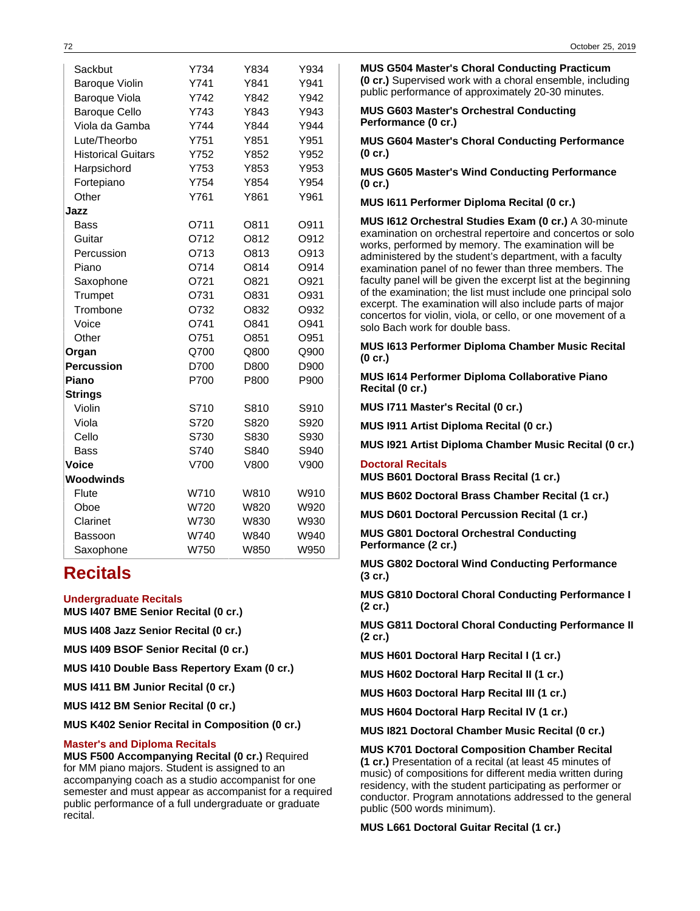| | | | |
|---|---|---|---|
| Sackbut | Y734 | Y834 | Y934 |
| Baroque Violin | Y741 | Y841 | Y941 |
| Baroque Viola | Y742 | Y842 | Y942 |
| Baroque Cello | Y743 | Y843 | Y943 |
| Viola da Gamba | Y744 | Y844 | Y944 |
| Lute/Theorbo | Y751 | Y851 | Y951 |
| Historical Guitars | Y752 | Y852 | Y952 |
| Harpsichord | Y753 | Y853 | Y953 |
| Fortepiano | Y754 | Y854 | Y954 |
| Other | Y761 | Y861 | Y961 |
| **Jazz** | | | |
| Bass | O711 | O811 | O911 |
| Guitar | O712 | O812 | O912 |
| Percussion | O713 | O813 | O913 |
| Piano | O714 | O814 | O914 |
| Saxophone | O721 | O821 | O921 |
| Trumpet | O731 | O831 | O931 |
| Trombone | O732 | O832 | O932 |
| Voice | O741 | O841 | O941 |
| Other | O751 | O851 | O951 |
| **Organ** | Q700 | Q800 | Q900 |
| **Percussion** | D700 | D800 | D900 |
| **Piano** | P700 | P800 | P900 |
| **Strings** | | | |
| Violin | S710 | S810 | S910 |
| Viola | S720 | S820 | S920 |
| Cello | S730 | S830 | S930 |
| Bass | S740 | S840 | S940 |
| **Voice** | V700 | V800 | V900 |
| **Woodwinds** | | | |
| Flute | W710 | W810 | W910 |
| Oboe | W720 | W820 | W920 |
| Clarinet | W730 | W830 | W930 |
| Bassoon | W740 | W840 | W940 |
| Saxophone | W750 | W850 | W950 |

# Recitals

### Undergraduate Recitals

**MUS I407 BME Senior Recital (0 cr.)**

**MUS I408 Jazz Senior Recital (0 cr.)**

**MUS I409 BSOF Senior Recital (0 cr.)**

**MUS I410 Double Bass Repertory Exam (0 cr.)**

**MUS I411 BM Junior Recital (0 cr.)**

**MUS I412 BM Senior Recital (0 cr.)**

**MUS K402 Senior Recital in Composition (0 cr.)**

### Master's and Diploma Recitals

**MUS F500 Accompanying Recital (0 cr.)** Required for MM piano majors. Student is assigned to an accompanying coach as a studio accompanist for one semester and must appear as accompanist for a required public performance of a full undergraduate or graduate recital.

**MUS G504 Master's Choral Conducting Practicum (0 cr.)** Supervised work with a choral ensemble, including public performance of approximately 20-30 minutes.

**MUS G603 Master's Orchestral Conducting Performance (0 cr.)**

**MUS G604 Master's Choral Conducting Performance (0 cr.)**

**MUS G605 Master's Wind Conducting Performance (0 cr.)**

**MUS I611 Performer Diploma Recital (0 cr.)**

**MUS I612 Orchestral Studies Exam (0 cr.)** A 30-minute examination on orchestral repertoire and concertos or solo works, performed by memory. The examination will be administered by the student's department, with a faculty examination panel of no fewer than three members. The faculty panel will be given the excerpt list at the beginning of the examination; the list must include one principal solo excerpt. The examination will also include parts of major concertos for violin, viola, or cello, or one movement of a solo Bach work for double bass.

**MUS I613 Performer Diploma Chamber Music Recital (0 cr.)**

**MUS I614 Performer Diploma Collaborative Piano Recital (0 cr.)**

**MUS I711 Master's Recital (0 cr.)**

**MUS I911 Artist Diploma Recital (0 cr.)**

**MUS I921 Artist Diploma Chamber Music Recital (0 cr.)**

### Doctoral Recitals

**MUS B601 Doctoral Brass Recital (1 cr.)**

**MUS B602 Doctoral Brass Chamber Recital (1 cr.)**

**MUS D601 Doctoral Percussion Recital (1 cr.)**

**MUS G801 Doctoral Orchestral Conducting Performance (2 cr.)**

**MUS G802 Doctoral Wind Conducting Performance (3 cr.)**

**MUS G810 Doctoral Choral Conducting Performance I (2 cr.)**

**MUS G811 Doctoral Choral Conducting Performance II (2 cr.)**

**MUS H601 Doctoral Harp Recital I (1 cr.)**

**MUS H602 Doctoral Harp Recital II (1 cr.)**

**MUS H603 Doctoral Harp Recital III (1 cr.)**

**MUS H604 Doctoral Harp Recital IV (1 cr.)**

**MUS I821 Doctoral Chamber Music Recital (0 cr.)**

**MUS K701 Doctoral Composition Chamber Recital (1 cr.)** Presentation of a recital (at least 45 minutes of music) of compositions for different media written during residency, with the student participating as performer or conductor. Program annotations addressed to the general public (500 words minimum).

**MUS L661 Doctoral Guitar Recital (1 cr.)**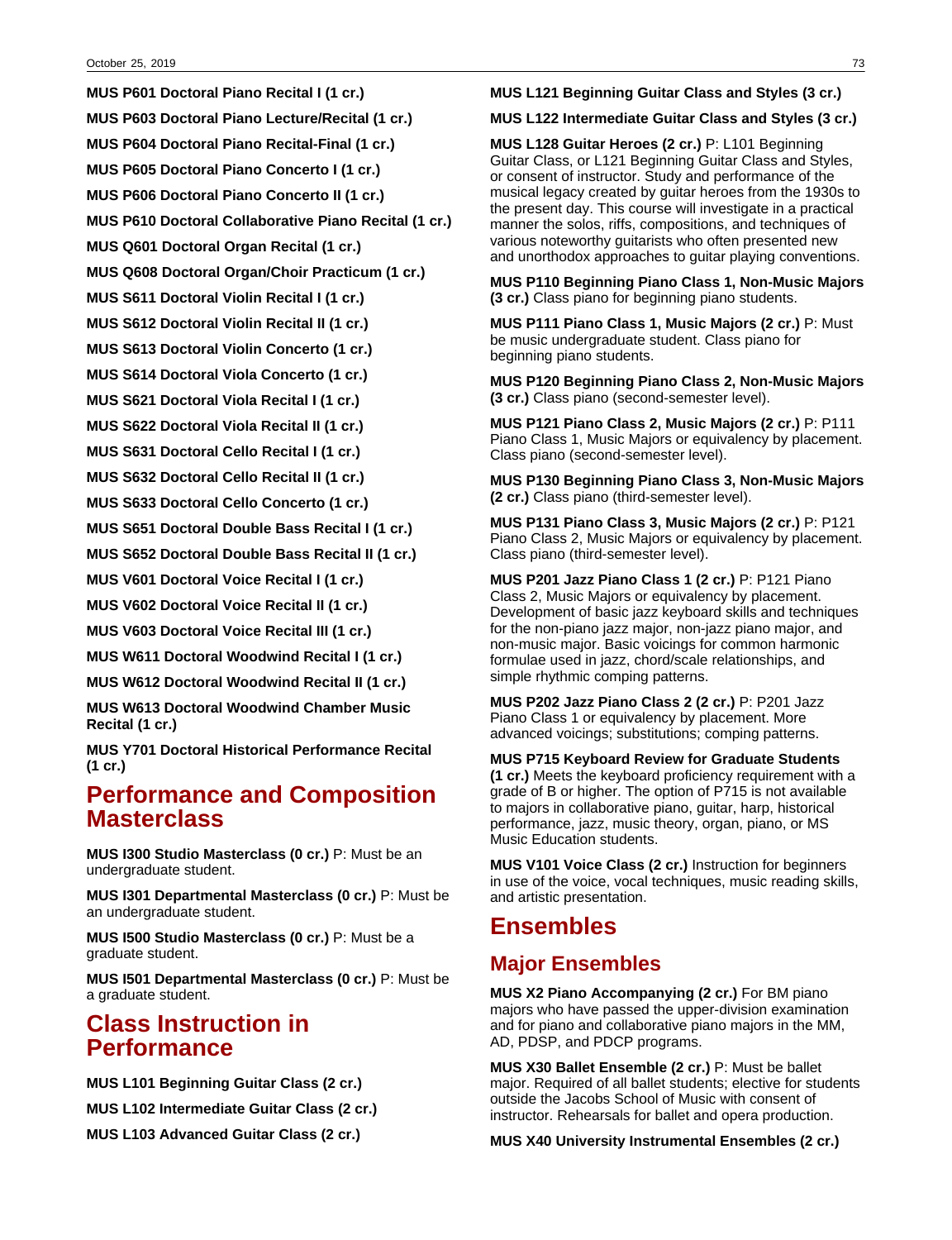**MUS P601 Doctoral Piano Recital I (1 cr.)**

**MUS P603 Doctoral Piano Lecture/Recital (1 cr.)**

**MUS P604 Doctoral Piano Recital-Final (1 cr.)**

**MUS P605 Doctoral Piano Concerto I (1 cr.)**

**MUS P606 Doctoral Piano Concerto II (1 cr.)**

**MUS P610 Doctoral Collaborative Piano Recital (1 cr.)**

**MUS Q601 Doctoral Organ Recital (1 cr.)**

**MUS Q608 Doctoral Organ/Choir Practicum (1 cr.)**

**MUS S611 Doctoral Violin Recital I (1 cr.)**

**MUS S612 Doctoral Violin Recital II (1 cr.)**

**MUS S613 Doctoral Violin Concerto (1 cr.)**

**MUS S614 Doctoral Viola Concerto (1 cr.)**

**MUS S621 Doctoral Viola Recital I (1 cr.)**

**MUS S622 Doctoral Viola Recital II (1 cr.)**

**MUS S631 Doctoral Cello Recital I (1 cr.)**

**MUS S632 Doctoral Cello Recital II (1 cr.)**

**MUS S633 Doctoral Cello Concerto (1 cr.)**

**MUS S651 Doctoral Double Bass Recital I (1 cr.)**

**MUS S652 Doctoral Double Bass Recital II (1 cr.)**

**MUS V601 Doctoral Voice Recital I (1 cr.)**

**MUS V602 Doctoral Voice Recital II (1 cr.)**

**MUS V603 Doctoral Voice Recital III (1 cr.)**

**MUS W611 Doctoral Woodwind Recital I (1 cr.)**

**MUS W612 Doctoral Woodwind Recital II (1 cr.)**

**MUS W613 Doctoral Woodwind Chamber Music Recital (1 cr.)**

**MUS Y701 Doctoral Historical Performance Recital (1 cr.)**

## Performance and Composition Masterclass

**MUS I300 Studio Masterclass (0 cr.)** P: Must be an undergraduate student.

**MUS I301 Departmental Masterclass (0 cr.)** P: Must be an undergraduate student.

**MUS I500 Studio Masterclass (0 cr.)** P: Must be a graduate student.

**MUS I501 Departmental Masterclass (0 cr.)** P: Must be a graduate student.

## Class Instruction in Performance

**MUS L101 Beginning Guitar Class (2 cr.)**

**MUS L102 Intermediate Guitar Class (2 cr.)**

**MUS L103 Advanced Guitar Class (2 cr.)**

**MUS L121 Beginning Guitar Class and Styles (3 cr.)**

**MUS L122 Intermediate Guitar Class and Styles (3 cr.)**

**MUS L128 Guitar Heroes (2 cr.)** P: L101 Beginning Guitar Class, or L121 Beginning Guitar Class and Styles, or consent of instructor. Study and performance of the musical legacy created by guitar heroes from the 1930s to the present day. This course will investigate in a practical manner the solos, riffs, compositions, and techniques of various noteworthy guitarists who often presented new and unorthodox approaches to guitar playing conventions.

**MUS P110 Beginning Piano Class 1, Non-Music Majors (3 cr.)** Class piano for beginning piano students.

**MUS P111 Piano Class 1, Music Majors (2 cr.)** P: Must be music undergraduate student. Class piano for beginning piano students.

**MUS P120 Beginning Piano Class 2, Non-Music Majors (3 cr.)** Class piano (second-semester level).

**MUS P121 Piano Class 2, Music Majors (2 cr.)** P: P111 Piano Class 1, Music Majors or equivalency by placement. Class piano (second-semester level).

**MUS P130 Beginning Piano Class 3, Non-Music Majors (2 cr.)** Class piano (third-semester level).

**MUS P131 Piano Class 3, Music Majors (2 cr.)** P: P121 Piano Class 2, Music Majors or equivalency by placement. Class piano (third-semester level).

**MUS P201 Jazz Piano Class 1 (2 cr.)** P: P121 Piano Class 2, Music Majors or equivalency by placement. Development of basic jazz keyboard skills and techniques for the non-piano jazz major, non-jazz piano major, and non-music major. Basic voicings for common harmonic formulae used in jazz, chord/scale relationships, and simple rhythmic comping patterns.

**MUS P202 Jazz Piano Class 2 (2 cr.)** P: P201 Jazz Piano Class 1 or equivalency by placement. More advanced voicings; substitutions; comping patterns.

**MUS P715 Keyboard Review for Graduate Students (1 cr.)** Meets the keyboard proficiency requirement with a grade of B or higher. The option of P715 is not available to majors in collaborative piano, guitar, harp, historical performance, jazz, music theory, organ, piano, or MS Music Education students.

**MUS V101 Voice Class (2 cr.)** Instruction for beginners in use of the voice, vocal techniques, music reading skills, and artistic presentation.

## Ensembles

### Major Ensembles

**MUS X2 Piano Accompanying (2 cr.)** For BM piano majors who have passed the upper-division examination and for piano and collaborative piano majors in the MM, AD, PDSP, and PDCP programs.

**MUS X30 Ballet Ensemble (2 cr.)** P: Must be ballet major. Required of all ballet students; elective for students outside the Jacobs School of Music with consent of instructor. Rehearsals for ballet and opera production.

**MUS X40 University Instrumental Ensembles (2 cr.)**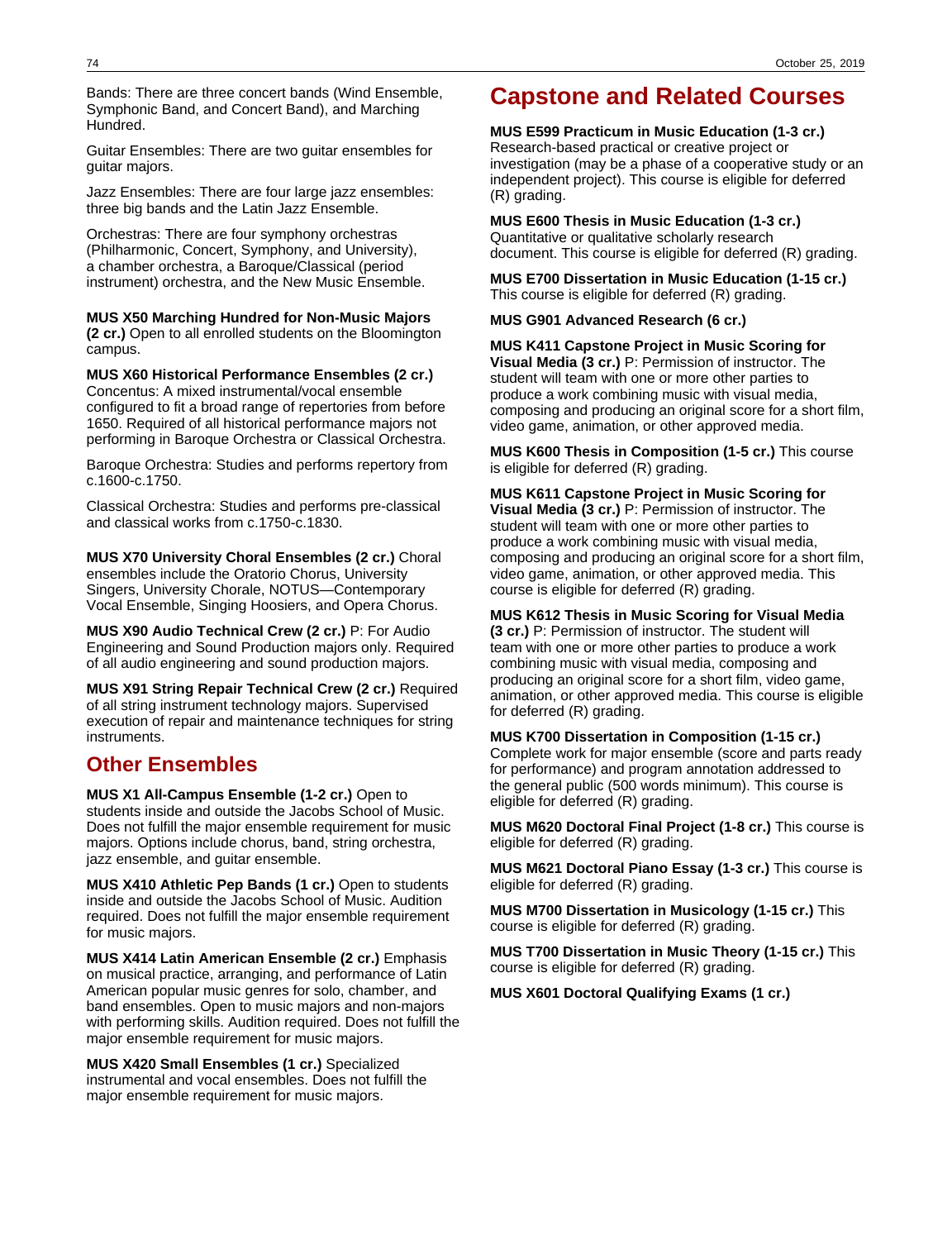Bands: There are three concert bands (Wind Ensemble, Symphonic Band, and Concert Band), and Marching Hundred.

Guitar Ensembles: There are two guitar ensembles for guitar majors.

Jazz Ensembles: There are four large jazz ensembles: three big bands and the Latin Jazz Ensemble.

Orchestras: There are four symphony orchestras (Philharmonic, Concert, Symphony, and University), a chamber orchestra, a Baroque/Classical (period instrument) orchestra, and the New Music Ensemble.

**MUS X50 Marching Hundred for Non-Music Majors (2 cr.)** Open to all enrolled students on the Bloomington campus.

**MUS X60 Historical Performance Ensembles (2 cr.)** Concentus: A mixed instrumental/vocal ensemble configured to fit a broad range of repertories from before 1650. Required of all historical performance majors not performing in Baroque Orchestra or Classical Orchestra.

Baroque Orchestra: Studies and performs repertory from c.1600-c.1750.

Classical Orchestra: Studies and performs pre-classical and classical works from c.1750-c.1830.

**MUS X70 University Choral Ensembles (2 cr.)** Choral ensembles include the Oratorio Chorus, University Singers, University Chorale, NOTUS—Contemporary Vocal Ensemble, Singing Hoosiers, and Opera Chorus.

**MUS X90 Audio Technical Crew (2 cr.)** P: For Audio Engineering and Sound Production majors only. Required of all audio engineering and sound production majors.

**MUS X91 String Repair Technical Crew (2 cr.)** Required of all string instrument technology majors. Supervised execution of repair and maintenance techniques for string instruments.

## Other Ensembles

**MUS X1 All-Campus Ensemble (1-2 cr.)** Open to students inside and outside the Jacobs School of Music. Does not fulfill the major ensemble requirement for music majors. Options include chorus, band, string orchestra, jazz ensemble, and guitar ensemble.

**MUS X410 Athletic Pep Bands (1 cr.)** Open to students inside and outside the Jacobs School of Music. Audition required. Does not fulfill the major ensemble requirement for music majors.

**MUS X414 Latin American Ensemble (2 cr.)** Emphasis on musical practice, arranging, and performance of Latin American popular music genres for solo, chamber, and band ensembles. Open to music majors and non-majors with performing skills. Audition required. Does not fulfill the major ensemble requirement for music majors.

**MUS X420 Small Ensembles (1 cr.)** Specialized instrumental and vocal ensembles. Does not fulfill the major ensemble requirement for music majors.

# Capstone and Related Courses

**MUS E599 Practicum in Music Education (1-3 cr.)** Research-based practical or creative project or investigation (may be a phase of a cooperative study or an independent project). This course is eligible for deferred (R) grading.

**MUS E600 Thesis in Music Education (1-3 cr.)** Quantitative or qualitative scholarly research document. This course is eligible for deferred (R) grading.

**MUS E700 Dissertation in Music Education (1-15 cr.)** This course is eligible for deferred (R) grading.

**MUS G901 Advanced Research (6 cr.)**

**MUS K411 Capstone Project in Music Scoring for Visual Media (3 cr.)** P: Permission of instructor. The student will team with one or more other parties to produce a work combining music with visual media, composing and producing an original score for a short film, video game, animation, or other approved media.

**MUS K600 Thesis in Composition (1-5 cr.)** This course is eligible for deferred (R) grading.

**MUS K611 Capstone Project in Music Scoring for Visual Media (3 cr.)** P: Permission of instructor. The student will team with one or more other parties to produce a work combining music with visual media, composing and producing an original score for a short film, video game, animation, or other approved media. This course is eligible for deferred (R) grading.

**MUS K612 Thesis in Music Scoring for Visual Media (3 cr.)** P: Permission of instructor. The student will team with one or more other parties to produce a work combining music with visual media, composing and producing an original score for a short film, video game, animation, or other approved media. This course is eligible for deferred (R) grading.

**MUS K700 Dissertation in Composition (1-15 cr.)** Complete work for major ensemble (score and parts ready for performance) and program annotation addressed to the general public (500 words minimum). This course is eligible for deferred (R) grading.

**MUS M620 Doctoral Final Project (1-8 cr.)** This course is eligible for deferred (R) grading.

**MUS M621 Doctoral Piano Essay (1-3 cr.)** This course is eligible for deferred (R) grading.

**MUS M700 Dissertation in Musicology (1-15 cr.)** This course is eligible for deferred (R) grading.

**MUS T700 Dissertation in Music Theory (1-15 cr.)** This course is eligible for deferred (R) grading.

**MUS X601 Doctoral Qualifying Exams (1 cr.)**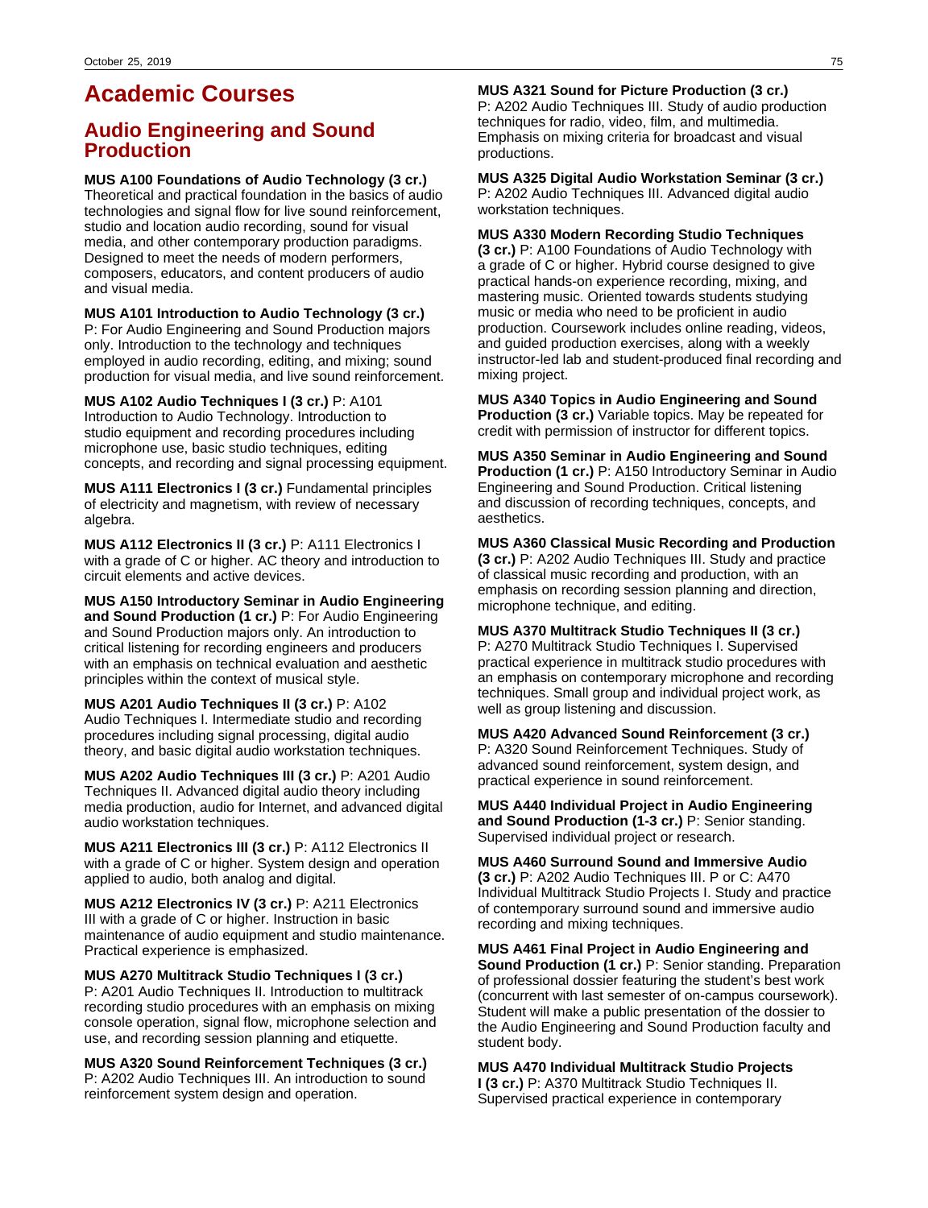# Academic Courses

## Audio Engineering and Sound Production

**MUS A100 Foundations of Audio Technology (3 cr.)** Theoretical and practical foundation in the basics of audio technologies and signal flow for live sound reinforcement, studio and location audio recording, sound for visual media, and other contemporary production paradigms. Designed to meet the needs of modern performers, composers, educators, and content producers of audio and visual media.

**MUS A101 Introduction to Audio Technology (3 cr.)** P: For Audio Engineering and Sound Production majors only. Introduction to the technology and techniques employed in audio recording, editing, and mixing; sound production for visual media, and live sound reinforcement.

**MUS A102 Audio Techniques I (3 cr.)** P: A101 Introduction to Audio Technology. Introduction to studio equipment and recording procedures including microphone use, basic studio techniques, editing concepts, and recording and signal processing equipment.

**MUS A111 Electronics I (3 cr.)** Fundamental principles of electricity and magnetism, with review of necessary algebra.

**MUS A112 Electronics II (3 cr.)** P: A111 Electronics I with a grade of C or higher. AC theory and introduction to circuit elements and active devices.

**MUS A150 Introductory Seminar in Audio Engineering and Sound Production (1 cr.)** P: For Audio Engineering and Sound Production majors only. An introduction to critical listening for recording engineers and producers with an emphasis on technical evaluation and aesthetic principles within the context of musical style.

**MUS A201 Audio Techniques II (3 cr.)** P: A102 Audio Techniques I. Intermediate studio and recording procedures including signal processing, digital audio theory, and basic digital audio workstation techniques.

**MUS A202 Audio Techniques III (3 cr.)** P: A201 Audio Techniques II. Advanced digital audio theory including media production, audio for Internet, and advanced digital audio workstation techniques.

**MUS A211 Electronics III (3 cr.)** P: A112 Electronics II with a grade of C or higher. System design and operation applied to audio, both analog and digital.

**MUS A212 Electronics IV (3 cr.)** P: A211 Electronics III with a grade of C or higher. Instruction in basic maintenance of audio equipment and studio maintenance. Practical experience is emphasized.

**MUS A270 Multitrack Studio Techniques I (3 cr.)** P: A201 Audio Techniques II. Introduction to multitrack recording studio procedures with an emphasis on mixing console operation, signal flow, microphone selection and use, and recording session planning and etiquette.

**MUS A320 Sound Reinforcement Techniques (3 cr.)** P: A202 Audio Techniques III. An introduction to sound reinforcement system design and operation.

**MUS A321 Sound for Picture Production (3 cr.)** P: A202 Audio Techniques III. Study of audio production techniques for radio, video, film, and multimedia. Emphasis on mixing criteria for broadcast and visual productions.

**MUS A325 Digital Audio Workstation Seminar (3 cr.)** P: A202 Audio Techniques III. Advanced digital audio workstation techniques.

**MUS A330 Modern Recording Studio Techniques (3 cr.)** P: A100 Foundations of Audio Technology with a grade of C or higher. Hybrid course designed to give practical hands-on experience recording, mixing, and mastering music. Oriented towards students studying music or media who need to be proficient in audio production. Coursework includes online reading, videos, and guided production exercises, along with a weekly instructor-led lab and student-produced final recording and mixing project.

**MUS A340 Topics in Audio Engineering and Sound Production (3 cr.)** Variable topics. May be repeated for credit with permission of instructor for different topics.

**MUS A350 Seminar in Audio Engineering and Sound Production (1 cr.)** P: A150 Introductory Seminar in Audio Engineering and Sound Production. Critical listening and discussion of recording techniques, concepts, and aesthetics.

**MUS A360 Classical Music Recording and Production (3 cr.)** P: A202 Audio Techniques III. Study and practice of classical music recording and production, with an emphasis on recording session planning and direction, microphone technique, and editing.

**MUS A370 Multitrack Studio Techniques II (3 cr.)** P: A270 Multitrack Studio Techniques I. Supervised practical experience in multitrack studio procedures with an emphasis on contemporary microphone and recording techniques. Small group and individual project work, as well as group listening and discussion.

**MUS A420 Advanced Sound Reinforcement (3 cr.)** P: A320 Sound Reinforcement Techniques. Study of advanced sound reinforcement, system design, and practical experience in sound reinforcement.

**MUS A440 Individual Project in Audio Engineering and Sound Production (1-3 cr.)** P: Senior standing. Supervised individual project or research.

**MUS A460 Surround Sound and Immersive Audio (3 cr.)** P: A202 Audio Techniques III. P or C: A470 Individual Multitrack Studio Projects I. Study and practice of contemporary surround sound and immersive audio recording and mixing techniques.

**MUS A461 Final Project in Audio Engineering and Sound Production (1 cr.)** P: Senior standing. Preparation of professional dossier featuring the student's best work (concurrent with last semester of on-campus coursework). Student will make a public presentation of the dossier to the Audio Engineering and Sound Production faculty and student body.

**MUS A470 Individual Multitrack Studio Projects I (3 cr.)** P: A370 Multitrack Studio Techniques II. Supervised practical experience in contemporary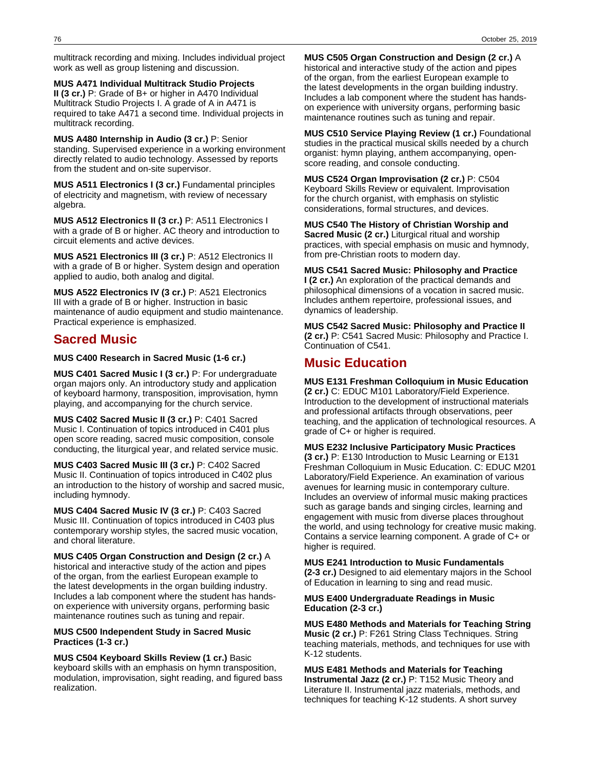multitrack recording and mixing. Includes individual project work as well as group listening and discussion.

**MUS A471 Individual Multitrack Studio Projects II (3 cr.)** P: Grade of B+ or higher in A470 Individual Multitrack Studio Projects I. A grade of A in A471 is required to take A471 a second time. Individual projects in multitrack recording.

**MUS A480 Internship in Audio (3 cr.)** P: Senior standing. Supervised experience in a working environment directly related to audio technology. Assessed by reports from the student and on-site supervisor.

**MUS A511 Electronics I (3 cr.)** Fundamental principles of electricity and magnetism, with review of necessary algebra.

**MUS A512 Electronics II (3 cr.)** P: A511 Electronics I with a grade of B or higher. AC theory and introduction to circuit elements and active devices.

**MUS A521 Electronics III (3 cr.)** P: A512 Electronics II with a grade of B or higher. System design and operation applied to audio, both analog and digital.

**MUS A522 Electronics IV (3 cr.)** P: A521 Electronics III with a grade of B or higher. Instruction in basic maintenance of audio equipment and studio maintenance. Practical experience is emphasized.

## Sacred Music

**MUS C400 Research in Sacred Music (1-6 cr.)**

**MUS C401 Sacred Music I (3 cr.)** P: For undergraduate organ majors only. An introductory study and application of keyboard harmony, transposition, improvisation, hymn playing, and accompanying for the church service.

**MUS C402 Sacred Music II (3 cr.)** P: C401 Sacred Music I. Continuation of topics introduced in C401 plus open score reading, sacred music composition, console conducting, the liturgical year, and related service music.

**MUS C403 Sacred Music III (3 cr.)** P: C402 Sacred Music II. Continuation of topics introduced in C402 plus an introduction to the history of worship and sacred music, including hymnody.

**MUS C404 Sacred Music IV (3 cr.)** P: C403 Sacred Music III. Continuation of topics introduced in C403 plus contemporary worship styles, the sacred music vocation, and choral literature.

**MUS C405 Organ Construction and Design (2 cr.)** A historical and interactive study of the action and pipes of the organ, from the earliest European example to the latest developments in the organ building industry. Includes a lab component where the student has hands-on experience with university organs, performing basic maintenance routines such as tuning and repair.

**MUS C500 Independent Study in Sacred Music Practices (1-3 cr.)**

**MUS C504 Keyboard Skills Review (1 cr.)** Basic keyboard skills with an emphasis on hymn transposition, modulation, improvisation, sight reading, and figured bass realization.

**MUS C505 Organ Construction and Design (2 cr.)** A historical and interactive study of the action and pipes of the organ, from the earliest European example to the latest developments in the organ building industry. Includes a lab component where the student has hands-on experience with university organs, performing basic maintenance routines such as tuning and repair.

**MUS C510 Service Playing Review (1 cr.)** Foundational studies in the practical musical skills needed by a church organist: hymn playing, anthem accompanying, open-score reading, and console conducting.

**MUS C524 Organ Improvisation (2 cr.)** P: C504 Keyboard Skills Review or equivalent. Improvisation for the church organist, with emphasis on stylistic considerations, formal structures, and devices.

**MUS C540 The History of Christian Worship and Sacred Music (2 cr.)** Liturgical ritual and worship practices, with special emphasis on music and hymnody, from pre-Christian roots to modern day.

**MUS C541 Sacred Music: Philosophy and Practice I (2 cr.)** An exploration of the practical demands and philosophical dimensions of a vocation in sacred music. Includes anthem repertoire, professional issues, and dynamics of leadership.

**MUS C542 Sacred Music: Philosophy and Practice II (2 cr.)** P: C541 Sacred Music: Philosophy and Practice I. Continuation of C541.

## Music Education

**MUS E131 Freshman Colloquium in Music Education (2 cr.)** C: EDUC M101 Laboratory/Field Experience. Introduction to the development of instructional materials and professional artifacts through observations, peer teaching, and the application of technological resources. A grade of C+ or higher is required.

**MUS E232 Inclusive Participatory Music Practices (3 cr.)** P: E130 Introduction to Music Learning or E131 Freshman Colloquium in Music Education. C: EDUC M201 Laboratory/Field Experience. An examination of various avenues for learning music in contemporary culture. Includes an overview of informal music making practices such as garage bands and singing circles, learning and engagement with music from diverse places throughout the world, and using technology for creative music making. Contains a service learning component. A grade of C+ or higher is required.

**MUS E241 Introduction to Music Fundamentals (2-3 cr.)** Designed to aid elementary majors in the School of Education in learning to sing and read music.

**MUS E400 Undergraduate Readings in Music Education (2-3 cr.)**

**MUS E480 Methods and Materials for Teaching String Music (2 cr.)** P: F261 String Class Techniques. String teaching materials, methods, and techniques for use with K-12 students.

**MUS E481 Methods and Materials for Teaching Instrumental Jazz (2 cr.)** P: T152 Music Theory and Literature II. Instrumental jazz materials, methods, and techniques for teaching K-12 students. A short survey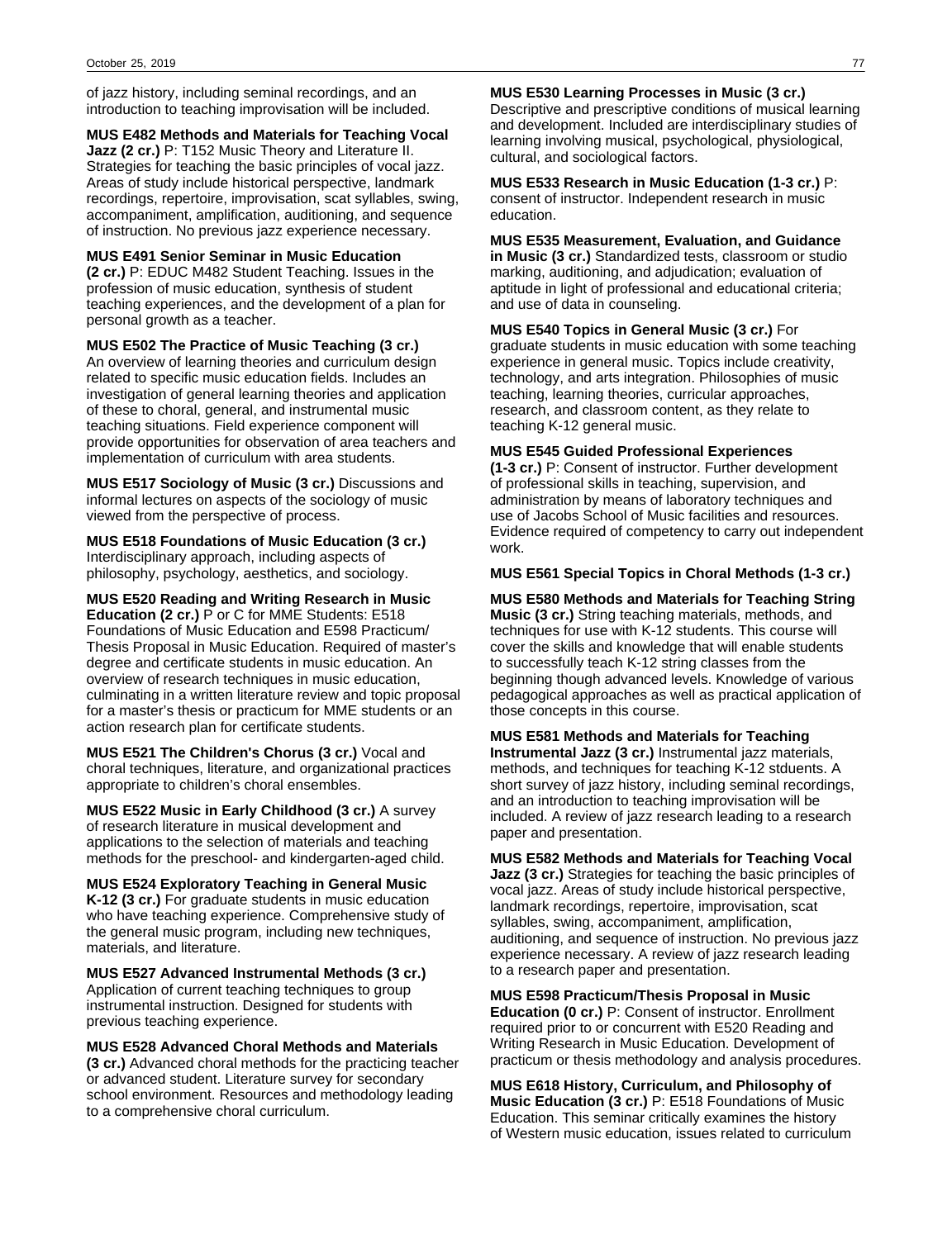of jazz history, including seminal recordings, and an introduction to teaching improvisation will be included.

**MUS E482 Methods and Materials for Teaching Vocal Jazz (2 cr.)** P: T152 Music Theory and Literature II. Strategies for teaching the basic principles of vocal jazz. Areas of study include historical perspective, landmark recordings, repertoire, improvisation, scat syllables, swing, accompaniment, amplification, auditioning, and sequence of instruction. No previous jazz experience necessary.

**MUS E491 Senior Seminar in Music Education (2 cr.)** P: EDUC M482 Student Teaching. Issues in the profession of music education, synthesis of student teaching experiences, and the development of a plan for personal growth as a teacher.

**MUS E502 The Practice of Music Teaching (3 cr.)** An overview of learning theories and curriculum design related to specific music education fields. Includes an investigation of general learning theories and application of these to choral, general, and instrumental music teaching situations. Field experience component will provide opportunities for observation of area teachers and implementation of curriculum with area students.

**MUS E517 Sociology of Music (3 cr.)** Discussions and informal lectures on aspects of the sociology of music viewed from the perspective of process.

**MUS E518 Foundations of Music Education (3 cr.)** Interdisciplinary approach, including aspects of philosophy, psychology, aesthetics, and sociology.

**MUS E520 Reading and Writing Research in Music Education (2 cr.)** P or C for MME Students: E518 Foundations of Music Education and E598 Practicum/ Thesis Proposal in Music Education. Required of master's degree and certificate students in music education. An overview of research techniques in music education, culminating in a written literature review and topic proposal for a master's thesis or practicum for MME students or an action research plan for certificate students.

**MUS E521 The Children's Chorus (3 cr.)** Vocal and choral techniques, literature, and organizational practices appropriate to children's choral ensembles.

**MUS E522 Music in Early Childhood (3 cr.)** A survey of research literature in musical development and applications to the selection of materials and teaching methods for the preschool- and kindergarten-aged child.

**MUS E524 Exploratory Teaching in General Music K-12 (3 cr.)** For graduate students in music education who have teaching experience. Comprehensive study of the general music program, including new techniques, materials, and literature.

**MUS E527 Advanced Instrumental Methods (3 cr.)** Application of current teaching techniques to group instrumental instruction. Designed for students with previous teaching experience.

**MUS E528 Advanced Choral Methods and Materials (3 cr.)** Advanced choral methods for the practicing teacher or advanced student. Literature survey for secondary school environment. Resources and methodology leading to a comprehensive choral curriculum.

**MUS E530 Learning Processes in Music (3 cr.)** Descriptive and prescriptive conditions of musical learning and development. Included are interdisciplinary studies of learning involving musical, psychological, physiological, cultural, and sociological factors.

**MUS E533 Research in Music Education (1-3 cr.)** P: consent of instructor. Independent research in music education.

**MUS E535 Measurement, Evaluation, and Guidance in Music (3 cr.)** Standardized tests, classroom or studio marking, auditioning, and adjudication; evaluation of aptitude in light of professional and educational criteria; and use of data in counseling.

**MUS E540 Topics in General Music (3 cr.)** For graduate students in music education with some teaching experience in general music. Topics include creativity, technology, and arts integration. Philosophies of music teaching, learning theories, curricular approaches, research, and classroom content, as they relate to teaching K-12 general music.

**MUS E545 Guided Professional Experiences (1-3 cr.)** P: Consent of instructor. Further development of professional skills in teaching, supervision, and administration by means of laboratory techniques and use of Jacobs School of Music facilities and resources. Evidence required of competency to carry out independent work.

**MUS E561 Special Topics in Choral Methods (1-3 cr.)**

**MUS E580 Methods and Materials for Teaching String Music (3 cr.)** String teaching materials, methods, and techniques for use with K-12 students. This course will cover the skills and knowledge that will enable students to successfully teach K-12 string classes from the beginning though advanced levels. Knowledge of various pedagogical approaches as well as practical application of those concepts in this course.

**MUS E581 Methods and Materials for Teaching Instrumental Jazz (3 cr.)** Instrumental jazz materials, methods, and techniques for teaching K-12 stduents. A short survey of jazz history, including seminal recordings, and an introduction to teaching improvisation will be included. A review of jazz research leading to a research paper and presentation.

**MUS E582 Methods and Materials for Teaching Vocal Jazz (3 cr.)** Strategies for teaching the basic principles of vocal jazz. Areas of study include historical perspective, landmark recordings, repertoire, improvisation, scat syllables, swing, accompaniment, amplification, auditioning, and sequence of instruction. No previous jazz experience necessary. A review of jazz research leading to a research paper and presentation.

**MUS E598 Practicum/Thesis Proposal in Music Education (0 cr.)** P: Consent of instructor. Enrollment required prior to or concurrent with E520 Reading and Writing Research in Music Education. Development of practicum or thesis methodology and analysis procedures.

**MUS E618 History, Curriculum, and Philosophy of Music Education (3 cr.)** P: E518 Foundations of Music Education. This seminar critically examines the history of Western music education, issues related to curriculum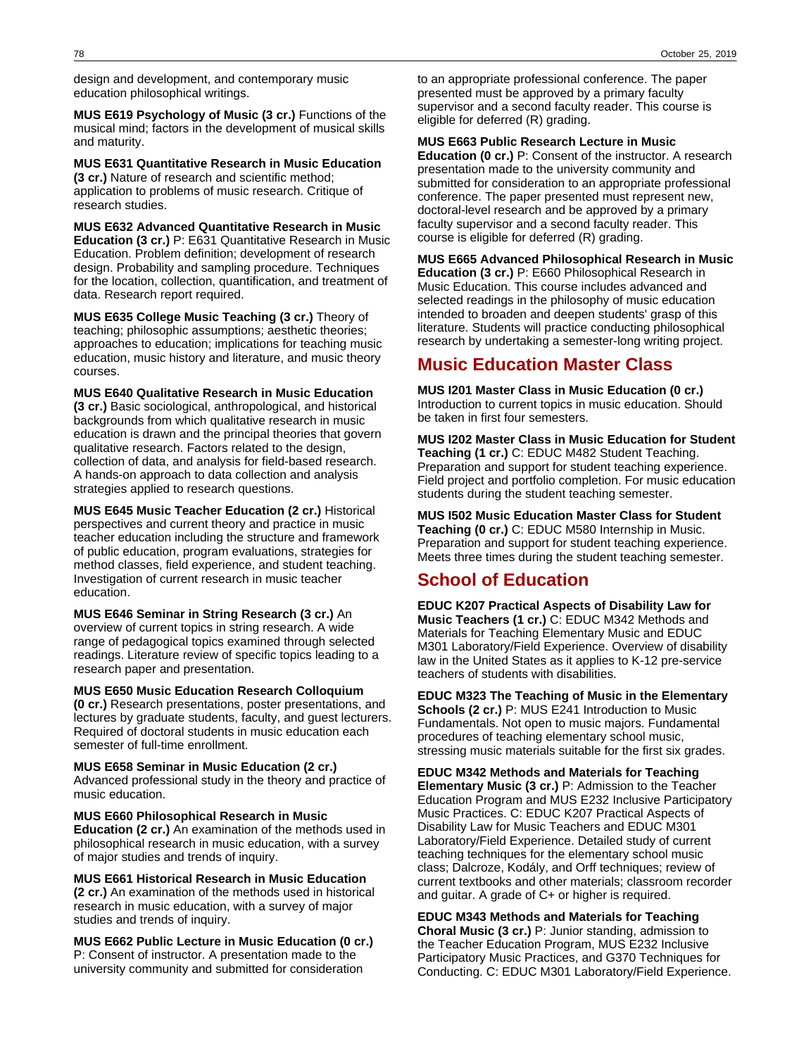design and development, and contemporary music education philosophical writings.

**MUS E619 Psychology of Music (3 cr.)** Functions of the musical mind; factors in the development of musical skills and maturity.

**MUS E631 Quantitative Research in Music Education (3 cr.)** Nature of research and scientific method; application to problems of music research. Critique of research studies.

**MUS E632 Advanced Quantitative Research in Music Education (3 cr.)** P: E631 Quantitative Research in Music Education. Problem definition; development of research design. Probability and sampling procedure. Techniques for the location, collection, quantification, and treatment of data. Research report required.

**MUS E635 College Music Teaching (3 cr.)** Theory of teaching; philosophic assumptions; aesthetic theories; approaches to education; implications for teaching music education, music history and literature, and music theory courses.

**MUS E640 Qualitative Research in Music Education (3 cr.)** Basic sociological, anthropological, and historical backgrounds from which qualitative research in music education is drawn and the principal theories that govern qualitative research. Factors related to the design, collection of data, and analysis for field-based research. A hands-on approach to data collection and analysis strategies applied to research questions.

**MUS E645 Music Teacher Education (2 cr.)** Historical perspectives and current theory and practice in music teacher education including the structure and framework of public education, program evaluations, strategies for method classes, field experience, and student teaching. Investigation of current research in music teacher education.

**MUS E646 Seminar in String Research (3 cr.)** An overview of current topics in string research. A wide range of pedagogical topics examined through selected readings. Literature review of specific topics leading to a research paper and presentation.

**MUS E650 Music Education Research Colloquium (0 cr.)** Research presentations, poster presentations, and lectures by graduate students, faculty, and guest lecturers. Required of doctoral students in music education each semester of full-time enrollment.

**MUS E658 Seminar in Music Education (2 cr.)** Advanced professional study in the theory and practice of music education.

**MUS E660 Philosophical Research in Music Education (2 cr.)** An examination of the methods used in philosophical research in music education, with a survey of major studies and trends of inquiry.

**MUS E661 Historical Research in Music Education (2 cr.)** An examination of the methods used in historical research in music education, with a survey of major studies and trends of inquiry.

**MUS E662 Public Lecture in Music Education (0 cr.)** P: Consent of instructor. A presentation made to the university community and submitted for consideration to an appropriate professional conference. The paper presented must be approved by a primary faculty supervisor and a second faculty reader. This course is eligible for deferred (R) grading.

**MUS E663 Public Research Lecture in Music Education (0 cr.)** P: Consent of the instructor. A research presentation made to the university community and submitted for consideration to an appropriate professional conference. The paper presented must represent new, doctoral-level research and be approved by a primary faculty supervisor and a second faculty reader. This course is eligible for deferred (R) grading.

**MUS E665 Advanced Philosophical Research in Music Education (3 cr.)** P: E660 Philosophical Research in Music Education. This course includes advanced and selected readings in the philosophy of music education intended to broaden and deepen students' grasp of this literature. Students will practice conducting philosophical research by undertaking a semester-long writing project.

## Music Education Master Class

**MUS I201 Master Class in Music Education (0 cr.)** Introduction to current topics in music education. Should be taken in first four semesters.

**MUS I202 Master Class in Music Education for Student Teaching (1 cr.)** C: EDUC M482 Student Teaching. Preparation and support for student teaching experience. Field project and portfolio completion. For music education students during the student teaching semester.

**MUS I502 Music Education Master Class for Student Teaching (0 cr.)** C: EDUC M580 Internship in Music. Preparation and support for student teaching experience. Meets three times during the student teaching semester.

## School of Education

**EDUC K207 Practical Aspects of Disability Law for Music Teachers (1 cr.)** C: EDUC M342 Methods and Materials for Teaching Elementary Music and EDUC M301 Laboratory/Field Experience. Overview of disability law in the United States as it applies to K-12 pre-service teachers of students with disabilities.

**EDUC M323 The Teaching of Music in the Elementary Schools (2 cr.)** P: MUS E241 Introduction to Music Fundamentals. Not open to music majors. Fundamental procedures of teaching elementary school music, stressing music materials suitable for the first six grades.

**EDUC M342 Methods and Materials for Teaching Elementary Music (3 cr.)** P: Admission to the Teacher Education Program and MUS E232 Inclusive Participatory Music Practices. C: EDUC K207 Practical Aspects of Disability Law for Music Teachers and EDUC M301 Laboratory/Field Experience. Detailed study of current teaching techniques for the elementary school music class; Dalcroze, Kodály, and Orff techniques; review of current textbooks and other materials; classroom recorder and guitar. A grade of C+ or higher is required.

**EDUC M343 Methods and Materials for Teaching Choral Music (3 cr.)** P: Junior standing, admission to the Teacher Education Program, MUS E232 Inclusive Participatory Music Practices, and G370 Techniques for Conducting. C: EDUC M301 Laboratory/Field Experience.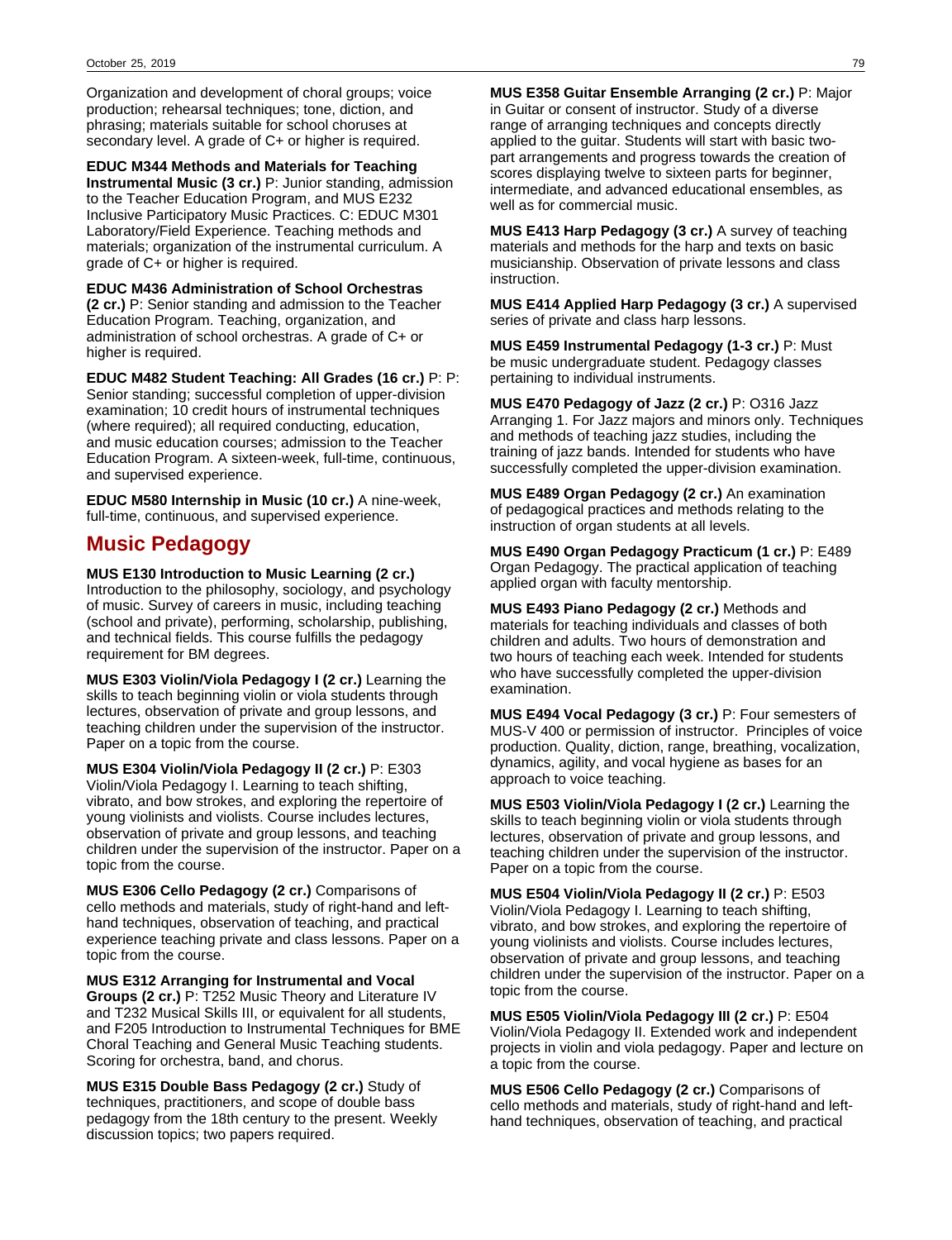Organization and development of choral groups; voice production; rehearsal techniques; tone, diction, and phrasing; materials suitable for school choruses at secondary level. A grade of C+ or higher is required.

**EDUC M344 Methods and Materials for Teaching Instrumental Music (3 cr.)** P: Junior standing, admission to the Teacher Education Program, and MUS E232 Inclusive Participatory Music Practices. C: EDUC M301 Laboratory/Field Experience. Teaching methods and materials; organization of the instrumental curriculum. A grade of C+ or higher is required.

**EDUC M436 Administration of School Orchestras (2 cr.)** P: Senior standing and admission to the Teacher Education Program. Teaching, organization, and administration of school orchestras. A grade of C+ or higher is required.

**EDUC M482 Student Teaching: All Grades (16 cr.)** P: P: Senior standing; successful completion of upper-division examination; 10 credit hours of instrumental techniques (where required); all required conducting, education, and music education courses; admission to the Teacher Education Program. A sixteen-week, full-time, continuous, and supervised experience.

**EDUC M580 Internship in Music (10 cr.)** A nine-week, full-time, continuous, and supervised experience.

## Music Pedagogy

**MUS E130 Introduction to Music Learning (2 cr.)** Introduction to the philosophy, sociology, and psychology of music. Survey of careers in music, including teaching (school and private), performing, scholarship, publishing, and technical fields. This course fulfills the pedagogy requirement for BM degrees.

**MUS E303 Violin/Viola Pedagogy I (2 cr.)** Learning the skills to teach beginning violin or viola students through lectures, observation of private and group lessons, and teaching children under the supervision of the instructor. Paper on a topic from the course.

**MUS E304 Violin/Viola Pedagogy II (2 cr.)** P: E303 Violin/Viola Pedagogy I. Learning to teach shifting, vibrato, and bow strokes, and exploring the repertoire of young violinists and violists. Course includes lectures, observation of private and group lessons, and teaching children under the supervision of the instructor. Paper on a topic from the course.

**MUS E306 Cello Pedagogy (2 cr.)** Comparisons of cello methods and materials, study of right-hand and left-hand techniques, observation of teaching, and practical experience teaching private and class lessons. Paper on a topic from the course.

**MUS E312 Arranging for Instrumental and Vocal Groups (2 cr.)** P: T252 Music Theory and Literature IV and T232 Musical Skills III, or equivalent for all students, and F205 Introduction to Instrumental Techniques for BME Choral Teaching and General Music Teaching students. Scoring for orchestra, band, and chorus.

**MUS E315 Double Bass Pedagogy (2 cr.)** Study of techniques, practitioners, and scope of double bass pedagogy from the 18th century to the present. Weekly discussion topics; two papers required.

**MUS E358 Guitar Ensemble Arranging (2 cr.)** P: Major in Guitar or consent of instructor. Study of a diverse range of arranging techniques and concepts directly applied to the guitar. Students will start with basic two-part arrangements and progress towards the creation of scores displaying twelve to sixteen parts for beginner, intermediate, and advanced educational ensembles, as well as for commercial music.

**MUS E413 Harp Pedagogy (3 cr.)** A survey of teaching materials and methods for the harp and texts on basic musicianship. Observation of private lessons and class instruction.

**MUS E414 Applied Harp Pedagogy (3 cr.)** A supervised series of private and class harp lessons.

**MUS E459 Instrumental Pedagogy (1-3 cr.)** P: Must be music undergraduate student. Pedagogy classes pertaining to individual instruments.

**MUS E470 Pedagogy of Jazz (2 cr.)** P: O316 Jazz Arranging 1. For Jazz majors and minors only. Techniques and methods of teaching jazz studies, including the training of jazz bands. Intended for students who have successfully completed the upper-division examination.

**MUS E489 Organ Pedagogy (2 cr.)** An examination of pedagogical practices and methods relating to the instruction of organ students at all levels.

**MUS E490 Organ Pedagogy Practicum (1 cr.)** P: E489 Organ Pedagogy. The practical application of teaching applied organ with faculty mentorship.

**MUS E493 Piano Pedagogy (2 cr.)** Methods and materials for teaching individuals and classes of both children and adults. Two hours of demonstration and two hours of teaching each week. Intended for students who have successfully completed the upper-division examination.

**MUS E494 Vocal Pedagogy (3 cr.)** P: Four semesters of MUS-V 400 or permission of instructor. Principles of voice production. Quality, diction, range, breathing, vocalization, dynamics, agility, and vocal hygiene as bases for an approach to voice teaching.

**MUS E503 Violin/Viola Pedagogy I (2 cr.)** Learning the skills to teach beginning violin or viola students through lectures, observation of private and group lessons, and teaching children under the supervision of the instructor. Paper on a topic from the course.

**MUS E504 Violin/Viola Pedagogy II (2 cr.)** P: E503 Violin/Viola Pedagogy I. Learning to teach shifting, vibrato, and bow strokes, and exploring the repertoire of young violinists and violists. Course includes lectures, observation of private and group lessons, and teaching children under the supervision of the instructor. Paper on a topic from the course.

**MUS E505 Violin/Viola Pedagogy III (2 cr.)** P: E504 Violin/Viola Pedagogy II. Extended work and independent projects in violin and viola pedagogy. Paper and lecture on a topic from the course.

**MUS E506 Cello Pedagogy (2 cr.)** Comparisons of cello methods and materials, study of right-hand and left-hand techniques, observation of teaching, and practical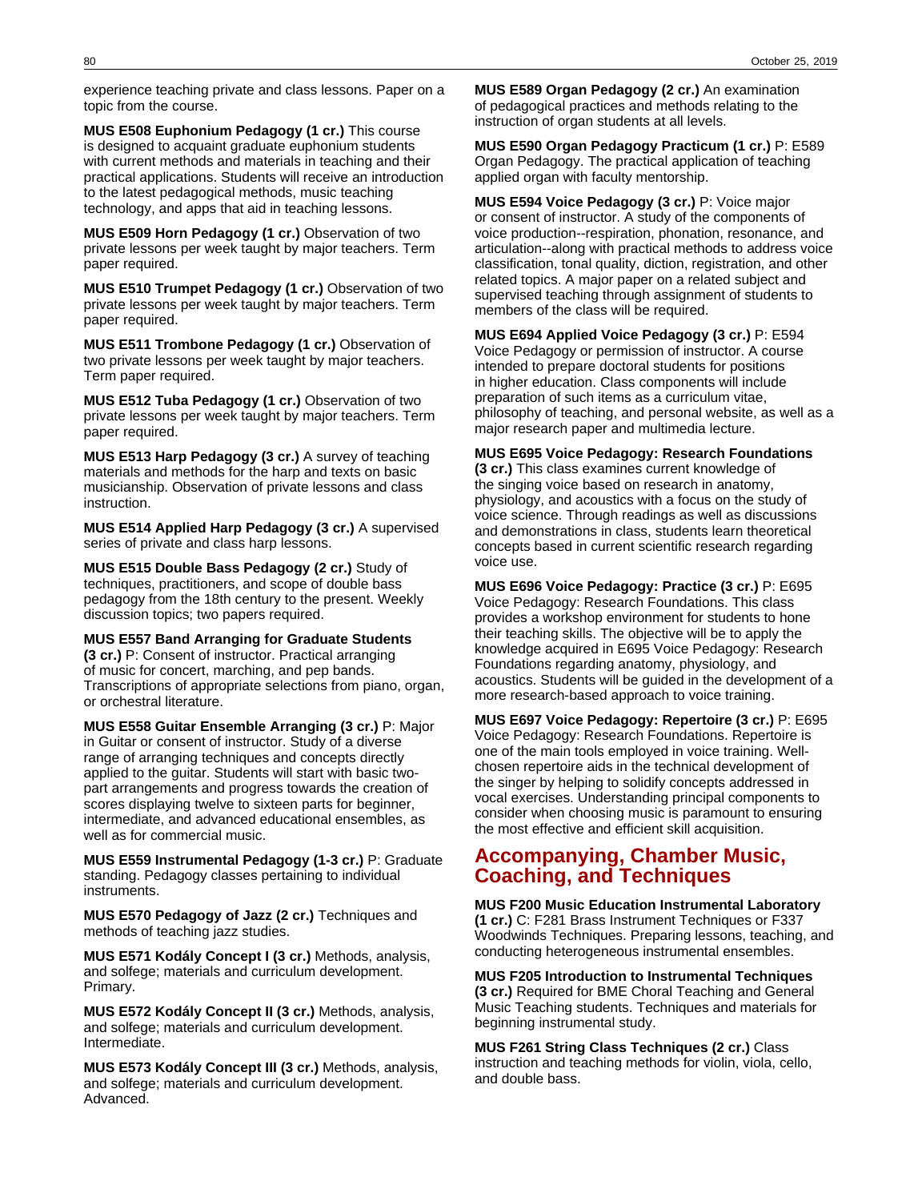experience teaching private and class lessons. Paper on a topic from the course.

**MUS E508 Euphonium Pedagogy (1 cr.)** This course is designed to acquaint graduate euphonium students with current methods and materials in teaching and their practical applications. Students will receive an introduction to the latest pedagogical methods, music teaching technology, and apps that aid in teaching lessons.

**MUS E509 Horn Pedagogy (1 cr.)** Observation of two private lessons per week taught by major teachers. Term paper required.

**MUS E510 Trumpet Pedagogy (1 cr.)** Observation of two private lessons per week taught by major teachers. Term paper required.

**MUS E511 Trombone Pedagogy (1 cr.)** Observation of two private lessons per week taught by major teachers. Term paper required.

**MUS E512 Tuba Pedagogy (1 cr.)** Observation of two private lessons per week taught by major teachers. Term paper required.

**MUS E513 Harp Pedagogy (3 cr.)** A survey of teaching materials and methods for the harp and texts on basic musicianship. Observation of private lessons and class instruction.

**MUS E514 Applied Harp Pedagogy (3 cr.)** A supervised series of private and class harp lessons.

**MUS E515 Double Bass Pedagogy (2 cr.)** Study of techniques, practitioners, and scope of double bass pedagogy from the 18th century to the present. Weekly discussion topics; two papers required.

**MUS E557 Band Arranging for Graduate Students (3 cr.)** P: Consent of instructor. Practical arranging of music for concert, marching, and pep bands. Transcriptions of appropriate selections from piano, organ, or orchestral literature.

**MUS E558 Guitar Ensemble Arranging (3 cr.)** P: Major in Guitar or consent of instructor. Study of a diverse range of arranging techniques and concepts directly applied to the guitar. Students will start with basic two-part arrangements and progress towards the creation of scores displaying twelve to sixteen parts for beginner, intermediate, and advanced educational ensembles, as well as for commercial music.

**MUS E559 Instrumental Pedagogy (1-3 cr.)** P: Graduate standing. Pedagogy classes pertaining to individual instruments.

**MUS E570 Pedagogy of Jazz (2 cr.)** Techniques and methods of teaching jazz studies.

**MUS E571 Kodály Concept I (3 cr.)** Methods, analysis, and solfege; materials and curriculum development. Primary.

**MUS E572 Kodály Concept II (3 cr.)** Methods, analysis, and solfege; materials and curriculum development. Intermediate.

**MUS E573 Kodály Concept III (3 cr.)** Methods, analysis, and solfege; materials and curriculum development. Advanced.

**MUS E589 Organ Pedagogy (2 cr.)** An examination of pedagogical practices and methods relating to the instruction of organ students at all levels.

**MUS E590 Organ Pedagogy Practicum (1 cr.)** P: E589 Organ Pedagogy. The practical application of teaching applied organ with faculty mentorship.

**MUS E594 Voice Pedagogy (3 cr.)** P: Voice major or consent of instructor. A study of the components of voice production--respiration, phonation, resonance, and articulation--along with practical methods to address voice classification, tonal quality, diction, registration, and other related topics. A major paper on a related subject and supervised teaching through assignment of students to members of the class will be required.

**MUS E694 Applied Voice Pedagogy (3 cr.)** P: E594 Voice Pedagogy or permission of instructor. A course intended to prepare doctoral students for positions in higher education. Class components will include preparation of such items as a curriculum vitae, philosophy of teaching, and personal website, as well as a major research paper and multimedia lecture.

**MUS E695 Voice Pedagogy: Research Foundations (3 cr.)** This class examines current knowledge of the singing voice based on research in anatomy, physiology, and acoustics with a focus on the study of voice science. Through readings as well as discussions and demonstrations in class, students learn theoretical concepts based in current scientific research regarding voice use.

**MUS E696 Voice Pedagogy: Practice (3 cr.)** P: E695 Voice Pedagogy: Research Foundations. This class provides a workshop environment for students to hone their teaching skills. The objective will be to apply the knowledge acquired in E695 Voice Pedagogy: Research Foundations regarding anatomy, physiology, and acoustics. Students will be guided in the development of a more research-based approach to voice training.

**MUS E697 Voice Pedagogy: Repertoire (3 cr.)** P: E695 Voice Pedagogy: Research Foundations. Repertoire is one of the main tools employed in voice training. Well-chosen repertoire aids in the technical development of the singer by helping to solidify concepts addressed in vocal exercises. Understanding principal components to consider when choosing music is paramount to ensuring the most effective and efficient skill acquisition.

## Accompanying, Chamber Music, Coaching, and Techniques

**MUS F200 Music Education Instrumental Laboratory (1 cr.)** C: F281 Brass Instrument Techniques or F337 Woodwinds Techniques. Preparing lessons, teaching, and conducting heterogeneous instrumental ensembles.

**MUS F205 Introduction to Instrumental Techniques (3 cr.)** Required for BME Choral Teaching and General Music Teaching students. Techniques and materials for beginning instrumental study.

**MUS F261 String Class Techniques (2 cr.)** Class instruction and teaching methods for violin, viola, cello, and double bass.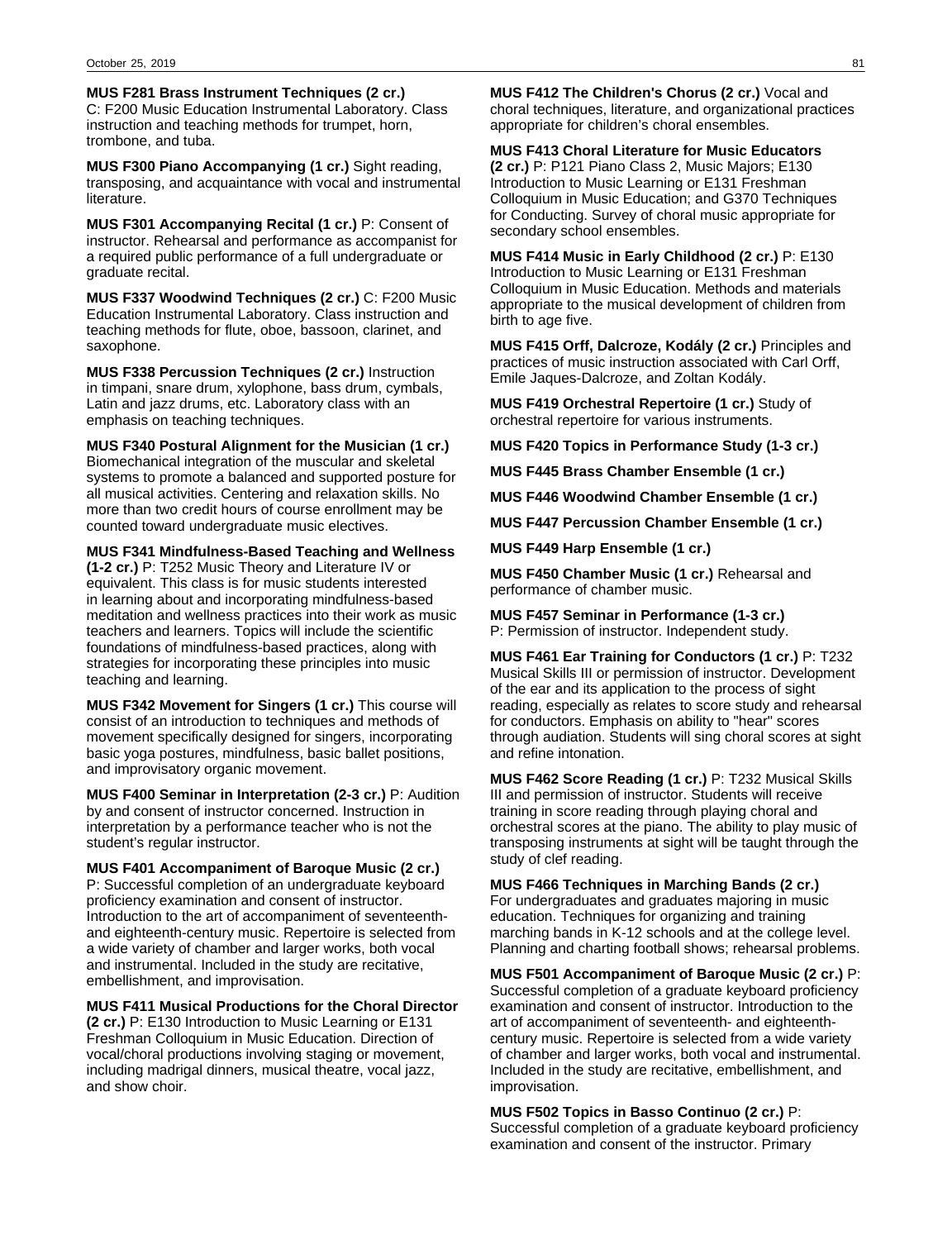**MUS F281 Brass Instrument Techniques (2 cr.)** C: F200 Music Education Instrumental Laboratory. Class instruction and teaching methods for trumpet, horn, trombone, and tuba.

**MUS F300 Piano Accompanying (1 cr.)** Sight reading, transposing, and acquaintance with vocal and instrumental literature.

**MUS F301 Accompanying Recital (1 cr.)** P: Consent of instructor. Rehearsal and performance as accompanist for a required public performance of a full undergraduate or graduate recital.

**MUS F337 Woodwind Techniques (2 cr.)** C: F200 Music Education Instrumental Laboratory. Class instruction and teaching methods for flute, oboe, bassoon, clarinet, and saxophone.

**MUS F338 Percussion Techniques (2 cr.)** Instruction in timpani, snare drum, xylophone, bass drum, cymbals, Latin and jazz drums, etc. Laboratory class with an emphasis on teaching techniques.

**MUS F340 Postural Alignment for the Musician (1 cr.)** Biomechanical integration of the muscular and skeletal systems to promote a balanced and supported posture for all musical activities. Centering and relaxation skills. No more than two credit hours of course enrollment may be counted toward undergraduate music electives.

**MUS F341 Mindfulness-Based Teaching and Wellness (1-2 cr.)** P: T252 Music Theory and Literature IV or equivalent. This class is for music students interested in learning about and incorporating mindfulness-based meditation and wellness practices into their work as music teachers and learners. Topics will include the scientific foundations of mindfulness-based practices, along with strategies for incorporating these principles into music teaching and learning.

**MUS F342 Movement for Singers (1 cr.)** This course will consist of an introduction to techniques and methods of movement specifically designed for singers, incorporating basic yoga postures, mindfulness, basic ballet positions, and improvisatory organic movement.

**MUS F400 Seminar in Interpretation (2-3 cr.)** P: Audition by and consent of instructor concerned. Instruction in interpretation by a performance teacher who is not the student's regular instructor.

**MUS F401 Accompaniment of Baroque Music (2 cr.)** P: Successful completion of an undergraduate keyboard proficiency examination and consent of instructor. Introduction to the art of accompaniment of seventeenth- and eighteenth-century music. Repertoire is selected from a wide variety of chamber and larger works, both vocal and instrumental. Included in the study are recitative, embellishment, and improvisation.

**MUS F411 Musical Productions for the Choral Director (2 cr.)** P: E130 Introduction to Music Learning or E131 Freshman Colloquium in Music Education. Direction of vocal/choral productions involving staging or movement, including madrigal dinners, musical theatre, vocal jazz, and show choir.

**MUS F412 The Children's Chorus (2 cr.)** Vocal and choral techniques, literature, and organizational practices appropriate for children's choral ensembles.

**MUS F413 Choral Literature for Music Educators (2 cr.)** P: P121 Piano Class 2, Music Majors; E130 Introduction to Music Learning or E131 Freshman Colloquium in Music Education; and G370 Techniques for Conducting. Survey of choral music appropriate for secondary school ensembles.

**MUS F414 Music in Early Childhood (2 cr.)** P: E130 Introduction to Music Learning or E131 Freshman Colloquium in Music Education. Methods and materials appropriate to the musical development of children from birth to age five.

**MUS F415 Orff, Dalcroze, Kodály (2 cr.)** Principles and practices of music instruction associated with Carl Orff, Emile Jaques-Dalcroze, and Zoltan Kodály.

**MUS F419 Orchestral Repertoire (1 cr.)** Study of orchestral repertoire for various instruments.

**MUS F420 Topics in Performance Study (1-3 cr.)**

**MUS F445 Brass Chamber Ensemble (1 cr.)**

**MUS F446 Woodwind Chamber Ensemble (1 cr.)**

**MUS F447 Percussion Chamber Ensemble (1 cr.)**

**MUS F449 Harp Ensemble (1 cr.)**

**MUS F450 Chamber Music (1 cr.)** Rehearsal and performance of chamber music.

**MUS F457 Seminar in Performance (1-3 cr.)** P: Permission of instructor. Independent study.

**MUS F461 Ear Training for Conductors (1 cr.)** P: T232 Musical Skills III or permission of instructor. Development of the ear and its application to the process of sight reading, especially as relates to score study and rehearsal for conductors. Emphasis on ability to "hear" scores through audiation. Students will sing choral scores at sight and refine intonation.

**MUS F462 Score Reading (1 cr.)** P: T232 Musical Skills III and permission of instructor. Students will receive training in score reading through playing choral and orchestral scores at the piano. The ability to play music of transposing instruments at sight will be taught through the study of clef reading.

**MUS F466 Techniques in Marching Bands (2 cr.)** For undergraduates and graduates majoring in music education. Techniques for organizing and training marching bands in K-12 schools and at the college level. Planning and charting football shows; rehearsal problems.

**MUS F501 Accompaniment of Baroque Music (2 cr.)** P: Successful completion of a graduate keyboard proficiency examination and consent of instructor. Introduction to the art of accompaniment of seventeenth- and eighteenth-century music. Repertoire is selected from a wide variety of chamber and larger works, both vocal and instrumental. Included in the study are recitative, embellishment, and improvisation.

**MUS F502 Topics in Basso Continuo (2 cr.)** P: Successful completion of a graduate keyboard proficiency examination and consent of the instructor. Primary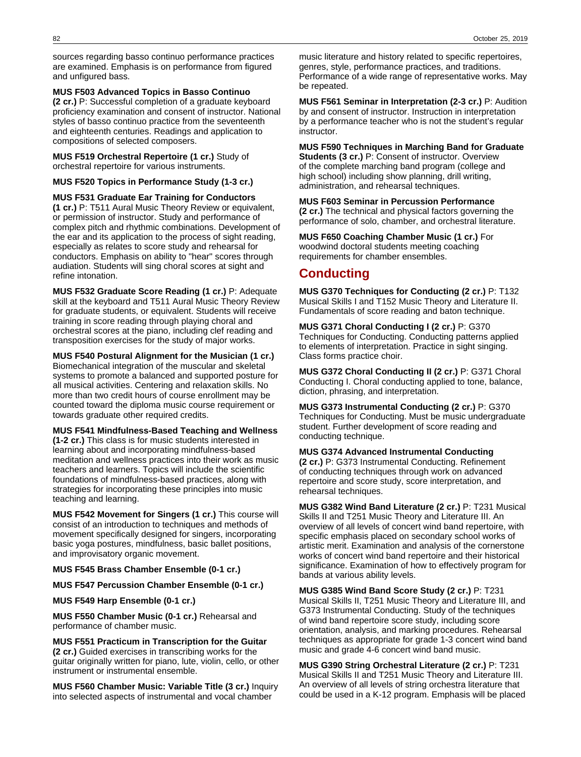sources regarding basso continuo performance practices are examined. Emphasis is on performance from figured and unfigured bass.

**MUS F503 Advanced Topics in Basso Continuo (2 cr.)** P: Successful completion of a graduate keyboard proficiency examination and consent of instructor. National styles of basso continuo practice from the seventeenth and eighteenth centuries. Readings and application to compositions of selected composers.

**MUS F519 Orchestral Repertoire (1 cr.)** Study of orchestral repertoire for various instruments.

**MUS F520 Topics in Performance Study (1-3 cr.)**

**MUS F531 Graduate Ear Training for Conductors (1 cr.)** P: T511 Aural Music Theory Review or equivalent, or permission of instructor. Study and performance of complex pitch and rhythmic combinations. Development of the ear and its application to the process of sight reading, especially as relates to score study and rehearsal for conductors. Emphasis on ability to "hear" scores through audiation. Students will sing choral scores at sight and refine intonation.

**MUS F532 Graduate Score Reading (1 cr.)** P: Adequate skill at the keyboard and T511 Aural Music Theory Review for graduate students, or equivalent. Students will receive training in score reading through playing choral and orchestral scores at the piano, including clef reading and transposition exercises for the study of major works.

**MUS F540 Postural Alignment for the Musician (1 cr.)** Biomechanical integration of the muscular and skeletal systems to promote a balanced and supported posture for all musical activities. Centering and relaxation skills. No more than two credit hours of course enrollment may be counted toward the diploma music course requirement or towards graduate other required credits.

**MUS F541 Mindfulness-Based Teaching and Wellness (1-2 cr.)** This class is for music students interested in learning about and incorporating mindfulness-based meditation and wellness practices into their work as music teachers and learners. Topics will include the scientific foundations of mindfulness-based practices, along with strategies for incorporating these principles into music teaching and learning.

**MUS F542 Movement for Singers (1 cr.)** This course will consist of an introduction to techniques and methods of movement specifically designed for singers, incorporating basic yoga postures, mindfulness, basic ballet positions, and improvisatory organic movement.

**MUS F545 Brass Chamber Ensemble (0-1 cr.)**

**MUS F547 Percussion Chamber Ensemble (0-1 cr.)**

**MUS F549 Harp Ensemble (0-1 cr.)**

**MUS F550 Chamber Music (0-1 cr.)** Rehearsal and performance of chamber music.

**MUS F551 Practicum in Transcription for the Guitar (2 cr.)** Guided exercises in transcribing works for the guitar originally written for piano, lute, violin, cello, or other instrument or instrumental ensemble.

**MUS F560 Chamber Music: Variable Title (3 cr.)** Inquiry into selected aspects of instrumental and vocal chamber music literature and history related to specific repertoires, genres, style, performance practices, and traditions. Performance of a wide range of representative works. May be repeated.

**MUS F561 Seminar in Interpretation (2-3 cr.)** P: Audition by and consent of instructor. Instruction in interpretation by a performance teacher who is not the student's regular instructor.

**MUS F590 Techniques in Marching Band for Graduate Students (3 cr.)** P: Consent of instructor. Overview of the complete marching band program (college and high school) including show planning, drill writing, administration, and rehearsal techniques.

**MUS F603 Seminar in Percussion Performance (2 cr.)** The technical and physical factors governing the performance of solo, chamber, and orchestral literature.

**MUS F650 Coaching Chamber Music (1 cr.)** For woodwind doctoral students meeting coaching requirements for chamber ensembles.

## Conducting

**MUS G370 Techniques for Conducting (2 cr.)** P: T132 Musical Skills I and T152 Music Theory and Literature II. Fundamentals of score reading and baton technique.

**MUS G371 Choral Conducting I (2 cr.)** P: G370 Techniques for Conducting. Conducting patterns applied to elements of interpretation. Practice in sight singing. Class forms practice choir.

**MUS G372 Choral Conducting II (2 cr.)** P: G371 Choral Conducting I. Choral conducting applied to tone, balance, diction, phrasing, and interpretation.

**MUS G373 Instrumental Conducting (2 cr.)** P: G370 Techniques for Conducting. Must be music undergraduate student. Further development of score reading and conducting technique.

**MUS G374 Advanced Instrumental Conducting (2 cr.)** P: G373 Instrumental Conducting. Refinement of conducting techniques through work on advanced repertoire and score study, score interpretation, and rehearsal techniques.

**MUS G382 Wind Band Literature (2 cr.)** P: T231 Musical Skills II and T251 Music Theory and Literature III. An overview of all levels of concert wind band repertoire, with specific emphasis placed on secondary school works of artistic merit. Examination and analysis of the cornerstone works of concert wind band repertoire and their historical significance. Examination of how to effectively program for bands at various ability levels.

**MUS G385 Wind Band Score Study (2 cr.)** P: T231 Musical Skills II, T251 Music Theory and Literature III, and G373 Instrumental Conducting. Study of the techniques of wind band repertoire score study, including score orientation, analysis, and marking procedures. Rehearsal techniques as appropriate for grade 1-3 concert wind band music and grade 4-6 concert wind band music.

**MUS G390 String Orchestral Literature (2 cr.)** P: T231 Musical Skills II and T251 Music Theory and Literature III. An overview of all levels of string orchestra literature that could be used in a K-12 program. Emphasis will be placed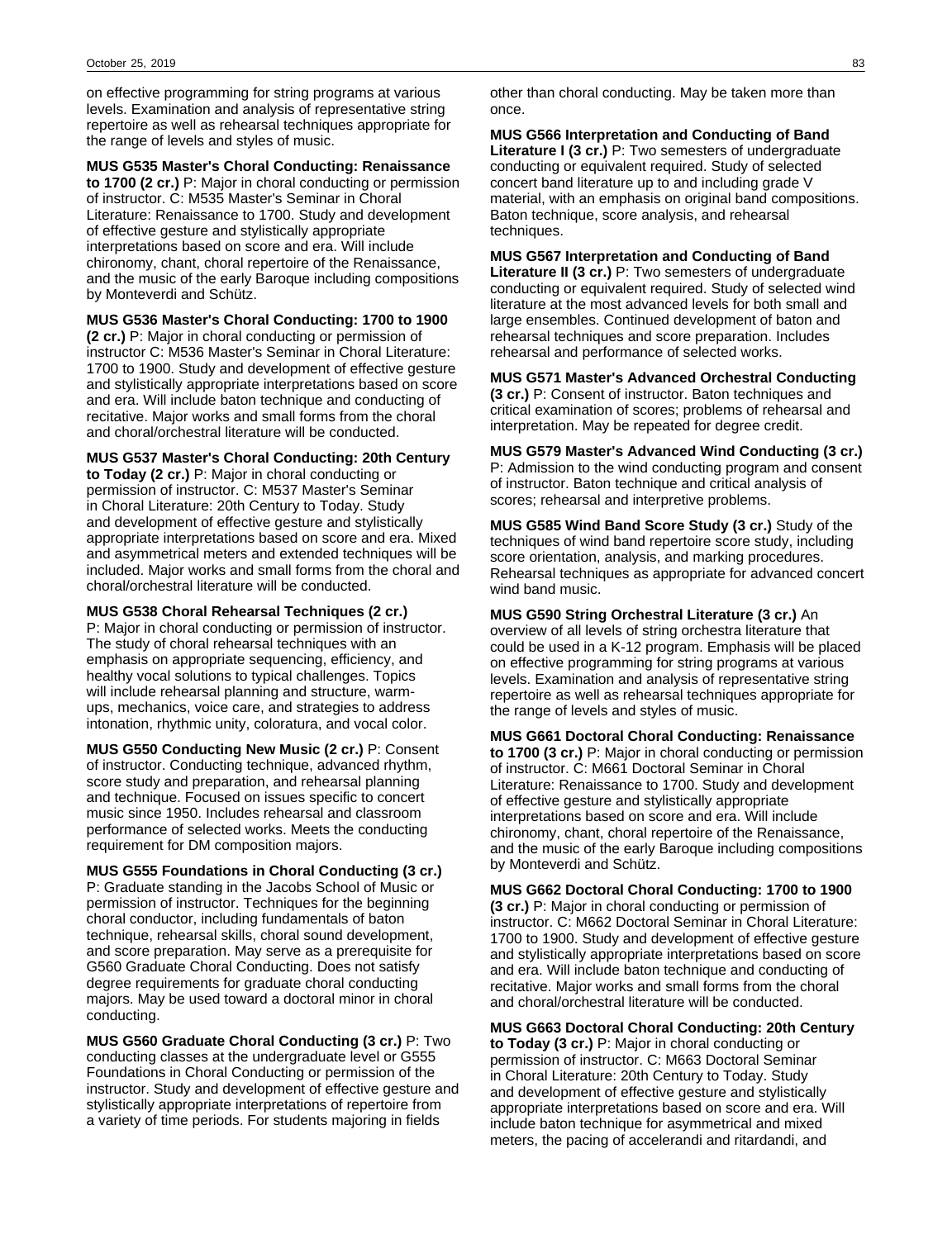on effective programming for string programs at various levels. Examination and analysis of representative string repertoire as well as rehearsal techniques appropriate for the range of levels and styles of music.

**MUS G535 Master's Choral Conducting: Renaissance to 1700 (2 cr.)** P: Major in choral conducting or permission of instructor. C: M535 Master's Seminar in Choral Literature: Renaissance to 1700. Study and development of effective gesture and stylistically appropriate interpretations based on score and era. Will include chironomy, chant, choral repertoire of the Renaissance, and the music of the early Baroque including compositions by Monteverdi and Schütz.

**MUS G536 Master's Choral Conducting: 1700 to 1900 (2 cr.)** P: Major in choral conducting or permission of instructor C: M536 Master's Seminar in Choral Literature: 1700 to 1900. Study and development of effective gesture and stylistically appropriate interpretations based on score and era. Will include baton technique and conducting of recitative. Major works and small forms from the choral and choral/orchestral literature will be conducted.

**MUS G537 Master's Choral Conducting: 20th Century to Today (2 cr.)** P: Major in choral conducting or permission of instructor. C: M537 Master's Seminar in Choral Literature: 20th Century to Today. Study and development of effective gesture and stylistically appropriate interpretations based on score and era. Mixed and asymmetrical meters and extended techniques will be included. Major works and small forms from the choral and choral/orchestral literature will be conducted.

**MUS G538 Choral Rehearsal Techniques (2 cr.)** P: Major in choral conducting or permission of instructor. The study of choral rehearsal techniques with an emphasis on appropriate sequencing, efficiency, and healthy vocal solutions to typical challenges. Topics will include rehearsal planning and structure, warm-ups, mechanics, voice care, and strategies to address intonation, rhythmic unity, coloratura, and vocal color.

**MUS G550 Conducting New Music (2 cr.)** P: Consent of instructor. Conducting technique, advanced rhythm, score study and preparation, and rehearsal planning and technique. Focused on issues specific to concert music since 1950. Includes rehearsal and classroom performance of selected works. Meets the conducting requirement for DM composition majors.

**MUS G555 Foundations in Choral Conducting (3 cr.)** P: Graduate standing in the Jacobs School of Music or permission of instructor. Techniques for the beginning choral conductor, including fundamentals of baton technique, rehearsal skills, choral sound development, and score preparation. May serve as a prerequisite for G560 Graduate Choral Conducting. Does not satisfy degree requirements for graduate choral conducting majors. May be used toward a doctoral minor in choral conducting.

**MUS G560 Graduate Choral Conducting (3 cr.)** P: Two conducting classes at the undergraduate level or G555 Foundations in Choral Conducting or permission of the instructor. Study and development of effective gesture and stylistically appropriate interpretations of repertoire from a variety of time periods. For students majoring in fields other than choral conducting. May be taken more than once.

**MUS G566 Interpretation and Conducting of Band Literature I (3 cr.)** P: Two semesters of undergraduate conducting or equivalent required. Study of selected concert band literature up to and including grade V material, with an emphasis on original band compositions. Baton technique, score analysis, and rehearsal techniques.

**MUS G567 Interpretation and Conducting of Band Literature II (3 cr.)** P: Two semesters of undergraduate conducting or equivalent required. Study of selected wind literature at the most advanced levels for both small and large ensembles. Continued development of baton and rehearsal techniques and score preparation. Includes rehearsal and performance of selected works.

**MUS G571 Master's Advanced Orchestral Conducting (3 cr.)** P: Consent of instructor. Baton techniques and critical examination of scores; problems of rehearsal and interpretation. May be repeated for degree credit.

**MUS G579 Master's Advanced Wind Conducting (3 cr.)** P: Admission to the wind conducting program and consent of instructor. Baton technique and critical analysis of scores; rehearsal and interpretive problems.

**MUS G585 Wind Band Score Study (3 cr.)** Study of the techniques of wind band repertoire score study, including score orientation, analysis, and marking procedures. Rehearsal techniques as appropriate for advanced concert wind band music.

**MUS G590 String Orchestral Literature (3 cr.)** An overview of all levels of string orchestra literature that could be used in a K-12 program. Emphasis will be placed on effective programming for string programs at various levels. Examination and analysis of representative string repertoire as well as rehearsal techniques appropriate for the range of levels and styles of music.

**MUS G661 Doctoral Choral Conducting: Renaissance to 1700 (3 cr.)** P: Major in choral conducting or permission of instructor. C: M661 Doctoral Seminar in Choral Literature: Renaissance to 1700. Study and development of effective gesture and stylistically appropriate interpretations based on score and era. Will include chironomy, chant, choral repertoire of the Renaissance, and the music of the early Baroque including compositions by Monteverdi and Schütz.

**MUS G662 Doctoral Choral Conducting: 1700 to 1900 (3 cr.)** P: Major in choral conducting or permission of instructor. C: M662 Doctoral Seminar in Choral Literature: 1700 to 1900. Study and development of effective gesture and stylistically appropriate interpretations based on score and era. Will include baton technique and conducting of recitative. Major works and small forms from the choral and choral/orchestral literature will be conducted.

**MUS G663 Doctoral Choral Conducting: 20th Century to Today (3 cr.)** P: Major in choral conducting or permission of instructor. C: M663 Doctoral Seminar in Choral Literature: 20th Century to Today. Study and development of effective gesture and stylistically appropriate interpretations based on score and era. Will include baton technique for asymmetrical and mixed meters, the pacing of accelerandi and ritardandi, and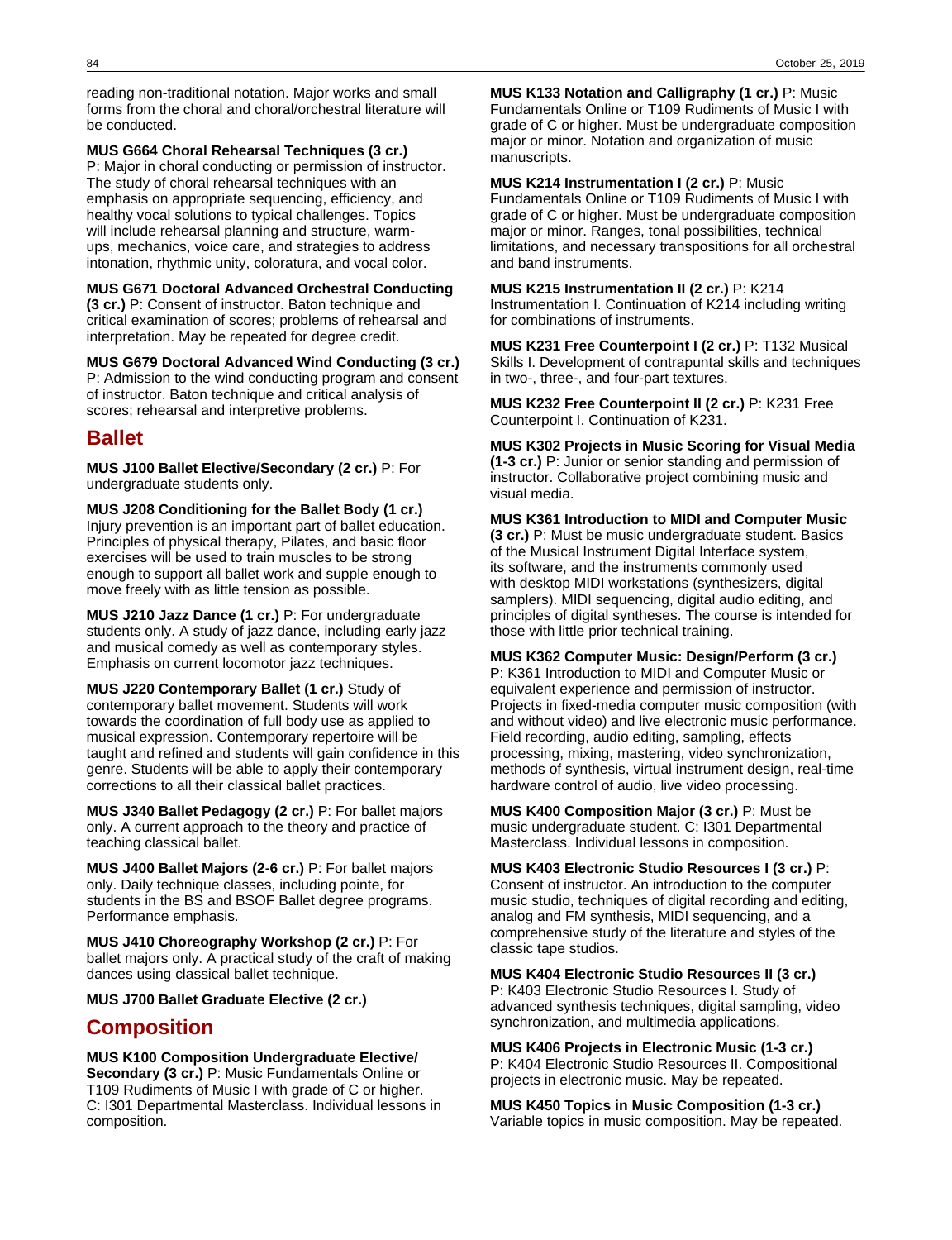reading non-traditional notation. Major works and small forms from the choral and choral/orchestral literature will be conducted.

**MUS G664 Choral Rehearsal Techniques (3 cr.)** P: Major in choral conducting or permission of instructor. The study of choral rehearsal techniques with an emphasis on appropriate sequencing, efficiency, and healthy vocal solutions to typical challenges. Topics will include rehearsal planning and structure, warm-ups, mechanics, voice care, and strategies to address intonation, rhythmic unity, coloratura, and vocal color.

**MUS G671 Doctoral Advanced Orchestral Conducting (3 cr.)** P: Consent of instructor. Baton technique and critical examination of scores; problems of rehearsal and interpretation. May be repeated for degree credit.

**MUS G679 Doctoral Advanced Wind Conducting (3 cr.)** P: Admission to the wind conducting program and consent of instructor. Baton technique and critical analysis of scores; rehearsal and interpretive problems.

## Ballet

**MUS J100 Ballet Elective/Secondary (2 cr.)** P: For undergraduate students only.

**MUS J208 Conditioning for the Ballet Body (1 cr.)** Injury prevention is an important part of ballet education. Principles of physical therapy, Pilates, and basic floor exercises will be used to train muscles to be strong enough to support all ballet work and supple enough to move freely with as little tension as possible.

**MUS J210 Jazz Dance (1 cr.)** P: For undergraduate students only. A study of jazz dance, including early jazz and musical comedy as well as contemporary styles. Emphasis on current locomotor jazz techniques.

**MUS J220 Contemporary Ballet (1 cr.)** Study of contemporary ballet movement. Students will work towards the coordination of full body use as applied to musical expression. Contemporary repertoire will be taught and refined and students will gain confidence in this genre. Students will be able to apply their contemporary corrections to all their classical ballet practices.

**MUS J340 Ballet Pedagogy (2 cr.)** P: For ballet majors only. A current approach to the theory and practice of teaching classical ballet.

**MUS J400 Ballet Majors (2-6 cr.)** P: For ballet majors only. Daily technique classes, including pointe, for students in the BS and BSOF Ballet degree programs. Performance emphasis.

**MUS J410 Choreography Workshop (2 cr.)** P: For ballet majors only. A practical study of the craft of making dances using classical ballet technique.

**MUS J700 Ballet Graduate Elective (2 cr.)**

## Composition

**MUS K100 Composition Undergraduate Elective/ Secondary (3 cr.)** P: Music Fundamentals Online or T109 Rudiments of Music I with grade of C or higher. C: I301 Departmental Masterclass. Individual lessons in composition.

**MUS K133 Notation and Calligraphy (1 cr.)** P: Music Fundamentals Online or T109 Rudiments of Music I with grade of C or higher. Must be undergraduate composition major or minor. Notation and organization of music manuscripts.

**MUS K214 Instrumentation I (2 cr.)** P: Music Fundamentals Online or T109 Rudiments of Music I with grade of C or higher. Must be undergraduate composition major or minor. Ranges, tonal possibilities, technical limitations, and necessary transpositions for all orchestral and band instruments.

**MUS K215 Instrumentation II (2 cr.)** P: K214 Instrumentation I. Continuation of K214 including writing for combinations of instruments.

**MUS K231 Free Counterpoint I (2 cr.)** P: T132 Musical Skills I. Development of contrapuntal skills and techniques in two-, three-, and four-part textures.

**MUS K232 Free Counterpoint II (2 cr.)** P: K231 Free Counterpoint I. Continuation of K231.

**MUS K302 Projects in Music Scoring for Visual Media (1-3 cr.)** P: Junior or senior standing and permission of instructor. Collaborative project combining music and visual media.

**MUS K361 Introduction to MIDI and Computer Music (3 cr.)** P: Must be music undergraduate student. Basics of the Musical Instrument Digital Interface system, its software, and the instruments commonly used with desktop MIDI workstations (synthesizers, digital samplers). MIDI sequencing, digital audio editing, and principles of digital syntheses. The course is intended for those with little prior technical training.

**MUS K362 Computer Music: Design/Perform (3 cr.)** P: K361 Introduction to MIDI and Computer Music or equivalent experience and permission of instructor. Projects in fixed-media computer music composition (with and without video) and live electronic music performance. Field recording, audio editing, sampling, effects processing, mixing, mastering, video synchronization, methods of synthesis, virtual instrument design, real-time hardware control of audio, live video processing.

**MUS K400 Composition Major (3 cr.)** P: Must be music undergraduate student. C: I301 Departmental Masterclass. Individual lessons in composition.

**MUS K403 Electronic Studio Resources I (3 cr.)** P: Consent of instructor. An introduction to the computer music studio, techniques of digital recording and editing, analog and FM synthesis, MIDI sequencing, and a comprehensive study of the literature and styles of the classic tape studios.

**MUS K404 Electronic Studio Resources II (3 cr.)** P: K403 Electronic Studio Resources I. Study of advanced synthesis techniques, digital sampling, video synchronization, and multimedia applications.

**MUS K406 Projects in Electronic Music (1-3 cr.)** P: K404 Electronic Studio Resources II. Compositional projects in electronic music. May be repeated.

**MUS K450 Topics in Music Composition (1-3 cr.)** Variable topics in music composition. May be repeated.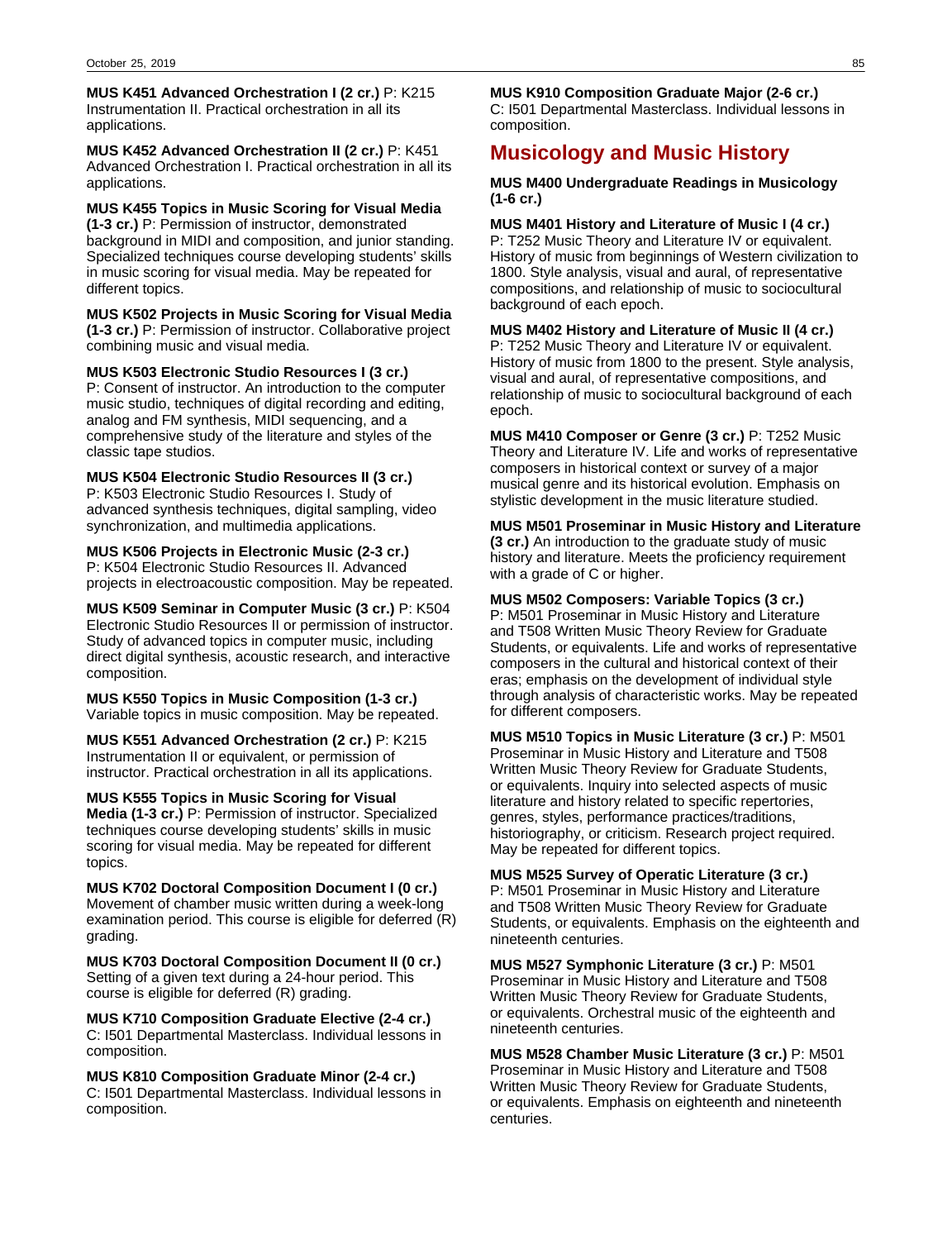**MUS K451 Advanced Orchestration I (2 cr.)** P: K215 Instrumentation II. Practical orchestration in all its applications.

**MUS K452 Advanced Orchestration II (2 cr.)** P: K451 Advanced Orchestration I. Practical orchestration in all its applications.

**MUS K455 Topics in Music Scoring for Visual Media (1-3 cr.)** P: Permission of instructor, demonstrated background in MIDI and composition, and junior standing. Specialized techniques course developing students' skills in music scoring for visual media. May be repeated for different topics.

**MUS K502 Projects in Music Scoring for Visual Media (1-3 cr.)** P: Permission of instructor. Collaborative project combining music and visual media.

**MUS K503 Electronic Studio Resources I (3 cr.)** P: Consent of instructor. An introduction to the computer music studio, techniques of digital recording and editing, analog and FM synthesis, MIDI sequencing, and a comprehensive study of the literature and styles of the classic tape studios.

**MUS K504 Electronic Studio Resources II (3 cr.)** P: K503 Electronic Studio Resources I. Study of advanced synthesis techniques, digital sampling, video synchronization, and multimedia applications.

**MUS K506 Projects in Electronic Music (2-3 cr.)** P: K504 Electronic Studio Resources II. Advanced projects in electroacoustic composition. May be repeated.

**MUS K509 Seminar in Computer Music (3 cr.)** P: K504 Electronic Studio Resources II or permission of instructor. Study of advanced topics in computer music, including direct digital synthesis, acoustic research, and interactive composition.

**MUS K550 Topics in Music Composition (1-3 cr.)** Variable topics in music composition. May be repeated.

**MUS K551 Advanced Orchestration (2 cr.)** P: K215 Instrumentation II or equivalent, or permission of instructor. Practical orchestration in all its applications.

**MUS K555 Topics in Music Scoring for Visual Media (1-3 cr.)** P: Permission of instructor. Specialized techniques course developing students' skills in music scoring for visual media. May be repeated for different topics.

**MUS K702 Doctoral Composition Document I (0 cr.)** Movement of chamber music written during a week-long examination period. This course is eligible for deferred (R) grading.

**MUS K703 Doctoral Composition Document II (0 cr.)** Setting of a given text during a 24-hour period. This course is eligible for deferred (R) grading.

**MUS K710 Composition Graduate Elective (2-4 cr.)** C: I501 Departmental Masterclass. Individual lessons in composition.

**MUS K810 Composition Graduate Minor (2-4 cr.)** C: I501 Departmental Masterclass. Individual lessons in composition.

**MUS K910 Composition Graduate Major (2-6 cr.)** C: I501 Departmental Masterclass. Individual lessons in composition.

## Musicology and Music History

**MUS M400 Undergraduate Readings in Musicology (1-6 cr.)**

**MUS M401 History and Literature of Music I (4 cr.)** P: T252 Music Theory and Literature IV or equivalent. History of music from beginnings of Western civilization to 1800. Style analysis, visual and aural, of representative compositions, and relationship of music to sociocultural background of each epoch.

**MUS M402 History and Literature of Music II (4 cr.)** P: T252 Music Theory and Literature IV or equivalent. History of music from 1800 to the present. Style analysis, visual and aural, of representative compositions, and relationship of music to sociocultural background of each epoch.

**MUS M410 Composer or Genre (3 cr.)** P: T252 Music Theory and Literature IV. Life and works of representative composers in historical context or survey of a major musical genre and its historical evolution. Emphasis on stylistic development in the music literature studied.

**MUS M501 Proseminar in Music History and Literature (3 cr.)** An introduction to the graduate study of music history and literature. Meets the proficiency requirement with a grade of C or higher.

**MUS M502 Composers: Variable Topics (3 cr.)** P: M501 Proseminar in Music History and Literature and T508 Written Music Theory Review for Graduate Students, or equivalents. Life and works of representative composers in the cultural and historical context of their eras; emphasis on the development of individual style through analysis of characteristic works. May be repeated for different composers.

**MUS M510 Topics in Music Literature (3 cr.)** P: M501 Proseminar in Music History and Literature and T508 Written Music Theory Review for Graduate Students, or equivalents. Inquiry into selected aspects of music literature and history related to specific repertories, genres, styles, performance practices/traditions, historiography, or criticism. Research project required. May be repeated for different topics.

**MUS M525 Survey of Operatic Literature (3 cr.)** P: M501 Proseminar in Music History and Literature and T508 Written Music Theory Review for Graduate Students, or equivalents. Emphasis on the eighteenth and nineteenth centuries.

**MUS M527 Symphonic Literature (3 cr.)** P: M501 Proseminar in Music History and Literature and T508 Written Music Theory Review for Graduate Students, or equivalents. Orchestral music of the eighteenth and nineteenth centuries.

**MUS M528 Chamber Music Literature (3 cr.)** P: M501 Proseminar in Music History and Literature and T508 Written Music Theory Review for Graduate Students, or equivalents. Emphasis on eighteenth and nineteenth centuries.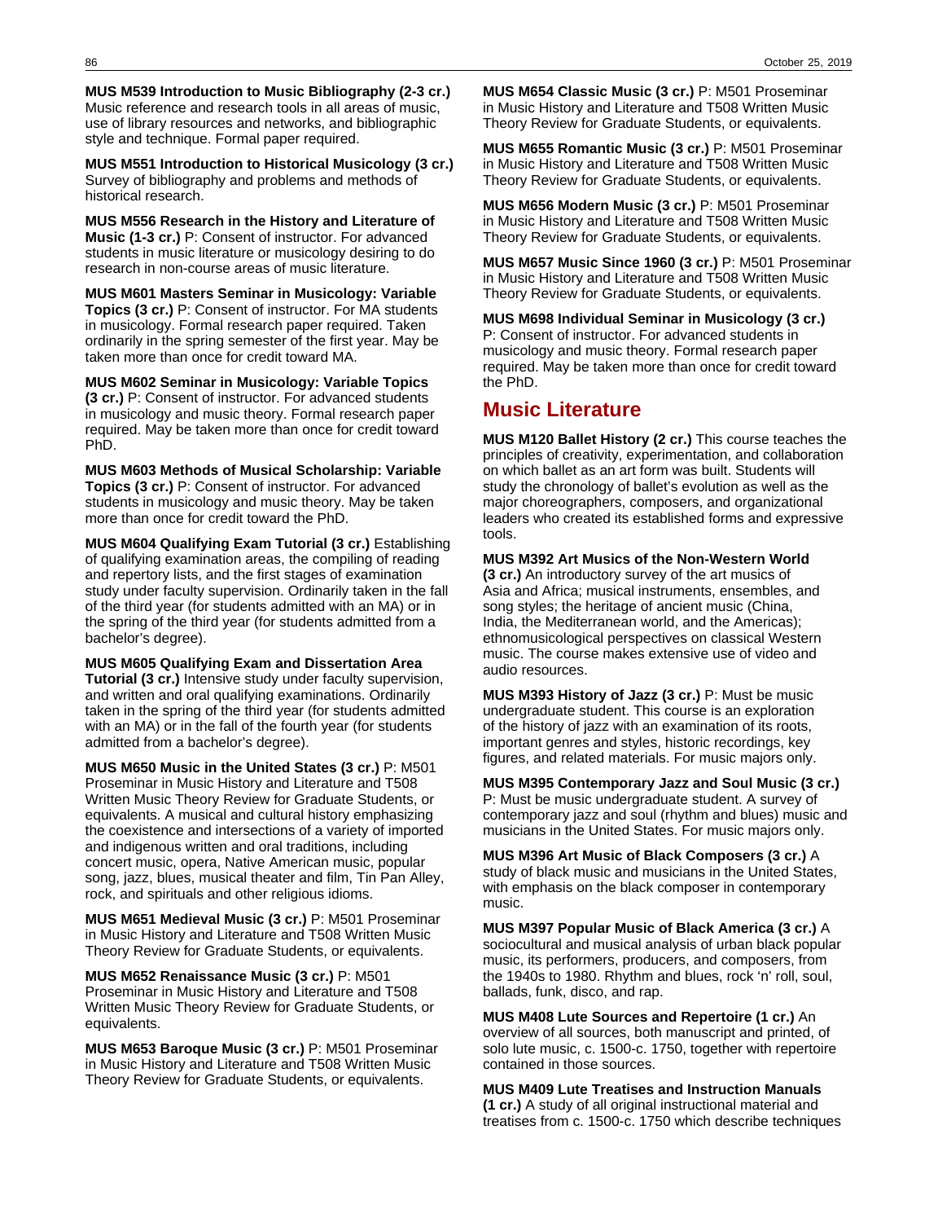**MUS M539 Introduction to Music Bibliography (2-3 cr.)** Music reference and research tools in all areas of music, use of library resources and networks, and bibliographic style and technique. Formal paper required.

**MUS M551 Introduction to Historical Musicology (3 cr.)** Survey of bibliography and problems and methods of historical research.

**MUS M556 Research in the History and Literature of Music (1-3 cr.)** P: Consent of instructor. For advanced students in music literature or musicology desiring to do research in non-course areas of music literature.

**MUS M601 Masters Seminar in Musicology: Variable Topics (3 cr.)** P: Consent of instructor. For MA students in musicology. Formal research paper required. Taken ordinarily in the spring semester of the first year. May be taken more than once for credit toward MA.

**MUS M602 Seminar in Musicology: Variable Topics (3 cr.)** P: Consent of instructor. For advanced students in musicology and music theory. Formal research paper required. May be taken more than once for credit toward PhD.

**MUS M603 Methods of Musical Scholarship: Variable Topics (3 cr.)** P: Consent of instructor. For advanced students in musicology and music theory. May be taken more than once for credit toward the PhD.

**MUS M604 Qualifying Exam Tutorial (3 cr.)** Establishing of qualifying examination areas, the compiling of reading and repertory lists, and the first stages of examination study under faculty supervision. Ordinarily taken in the fall of the third year (for students admitted with an MA) or in the spring of the third year (for students admitted from a bachelor's degree).

**MUS M605 Qualifying Exam and Dissertation Area Tutorial (3 cr.)** Intensive study under faculty supervision, and written and oral qualifying examinations. Ordinarily taken in the spring of the third year (for students admitted with an MA) or in the fall of the fourth year (for students admitted from a bachelor's degree).

**MUS M650 Music in the United States (3 cr.)** P: M501 Proseminar in Music History and Literature and T508 Written Music Theory Review for Graduate Students, or equivalents. A musical and cultural history emphasizing the coexistence and intersections of a variety of imported and indigenous written and oral traditions, including concert music, opera, Native American music, popular song, jazz, blues, musical theater and film, Tin Pan Alley, rock, and spirituals and other religious idioms.

**MUS M651 Medieval Music (3 cr.)** P: M501 Proseminar in Music History and Literature and T508 Written Music Theory Review for Graduate Students, or equivalents.

**MUS M652 Renaissance Music (3 cr.)** P: M501 Proseminar in Music History and Literature and T508 Written Music Theory Review for Graduate Students, or equivalents.

**MUS M653 Baroque Music (3 cr.)** P: M501 Proseminar in Music History and Literature and T508 Written Music Theory Review for Graduate Students, or equivalents.

**MUS M654 Classic Music (3 cr.)** P: M501 Proseminar in Music History and Literature and T508 Written Music Theory Review for Graduate Students, or equivalents.

**MUS M655 Romantic Music (3 cr.)** P: M501 Proseminar in Music History and Literature and T508 Written Music Theory Review for Graduate Students, or equivalents.

**MUS M656 Modern Music (3 cr.)** P: M501 Proseminar in Music History and Literature and T508 Written Music Theory Review for Graduate Students, or equivalents.

**MUS M657 Music Since 1960 (3 cr.)** P: M501 Proseminar in Music History and Literature and T508 Written Music Theory Review for Graduate Students, or equivalents.

**MUS M698 Individual Seminar in Musicology (3 cr.)** P: Consent of instructor. For advanced students in musicology and music theory. Formal research paper required. May be taken more than once for credit toward the PhD.

## Music Literature

**MUS M120 Ballet History (2 cr.)** This course teaches the principles of creativity, experimentation, and collaboration on which ballet as an art form was built. Students will study the chronology of ballet's evolution as well as the major choreographers, composers, and organizational leaders who created its established forms and expressive tools.

**MUS M392 Art Musics of the Non-Western World (3 cr.)** An introductory survey of the art musics of Asia and Africa; musical instruments, ensembles, and song styles; the heritage of ancient music (China, India, the Mediterranean world, and the Americas); ethnomusicological perspectives on classical Western music. The course makes extensive use of video and audio resources.

**MUS M393 History of Jazz (3 cr.)** P: Must be music undergraduate student. This course is an exploration of the history of jazz with an examination of its roots, important genres and styles, historic recordings, key figures, and related materials. For music majors only.

**MUS M395 Contemporary Jazz and Soul Music (3 cr.)** P: Must be music undergraduate student. A survey of contemporary jazz and soul (rhythm and blues) music and musicians in the United States. For music majors only.

**MUS M396 Art Music of Black Composers (3 cr.)** A study of black music and musicians in the United States, with emphasis on the black composer in contemporary music.

**MUS M397 Popular Music of Black America (3 cr.)** A sociocultural and musical analysis of urban black popular music, its performers, producers, and composers, from the 1940s to 1980. Rhythm and blues, rock 'n' roll, soul, ballads, funk, disco, and rap.

**MUS M408 Lute Sources and Repertoire (1 cr.)** An overview of all sources, both manuscript and printed, of solo lute music, c. 1500-c. 1750, together with repertoire contained in those sources.

**MUS M409 Lute Treatises and Instruction Manuals (1 cr.)** A study of all original instructional material and treatises from c. 1500-c. 1750 which describe techniques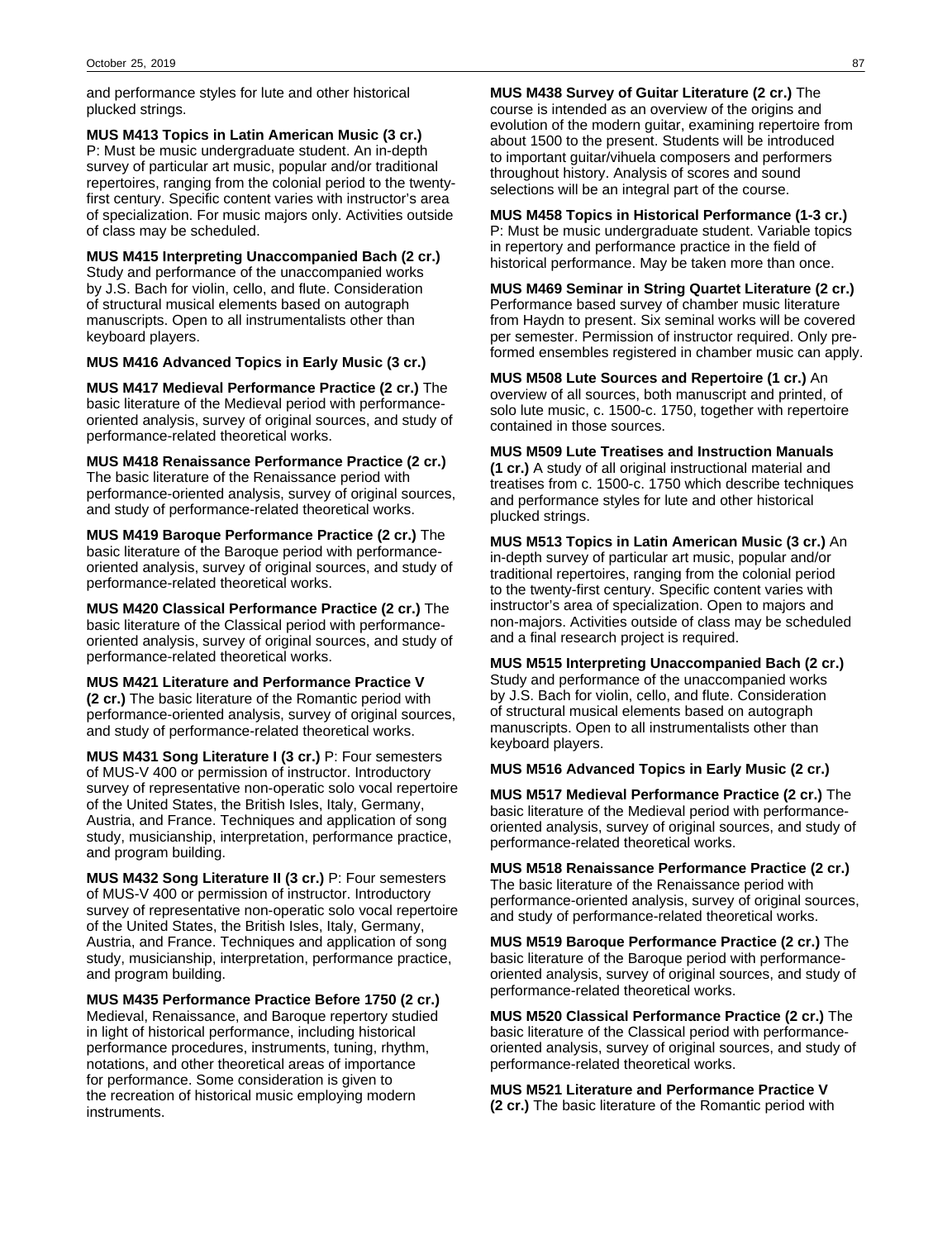and performance styles for lute and other historical plucked strings.

**MUS M413 Topics in Latin American Music (3 cr.)** P: Must be music undergraduate student. An in-depth survey of particular art music, popular and/or traditional repertoires, ranging from the colonial period to the twenty-first century. Specific content varies with instructor's area of specialization. For music majors only. Activities outside of class may be scheduled.

**MUS M415 Interpreting Unaccompanied Bach (2 cr.)** Study and performance of the unaccompanied works by J.S. Bach for violin, cello, and flute. Consideration of structural musical elements based on autograph manuscripts. Open to all instrumentalists other than keyboard players.

**MUS M416 Advanced Topics in Early Music (3 cr.)**

**MUS M417 Medieval Performance Practice (2 cr.)** The basic literature of the Medieval period with performance-oriented analysis, survey of original sources, and study of performance-related theoretical works.

**MUS M418 Renaissance Performance Practice (2 cr.)** The basic literature of the Renaissance period with performance-oriented analysis, survey of original sources, and study of performance-related theoretical works.

**MUS M419 Baroque Performance Practice (2 cr.)** The basic literature of the Baroque period with performance-oriented analysis, survey of original sources, and study of performance-related theoretical works.

**MUS M420 Classical Performance Practice (2 cr.)** The basic literature of the Classical period with performance-oriented analysis, survey of original sources, and study of performance-related theoretical works.

**MUS M421 Literature and Performance Practice V (2 cr.)** The basic literature of the Romantic period with performance-oriented analysis, survey of original sources, and study of performance-related theoretical works.

**MUS M431 Song Literature I (3 cr.)** P: Four semesters of MUS-V 400 or permission of instructor. Introductory survey of representative non-operatic solo vocal repertoire of the United States, the British Isles, Italy, Germany, Austria, and France. Techniques and application of song study, musicianship, interpretation, performance practice, and program building.

**MUS M432 Song Literature II (3 cr.)** P: Four semesters of MUS-V 400 or permission of instructor. Introductory survey of representative non-operatic solo vocal repertoire of the United States, the British Isles, Italy, Germany, Austria, and France. Techniques and application of song study, musicianship, interpretation, performance practice, and program building.

**MUS M435 Performance Practice Before 1750 (2 cr.)** Medieval, Renaissance, and Baroque repertory studied in light of historical performance, including historical performance procedures, instruments, tuning, rhythm, notations, and other theoretical areas of importance for performance. Some consideration is given to the recreation of historical music employing modern instruments.

**MUS M438 Survey of Guitar Literature (2 cr.)** The course is intended as an overview of the origins and evolution of the modern guitar, examining repertoire from about 1500 to the present. Students will be introduced to important guitar/vihuela composers and performers throughout history. Analysis of scores and sound selections will be an integral part of the course.

**MUS M458 Topics in Historical Performance (1-3 cr.)** P: Must be music undergraduate student. Variable topics in repertory and performance practice in the field of historical performance. May be taken more than once.

**MUS M469 Seminar in String Quartet Literature (2 cr.)** Performance based survey of chamber music literature from Haydn to present. Six seminal works will be covered per semester. Permission of instructor required. Only pre-formed ensembles registered in chamber music can apply.

**MUS M508 Lute Sources and Repertoire (1 cr.)** An overview of all sources, both manuscript and printed, of solo lute music, c. 1500-c. 1750, together with repertoire contained in those sources.

**MUS M509 Lute Treatises and Instruction Manuals (1 cr.)** A study of all original instructional material and treatises from c. 1500-c. 1750 which describe techniques and performance styles for lute and other historical plucked strings.

**MUS M513 Topics in Latin American Music (3 cr.)** An in-depth survey of particular art music, popular and/or traditional repertoires, ranging from the colonial period to the twenty-first century. Specific content varies with instructor's area of specialization. Open to majors and non-majors. Activities outside of class may be scheduled and a final research project is required.

**MUS M515 Interpreting Unaccompanied Bach (2 cr.)** Study and performance of the unaccompanied works by J.S. Bach for violin, cello, and flute. Consideration of structural musical elements based on autograph manuscripts. Open to all instrumentalists other than keyboard players.

**MUS M516 Advanced Topics in Early Music (2 cr.)**

**MUS M517 Medieval Performance Practice (2 cr.)** The basic literature of the Medieval period with performance-oriented analysis, survey of original sources, and study of performance-related theoretical works.

**MUS M518 Renaissance Performance Practice (2 cr.)** The basic literature of the Renaissance period with performance-oriented analysis, survey of original sources, and study of performance-related theoretical works.

**MUS M519 Baroque Performance Practice (2 cr.)** The basic literature of the Baroque period with performance-oriented analysis, survey of original sources, and study of performance-related theoretical works.

**MUS M520 Classical Performance Practice (2 cr.)** The basic literature of the Classical period with performance-oriented analysis, survey of original sources, and study of performance-related theoretical works.

**MUS M521 Literature and Performance Practice V (2 cr.)** The basic literature of the Romantic period with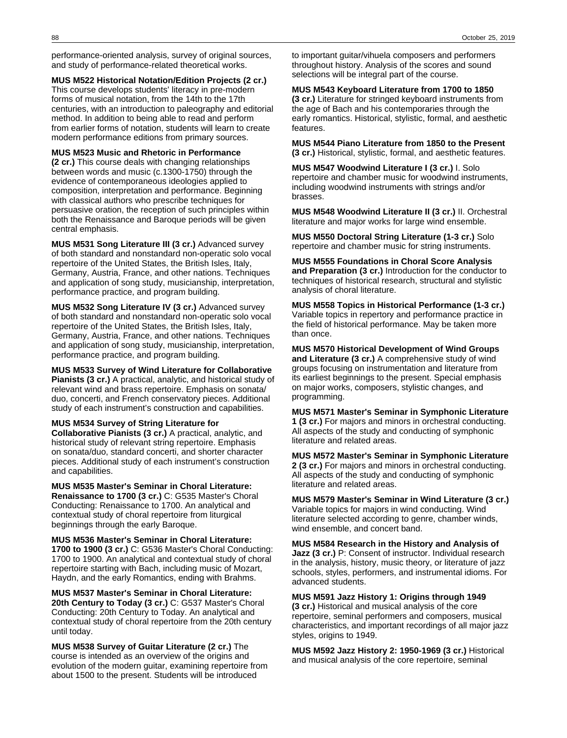performance-oriented analysis, survey of original sources, and study of performance-related theoretical works.

**MUS M522 Historical Notation/Edition Projects (2 cr.)** This course develops students' literacy in pre-modern forms of musical notation, from the 14th to the 17th centuries, with an introduction to paleography and editorial method. In addition to being able to read and perform from earlier forms of notation, students will learn to create modern performance editions from primary sources.

**MUS M523 Music and Rhetoric in Performance (2 cr.)** This course deals with changing relationships between words and music (c.1300-1750) through the evidence of contemporaneous ideologies applied to composition, interpretation and performance. Beginning with classical authors who prescribe techniques for persuasive oration, the reception of such principles within both the Renaissance and Baroque periods will be given central emphasis.

**MUS M531 Song Literature III (3 cr.)** Advanced survey of both standard and nonstandard non-operatic solo vocal repertoire of the United States, the British Isles, Italy, Germany, Austria, France, and other nations. Techniques and application of song study, musicianship, interpretation, performance practice, and program building.

**MUS M532 Song Literature IV (3 cr.)** Advanced survey of both standard and nonstandard non-operatic solo vocal repertoire of the United States, the British Isles, Italy, Germany, Austria, France, and other nations. Techniques and application of song study, musicianship, interpretation, performance practice, and program building.

**MUS M533 Survey of Wind Literature for Collaborative Pianists (3 cr.)** A practical, analytic, and historical study of relevant wind and brass repertoire. Emphasis on sonata/duo, concerti, and French conservatory pieces. Additional study of each instrument's construction and capabilities.

**MUS M534 Survey of String Literature for Collaborative Pianists (3 cr.)** A practical, analytic, and historical study of relevant string repertoire. Emphasis on sonata/duo, standard concerti, and shorter character pieces. Additional study of each instrument's construction and capabilities.

**MUS M535 Master's Seminar in Choral Literature: Renaissance to 1700 (3 cr.)** C: G535 Master's Choral Conducting: Renaissance to 1700. An analytical and contextual study of choral repertoire from liturgical beginnings through the early Baroque.

**MUS M536 Master's Seminar in Choral Literature: 1700 to 1900 (3 cr.)** C: G536 Master's Choral Conducting: 1700 to 1900. An analytical and contextual study of choral repertoire starting with Bach, including music of Mozart, Haydn, and the early Romantics, ending with Brahms.

**MUS M537 Master's Seminar in Choral Literature: 20th Century to Today (3 cr.)** C: G537 Master's Choral Conducting: 20th Century to Today. An analytical and contextual study of choral repertoire from the 20th century until today.

**MUS M538 Survey of Guitar Literature (2 cr.)** The course is intended as an overview of the origins and evolution of the modern guitar, examining repertoire from about 1500 to the present. Students will be introduced to important guitar/vihuela composers and performers throughout history. Analysis of the scores and sound selections will be integral part of the course.

**MUS M543 Keyboard Literature from 1700 to 1850 (3 cr.)** Literature for stringed keyboard instruments from the age of Bach and his contemporaries through the early romantics. Historical, stylistic, formal, and aesthetic features.

**MUS M544 Piano Literature from 1850 to the Present (3 cr.)** Historical, stylistic, formal, and aesthetic features.

**MUS M547 Woodwind Literature I (3 cr.)** I. Solo repertoire and chamber music for woodwind instruments, including woodwind instruments with strings and/or brasses.

**MUS M548 Woodwind Literature II (3 cr.)** II. Orchestral literature and major works for large wind ensemble.

**MUS M550 Doctoral String Literature (1-3 cr.)** Solo repertoire and chamber music for string instruments.

**MUS M555 Foundations in Choral Score Analysis and Preparation (3 cr.)** Introduction for the conductor to techniques of historical research, structural and stylistic analysis of choral literature.

**MUS M558 Topics in Historical Performance (1-3 cr.)** Variable topics in repertory and performance practice in the field of historical performance. May be taken more than once.

**MUS M570 Historical Development of Wind Groups and Literature (3 cr.)** A comprehensive study of wind groups focusing on instrumentation and literature from its earliest beginnings to the present. Special emphasis on major works, composers, stylistic changes, and programming.

**MUS M571 Master's Seminar in Symphonic Literature 1 (3 cr.)** For majors and minors in orchestral conducting. All aspects of the study and conducting of symphonic literature and related areas.

**MUS M572 Master's Seminar in Symphonic Literature 2 (3 cr.)** For majors and minors in orchestral conducting. All aspects of the study and conducting of symphonic literature and related areas.

**MUS M579 Master's Seminar in Wind Literature (3 cr.)** Variable topics for majors in wind conducting. Wind literature selected according to genre, chamber winds, wind ensemble, and concert band.

**MUS M584 Research in the History and Analysis of Jazz (3 cr.)** P: Consent of instructor. Individual research in the analysis, history, music theory, or literature of jazz schools, styles, performers, and instrumental idioms. For advanced students.

**MUS M591 Jazz History 1: Origins through 1949 (3 cr.)** Historical and musical analysis of the core repertoire, seminal performers and composers, musical characteristics, and important recordings of all major jazz styles, origins to 1949.

**MUS M592 Jazz History 2: 1950-1969 (3 cr.)** Historical and musical analysis of the core repertoire, seminal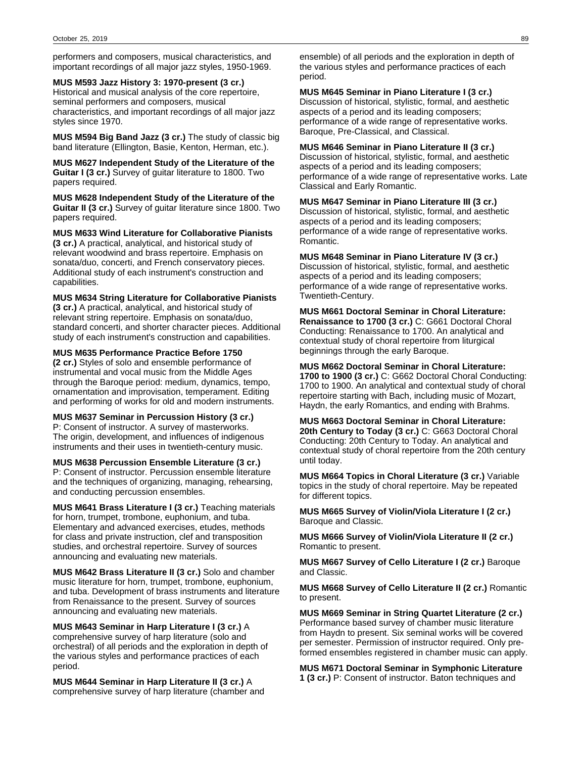performers and composers, musical characteristics, and important recordings of all major jazz styles, 1950-1969.

**MUS M593 Jazz History 3: 1970-present (3 cr.)** Historical and musical analysis of the core repertoire, seminal performers and composers, musical characteristics, and important recordings of all major jazz styles since 1970.

**MUS M594 Big Band Jazz (3 cr.)** The study of classic big band literature (Ellington, Basie, Kenton, Herman, etc.).

**MUS M627 Independent Study of the Literature of the Guitar I (3 cr.)** Survey of guitar literature to 1800. Two papers required.

**MUS M628 Independent Study of the Literature of the Guitar II (3 cr.)** Survey of guitar literature since 1800. Two papers required.

**MUS M633 Wind Literature for Collaborative Pianists (3 cr.)** A practical, analytical, and historical study of relevant woodwind and brass repertoire. Emphasis on sonata/duo, concerti, and French conservatory pieces. Additional study of each instrument's construction and capabilities.

**MUS M634 String Literature for Collaborative Pianists (3 cr.)** A practical, analytical, and historical study of relevant string repertoire. Emphasis on sonata/duo, standard concerti, and shorter character pieces. Additional study of each instrument's construction and capabilities.

**MUS M635 Performance Practice Before 1750 (2 cr.)** Styles of solo and ensemble performance of instrumental and vocal music from the Middle Ages through the Baroque period: medium, dynamics, tempo, ornamentation and improvisation, temperament. Editing and performing of works for old and modern instruments.

**MUS M637 Seminar in Percussion History (3 cr.)** P: Consent of instructor. A survey of masterworks. The origin, development, and influences of indigenous instruments and their uses in twentieth-century music.

**MUS M638 Percussion Ensemble Literature (3 cr.)** P: Consent of instructor. Percussion ensemble literature and the techniques of organizing, managing, rehearsing, and conducting percussion ensembles.

**MUS M641 Brass Literature I (3 cr.)** Teaching materials for horn, trumpet, trombone, euphonium, and tuba. Elementary and advanced exercises, etudes, methods for class and private instruction, clef and transposition studies, and orchestral repertoire. Survey of sources announcing and evaluating new materials.

**MUS M642 Brass Literature II (3 cr.)** Solo and chamber music literature for horn, trumpet, trombone, euphonium, and tuba. Development of brass instruments and literature from Renaissance to the present. Survey of sources announcing and evaluating new materials.

**MUS M643 Seminar in Harp Literature I (3 cr.)** A comprehensive survey of harp literature (solo and orchestral) of all periods and the exploration in depth of the various styles and performance practices of each period.

**MUS M644 Seminar in Harp Literature II (3 cr.)** A comprehensive survey of harp literature (chamber and ensemble) of all periods and the exploration in depth of the various styles and performance practices of each period.

**MUS M645 Seminar in Piano Literature I (3 cr.)** Discussion of historical, stylistic, formal, and aesthetic aspects of a period and its leading composers; performance of a wide range of representative works. Baroque, Pre-Classical, and Classical.

**MUS M646 Seminar in Piano Literature II (3 cr.)** Discussion of historical, stylistic, formal, and aesthetic aspects of a period and its leading composers; performance of a wide range of representative works. Late Classical and Early Romantic.

**MUS M647 Seminar in Piano Literature III (3 cr.)** Discussion of historical, stylistic, formal, and aesthetic aspects of a period and its leading composers; performance of a wide range of representative works. Romantic.

**MUS M648 Seminar in Piano Literature IV (3 cr.)** Discussion of historical, stylistic, formal, and aesthetic aspects of a period and its leading composers; performance of a wide range of representative works. Twentieth-Century.

**MUS M661 Doctoral Seminar in Choral Literature: Renaissance to 1700 (3 cr.)** C: G661 Doctoral Choral Conducting: Renaissance to 1700. An analytical and contextual study of choral repertoire from liturgical beginnings through the early Baroque.

**MUS M662 Doctoral Seminar in Choral Literature: 1700 to 1900 (3 cr.)** C: G662 Doctoral Choral Conducting: 1700 to 1900. An analytical and contextual study of choral repertoire starting with Bach, including music of Mozart, Haydn, the early Romantics, and ending with Brahms.

**MUS M663 Doctoral Seminar in Choral Literature: 20th Century to Today (3 cr.)** C: G663 Doctoral Choral Conducting: 20th Century to Today. An analytical and contextual study of choral repertoire from the 20th century until today.

**MUS M664 Topics in Choral Literature (3 cr.)** Variable topics in the study of choral repertoire. May be repeated for different topics.

**MUS M665 Survey of Violin/Viola Literature I (2 cr.)** Baroque and Classic.

**MUS M666 Survey of Violin/Viola Literature II (2 cr.)** Romantic to present.

**MUS M667 Survey of Cello Literature I (2 cr.)** Baroque and Classic.

**MUS M668 Survey of Cello Literature II (2 cr.)** Romantic to present.

**MUS M669 Seminar in String Quartet Literature (2 cr.)** Performance based survey of chamber music literature from Haydn to present. Six seminal works will be covered per semester. Permission of instructor required. Only pre-formed ensembles registered in chamber music can apply.

**MUS M671 Doctoral Seminar in Symphonic Literature 1 (3 cr.)** P: Consent of instructor. Baton techniques and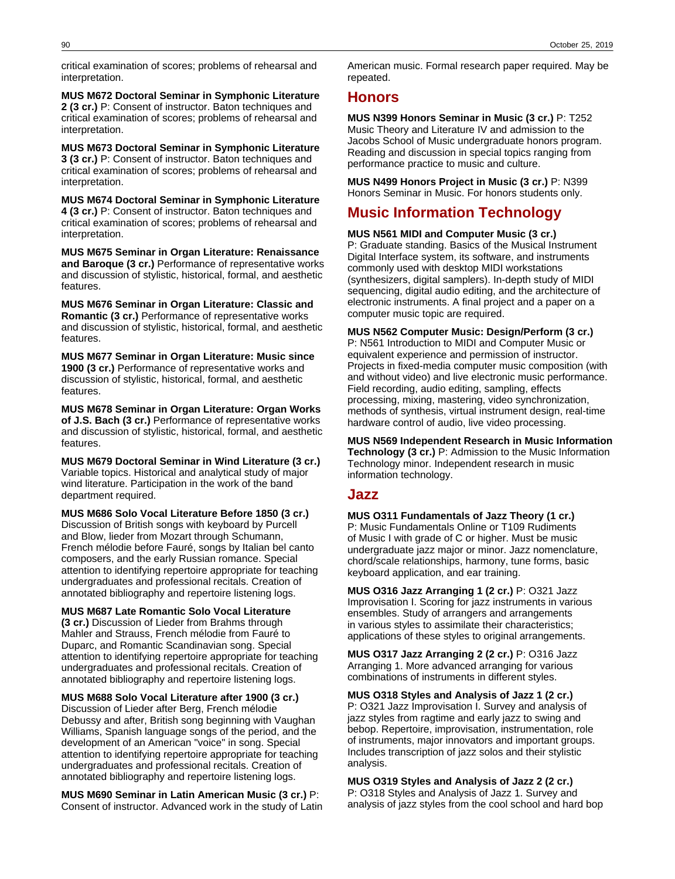critical examination of scores; problems of rehearsal and interpretation.

**MUS M672 Doctoral Seminar in Symphonic Literature 2 (3 cr.)** P: Consent of instructor. Baton techniques and critical examination of scores; problems of rehearsal and interpretation.

**MUS M673 Doctoral Seminar in Symphonic Literature 3 (3 cr.)** P: Consent of instructor. Baton techniques and critical examination of scores; problems of rehearsal and interpretation.

**MUS M674 Doctoral Seminar in Symphonic Literature 4 (3 cr.)** P: Consent of instructor. Baton techniques and critical examination of scores; problems of rehearsal and interpretation.

**MUS M675 Seminar in Organ Literature: Renaissance and Baroque (3 cr.)** Performance of representative works and discussion of stylistic, historical, formal, and aesthetic features.

**MUS M676 Seminar in Organ Literature: Classic and Romantic (3 cr.)** Performance of representative works and discussion of stylistic, historical, formal, and aesthetic features.

**MUS M677 Seminar in Organ Literature: Music since 1900 (3 cr.)** Performance of representative works and discussion of stylistic, historical, formal, and aesthetic features.

**MUS M678 Seminar in Organ Literature: Organ Works of J.S. Bach (3 cr.)** Performance of representative works and discussion of stylistic, historical, formal, and aesthetic features.

**MUS M679 Doctoral Seminar in Wind Literature (3 cr.)** Variable topics. Historical and analytical study of major wind literature. Participation in the work of the band department required.

**MUS M686 Solo Vocal Literature Before 1850 (3 cr.)** Discussion of British songs with keyboard by Purcell and Blow, lieder from Mozart through Schumann, French mélodie before Fauré, songs by Italian bel canto composers, and the early Russian romance. Special attention to identifying repertoire appropriate for teaching undergraduates and professional recitals. Creation of annotated bibliography and repertoire listening logs.

**MUS M687 Late Romantic Solo Vocal Literature (3 cr.)** Discussion of Lieder from Brahms through Mahler and Strauss, French mélodie from Fauré to Duparc, and Romantic Scandinavian song. Special attention to identifying repertoire appropriate for teaching undergraduates and professional recitals. Creation of annotated bibliography and repertoire listening logs.

**MUS M688 Solo Vocal Literature after 1900 (3 cr.)** Discussion of Lieder after Berg, French mélodie Debussy and after, British song beginning with Vaughan Williams, Spanish language songs of the period, and the development of an American "voice" in song. Special attention to identifying repertoire appropriate for teaching undergraduates and professional recitals. Creation of annotated bibliography and repertoire listening logs.

**MUS M690 Seminar in Latin American Music (3 cr.)** P: Consent of instructor. Advanced work in the study of Latin American music. Formal research paper required. May be repeated.

## Honors

**MUS N399 Honors Seminar in Music (3 cr.)** P: T252 Music Theory and Literature IV and admission to the Jacobs School of Music undergraduate honors program. Reading and discussion in special topics ranging from performance practice to music and culture.

**MUS N499 Honors Project in Music (3 cr.)** P: N399 Honors Seminar in Music. For honors students only.

## Music Information Technology

**MUS N561 MIDI and Computer Music (3 cr.)** P: Graduate standing. Basics of the Musical Instrument Digital Interface system, its software, and instruments commonly used with desktop MIDI workstations (synthesizers, digital samplers). In-depth study of MIDI sequencing, digital audio editing, and the architecture of electronic instruments. A final project and a paper on a computer music topic are required.

**MUS N562 Computer Music: Design/Perform (3 cr.)** P: N561 Introduction to MIDI and Computer Music or equivalent experience and permission of instructor. Projects in fixed-media computer music composition (with and without video) and live electronic music performance. Field recording, audio editing, sampling, effects processing, mixing, mastering, video synchronization, methods of synthesis, virtual instrument design, real-time hardware control of audio, live video processing.

**MUS N569 Independent Research in Music Information Technology (3 cr.)** P: Admission to the Music Information Technology minor. Independent research in music information technology.

## Jazz

**MUS O311 Fundamentals of Jazz Theory (1 cr.)** P: Music Fundamentals Online or T109 Rudiments of Music I with grade of C or higher. Must be music undergraduate jazz major or minor. Jazz nomenclature, chord/scale relationships, harmony, tune forms, basic keyboard application, and ear training.

**MUS O316 Jazz Arranging 1 (2 cr.)** P: O321 Jazz Improvisation I. Scoring for jazz instruments in various ensembles. Study of arrangers and arrangements in various styles to assimilate their characteristics; applications of these styles to original arrangements.

**MUS O317 Jazz Arranging 2 (2 cr.)** P: O316 Jazz Arranging 1. More advanced arranging for various combinations of instruments in different styles.

**MUS O318 Styles and Analysis of Jazz 1 (2 cr.)** P: O321 Jazz Improvisation I. Survey and analysis of jazz styles from ragtime and early jazz to swing and bebop. Repertoire, improvisation, instrumentation, role of instruments, major innovators and important groups. Includes transcription of jazz solos and their stylistic analysis.

**MUS O319 Styles and Analysis of Jazz 2 (2 cr.)** P: O318 Styles and Analysis of Jazz 1. Survey and analysis of jazz styles from the cool school and hard bop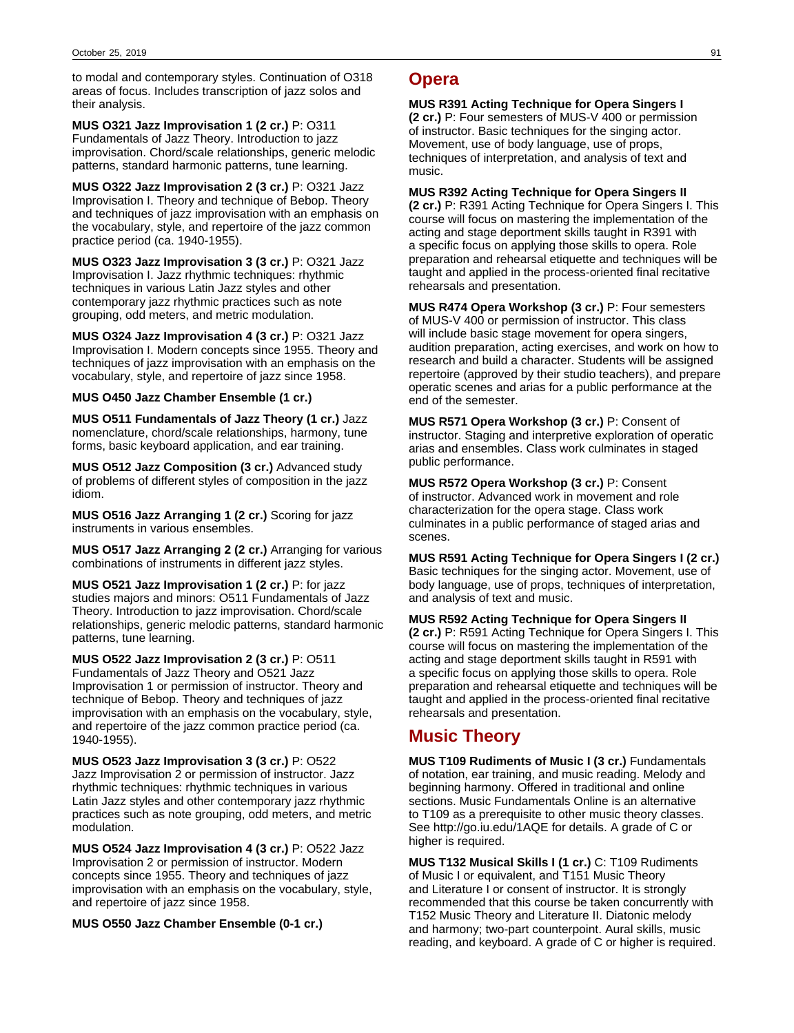to modal and contemporary styles. Continuation of O318 areas of focus. Includes transcription of jazz solos and their analysis.

**MUS O321 Jazz Improvisation 1 (2 cr.)** P: O311 Fundamentals of Jazz Theory. Introduction to jazz improvisation. Chord/scale relationships, generic melodic patterns, standard harmonic patterns, tune learning.

**MUS O322 Jazz Improvisation 2 (3 cr.)** P: O321 Jazz Improvisation I. Theory and technique of Bebop. Theory and techniques of jazz improvisation with an emphasis on the vocabulary, style, and repertoire of the jazz common practice period (ca. 1940-1955).

**MUS O323 Jazz Improvisation 3 (3 cr.)** P: O321 Jazz Improvisation I. Jazz rhythmic techniques: rhythmic techniques in various Latin Jazz styles and other contemporary jazz rhythmic practices such as note grouping, odd meters, and metric modulation.

**MUS O324 Jazz Improvisation 4 (3 cr.)** P: O321 Jazz Improvisation I. Modern concepts since 1955. Theory and techniques of jazz improvisation with an emphasis on the vocabulary, style, and repertoire of jazz since 1958.

**MUS O450 Jazz Chamber Ensemble (1 cr.)**

**MUS O511 Fundamentals of Jazz Theory (1 cr.)** Jazz nomenclature, chord/scale relationships, harmony, tune forms, basic keyboard application, and ear training.

**MUS O512 Jazz Composition (3 cr.)** Advanced study of problems of different styles of composition in the jazz idiom.

**MUS O516 Jazz Arranging 1 (2 cr.)** Scoring for jazz instruments in various ensembles.

**MUS O517 Jazz Arranging 2 (2 cr.)** Arranging for various combinations of instruments in different jazz styles.

**MUS O521 Jazz Improvisation 1 (2 cr.)** P: for jazz studies majors and minors: O511 Fundamentals of Jazz Theory. Introduction to jazz improvisation. Chord/scale relationships, generic melodic patterns, standard harmonic patterns, tune learning.

**MUS O522 Jazz Improvisation 2 (3 cr.)** P: O511 Fundamentals of Jazz Theory and O521 Jazz Improvisation 1 or permission of instructor. Theory and technique of Bebop. Theory and techniques of jazz improvisation with an emphasis on the vocabulary, style, and repertoire of the jazz common practice period (ca. 1940-1955).

**MUS O523 Jazz Improvisation 3 (3 cr.)** P: O522 Jazz Improvisation 2 or permission of instructor. Jazz rhythmic techniques: rhythmic techniques in various Latin Jazz styles and other contemporary jazz rhythmic practices such as note grouping, odd meters, and metric modulation.

**MUS O524 Jazz Improvisation 4 (3 cr.)** P: O522 Jazz Improvisation 2 or permission of instructor. Modern concepts since 1955. Theory and techniques of jazz improvisation with an emphasis on the vocabulary, style, and repertoire of jazz since 1958.

**MUS O550 Jazz Chamber Ensemble (0-1 cr.)**

## Opera

**MUS R391 Acting Technique for Opera Singers I (2 cr.)** P: Four semesters of MUS-V 400 or permission of instructor. Basic techniques for the singing actor. Movement, use of body language, use of props, techniques of interpretation, and analysis of text and music.

**MUS R392 Acting Technique for Opera Singers II (2 cr.)** P: R391 Acting Technique for Opera Singers I. This course will focus on mastering the implementation of the acting and stage deportment skills taught in R391 with a specific focus on applying those skills to opera. Role preparation and rehearsal etiquette and techniques will be taught and applied in the process-oriented final recitative rehearsals and presentation.

**MUS R474 Opera Workshop (3 cr.)** P: Four semesters of MUS-V 400 or permission of instructor. This class will include basic stage movement for opera singers, audition preparation, acting exercises, and work on how to research and build a character. Students will be assigned repertoire (approved by their studio teachers), and prepare operatic scenes and arias for a public performance at the end of the semester.

**MUS R571 Opera Workshop (3 cr.)** P: Consent of instructor. Staging and interpretive exploration of operatic arias and ensembles. Class work culminates in staged public performance.

**MUS R572 Opera Workshop (3 cr.)** P: Consent of instructor. Advanced work in movement and role characterization for the opera stage. Class work culminates in a public performance of staged arias and scenes.

**MUS R591 Acting Technique for Opera Singers I (2 cr.)** Basic techniques for the singing actor. Movement, use of body language, use of props, techniques of interpretation, and analysis of text and music.

**MUS R592 Acting Technique for Opera Singers II (2 cr.)** P: R591 Acting Technique for Opera Singers I. This course will focus on mastering the implementation of the acting and stage deportment skills taught in R591 with a specific focus on applying those skills to opera. Role preparation and rehearsal etiquette and techniques will be taught and applied in the process-oriented final recitative rehearsals and presentation.

## Music Theory

**MUS T109 Rudiments of Music I (3 cr.)** Fundamentals of notation, ear training, and music reading. Melody and beginning harmony. Offered in traditional and online sections. Music Fundamentals Online is an alternative to T109 as a prerequisite to other music theory classes. See http://go.iu.edu/1AQE for details. A grade of C or higher is required.

**MUS T132 Musical Skills I (1 cr.)** C: T109 Rudiments of Music I or equivalent, and T151 Music Theory and Literature I or consent of instructor. It is strongly recommended that this course be taken concurrently with T152 Music Theory and Literature II. Diatonic melody and harmony; two-part counterpoint. Aural skills, music reading, and keyboard. A grade of C or higher is required.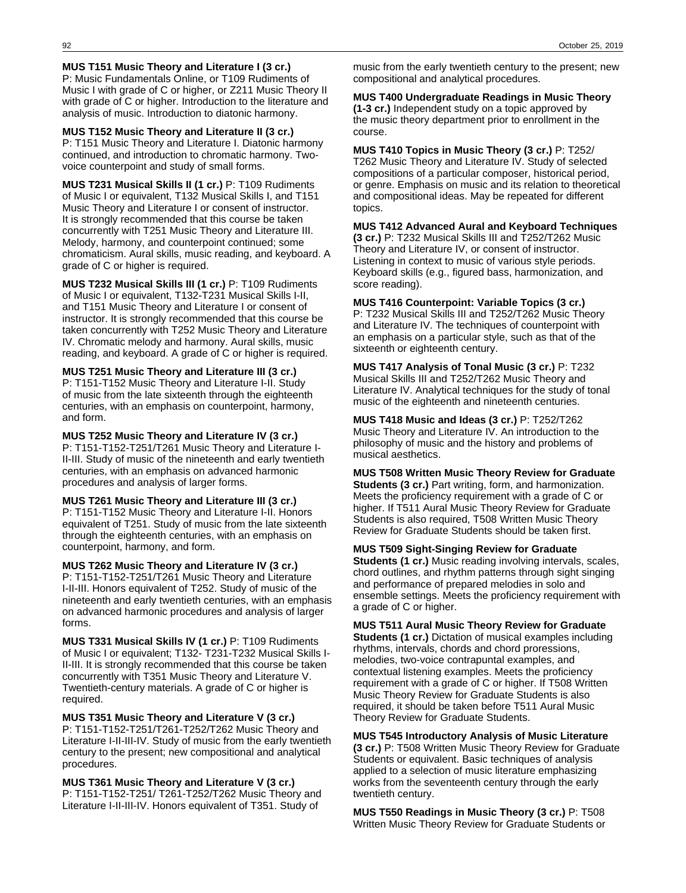**MUS T151 Music Theory and Literature I (3 cr.)** P: Music Fundamentals Online, or T109 Rudiments of Music I with grade of C or higher, or Z211 Music Theory II with grade of C or higher. Introduction to the literature and analysis of music. Introduction to diatonic harmony.

**MUS T152 Music Theory and Literature II (3 cr.)** P: T151 Music Theory and Literature I. Diatonic harmony continued, and introduction to chromatic harmony. Two-voice counterpoint and study of small forms.

**MUS T231 Musical Skills II (1 cr.)** P: T109 Rudiments of Music I or equivalent, T132 Musical Skills I, and T151 Music Theory and Literature I or consent of instructor. It is strongly recommended that this course be taken concurrently with T251 Music Theory and Literature III. Melody, harmony, and counterpoint continued; some chromaticism. Aural skills, music reading, and keyboard. A grade of C or higher is required.

**MUS T232 Musical Skills III (1 cr.)** P: T109 Rudiments of Music I or equivalent, T132-T231 Musical Skills I-II, and T151 Music Theory and Literature I or consent of instructor. It is strongly recommended that this course be taken concurrently with T252 Music Theory and Literature IV. Chromatic melody and harmony. Aural skills, music reading, and keyboard. A grade of C or higher is required.

**MUS T251 Music Theory and Literature III (3 cr.)** P: T151-T152 Music Theory and Literature I-II. Study of music from the late sixteenth through the eighteenth centuries, with an emphasis on counterpoint, harmony, and form.

**MUS T252 Music Theory and Literature IV (3 cr.)** P: T151-T152-T251/T261 Music Theory and Literature I-II-III. Study of music of the nineteenth and early twentieth centuries, with an emphasis on advanced harmonic procedures and analysis of larger forms.

**MUS T261 Music Theory and Literature III (3 cr.)** P: T151-T152 Music Theory and Literature I-II. Honors equivalent of T251. Study of music from the late sixteenth through the eighteenth centuries, with an emphasis on counterpoint, harmony, and form.

**MUS T262 Music Theory and Literature IV (3 cr.)** P: T151-T152-T251/T261 Music Theory and Literature I-II-III. Honors equivalent of T252. Study of music of the nineteenth and early twentieth centuries, with an emphasis on advanced harmonic procedures and analysis of larger forms.

**MUS T331 Musical Skills IV (1 cr.)** P: T109 Rudiments of Music I or equivalent; T132- T231-T232 Musical Skills I-II-III. It is strongly recommended that this course be taken concurrently with T351 Music Theory and Literature V. Twentieth-century materials. A grade of C or higher is required.

**MUS T351 Music Theory and Literature V (3 cr.)** P: T151-T152-T251/T261-T252/T262 Music Theory and Literature I-II-III-IV. Study of music from the early twentieth century to the present; new compositional and analytical procedures.

**MUS T361 Music Theory and Literature V (3 cr.)** P: T151-T152-T251/ T261-T252/T262 Music Theory and Literature I-II-III-IV. Honors equivalent of T351. Study of music from the early twentieth century to the present; new compositional and analytical procedures.

**MUS T400 Undergraduate Readings in Music Theory (1-3 cr.)** Independent study on a topic approved by the music theory department prior to enrollment in the course.

**MUS T410 Topics in Music Theory (3 cr.)** P: T252/T262 Music Theory and Literature IV. Study of selected compositions of a particular composer, historical period, or genre. Emphasis on music and its relation to theoretical and compositional ideas. May be repeated for different topics.

**MUS T412 Advanced Aural and Keyboard Techniques (3 cr.)** P: T232 Musical Skills III and T252/T262 Music Theory and Literature IV, or consent of instructor. Listening in context to music of various style periods. Keyboard skills (e.g., figured bass, harmonization, and score reading).

**MUS T416 Counterpoint: Variable Topics (3 cr.)** P: T232 Musical Skills III and T252/T262 Music Theory and Literature IV. The techniques of counterpoint with an emphasis on a particular style, such as that of the sixteenth or eighteenth century.

**MUS T417 Analysis of Tonal Music (3 cr.)** P: T232 Musical Skills III and T252/T262 Music Theory and Literature IV. Analytical techniques for the study of tonal music of the eighteenth and nineteenth centuries.

**MUS T418 Music and Ideas (3 cr.)** P: T252/T262 Music Theory and Literature IV. An introduction to the philosophy of music and the history and problems of musical aesthetics.

**MUS T508 Written Music Theory Review for Graduate Students (3 cr.)** Part writing, form, and harmonization. Meets the proficiency requirement with a grade of C or higher. If T511 Aural Music Theory Review for Graduate Students is also required, T508 Written Music Theory Review for Graduate Students should be taken first.

**MUS T509 Sight-Singing Review for Graduate Students (1 cr.)** Music reading involving intervals, scales, chord outlines, and rhythm patterns through sight singing and performance of prepared melodies in solo and ensemble settings. Meets the proficiency requirement with a grade of C or higher.

**MUS T511 Aural Music Theory Review for Graduate Students (1 cr.)** Dictation of musical examples including rhythms, intervals, chords and chord proressions, melodies, two-voice contrapuntal examples, and contextual listening examples. Meets the proficiency requirement with a grade of C or higher. If T508 Written Music Theory Review for Graduate Students is also required, it should be taken before T511 Aural Music Theory Review for Graduate Students.

**MUS T545 Introductory Analysis of Music Literature (3 cr.)** P: T508 Written Music Theory Review for Graduate Students or equivalent. Basic techniques of analysis applied to a selection of music literature emphasizing works from the seventeenth century through the early twentieth century.

**MUS T550 Readings in Music Theory (3 cr.)** P: T508 Written Music Theory Review for Graduate Students or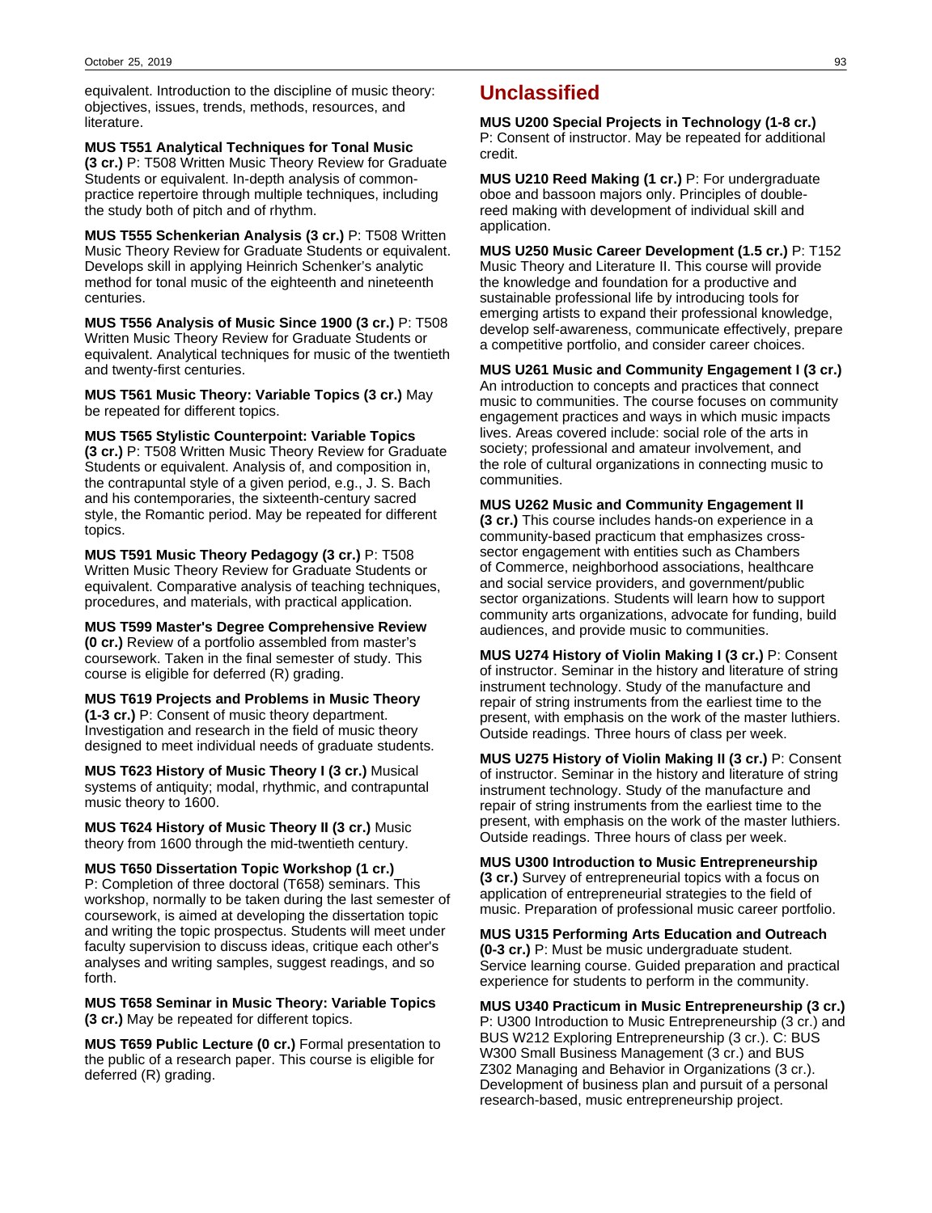equivalent. Introduction to the discipline of music theory: objectives, issues, trends, methods, resources, and literature.

**MUS T551 Analytical Techniques for Tonal Music (3 cr.)** P: T508 Written Music Theory Review for Graduate Students or equivalent. In-depth analysis of common-practice repertoire through multiple techniques, including the study both of pitch and of rhythm.

**MUS T555 Schenkerian Analysis (3 cr.)** P: T508 Written Music Theory Review for Graduate Students or equivalent. Develops skill in applying Heinrich Schenker's analytic method for tonal music of the eighteenth and nineteenth centuries.

**MUS T556 Analysis of Music Since 1900 (3 cr.)** P: T508 Written Music Theory Review for Graduate Students or equivalent. Analytical techniques for music of the twentieth and twenty-first centuries.

**MUS T561 Music Theory: Variable Topics (3 cr.)** May be repeated for different topics.

**MUS T565 Stylistic Counterpoint: Variable Topics (3 cr.)** P: T508 Written Music Theory Review for Graduate Students or equivalent. Analysis of, and composition in, the contrapuntal style of a given period, e.g., J. S. Bach and his contemporaries, the sixteenth-century sacred style, the Romantic period. May be repeated for different topics.

**MUS T591 Music Theory Pedagogy (3 cr.)** P: T508 Written Music Theory Review for Graduate Students or equivalent. Comparative analysis of teaching techniques, procedures, and materials, with practical application.

**MUS T599 Master's Degree Comprehensive Review (0 cr.)** Review of a portfolio assembled from master's coursework. Taken in the final semester of study. This course is eligible for deferred (R) grading.

**MUS T619 Projects and Problems in Music Theory (1-3 cr.)** P: Consent of music theory department. Investigation and research in the field of music theory designed to meet individual needs of graduate students.

**MUS T623 History of Music Theory I (3 cr.)** Musical systems of antiquity; modal, rhythmic, and contrapuntal music theory to 1600.

**MUS T624 History of Music Theory II (3 cr.)** Music theory from 1600 through the mid-twentieth century.

**MUS T650 Dissertation Topic Workshop (1 cr.)** P: Completion of three doctoral (T658) seminars. This workshop, normally to be taken during the last semester of coursework, is aimed at developing the dissertation topic and writing the topic prospectus. Students will meet under faculty supervision to discuss ideas, critique each other's analyses and writing samples, suggest readings, and so forth.

**MUS T658 Seminar in Music Theory: Variable Topics (3 cr.)** May be repeated for different topics.

**MUS T659 Public Lecture (0 cr.)** Formal presentation to the public of a research paper. This course is eligible for deferred (R) grading.

## Unclassified

**MUS U200 Special Projects in Technology (1-8 cr.)** P: Consent of instructor. May be repeated for additional credit.

**MUS U210 Reed Making (1 cr.)** P: For undergraduate oboe and bassoon majors only. Principles of double-reed making with development of individual skill and application.

**MUS U250 Music Career Development (1.5 cr.)** P: T152 Music Theory and Literature II. This course will provide the knowledge and foundation for a productive and sustainable professional life by introducing tools for emerging artists to expand their professional knowledge, develop self-awareness, communicate effectively, prepare a competitive portfolio, and consider career choices.

**MUS U261 Music and Community Engagement I (3 cr.)** An introduction to concepts and practices that connect music to communities. The course focuses on community engagement practices and ways in which music impacts lives. Areas covered include: social role of the arts in society; professional and amateur involvement, and the role of cultural organizations in connecting music to communities.

**MUS U262 Music and Community Engagement II (3 cr.)** This course includes hands-on experience in a community-based practicum that emphasizes cross-sector engagement with entities such as Chambers of Commerce, neighborhood associations, healthcare and social service providers, and government/public sector organizations. Students will learn how to support community arts organizations, advocate for funding, build audiences, and provide music to communities.

**MUS U274 History of Violin Making I (3 cr.)** P: Consent of instructor. Seminar in the history and literature of string instrument technology. Study of the manufacture and repair of string instruments from the earliest time to the present, with emphasis on the work of the master luthiers. Outside readings. Three hours of class per week.

**MUS U275 History of Violin Making II (3 cr.)** P: Consent of instructor. Seminar in the history and literature of string instrument technology. Study of the manufacture and repair of string instruments from the earliest time to the present, with emphasis on the work of the master luthiers. Outside readings. Three hours of class per week.

**MUS U300 Introduction to Music Entrepreneurship (3 cr.)** Survey of entrepreneurial topics with a focus on application of entrepreneurial strategies to the field of music. Preparation of professional music career portfolio.

**MUS U315 Performing Arts Education and Outreach (0-3 cr.)** P: Must be music undergraduate student. Service learning course. Guided preparation and practical experience for students to perform in the community.

**MUS U340 Practicum in Music Entrepreneurship (3 cr.)** P: U300 Introduction to Music Entrepreneurship (3 cr.) and BUS W212 Exploring Entrepreneurship (3 cr.). C: BUS W300 Small Business Management (3 cr.) and BUS Z302 Managing and Behavior in Organizations (3 cr.). Development of business plan and pursuit of a personal research-based, music entrepreneurship project.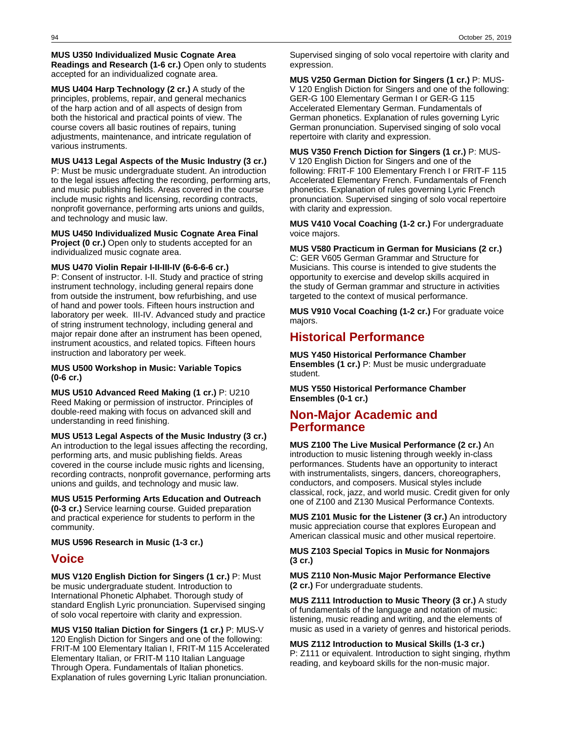**MUS U350 Individualized Music Cognate Area Readings and Research (1-6 cr.)** Open only to students accepted for an individualized cognate area.

**MUS U404 Harp Technology (2 cr.)** A study of the principles, problems, repair, and general mechanics of the harp action and of all aspects of design from both the historical and practical points of view. The course covers all basic routines of repairs, tuning adjustments, maintenance, and intricate regulation of various instruments.

**MUS U413 Legal Aspects of the Music Industry (3 cr.)** P: Must be music undergraduate student. An introduction to the legal issues affecting the recording, performing arts, and music publishing fields. Areas covered in the course include music rights and licensing, recording contracts, nonprofit governance, performing arts unions and guilds, and technology and music law.

**MUS U450 Individualized Music Cognate Area Final Project (0 cr.)** Open only to students accepted for an individualized music cognate area.

**MUS U470 Violin Repair I-II-III-IV (6-6-6-6 cr.)** P: Consent of instructor. I-II. Study and practice of string instrument technology, including general repairs done from outside the instrument, bow refurbishing, and use of hand and power tools. Fifteen hours instruction and laboratory per week. III-IV. Advanced study and practice of string instrument technology, including general and major repair done after an instrument has been opened, instrument acoustics, and related topics. Fifteen hours instruction and laboratory per week.

**MUS U500 Workshop in Music: Variable Topics (0-6 cr.)**

**MUS U510 Advanced Reed Making (1 cr.)** P: U210 Reed Making or permission of instructor. Principles of double-reed making with focus on advanced skill and understanding in reed finishing.

**MUS U513 Legal Aspects of the Music Industry (3 cr.)** An introduction to the legal issues affecting the recording, performing arts, and music publishing fields. Areas covered in the course include music rights and licensing, recording contracts, nonprofit governance, performing arts unions and guilds, and technology and music law.

**MUS U515 Performing Arts Education and Outreach (0-3 cr.)** Service learning course. Guided preparation and practical experience for students to perform in the community.

**MUS U596 Research in Music (1-3 cr.)**

## Voice

**MUS V120 English Diction for Singers (1 cr.)** P: Must be music undergraduate student. Introduction to International Phonetic Alphabet. Thorough study of standard English Lyric pronunciation. Supervised singing of solo vocal repertoire with clarity and expression.

**MUS V150 Italian Diction for Singers (1 cr.)** P: MUS-V 120 English Diction for Singers and one of the following: FRIT-M 100 Elementary Italian I, FRIT-M 115 Accelerated Elementary Italian, or FRIT-M 110 Italian Language Through Opera. Fundamentals of Italian phonetics. Explanation of rules governing Lyric Italian pronunciation. Supervised singing of solo vocal repertoire with clarity and expression.

**MUS V250 German Diction for Singers (1 cr.)** P: MUS-V 120 English Diction for Singers and one of the following: GER-G 100 Elementary German I or GER-G 115 Accelerated Elementary German. Fundamentals of German phonetics. Explanation of rules governing Lyric German pronunciation. Supervised singing of solo vocal repertoire with clarity and expression.

**MUS V350 French Diction for Singers (1 cr.)** P: MUS-V 120 English Diction for Singers and one of the following: FRIT-F 100 Elementary French I or FRIT-F 115 Accelerated Elementary French. Fundamentals of French phonetics. Explanation of rules governing Lyric French pronunciation. Supervised singing of solo vocal repertoire with clarity and expression.

**MUS V410 Vocal Coaching (1-2 cr.)** For undergraduate voice majors.

**MUS V580 Practicum in German for Musicians (2 cr.)** C: GER V605 German Grammar and Structure for Musicians. This course is intended to give students the opportunity to exercise and develop skills acquired in the study of German grammar and structure in activities targeted to the context of musical performance.

**MUS V910 Vocal Coaching (1-2 cr.)** For graduate voice majors.

## Historical Performance

**MUS Y450 Historical Performance Chamber Ensembles (1 cr.)** P: Must be music undergraduate student.

**MUS Y550 Historical Performance Chamber Ensembles (0-1 cr.)**

## Non-Major Academic and Performance

**MUS Z100 The Live Musical Performance (2 cr.)** An introduction to music listening through weekly in-class performances. Students have an opportunity to interact with instrumentalists, singers, dancers, choreographers, conductors, and composers. Musical styles include classical, rock, jazz, and world music. Credit given for only one of Z100 and Z130 Musical Performance Contexts.

**MUS Z101 Music for the Listener (3 cr.)** An introductory music appreciation course that explores European and American classical music and other musical repertoire.

**MUS Z103 Special Topics in Music for Nonmajors (3 cr.)**

**MUS Z110 Non-Music Major Performance Elective (2 cr.)** For undergraduate students.

**MUS Z111 Introduction to Music Theory (3 cr.)** A study of fundamentals of the language and notation of music: listening, music reading and writing, and the elements of music as used in a variety of genres and historical periods.

**MUS Z112 Introduction to Musical Skills (1-3 cr.)** P: Z111 or equivalent. Introduction to sight singing, rhythm reading, and keyboard skills for the non-music major.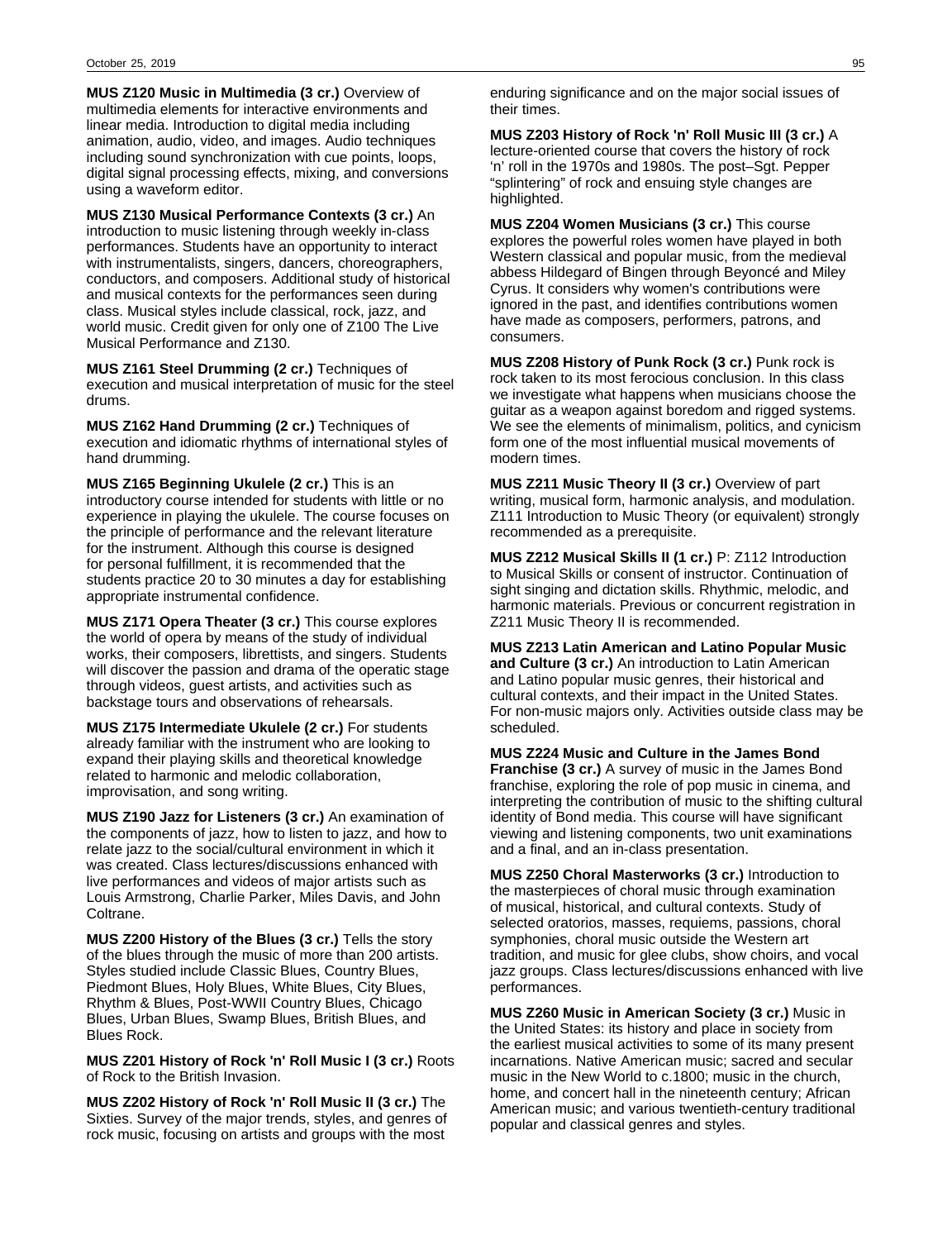**MUS Z120 Music in Multimedia (3 cr.)** Overview of multimedia elements for interactive environments and linear media. Introduction to digital media including animation, audio, video, and images. Audio techniques including sound synchronization with cue points, loops, digital signal processing effects, mixing, and conversions using a waveform editor.

**MUS Z130 Musical Performance Contexts (3 cr.)** An introduction to music listening through weekly in-class performances. Students have an opportunity to interact with instrumentalists, singers, dancers, choreographers, conductors, and composers. Additional study of historical and musical contexts for the performances seen during class. Musical styles include classical, rock, jazz, and world music. Credit given for only one of Z100 The Live Musical Performance and Z130.

**MUS Z161 Steel Drumming (2 cr.)** Techniques of execution and musical interpretation of music for the steel drums.

**MUS Z162 Hand Drumming (2 cr.)** Techniques of execution and idiomatic rhythms of international styles of hand drumming.

**MUS Z165 Beginning Ukulele (2 cr.)** This is an introductory course intended for students with little or no experience in playing the ukulele. The course focuses on the principle of performance and the relevant literature for the instrument. Although this course is designed for personal fulfillment, it is recommended that the students practice 20 to 30 minutes a day for establishing appropriate instrumental confidence.

**MUS Z171 Opera Theater (3 cr.)** This course explores the world of opera by means of the study of individual works, their composers, librettists, and singers. Students will discover the passion and drama of the operatic stage through videos, guest artists, and activities such as backstage tours and observations of rehearsals.

**MUS Z175 Intermediate Ukulele (2 cr.)** For students already familiar with the instrument who are looking to expand their playing skills and theoretical knowledge related to harmonic and melodic collaboration, improvisation, and song writing.

**MUS Z190 Jazz for Listeners (3 cr.)** An examination of the components of jazz, how to listen to jazz, and how to relate jazz to the social/cultural environment in which it was created. Class lectures/discussions enhanced with live performances and videos of major artists such as Louis Armstrong, Charlie Parker, Miles Davis, and John Coltrane.

**MUS Z200 History of the Blues (3 cr.)** Tells the story of the blues through the music of more than 200 artists. Styles studied include Classic Blues, Country Blues, Piedmont Blues, Holy Blues, White Blues, City Blues, Rhythm & Blues, Post-WWII Country Blues, Chicago Blues, Urban Blues, Swamp Blues, British Blues, and Blues Rock.

**MUS Z201 History of Rock 'n' Roll Music I (3 cr.)** Roots of Rock to the British Invasion.

**MUS Z202 History of Rock 'n' Roll Music II (3 cr.)** The Sixties. Survey of the major trends, styles, and genres of rock music, focusing on artists and groups with the most enduring significance and on the major social issues of their times.

**MUS Z203 History of Rock 'n' Roll Music III (3 cr.)** A lecture-oriented course that covers the history of rock 'n' roll in the 1970s and 1980s. The post–Sgt. Pepper "splintering" of rock and ensuing style changes are highlighted.

**MUS Z204 Women Musicians (3 cr.)** This course explores the powerful roles women have played in both Western classical and popular music, from the medieval abbess Hildegard of Bingen through Beyoncé and Miley Cyrus. It considers why women's contributions were ignored in the past, and identifies contributions women have made as composers, performers, patrons, and consumers.

**MUS Z208 History of Punk Rock (3 cr.)** Punk rock is rock taken to its most ferocious conclusion. In this class we investigate what happens when musicians choose the guitar as a weapon against boredom and rigged systems. We see the elements of minimalism, politics, and cynicism form one of the most influential musical movements of modern times.

**MUS Z211 Music Theory II (3 cr.)** Overview of part writing, musical form, harmonic analysis, and modulation. Z111 Introduction to Music Theory (or equivalent) strongly recommended as a prerequisite.

**MUS Z212 Musical Skills II (1 cr.)** P: Z112 Introduction to Musical Skills or consent of instructor. Continuation of sight singing and dictation skills. Rhythmic, melodic, and harmonic materials. Previous or concurrent registration in Z211 Music Theory II is recommended.

**MUS Z213 Latin American and Latino Popular Music and Culture (3 cr.)** An introduction to Latin American and Latino popular music genres, their historical and cultural contexts, and their impact in the United States. For non-music majors only. Activities outside class may be scheduled.

**MUS Z224 Music and Culture in the James Bond Franchise (3 cr.)** A survey of music in the James Bond franchise, exploring the role of pop music in cinema, and interpreting the contribution of music to the shifting cultural identity of Bond media. This course will have significant viewing and listening components, two unit examinations and a final, and an in-class presentation.

**MUS Z250 Choral Masterworks (3 cr.)** Introduction to the masterpieces of choral music through examination of musical, historical, and cultural contexts. Study of selected oratorios, masses, requiems, passions, choral symphonies, choral music outside the Western art tradition, and music for glee clubs, show choirs, and vocal jazz groups. Class lectures/discussions enhanced with live performances.

**MUS Z260 Music in American Society (3 cr.)** Music in the United States: its history and place in society from the earliest musical activities to some of its many present incarnations. Native American music; sacred and secular music in the New World to c.1800; music in the church, home, and concert hall in the nineteenth century; African American music; and various twentieth-century traditional popular and classical genres and styles.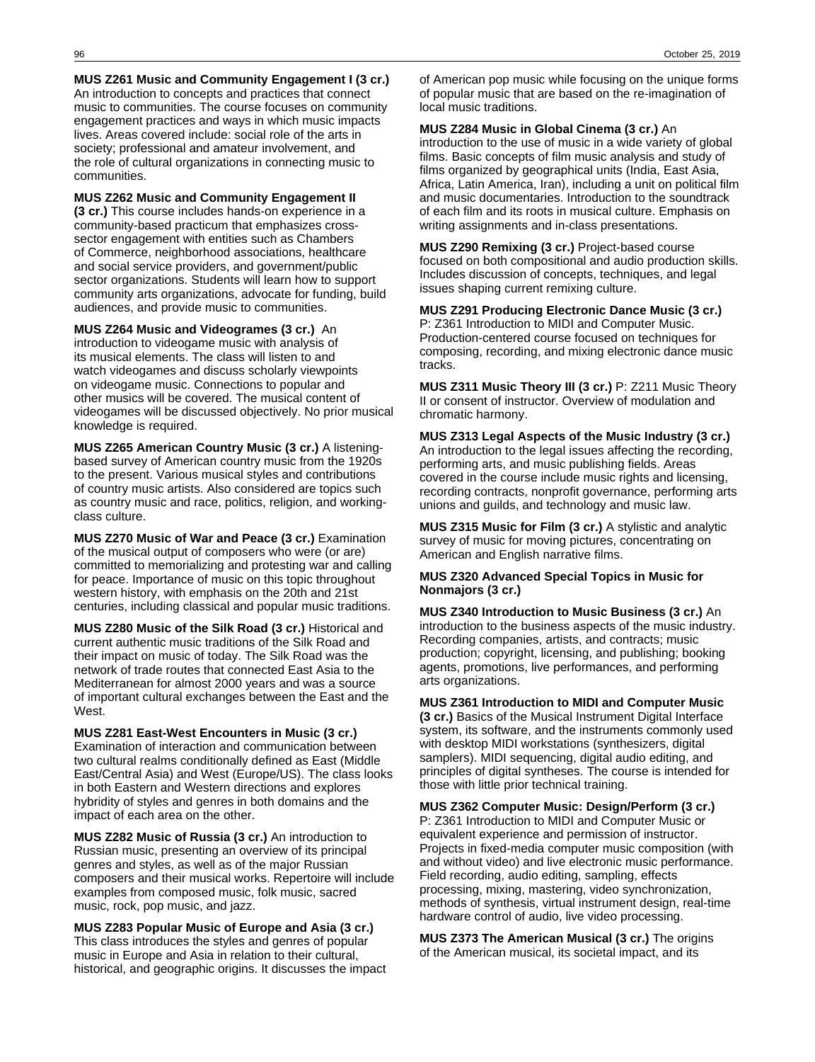**MUS Z261 Music and Community Engagement I (3 cr.)** An introduction to concepts and practices that connect music to communities. The course focuses on community engagement practices and ways in which music impacts lives. Areas covered include: social role of the arts in society; professional and amateur involvement, and the role of cultural organizations in connecting music to communities.

**MUS Z262 Music and Community Engagement II (3 cr.)** This course includes hands-on experience in a community-based practicum that emphasizes cross-sector engagement with entities such as Chambers of Commerce, neighborhood associations, healthcare and social service providers, and government/public sector organizations. Students will learn how to support community arts organizations, advocate for funding, build audiences, and provide music to communities.

**MUS Z264 Music and Videogrames (3 cr.)** An introduction to videogame music with analysis of its musical elements. The class will listen to and watch videogames and discuss scholarly viewpoints on videogame music. Connections to popular and other musics will be covered. The musical content of videogames will be discussed objectively. No prior musical knowledge is required.

**MUS Z265 American Country Music (3 cr.)** A listening-based survey of American country music from the 1920s to the present. Various musical styles and contributions of country music artists. Also considered are topics such as country music and race, politics, religion, and working-class culture.

**MUS Z270 Music of War and Peace (3 cr.)** Examination of the musical output of composers who were (or are) committed to memorializing and protesting war and calling for peace. Importance of music on this topic throughout western history, with emphasis on the 20th and 21st centuries, including classical and popular music traditions.

**MUS Z280 Music of the Silk Road (3 cr.)** Historical and current authentic music traditions of the Silk Road and their impact on music of today. The Silk Road was the network of trade routes that connected East Asia to the Mediterranean for almost 2000 years and was a source of important cultural exchanges between the East and the West.

**MUS Z281 East-West Encounters in Music (3 cr.)** Examination of interaction and communication between two cultural realms conditionally defined as East (Middle East/Central Asia) and West (Europe/US). The class looks in both Eastern and Western directions and explores hybridity of styles and genres in both domains and the impact of each area on the other.

**MUS Z282 Music of Russia (3 cr.)** An introduction to Russian music, presenting an overview of its principal genres and styles, as well as of the major Russian composers and their musical works. Repertoire will include examples from composed music, folk music, sacred music, rock, pop music, and jazz.

**MUS Z283 Popular Music of Europe and Asia (3 cr.)** This class introduces the styles and genres of popular music in Europe and Asia in relation to their cultural, historical, and geographic origins. It discusses the impact of American pop music while focusing on the unique forms of popular music that are based on the re-imagination of local music traditions.

**MUS Z284 Music in Global Cinema (3 cr.)** An introduction to the use of music in a wide variety of global films. Basic concepts of film music analysis and study of films organized by geographical units (India, East Asia, Africa, Latin America, Iran), including a unit on political film and music documentaries. Introduction to the soundtrack of each film and its roots in musical culture. Emphasis on writing assignments and in-class presentations.

**MUS Z290 Remixing (3 cr.)** Project-based course focused on both compositional and audio production skills. Includes discussion of concepts, techniques, and legal issues shaping current remixing culture.

**MUS Z291 Producing Electronic Dance Music (3 cr.)** P: Z361 Introduction to MIDI and Computer Music. Production-centered course focused on techniques for composing, recording, and mixing electronic dance music tracks.

**MUS Z311 Music Theory III (3 cr.)** P: Z211 Music Theory II or consent of instructor. Overview of modulation and chromatic harmony.

**MUS Z313 Legal Aspects of the Music Industry (3 cr.)** An introduction to the legal issues affecting the recording, performing arts, and music publishing fields. Areas covered in the course include music rights and licensing, recording contracts, nonprofit governance, performing arts unions and guilds, and technology and music law.

**MUS Z315 Music for Film (3 cr.)** A stylistic and analytic survey of music for moving pictures, concentrating on American and English narrative films.

**MUS Z320 Advanced Special Topics in Music for Nonmajors (3 cr.)**

**MUS Z340 Introduction to Music Business (3 cr.)** An introduction to the business aspects of the music industry. Recording companies, artists, and contracts; music production; copyright, licensing, and publishing; booking agents, promotions, live performances, and performing arts organizations.

**MUS Z361 Introduction to MIDI and Computer Music (3 cr.)** Basics of the Musical Instrument Digital Interface system, its software, and the instruments commonly used with desktop MIDI workstations (synthesizers, digital samplers). MIDI sequencing, digital audio editing, and principles of digital syntheses. The course is intended for those with little prior technical training.

**MUS Z362 Computer Music: Design/Perform (3 cr.)** P: Z361 Introduction to MIDI and Computer Music or equivalent experience and permission of instructor. Projects in fixed-media computer music composition (with and without video) and live electronic music performance. Field recording, audio editing, sampling, effects processing, mixing, mastering, video synchronization, methods of synthesis, virtual instrument design, real-time hardware control of audio, live video processing.

**MUS Z373 The American Musical (3 cr.)** The origins of the American musical, its societal impact, and its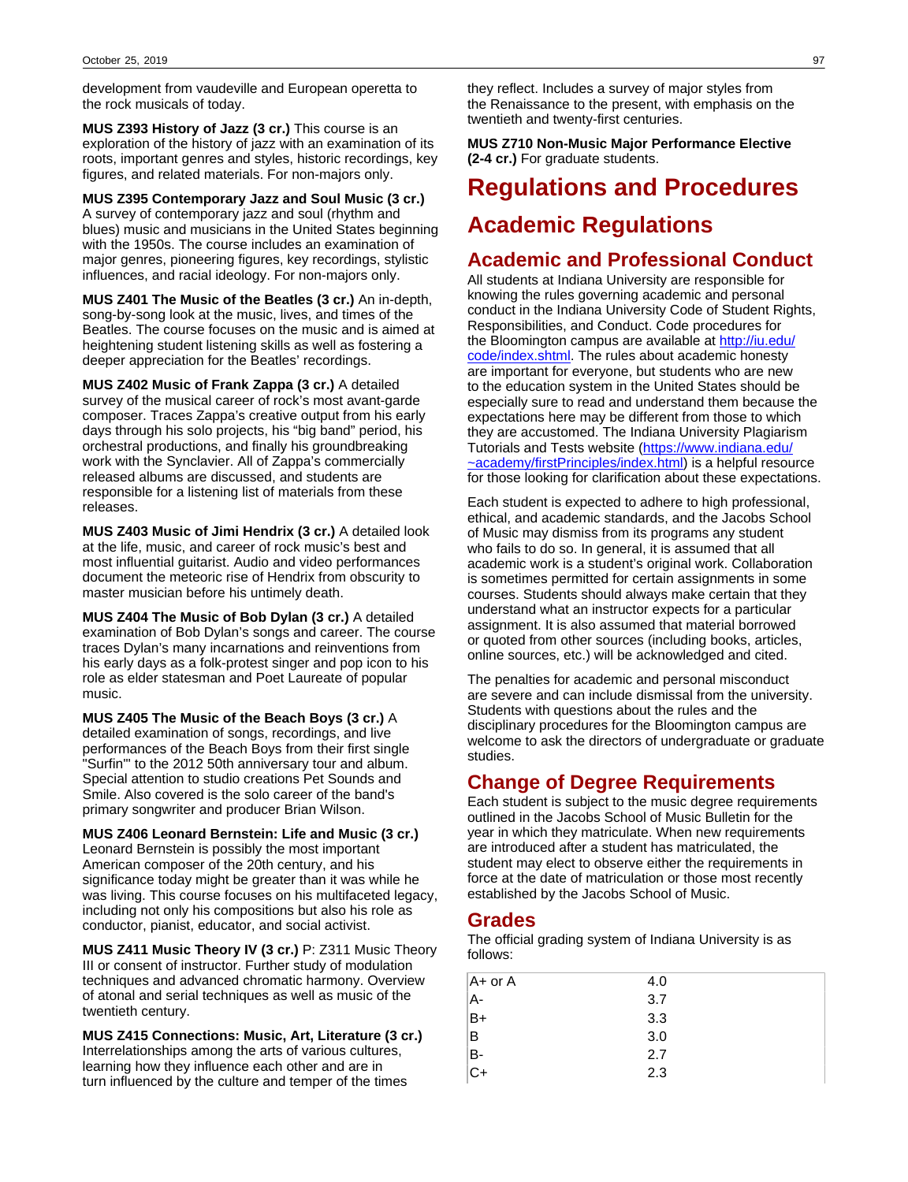development from vaudeville and European operetta to the rock musicals of today.

**MUS Z393 History of Jazz (3 cr.)** This course is an exploration of the history of jazz with an examination of its roots, important genres and styles, historic recordings, key figures, and related materials. For non-majors only.

**MUS Z395 Contemporary Jazz and Soul Music (3 cr.)** A survey of contemporary jazz and soul (rhythm and blues) music and musicians in the United States beginning with the 1950s. The course includes an examination of major genres, pioneering figures, key recordings, stylistic influences, and racial ideology. For non-majors only.

**MUS Z401 The Music of the Beatles (3 cr.)** An in-depth, song-by-song look at the music, lives, and times of the Beatles. The course focuses on the music and is aimed at heightening student listening skills as well as fostering a deeper appreciation for the Beatles' recordings.

**MUS Z402 Music of Frank Zappa (3 cr.)** A detailed survey of the musical career of rock's most avant-garde composer. Traces Zappa's creative output from his early days through his solo projects, his "big band" period, his orchestral productions, and finally his groundbreaking work with the Synclavier. All of Zappa's commercially released albums are discussed, and students are responsible for a listening list of materials from these releases.

**MUS Z403 Music of Jimi Hendrix (3 cr.)** A detailed look at the life, music, and career of rock music's best and most influential guitarist. Audio and video performances document the meteoric rise of Hendrix from obscurity to master musician before his untimely death.

**MUS Z404 The Music of Bob Dylan (3 cr.)** A detailed examination of Bob Dylan's songs and career. The course traces Dylan's many incarnations and reinventions from his early days as a folk-protest singer and pop icon to his role as elder statesman and Poet Laureate of popular music.

**MUS Z405 The Music of the Beach Boys (3 cr.)** A detailed examination of songs, recordings, and live performances of the Beach Boys from their first single "Surfin'" to the 2012 50th anniversary tour and album. Special attention to studio creations Pet Sounds and Smile. Also covered is the solo career of the band's primary songwriter and producer Brian Wilson.

**MUS Z406 Leonard Bernstein: Life and Music (3 cr.)** Leonard Bernstein is possibly the most important American composer of the 20th century, and his significance today might be greater than it was while he was living. This course focuses on his multifaceted legacy, including not only his compositions but also his role as conductor, pianist, educator, and social activist.

**MUS Z411 Music Theory IV (3 cr.)** P: Z311 Music Theory III or consent of instructor. Further study of modulation techniques and advanced chromatic harmony. Overview of atonal and serial techniques as well as music of the twentieth century.

**MUS Z415 Connections: Music, Art, Literature (3 cr.)** Interrelationships among the arts of various cultures, learning how they influence each other and are in turn influenced by the culture and temper of the times they reflect. Includes a survey of major styles from the Renaissance to the present, with emphasis on the twentieth and twenty-first centuries.

**MUS Z710 Non-Music Major Performance Elective (2-4 cr.)** For graduate students.

# Regulations and Procedures

## Academic Regulations

### Academic and Professional Conduct

All students at Indiana University are responsible for knowing the rules governing academic and personal conduct in the Indiana University Code of Student Rights, Responsibilities, and Conduct. Code procedures for the Bloomington campus are available at [http://iu.edu/code/index.shtml](http://iu.edu/code/index.shtml). The rules about academic honesty are important for everyone, but students who are new to the education system in the United States should be especially sure to read and understand them because the expectations here may be different from those to which they are accustomed. The Indiana University Plagiarism Tutorials and Tests website ([https://www.indiana.edu/~academy/firstPrinciples/index.html](https://www.indiana.edu/~academy/firstPrinciples/index.html)) is a helpful resource for those looking for clarification about these expectations.

Each student is expected to adhere to high professional, ethical, and academic standards, and the Jacobs School of Music may dismiss from its programs any student who fails to do so. In general, it is assumed that all academic work is a student's original work. Collaboration is sometimes permitted for certain assignments in some courses. Students should always make certain that they understand what an instructor expects for a particular assignment. It is also assumed that material borrowed or quoted from other sources (including books, articles, online sources, etc.) will be acknowledged and cited.

The penalties for academic and personal misconduct are severe and can include dismissal from the university. Students with questions about the rules and the disciplinary procedures for the Bloomington campus are welcome to ask the directors of undergraduate or graduate studies.

### Change of Degree Requirements

Each student is subject to the music degree requirements outlined in the Jacobs School of Music Bulletin for the year in which they matriculate. When new requirements are introduced after a student has matriculated, the student may elect to observe either the requirements in force at the date of matriculation or those most recently established by the Jacobs School of Music.

### Grades

The official grading system of Indiana University is as follows:

| | |
|---|---|
| A+ or A | 4.0 |
| A- | 3.7 |
| B+ | 3.3 |
| B | 3.0 |
| B- | 2.7 |
| C+ | 2.3 |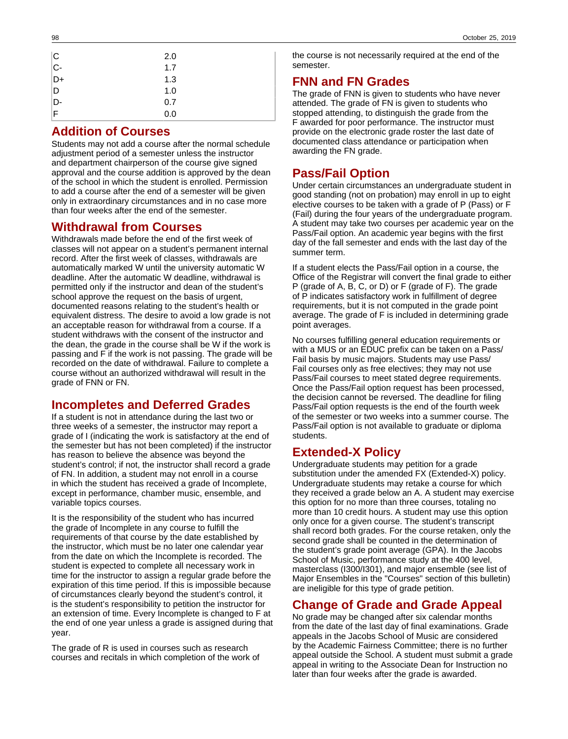| | |
|---|---|
| C | 2.0 |
| C- | 1.7 |
| D+ | 1.3 |
| D | 1.0 |
| D- | 0.7 |
| F | 0.0 |

## Addition of Courses

Students may not add a course after the normal schedule adjustment period of a semester unless the instructor and department chairperson of the course give signed approval and the course addition is approved by the dean of the school in which the student is enrolled. Permission to add a course after the end of a semester will be given only in extraordinary circumstances and in no case more than four weeks after the end of the semester.

## Withdrawal from Courses

Withdrawals made before the end of the first week of classes will not appear on a student's permanent internal record. After the first week of classes, withdrawals are automatically marked W until the university automatic W deadline. After the automatic W deadline, withdrawal is permitted only if the instructor and dean of the student's school approve the request on the basis of urgent, documented reasons relating to the student's health or equivalent distress. The desire to avoid a low grade is not an acceptable reason for withdrawal from a course. If a student withdraws with the consent of the instructor and the dean, the grade in the course shall be W if the work is passing and F if the work is not passing. The grade will be recorded on the date of withdrawal. Failure to complete a course without an authorized withdrawal will result in the grade of FNN or FN.

## Incompletes and Deferred Grades

If a student is not in attendance during the last two or three weeks of a semester, the instructor may report a grade of I (indicating the work is satisfactory at the end of the semester but has not been completed) if the instructor has reason to believe the absence was beyond the student's control; if not, the instructor shall record a grade of FN. In addition, a student may not enroll in a course in which the student has received a grade of Incomplete, except in performance, chamber music, ensemble, and variable topics courses.

It is the responsibility of the student who has incurred the grade of Incomplete in any course to fulfill the requirements of that course by the date established by the instructor, which must be no later one calendar year from the date on which the Incomplete is recorded. The student is expected to complete all necessary work in time for the instructor to assign a regular grade before the expiration of this time period. If this is impossible because of circumstances clearly beyond the student's control, it is the student's responsibility to petition the instructor for an extension of time. Every Incomplete is changed to F at the end of one year unless a grade is assigned during that year.

The grade of R is used in courses such as research courses and recitals in which completion of the work of the course is not necessarily required at the end of the semester.

## FNN and FN Grades

The grade of FNN is given to students who have never attended. The grade of FN is given to students who stopped attending, to distinguish the grade from the F awarded for poor performance. The instructor must provide on the electronic grade roster the last date of documented class attendance or participation when awarding the FN grade.

## Pass/Fail Option

Under certain circumstances an undergraduate student in good standing (not on probation) may enroll in up to eight elective courses to be taken with a grade of P (Pass) or F (Fail) during the four years of the undergraduate program. A student may take two courses per academic year on the Pass/Fail option. An academic year begins with the first day of the fall semester and ends with the last day of the summer term.

If a student elects the Pass/Fail option in a course, the Office of the Registrar will convert the final grade to either P (grade of A, B, C, or D) or F (grade of F). The grade of P indicates satisfactory work in fulfillment of degree requirements, but it is not computed in the grade point average. The grade of F is included in determining grade point averages.

No courses fulfilling general education requirements or with a MUS or an EDUC prefix can be taken on a Pass/Fail basis by music majors. Students may use Pass/Fail courses only as free electives; they may not use Pass/Fail courses to meet stated degree requirements. Once the Pass/Fail option request has been processed, the decision cannot be reversed. The deadline for filing Pass/Fail option requests is the end of the fourth week of the semester or two weeks into a summer course. The Pass/Fail option is not available to graduate or diploma students.

## Extended-X Policy

Undergraduate students may petition for a grade substitution under the amended FX (Extended-X) policy. Undergraduate students may retake a course for which they received a grade below an A. A student may exercise this option for no more than three courses, totaling no more than 10 credit hours. A student may use this option only once for a given course. The student's transcript shall record both grades. For the course retaken, only the second grade shall be counted in the determination of the student's grade point average (GPA). In the Jacobs School of Music, performance study at the 400 level, masterclass (I300/I301), and major ensemble (see list of Major Ensembles in the "Courses" section of this bulletin) are ineligible for this type of grade petition.

## Change of Grade and Grade Appeal

No grade may be changed after six calendar months from the date of the last day of final examinations. Grade appeals in the Jacobs School of Music are considered by the Academic Fairness Committee; there is no further appeal outside the School. A student must submit a grade appeal in writing to the Associate Dean for Instruction no later than four weeks after the grade is awarded.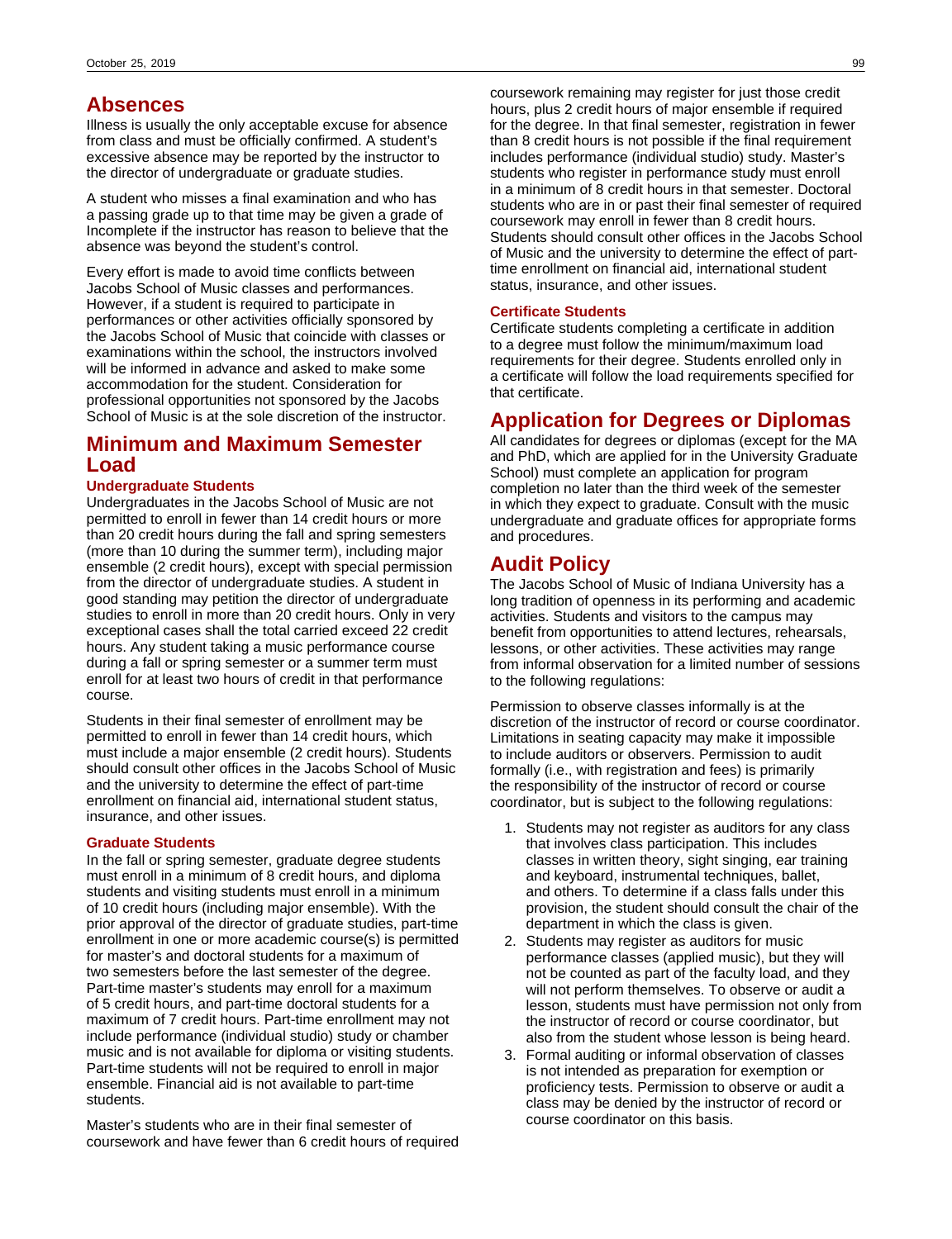## Absences

Illness is usually the only acceptable excuse for absence from class and must be officially confirmed. A student's excessive absence may be reported by the instructor to the director of undergraduate or graduate studies.

A student who misses a final examination and who has a passing grade up to that time may be given a grade of Incomplete if the instructor has reason to believe that the absence was beyond the student's control.

Every effort is made to avoid time conflicts between Jacobs School of Music classes and performances. However, if a student is required to participate in performances or other activities officially sponsored by the Jacobs School of Music that coincide with classes or examinations within the school, the instructors involved will be informed in advance and asked to make some accommodation for the student. Consideration for professional opportunities not sponsored by the Jacobs School of Music is at the sole discretion of the instructor.

## Minimum and Maximum Semester Load

### Undergraduate Students

Undergraduates in the Jacobs School of Music are not permitted to enroll in fewer than 14 credit hours or more than 20 credit hours during the fall and spring semesters (more than 10 during the summer term), including major ensemble (2 credit hours), except with special permission from the director of undergraduate studies. A student in good standing may petition the director of undergraduate studies to enroll in more than 20 credit hours. Only in very exceptional cases shall the total carried exceed 22 credit hours. Any student taking a music performance course during a fall or spring semester or a summer term must enroll for at least two hours of credit in that performance course.

Students in their final semester of enrollment may be permitted to enroll in fewer than 14 credit hours, which must include a major ensemble (2 credit hours). Students should consult other offices in the Jacobs School of Music and the university to determine the effect of part-time enrollment on financial aid, international student status, insurance, and other issues.

### Graduate Students

In the fall or spring semester, graduate degree students must enroll in a minimum of 8 credit hours, and diploma students and visiting students must enroll in a minimum of 10 credit hours (including major ensemble). With the prior approval of the director of graduate studies, part-time enrollment in one or more academic course(s) is permitted for master's and doctoral students for a maximum of two semesters before the last semester of the degree. Part-time master's students may enroll for a maximum of 5 credit hours, and part-time doctoral students for a maximum of 7 credit hours. Part-time enrollment may not include performance (individual studio) study or chamber music and is not available for diploma or visiting students. Part-time students will not be required to enroll in major ensemble. Financial aid is not available to part-time students.

Master's students who are in their final semester of coursework and have fewer than 6 credit hours of required coursework remaining may register for just those credit hours, plus 2 credit hours of major ensemble if required for the degree. In that final semester, registration in fewer than 8 credit hours is not possible if the final requirement includes performance (individual studio) study. Master's students who register in performance study must enroll in a minimum of 8 credit hours in that semester. Doctoral students who are in or past their final semester of required coursework may enroll in fewer than 8 credit hours. Students should consult other offices in the Jacobs School of Music and the university to determine the effect of part-time enrollment on financial aid, international student status, insurance, and other issues.

### Certificate Students

Certificate students completing a certificate in addition to a degree must follow the minimum/maximum load requirements for their degree. Students enrolled only in a certificate will follow the load requirements specified for that certificate.

## Application for Degrees or Diplomas

All candidates for degrees or diplomas (except for the MA and PhD, which are applied for in the University Graduate School) must complete an application for program completion no later than the third week of the semester in which they expect to graduate. Consult with the music undergraduate and graduate offices for appropriate forms and procedures.

## Audit Policy

The Jacobs School of Music of Indiana University has a long tradition of openness in its performing and academic activities. Students and visitors to the campus may benefit from opportunities to attend lectures, rehearsals, lessons, or other activities. These activities may range from informal observation for a limited number of sessions to the following regulations:

Permission to observe classes informally is at the discretion of the instructor of record or course coordinator. Limitations in seating capacity may make it impossible to include auditors or observers. Permission to audit formally (i.e., with registration and fees) is primarily the responsibility of the instructor of record or course coordinator, but is subject to the following regulations:

1. Students may not register as auditors for any class that involves class participation. This includes classes in written theory, sight singing, ear training and keyboard, instrumental techniques, ballet, and others. To determine if a class falls under this provision, the student should consult the chair of the department in which the class is given.
2. Students may register as auditors for music performance classes (applied music), but they will not be counted as part of the faculty load, and they will not perform themselves. To observe or audit a lesson, students must have permission not only from the instructor of record or course coordinator, but also from the student whose lesson is being heard.
3. Formal auditing or informal observation of classes is not intended as preparation for exemption or proficiency tests. Permission to observe or audit a class may be denied by the instructor of record or course coordinator on this basis.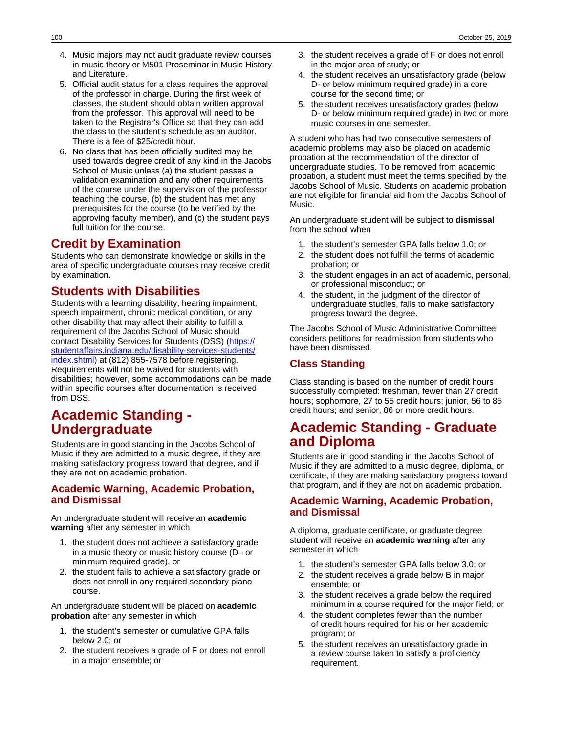4. Music majors may not audit graduate review courses in music theory or M501 Proseminar in Music History and Literature.
5. Official audit status for a class requires the approval of the professor in charge. During the first week of classes, the student should obtain written approval from the professor. This approval will need to be taken to the Registrar's Office so that they can add the class to the student's schedule as an auditor. There is a fee of $25/credit hour.
6. No class that has been officially audited may be used towards degree credit of any kind in the Jacobs School of Music unless (a) the student passes a validation examination and any other requirements of the course under the supervision of the professor teaching the course, (b) the student has met any prerequisites for the course (to be verified by the approving faculty member), and (c) the student pays full tuition for the course.

## Credit by Examination

Students who can demonstrate knowledge or skills in the area of specific undergraduate courses may receive credit by examination.

## Students with Disabilities

Students with a learning disability, hearing impairment, speech impairment, chronic medical condition, or any other disability that may affect their ability to fulfill a requirement of the Jacobs School of Music should contact Disability Services for Students (DSS) (https://studentaffairs.indiana.edu/disability-services-students/index.shtml) at (812) 855-7578 before registering. Requirements will not be waived for students with disabilities; however, some accommodations can be made within specific courses after documentation is received from DSS.

# Academic Standing - Undergraduate

Students are in good standing in the Jacobs School of Music if they are admitted to a music degree, if they are making satisfactory progress toward that degree, and if they are not on academic probation.

### Academic Warning, Academic Probation, and Dismissal

An undergraduate student will receive an **academic warning** after any semester in which

1. the student does not achieve a satisfactory grade in a music theory or music history course (D– or minimum required grade), or
2. the student fails to achieve a satisfactory grade or does not enroll in any required secondary piano course.

An undergraduate student will be placed on **academic probation** after any semester in which

1. the student's semester or cumulative GPA falls below 2.0; or
2. the student receives a grade of F or does not enroll in a major ensemble; or
3. the student receives a grade of F or does not enroll in the major area of study; or
4. the student receives an unsatisfactory grade (below D- or below minimum required grade) in a core course for the second time; or
5. the student receives unsatisfactory grades (below D- or below minimum required grade) in two or more music courses in one semester.

A student who has had two consecutive semesters of academic problems may also be placed on academic probation at the recommendation of the director of undergraduate studies. To be removed from academic probation, a student must meet the terms specified by the Jacobs School of Music. Students on academic probation are not eligible for financial aid from the Jacobs School of Music.

An undergraduate student will be subject to **dismissal** from the school when

1. the student's semester GPA falls below 1.0; or
2. the student does not fulfill the terms of academic probation; or
3. the student engages in an act of academic, personal, or professional misconduct; or
4. the student, in the judgment of the director of undergraduate studies, fails to make satisfactory progress toward the degree.

The Jacobs School of Music Administrative Committee considers petitions for readmission from students who have been dismissed.

### Class Standing

Class standing is based on the number of credit hours successfully completed: freshman, fewer than 27 credit hours; sophomore, 27 to 55 credit hours; junior, 56 to 85 credit hours; and senior, 86 or more credit hours.

# Academic Standing - Graduate and Diploma

Students are in good standing in the Jacobs School of Music if they are admitted to a music degree, diploma, or certificate, if they are making satisfactory progress toward that program, and if they are not on academic probation.

### Academic Warning, Academic Probation, and Dismissal

A diploma, graduate certificate, or graduate degree student will receive an **academic warning** after any semester in which

1. the student's semester GPA falls below 3.0; or
2. the student receives a grade below B in major ensemble; or
3. the student receives a grade below the required minimum in a course required for the major field; or
4. the student completes fewer than the number of credit hours required for his or her academic program; or
5. the student receives an unsatisfactory grade in a review course taken to satisfy a proficiency requirement.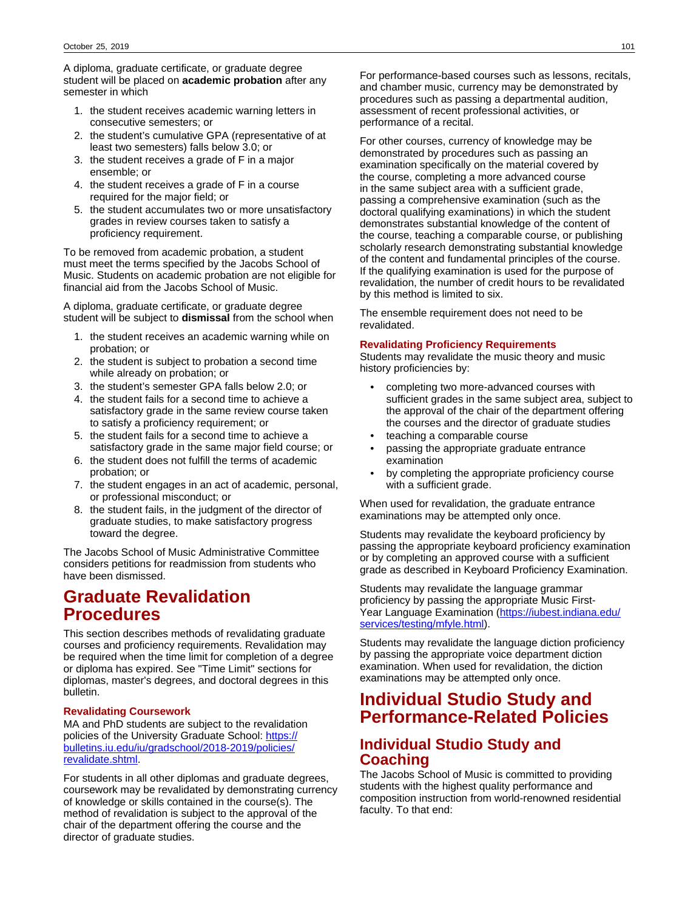A diploma, graduate certificate, or graduate degree student will be placed on **academic probation** after any semester in which

1. the student receives academic warning letters in consecutive semesters; or
2. the student's cumulative GPA (representative of at least two semesters) falls below 3.0; or
3. the student receives a grade of F in a major ensemble; or
4. the student receives a grade of F in a course required for the major field; or
5. the student accumulates two or more unsatisfactory grades in review courses taken to satisfy a proficiency requirement.

To be removed from academic probation, a student must meet the terms specified by the Jacobs School of Music. Students on academic probation are not eligible for financial aid from the Jacobs School of Music.

A diploma, graduate certificate, or graduate degree student will be subject to **dismissal** from the school when

1. the student receives an academic warning while on probation; or
2. the student is subject to probation a second time while already on probation; or
3. the student's semester GPA falls below 2.0; or
4. the student fails for a second time to achieve a satisfactory grade in the same review course taken to satisfy a proficiency requirement; or
5. the student fails for a second time to achieve a satisfactory grade in the same major field course; or
6. the student does not fulfill the terms of academic probation; or
7. the student engages in an act of academic, personal, or professional misconduct; or
8. the student fails, in the judgment of the director of graduate studies, to make satisfactory progress toward the degree.

The Jacobs School of Music Administrative Committee considers petitions for readmission from students who have been dismissed.

# Graduate Revalidation Procedures

This section describes methods of revalidating graduate courses and proficiency requirements. Revalidation may be required when the time limit for completion of a degree or diploma has expired. See "Time Limit" sections for diplomas, master's degrees, and doctoral degrees in this bulletin.

### Revalidating Coursework

MA and PhD students are subject to the revalidation policies of the University Graduate School: [https://bulletins.iu.edu/iu/gradschool/2018-2019/policies/revalidate.shtml](https://bulletins.iu.edu/iu/gradschool/2018-2019/policies/revalidate.shtml).

For students in all other diplomas and graduate degrees, coursework may be revalidated by demonstrating currency of knowledge or skills contained in the course(s). The method of revalidation is subject to the approval of the chair of the department offering the course and the director of graduate studies.

For performance-based courses such as lessons, recitals, and chamber music, currency may be demonstrated by procedures such as passing a departmental audition, assessment of recent professional activities, or performance of a recital.

For other courses, currency of knowledge may be demonstrated by procedures such as passing an examination specifically on the material covered by the course, completing a more advanced course in the same subject area with a sufficient grade, passing a comprehensive examination (such as the doctoral qualifying examinations) in which the student demonstrates substantial knowledge of the content of the course, teaching a comparable course, or publishing scholarly research demonstrating substantial knowledge of the content and fundamental principles of the course. If the qualifying examination is used for the purpose of revalidation, the number of credit hours to be revalidated by this method is limited to six.

The ensemble requirement does not need to be revalidated.

### Revalidating Proficiency Requirements

Students may revalidate the music theory and music history proficiencies by:

- completing two more-advanced courses with sufficient grades in the same subject area, subject to the approval of the chair of the department offering the courses and the director of graduate studies
- teaching a comparable course
- passing the appropriate graduate entrance examination
- by completing the appropriate proficiency course with a sufficient grade.

When used for revalidation, the graduate entrance examinations may be attempted only once.

Students may revalidate the keyboard proficiency by passing the appropriate keyboard proficiency examination or by completing an approved course with a sufficient grade as described in Keyboard Proficiency Examination.

Students may revalidate the language grammar proficiency by passing the appropriate Music First-Year Language Examination ([https://iubest.indiana.edu/services/testing/mfyle.html](https://iubest.indiana.edu/services/testing/mfyle.html)).

Students may revalidate the language diction proficiency by passing the appropriate voice department diction examination. When used for revalidation, the diction examinations may be attempted only once.

# Individual Studio Study and Performance-Related Policies

## Individual Studio Study and Coaching

The Jacobs School of Music is committed to providing students with the highest quality performance and composition instruction from world-renowned residential faculty. To that end: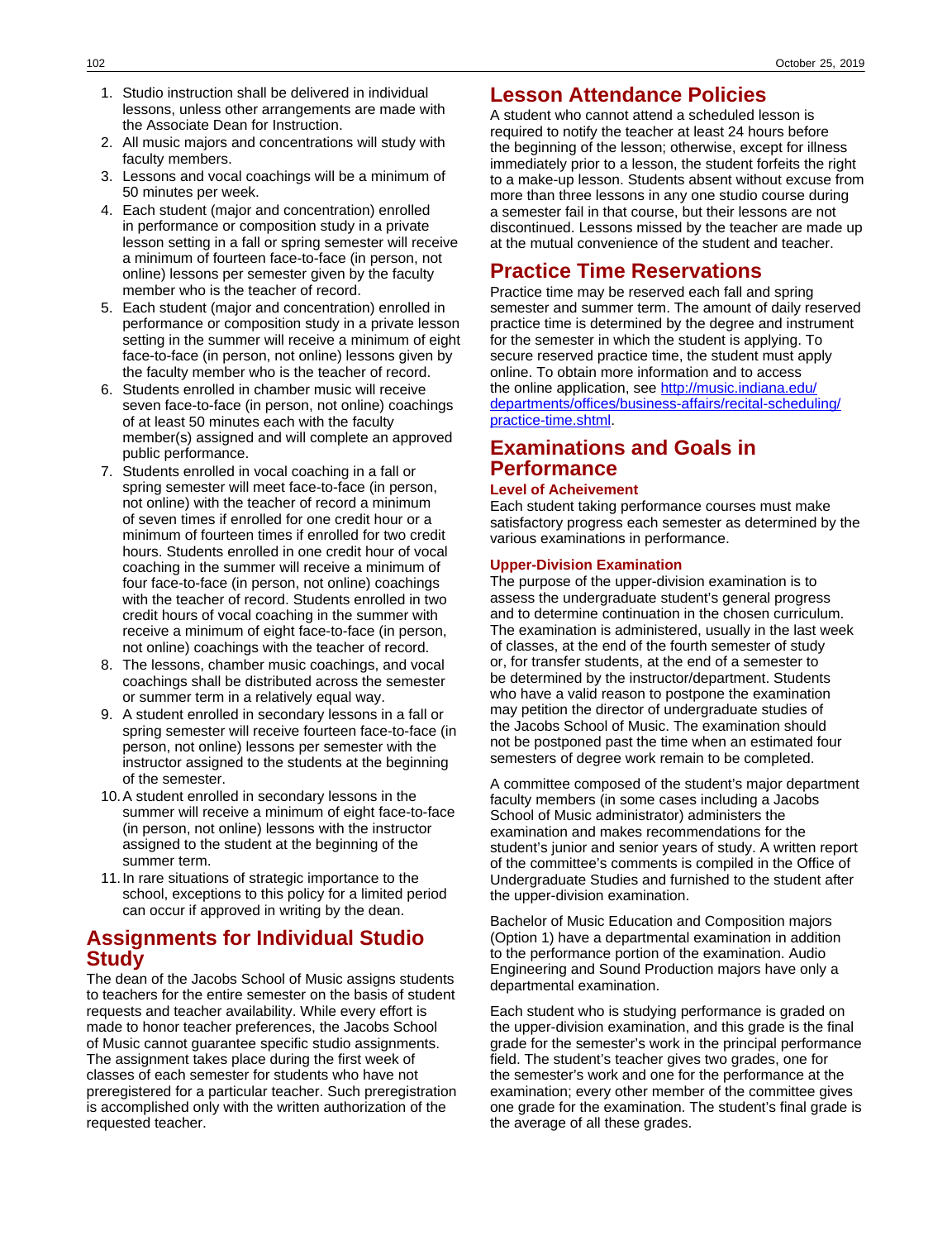1. Studio instruction shall be delivered in individual lessons, unless other arrangements are made with the Associate Dean for Instruction.
2. All music majors and concentrations will study with faculty members.
3. Lessons and vocal coachings will be a minimum of 50 minutes per week.
4. Each student (major and concentration) enrolled in performance or composition study in a private lesson setting in a fall or spring semester will receive a minimum of fourteen face-to-face (in person, not online) lessons per semester given by the faculty member who is the teacher of record.
5. Each student (major and concentration) enrolled in performance or composition study in a private lesson setting in the summer will receive a minimum of eight face-to-face (in person, not online) lessons given by the faculty member who is the teacher of record.
6. Students enrolled in chamber music will receive seven face-to-face (in person, not online) coachings of at least 50 minutes each with the faculty member(s) assigned and will complete an approved public performance.
7. Students enrolled in vocal coaching in a fall or spring semester will meet face-to-face (in person, not online) with the teacher of record a minimum of seven times if enrolled for one credit hour or a minimum of fourteen times if enrolled for two credit hours. Students enrolled in one credit hour of vocal coaching in the summer will receive a minimum of four face-to-face (in person, not online) coachings with the teacher of record. Students enrolled in two credit hours of vocal coaching in the summer with receive a minimum of eight face-to-face (in person, not online) coachings with the teacher of record.
8. The lessons, chamber music coachings, and vocal coachings shall be distributed across the semester or summer term in a relatively equal way.
9. A student enrolled in secondary lessons in a fall or spring semester will receive fourteen face-to-face (in person, not online) lessons per semester with the instructor assigned to the students at the beginning of the semester.
10. A student enrolled in secondary lessons in the summer will receive a minimum of eight face-to-face (in person, not online) lessons with the instructor assigned to the student at the beginning of the summer term.
11. In rare situations of strategic importance to the school, exceptions to this policy for a limited period can occur if approved in writing by the dean.

## Assignments for Individual Studio Study

The dean of the Jacobs School of Music assigns students to teachers for the entire semester on the basis of student requests and teacher availability. While every effort is made to honor teacher preferences, the Jacobs School of Music cannot guarantee specific studio assignments. The assignment takes place during the first week of classes of each semester for students who have not preregistered for a particular teacher. Such preregistration is accomplished only with the written authorization of the requested teacher.

## Lesson Attendance Policies

A student who cannot attend a scheduled lesson is required to notify the teacher at least 24 hours before the beginning of the lesson; otherwise, except for illness immediately prior to a lesson, the student forfeits the right to a make-up lesson. Students absent without excuse from more than three lessons in any one studio course during a semester fail in that course, but their lessons are not discontinued. Lessons missed by the teacher are made up at the mutual convenience of the student and teacher.

## Practice Time Reservations

Practice time may be reserved each fall and spring semester and summer term. The amount of daily reserved practice time is determined by the degree and instrument for the semester in which the student is applying. To secure reserved practice time, the student must apply online. To obtain more information and to access the online application, see [http://music.indiana.edu/departments/offices/business-affairs/recital-scheduling/practice-time.shtml](http://music.indiana.edu/departments/offices/business-affairs/recital-scheduling/practice-time.shtml).

## Examinations and Goals in Performance

### Level of Acheivement

Each student taking performance courses must make satisfactory progress each semester as determined by the various examinations in performance.

### Upper-Division Examination

The purpose of the upper-division examination is to assess the undergraduate student's general progress and to determine continuation in the chosen curriculum. The examination is administered, usually in the last week of classes, at the end of the fourth semester of study or, for transfer students, at the end of a semester to be determined by the instructor/department. Students who have a valid reason to postpone the examination may petition the director of undergraduate studies of the Jacobs School of Music. The examination should not be postponed past the time when an estimated four semesters of degree work remain to be completed.

A committee composed of the student's major department faculty members (in some cases including a Jacobs School of Music administrator) administers the examination and makes recommendations for the student's junior and senior years of study. A written report of the committee's comments is compiled in the Office of Undergraduate Studies and furnished to the student after the upper-division examination.

Bachelor of Music Education and Composition majors (Option 1) have a departmental examination in addition to the performance portion of the examination. Audio Engineering and Sound Production majors have only a departmental examination.

Each student who is studying performance is graded on the upper-division examination, and this grade is the final grade for the semester's work in the principal performance field. The student's teacher gives two grades, one for the semester's work and one for the performance at the examination; every other member of the committee gives one grade for the examination. The student's final grade is the average of all these grades.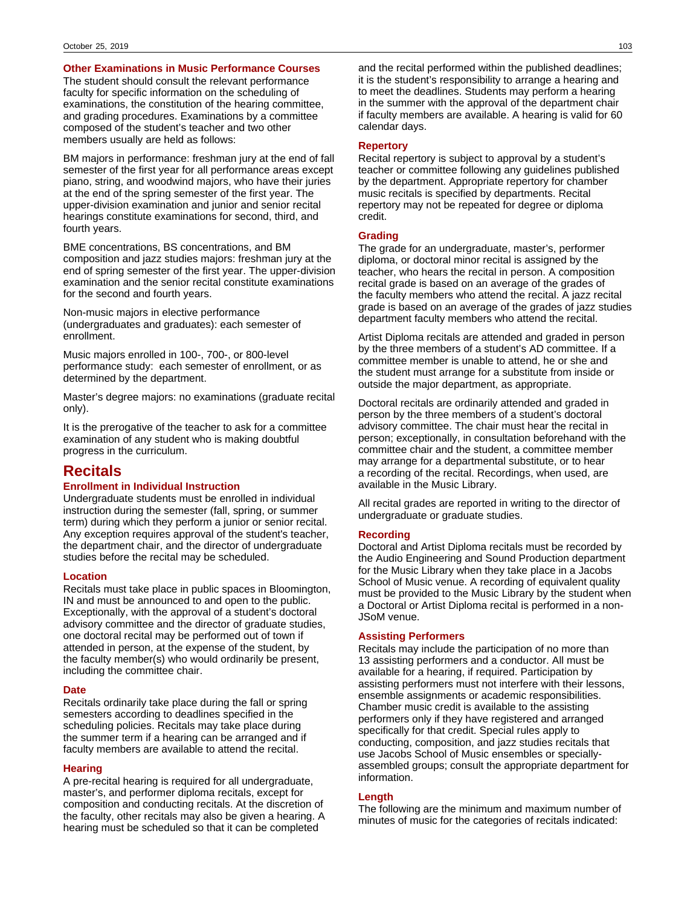### Other Examinations in Music Performance Courses

The student should consult the relevant performance faculty for specific information on the scheduling of examinations, the constitution of the hearing committee, and grading procedures. Examinations by a committee composed of the student's teacher and two other members usually are held as follows:

BM majors in performance: freshman jury at the end of fall semester of the first year for all performance areas except piano, string, and woodwind majors, who have their juries at the end of the spring semester of the first year. The upper-division examination and junior and senior recital hearings constitute examinations for second, third, and fourth years.

BME concentrations, BS concentrations, and BM composition and jazz studies majors: freshman jury at the end of spring semester of the first year. The upper-division examination and the senior recital constitute examinations for the second and fourth years.

Non-music majors in elective performance (undergraduates and graduates): each semester of enrollment.

Music majors enrolled in 100-, 700-, or 800-level performance study: each semester of enrollment, or as determined by the department.

Master's degree majors: no examinations (graduate recital only).

It is the prerogative of the teacher to ask for a committee examination of any student who is making doubtful progress in the curriculum.

## Recitals

### Enrollment in Individual Instruction

Undergraduate students must be enrolled in individual instruction during the semester (fall, spring, or summer term) during which they perform a junior or senior recital. Any exception requires approval of the student's teacher, the department chair, and the director of undergraduate studies before the recital may be scheduled.

### Location

Recitals must take place in public spaces in Bloomington, IN and must be announced to and open to the public. Exceptionally, with the approval of a student's doctoral advisory committee and the director of graduate studies, one doctoral recital may be performed out of town if attended in person, at the expense of the student, by the faculty member(s) who would ordinarily be present, including the committee chair.

### Date

Recitals ordinarily take place during the fall or spring semesters according to deadlines specified in the scheduling policies. Recitals may take place during the summer term if a hearing can be arranged and if faculty members are available to attend the recital.

### Hearing

A pre-recital hearing is required for all undergraduate, master's, and performer diploma recitals, except for composition and conducting recitals. At the discretion of the faculty, other recitals may also be given a hearing. A hearing must be scheduled so that it can be completed and the recital performed within the published deadlines; it is the student's responsibility to arrange a hearing and to meet the deadlines. Students may perform a hearing in the summer with the approval of the department chair if faculty members are available. A hearing is valid for 60 calendar days.

### Repertory

Recital repertory is subject to approval by a student's teacher or committee following any guidelines published by the department. Appropriate repertory for chamber music recitals is specified by departments. Recital repertory may not be repeated for degree or diploma credit.

### Grading

The grade for an undergraduate, master's, performer diploma, or doctoral minor recital is assigned by the teacher, who hears the recital in person. A composition recital grade is based on an average of the grades of the faculty members who attend the recital. A jazz recital grade is based on an average of the grades of jazz studies department faculty members who attend the recital.

Artist Diploma recitals are attended and graded in person by the three members of a student's AD committee. If a committee member is unable to attend, he or she and the student must arrange for a substitute from inside or outside the major department, as appropriate.

Doctoral recitals are ordinarily attended and graded in person by the three members of a student's doctoral advisory committee. The chair must hear the recital in person; exceptionally, in consultation beforehand with the committee chair and the student, a committee member may arrange for a departmental substitute, or to hear a recording of the recital. Recordings, when used, are available in the Music Library.

All recital grades are reported in writing to the director of undergraduate or graduate studies.

### Recording

Doctoral and Artist Diploma recitals must be recorded by the Audio Engineering and Sound Production department for the Music Library when they take place in a Jacobs School of Music venue. A recording of equivalent quality must be provided to the Music Library by the student when a Doctoral or Artist Diploma recital is performed in a non-JSoM venue.

### Assisting Performers

Recitals may include the participation of no more than 13 assisting performers and a conductor. All must be available for a hearing, if required. Participation by assisting performers must not interfere with their lessons, ensemble assignments or academic responsibilities. Chamber music credit is available to the assisting performers only if they have registered and arranged specifically for that credit. Special rules apply to conducting, composition, and jazz studies recitals that use Jacobs School of Music ensembles or specially-assembled groups; consult the appropriate department for information.

### Length

The following are the minimum and maximum number of minutes of music for the categories of recitals indicated: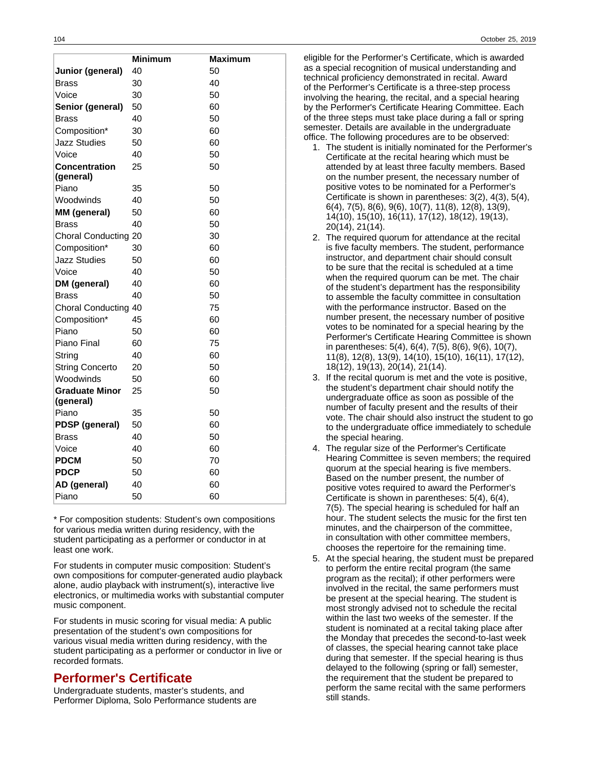| | Minimum | Maximum |
|---|---|---|
| **Junior (general)** | 40 | 50 |
| Brass | 30 | 40 |
| Voice | 30 | 50 |
| **Senior (general)** | 50 | 60 |
| Brass | 40 | 50 |
| Composition* | 30 | 60 |
| Jazz Studies | 50 | 60 |
| Voice | 40 | 50 |
| **Concentration (general)** | 25 | 50 |
| Piano | 35 | 50 |
| Woodwinds | 40 | 50 |
| **MM (general)** | 50 | 60 |
| Brass | 40 | 50 |
| Choral Conducting | 20 | 30 |
| Composition* | 30 | 60 |
| Jazz Studies | 50 | 60 |
| Voice | 40 | 50 |
| **DM (general)** | 40 | 60 |
| Brass | 40 | 50 |
| Choral Conducting | 40 | 75 |
| Composition* | 45 | 60 |
| Piano | 50 | 60 |
| Piano Final | 60 | 75 |
| String | 40 | 60 |
| String Concerto | 20 | 50 |
| Woodwinds | 50 | 60 |
| **Graduate Minor (general)** | 25 | 50 |
| Piano | 35 | 50 |
| **PDSP (general)** | 50 | 60 |
| Brass | 40 | 50 |
| Voice | 40 | 60 |
| **PDCM** | 50 | 70 |
| **PDCP** | 50 | 60 |
| **AD (general)** | 40 | 60 |
| Piano | 50 | 60 |

* For composition students: Student's own compositions for various media written during residency, with the student participating as a performer or conductor in at least one work.

For students in computer music composition: Student's own compositions for computer-generated audio playback alone, audio playback with instrument(s), interactive live electronics, or multimedia works with substantial computer music component.

For students in music scoring for visual media: A public presentation of the student's own compositions for various visual media written during residency, with the student participating as a performer or conductor in live or recorded formats.

## Performer's Certificate

Undergraduate students, master's students, and Performer Diploma, Solo Performance students are eligible for the Performer's Certificate, which is awarded as a special recognition of musical understanding and technical proficiency demonstrated in recital. Award of the Performer's Certificate is a three-step process involving the hearing, the recital, and a special hearing by the Performer's Certificate Hearing Committee. Each of the three steps must take place during a fall or spring semester. Details are available in the undergraduate office. The following procedures are to be observed:

1. The student is initially nominated for the Performer's Certificate at the recital hearing which must be attended by at least three faculty members. Based on the number present, the necessary number of positive votes to be nominated for a Performer's Certificate is shown in parentheses: 3(2), 4(3), 5(4), 6(4), 7(5), 8(6), 9(6), 10(7), 11(8), 12(8), 13(9), 14(10), 15(10), 16(11), 17(12), 18(12), 19(13), 20(14), 21(14).
2. The required quorum for attendance at the recital is five faculty members. The student, performance instructor, and department chair should consult to be sure that the recital is scheduled at a time when the required quorum can be met. The chair of the student's department has the responsibility to assemble the faculty committee in consultation with the performance instructor. Based on the number present, the necessary number of positive votes to be nominated for a special hearing by the Performer's Certificate Hearing Committee is shown in parentheses: 5(4), 6(4), 7(5), 8(6), 9(6), 10(7), 11(8), 12(8), 13(9), 14(10), 15(10), 16(11), 17(12), 18(12), 19(13), 20(14), 21(14).
3. If the recital quorum is met and the vote is positive, the student's department chair should notify the undergraduate office as soon as possible of the number of faculty present and the results of their vote. The chair should also instruct the student to go to the undergraduate office immediately to schedule the special hearing.
4. The regular size of the Performer's Certificate Hearing Committee is seven members; the required quorum at the special hearing is five members. Based on the number present, the number of positive votes required to award the Performer's Certificate is shown in parentheses: 5(4), 6(4), 7(5). The special hearing is scheduled for half an hour. The student selects the music for the first ten minutes, and the chairperson of the committee, in consultation with other committee members, chooses the repertoire for the remaining time.
5. At the special hearing, the student must be prepared to perform the entire recital program (the same program as the recital); if other performers were involved in the recital, the same performers must be present at the special hearing. The student is most strongly advised not to schedule the recital within the last two weeks of the semester. If the student is nominated at a recital taking place after the Monday that precedes the second-to-last week of classes, the special hearing cannot take place during that semester. If the special hearing is thus delayed to the following (spring or fall) semester, the requirement that the student be prepared to perform the same recital with the same performers still stands.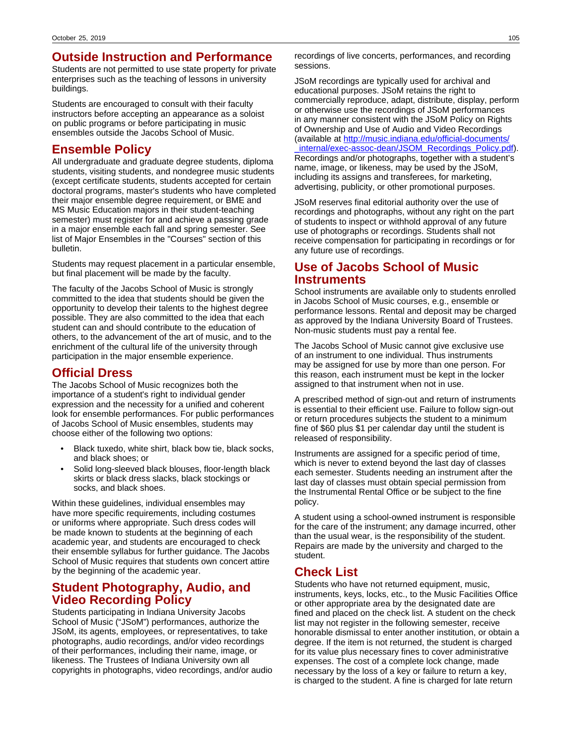## Outside Instruction and Performance

Students are not permitted to use state property for private enterprises such as the teaching of lessons in university buildings.

Students are encouraged to consult with their faculty instructors before accepting an appearance as a soloist on public programs or before participating in music ensembles outside the Jacobs School of Music.

## Ensemble Policy

All undergraduate and graduate degree students, diploma students, visiting students, and nondegree music students (except certificate students, students accepted for certain doctoral programs, master's students who have completed their major ensemble degree requirement, or BME and MS Music Education majors in their student-teaching semester) must register for and achieve a passing grade in a major ensemble each fall and spring semester. See list of Major Ensembles in the "Courses" section of this bulletin.

Students may request placement in a particular ensemble, but final placement will be made by the faculty.

The faculty of the Jacobs School of Music is strongly committed to the idea that students should be given the opportunity to develop their talents to the highest degree possible. They are also committed to the idea that each student can and should contribute to the education of others, to the advancement of the art of music, and to the enrichment of the cultural life of the university through participation in the major ensemble experience.

## Official Dress

The Jacobs School of Music recognizes both the importance of a student's right to individual gender expression and the necessity for a unified and coherent look for ensemble performances. For public performances of Jacobs School of Music ensembles, students may choose either of the following two options:

- Black tuxedo, white shirt, black bow tie, black socks, and black shoes; or
- Solid long-sleeved black blouses, floor-length black skirts or black dress slacks, black stockings or socks, and black shoes.

Within these guidelines, individual ensembles may have more specific requirements, including costumes or uniforms where appropriate. Such dress codes will be made known to students at the beginning of each academic year, and students are encouraged to check their ensemble syllabus for further guidance. The Jacobs School of Music requires that students own concert attire by the beginning of the academic year.

## Student Photography, Audio, and Video Recording Policy

Students participating in Indiana University Jacobs School of Music ("JSoM") performances, authorize the JSoM, its agents, employees, or representatives, to take photographs, audio recordings, and/or video recordings of their performances, including their name, image, or likeness. The Trustees of Indiana University own all copyrights in photographs, video recordings, and/or audio recordings of live concerts, performances, and recording sessions.

JSoM recordings are typically used for archival and educational purposes. JSoM retains the right to commercially reproduce, adapt, distribute, display, perform or otherwise use the recordings of JSoM performances in any manner consistent with the JSoM Policy on Rights of Ownership and Use of Audio and Video Recordings (available at [http://music.indiana.edu/official-documents/_internal/exec-assoc-dean/JSOM_Recordings_Policy.pdf](http://music.indiana.edu/official-documents/_internal/exec-assoc-dean/JSOM_Recordings_Policy.pdf)). Recordings and/or photographs, together with a student's name, image, or likeness, may be used by the JSoM, including its assigns and transferees, for marketing, advertising, publicity, or other promotional purposes.

JSoM reserves final editorial authority over the use of recordings and photographs, without any right on the part of students to inspect or withhold approval of any future use of photographs or recordings. Students shall not receive compensation for participating in recordings or for any future use of recordings.

## Use of Jacobs School of Music Instruments

School instruments are available only to students enrolled in Jacobs School of Music courses, e.g., ensemble or performance lessons. Rental and deposit may be charged as approved by the Indiana University Board of Trustees. Non-music students must pay a rental fee.

The Jacobs School of Music cannot give exclusive use of an instrument to one individual. Thus instruments may be assigned for use by more than one person. For this reason, each instrument must be kept in the locker assigned to that instrument when not in use.

A prescribed method of sign-out and return of instruments is essential to their efficient use. Failure to follow sign-out or return procedures subjects the student to a minimum fine of $60 plus $1 per calendar day until the student is released of responsibility.

Instruments are assigned for a specific period of time, which is never to extend beyond the last day of classes each semester. Students needing an instrument after the last day of classes must obtain special permission from the Instrumental Rental Office or be subject to the fine policy.

A student using a school-owned instrument is responsible for the care of the instrument; any damage incurred, other than the usual wear, is the responsibility of the student. Repairs are made by the university and charged to the student.

## Check List

Students who have not returned equipment, music, instruments, keys, locks, etc., to the Music Facilities Office or other appropriate area by the designated date are fined and placed on the check list. A student on the check list may not register in the following semester, receive honorable dismissal to enter another institution, or obtain a degree. If the item is not returned, the student is charged for its value plus necessary fines to cover administrative expenses. The cost of a complete lock change, made necessary by the loss of a key or failure to return a key, is charged to the student. A fine is charged for late return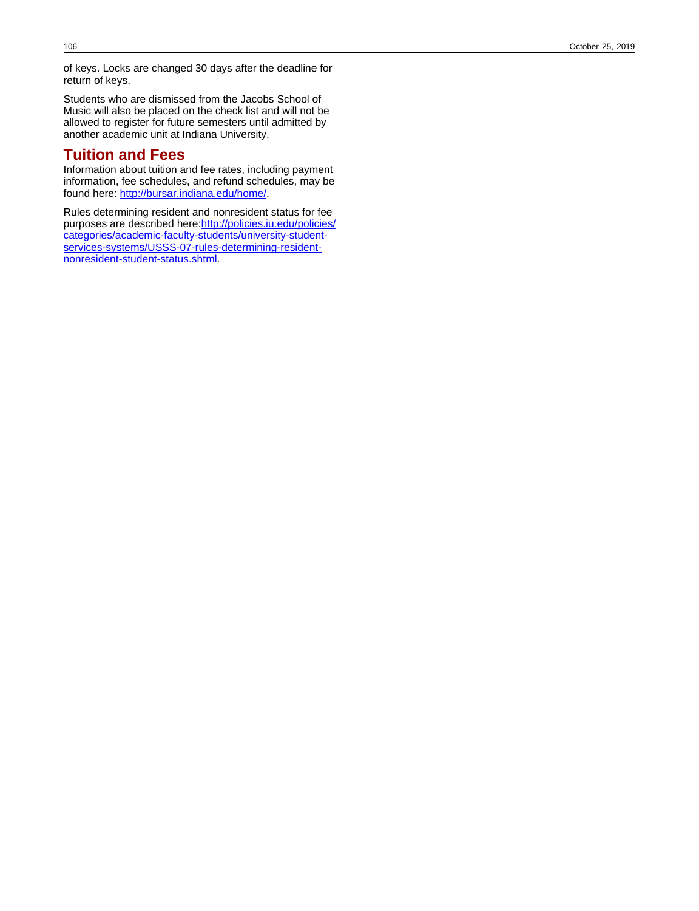of keys. Locks are changed 30 days after the deadline for return of keys.

Students who are dismissed from the Jacobs School of Music will also be placed on the check list and will not be allowed to register for future semesters until admitted by another academic unit at Indiana University.

## Tuition and Fees

Information about tuition and fee rates, including payment information, fee schedules, and refund schedules, may be found here: [http://bursar.indiana.edu/home/](http://bursar.indiana.edu/home/).

Rules determining resident and nonresident status for fee purposes are described here:[http://policies.iu.edu/policies/categories/academic-faculty-students/university-student-services-systems/USSS-07-rules-determining-resident-nonresident-student-status.shtml](http://policies.iu.edu/policies/categories/academic-faculty-students/university-student-services-systems/USSS-07-rules-determining-resident-nonresident-student-status.shtml).